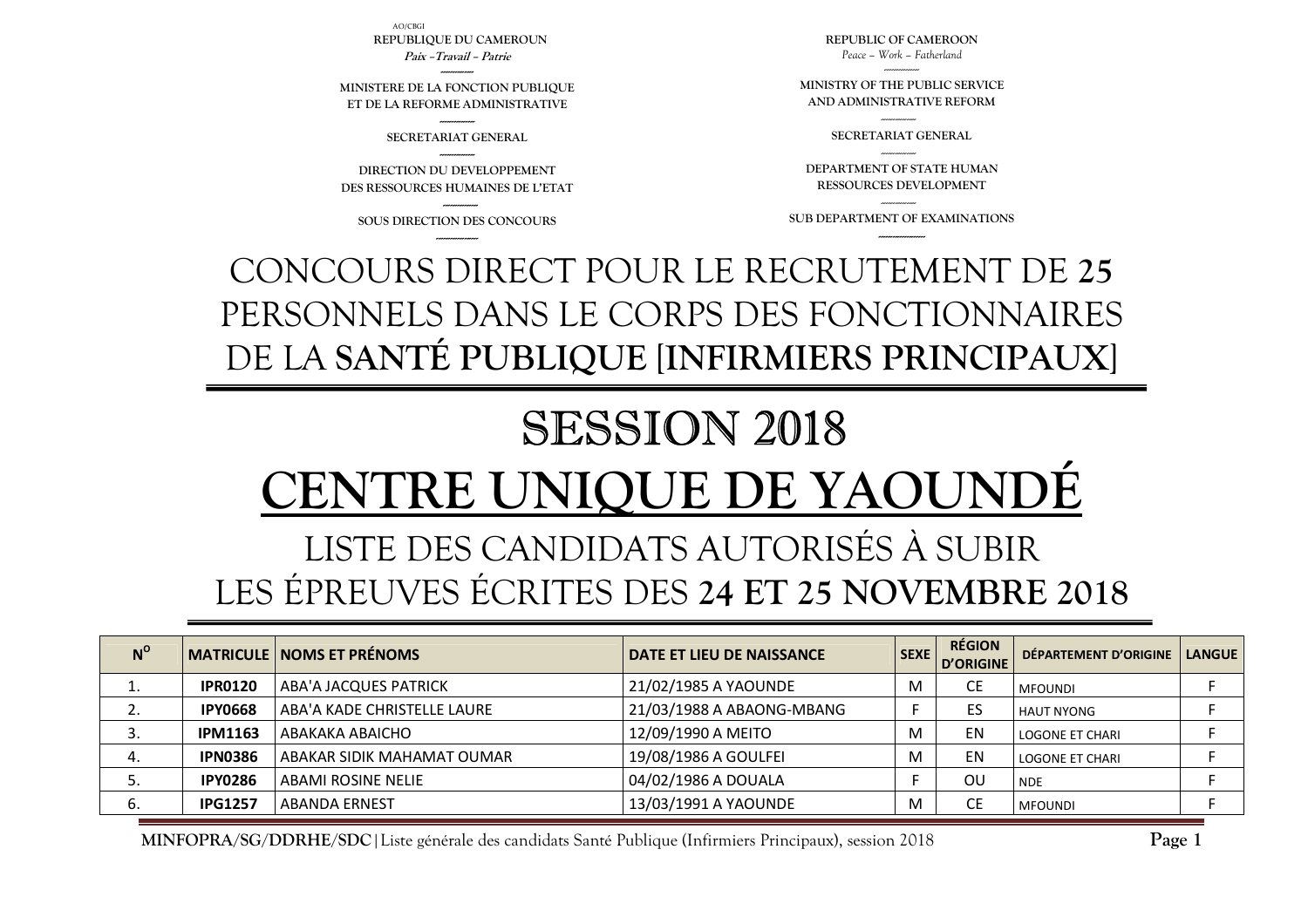AO/CBGI

| REPUBLIQUE DU CAMEROUN | REPUBLIC OF CAMEROON |
|---|---|
| *Paix – Travail – Patrie* | *Peace – Work – Fatherland* |
| MINISTERE DE LA FONCTION PUBLIQUE ET DE LA REFORME ADMINISTRATIVE | MINISTRY OF THE PUBLIC SERVICE AND ADMINISTRATIVE REFORM |
| SECRETARIAT GENERAL | SECRETARIAT GENERAL |
| DIRECTION DU DEVELOPPEMENT DES RESSOURCES HUMAINES DE L'ETAT | DEPARTMENT OF STATE HUMAN RESSOURCES DEVELOPMENT |
| SOUS DIRECTION DES CONCOURS | SUB DEPARTMENT OF EXAMINATIONS |

# CONCOURS DIRECT POUR LE RECRUTEMENT DE **25** PERSONNELS DANS LE CORPS DES FONCTIONNAIRES DE LA **SANTÉ PUBLIQUE [INFIRMIERS PRINCIPAUX]**

# SESSION 2018

# CENTRE UNIQUE DE YAOUNDÉ

## LISTE DES CANDIDATS AUTORISÉS À SUBIR LES ÉPREUVES ÉCRITES DES **24 ET 25 NOVEMBRE 2018**

| N° | MATRICULE | NOMS ET PRÉNOMS | DATE ET LIEU DE NAISSANCE | SEXE | RÉGION D'ORIGINE | DÉPARTEMENT D'ORIGINE | LANGUE |
|---|---|---|---|---|---|---|---|
| 1. | **IPR0120** | ABA'A JACQUES PATRICK | 21/02/1985 A YAOUNDE | M | CE | MFOUNDI | F |
| 2. | **IPY0668** | ABA'A KADE CHRISTELLE LAURE | 21/03/1988 A ABAONG-MBANG | F | ES | HAUT NYONG | F |
| 3. | **IPM1163** | ABAKAKA ABAICHO | 12/09/1990 A MEITO | M | EN | LOGONE ET CHARI | F |
| 4. | **IPN0386** | ABAKAR SIDIK MAHAMAT OUMAR | 19/08/1986 A GOULFEI | M | EN | LOGONE ET CHARI | F |
| 5. | **IPY0286** | ABAMI ROSINE NELIE | 04/02/1986 A DOUALA | F | OU | NDE | F |
| 6. | **IPG1257** | ABANDA ERNEST | 13/03/1991 A YAOUNDE | M | CE | MFOUNDI | F |

**MINFOPRA/SG/DDRHE/SDC** | Liste générale des candidats Santé Publique (Infirmiers Principaux), session 2018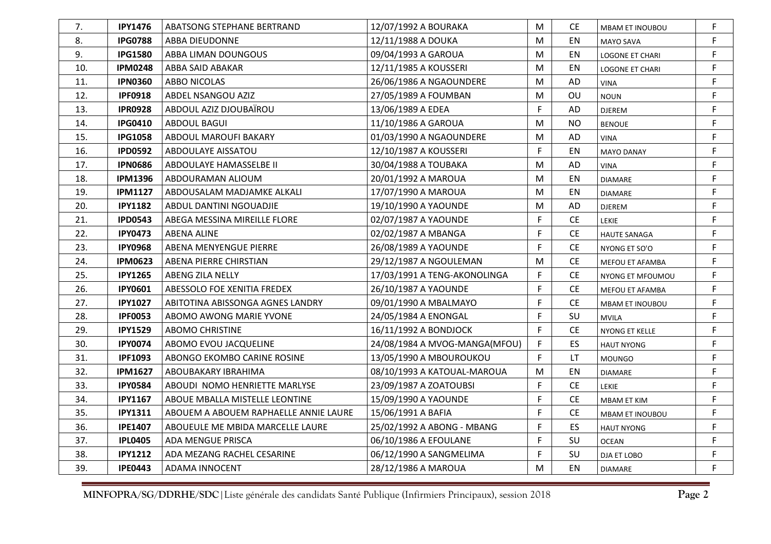| 7. | IPY1476 | ABATSONG STEPHANE BERTRAND | 12/07/1992 A BOURAKA | M | CE | MBAM ET INOUBOU | F |
|---|---|---|---|---|---|---|---|
| 8. | IPG0788 | ABBA DIEUDONNE | 12/11/1988 A DOUKA | M | EN | MAYO SAVA | F |
| 9. | IPG1580 | ABBA LIMAN DOUNGOUS | 09/04/1993 A GAROUA | M | EN | LOGONE ET CHARI | F |
| 10. | IPM0248 | ABBA SAID ABAKAR | 12/11/1985 A KOUSSERI | M | EN | LOGONE ET CHARI | F |
| 11. | IPN0360 | ABBO NICOLAS | 26/06/1986 A NGAOUNDERE | M | AD | VINA | F |
| 12. | IPF0918 | ABDEL NSANGOU AZIZ | 27/05/1989 A FOUMBAN | M | OU | NOUN | F |
| 13. | IPR0928 | ABDOUL AZIZ DJOUBAÏROU | 13/06/1989 A EDEA | F | AD | DJEREM | F |
| 14. | IPG0410 | ABDOUL BAGUI | 11/10/1986 A GAROUA | M | NO | BENOUE | F |
| 15. | IPG1058 | ABDOUL MAROUFI BAKARY | 01/03/1990 A NGAOUNDERE | M | AD | VINA | F |
| 16. | IPD0592 | ABDOULAYE AISSATOU | 12/10/1987 A KOUSSERI | F | EN | MAYO DANAY | F |
| 17. | IPN0686 | ABDOULAYE HAMASSELBE II | 30/04/1988 A TOUBAKA | M | AD | VINA | F |
| 18. | IPM1396 | ABDOURAMAN ALIOUM | 20/01/1992 A MAROUA | M | EN | DIAMARE | F |
| 19. | IPM1127 | ABDOUSALAM MADJAMKE ALKALI | 17/07/1990 A MAROUA | M | EN | DIAMARE | F |
| 20. | IPY1182 | ABDUL DANTINI NGOUADJIE | 19/10/1990 A YAOUNDE | M | AD | DJEREM | F |
| 21. | IPD0543 | ABEGA MESSINA MIREILLE FLORE | 02/07/1987 A YAOUNDE | F | CE | LEKIE | F |
| 22. | IPY0473 | ABENA ALINE | 02/02/1987 A MBANGA | F | CE | HAUTE SANAGA | F |
| 23. | IPY0968 | ABENA MENYENGUE PIERRE | 26/08/1989 A YAOUNDE | F | CE | NYONG ET SO'O | F |
| 24. | IPM0623 | ABENA PIERRE CHIRSTIAN | 29/12/1987 A NGOULEMAN | M | CE | MEFOU ET AFAMBA | F |
| 25. | IPY1265 | ABENG ZILA NELLY | 17/03/1991 A TENG-AKONOLINGA | F | CE | NYONG ET MFOUMOU | F |
| 26. | IPY0601 | ABESSOLO FOE XENITIA FREDEX | 26/10/1987 A YAOUNDE | F | CE | MEFOU ET AFAMBA | F |
| 27. | IPY1027 | ABITOTINA ABISSONGA AGNES LANDRY | 09/01/1990 A MBALMAYO | F | CE | MBAM ET INOUBOU | F |
| 28. | IPF0053 | ABOMO AWONG MARIE YVONE | 24/05/1984 A ENONGAL | F | SU | MVILA | F |
| 29. | IPY1529 | ABOMO CHRISTINE | 16/11/1992 A BONDJOCK | F | CE | NYONG ET KELLE | F |
| 30. | IPY0074 | ABOMO EVOU JACQUELINE | 24/08/1984 A MVOG-MANGA(MFOU) | F | ES | HAUT NYONG | F |
| 31. | IPF1093 | ABONGO EKOMBO CARINE ROSINE | 13/05/1990 A MBOUROUKOU | F | LT | MOUNGO | F |
| 32. | IPM1627 | ABOUBAKARY IBRAHIMA | 08/10/1993 A KATOUAL-MAROUA | M | EN | DIAMARE | F |
| 33. | IPY0584 | ABOUDI NOMO HENRIETTE MARLYSE | 23/09/1987 A ZOATOUBSI | F | CE | LEKIE | F |
| 34. | IPY1167 | ABOUE MBALLA MISTELLE LEONTINE | 15/09/1990 A YAOUNDE | F | CE | MBAM ET KIM | F |
| 35. | IPY1311 | ABOUEM A ABOUEM RAPHAELLE ANNIE LAURE | 15/06/1991 A BAFIA | F | CE | MBAM ET INOUBOU | F |
| 36. | IPE1407 | ABOUEULE ME MBIDA MARCELLE LAURE | 25/02/1992 A ABONG - MBANG | F | ES | HAUT NYONG | F |
| 37. | IPL0405 | ADA MENGUE PRISCA | 06/10/1986 A EFOULANE | F | SU | OCEAN | F |
| 38. | IPY1212 | ADA MEZANG RACHEL CESARINE | 06/12/1990 A SANGMELIMA | F | SU | DJA ET LOBO | F |
| 39. | IPE0443 | ADAMA INNOCENT | 28/12/1986 A MAROUA | M | EN | DIAMARE | F |

**MINFOPRA/SG/DDRHE/SDC** | Liste générale des candidats Santé Publique (Infirmiers Principaux), session 2018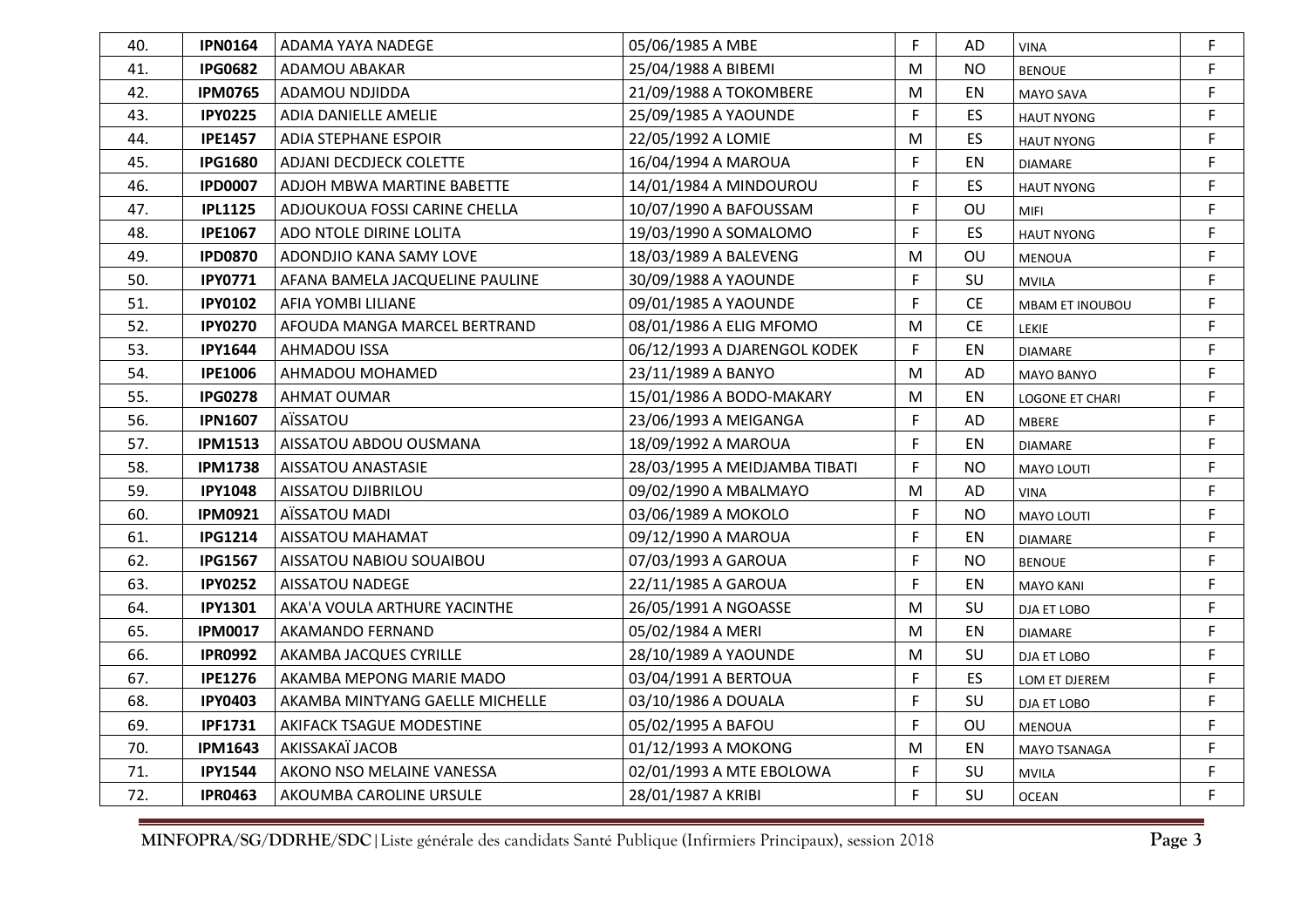| | | | | | | | |
|---|---|---|---|---|---|---|---|
| 40. | **IPN0164** | ADAMA YAYA NADEGE | 05/06/1985 A MBE | F | AD | VINA | F |
| 41. | **IPG0682** | ADAMOU ABAKAR | 25/04/1988 A BIBEMI | M | NO | BENOUE | F |
| 42. | **IPM0765** | ADAMOU NDJIDDA | 21/09/1988 A TOKOMBERE | M | EN | MAYO SAVA | F |
| 43. | **IPY0225** | ADIA DANIELLE AMELIE | 25/09/1985 A YAOUNDE | F | ES | HAUT NYONG | F |
| 44. | **IPE1457** | ADIA STEPHANE ESPOIR | 22/05/1992 A LOMIE | M | ES | HAUT NYONG | F |
| 45. | **IPG1680** | ADJANI DECDJECK COLETTE | 16/04/1994 A MAROUA | F | EN | DIAMARE | F |
| 46. | **IPD0007** | ADJOH MBWA MARTINE BABETTE | 14/01/1984 A MINDOUROU | F | ES | HAUT NYONG | F |
| 47. | **IPL1125** | ADJOUKOUA FOSSI CARINE CHELLA | 10/07/1990 A BAFOUSSAM | F | OU | MIFI | F |
| 48. | **IPE1067** | ADO NTOLE DIRINE LOLITA | 19/03/1990 A SOMALOMO | F | ES | HAUT NYONG | F |
| 49. | **IPD0870** | ADONDJIO KANA SAMY LOVE | 18/03/1989 A BALEVENG | M | OU | MENOUA | F |
| 50. | **IPY0771** | AFANA BAMELA JACQUELINE PAULINE | 30/09/1988 A YAOUNDE | F | SU | MVILA | F |
| 51. | **IPY0102** | AFIA YOMBI LILIANE | 09/01/1985 A YAOUNDE | F | CE | MBAM ET INOUBOU | F |
| 52. | **IPY0270** | AFOUDA MANGA MARCEL BERTRAND | 08/01/1986 A ELIG MFOMO | M | CE | LEKIE | F |
| 53. | **IPY1644** | AHMADOU ISSA | 06/12/1993 A DJARENGOL KODEK | F | EN | DIAMARE | F |
| 54. | **IPE1006** | AHMADOU MOHAMED | 23/11/1989 A BANYO | M | AD | MAYO BANYO | F |
| 55. | **IPG0278** | AHMAT OUMAR | 15/01/1986 A BODO-MAKARY | M | EN | LOGONE ET CHARI | F |
| 56. | **IPN1607** | AÏSSATOU | 23/06/1993 A MEIGANGA | F | AD | MBERE | F |
| 57. | **IPM1513** | AISSATOU ABDOU OUSMANA | 18/09/1992 A MAROUA | F | EN | DIAMARE | F |
| 58. | **IPM1738** | AISSATOU ANASTASIE | 28/03/1995 A MEIDJAMBA TIBATI | F | NO | MAYO LOUTI | F |
| 59. | **IPY1048** | AISSATOU DJIBRILOU | 09/02/1990 A MBALMAYO | M | AD | VINA | F |
| 60. | **IPM0921** | AÏSSATOU MADI | 03/06/1989 A MOKOLO | F | NO | MAYO LOUTI | F |
| 61. | **IPG1214** | AISSATOU MAHAMAT | 09/12/1990 A MAROUA | F | EN | DIAMARE | F |
| 62. | **IPG1567** | AISSATOU NABIOU SOUAIBOU | 07/03/1993 A GAROUA | F | NO | BENOUE | F |
| 63. | **IPY0252** | AISSATOU NADEGE | 22/11/1985 A GAROUA | F | EN | MAYO KANI | F |
| 64. | **IPY1301** | AKA'A VOULA ARTHURE YACINTHE | 26/05/1991 A NGOASSE | M | SU | DJA ET LOBO | F |
| 65. | **IPM0017** | AKAMANDO FERNAND | 05/02/1984 A MERI | M | EN | DIAMARE | F |
| 66. | **IPR0992** | AKAMBA JACQUES CYRILLE | 28/10/1989 A YAOUNDE | M | SU | DJA ET LOBO | F |
| 67. | **IPE1276** | AKAMBA MEPONG MARIE MADO | 03/04/1991 A BERTOUA | F | ES | LOM ET DJEREM | F |
| 68. | **IPY0403** | AKAMBA MINTYANG GAELLE MICHELLE | 03/10/1986 A DOUALA | F | SU | DJA ET LOBO | F |
| 69. | **IPF1731** | AKIFACK TSAGUE MODESTINE | 05/02/1995 A BAFOU | F | OU | MENOUA | F |
| 70. | **IPM1643** | AKISSAKAÏ JACOB | 01/12/1993 A MOKONG | M | EN | MAYO TSANAGA | F |
| 71. | **IPY1544** | AKONO NSO MELAINE VANESSA | 02/01/1993 A MTE EBOLOWA | F | SU | MVILA | F |
| 72. | **IPR0463** | AKOUMBA CAROLINE URSULE | 28/01/1987 A KRIBI | F | SU | OCEAN | F |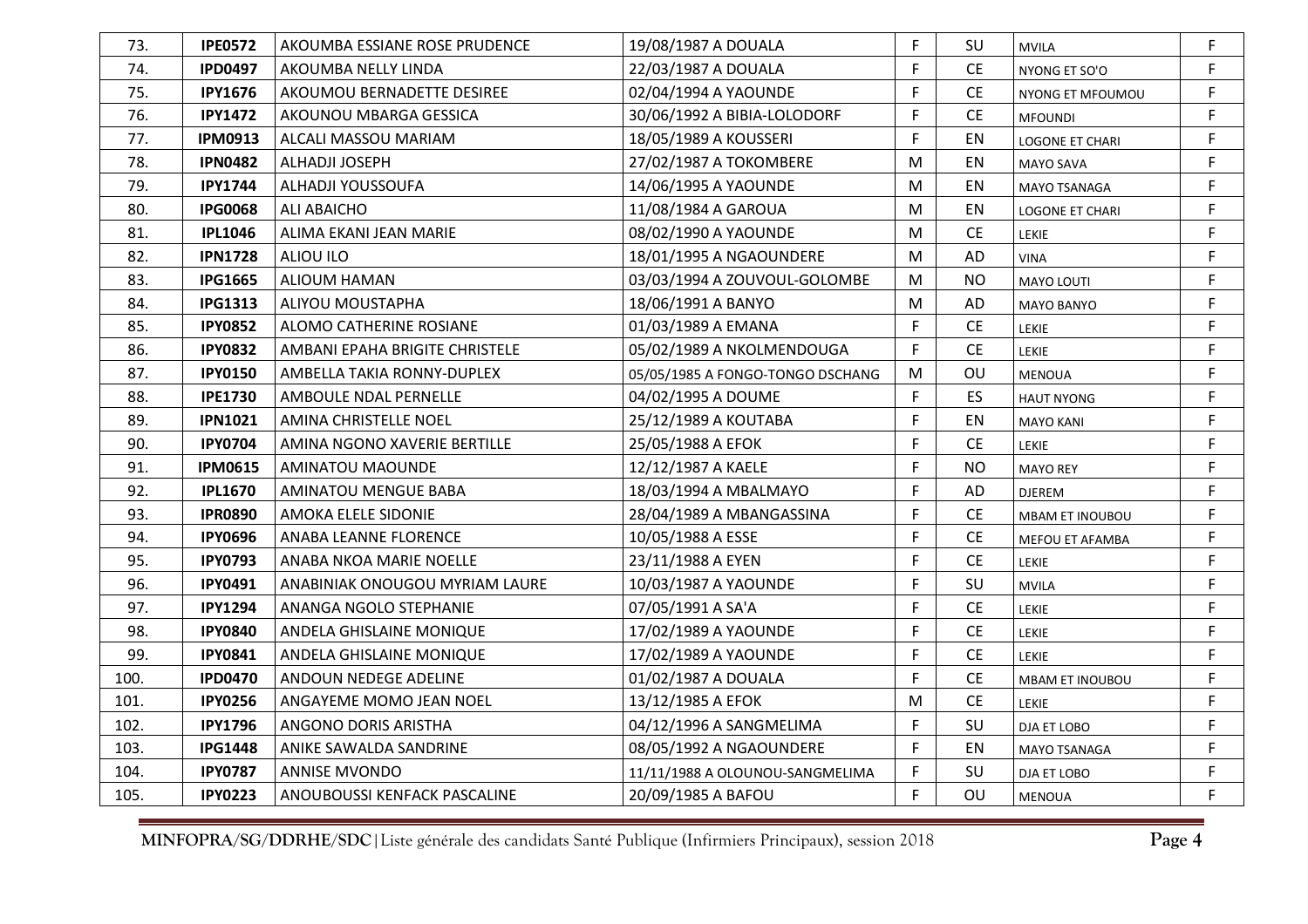| 73. | IPE0572 | AKOUMBA ESSIANE ROSE PRUDENCE | 19/08/1987 A DOUALA | F | SU | MVILA | F |
|---|---|---|---|---|---|---|---|
| 74. | IPD0497 | AKOUMBA NELLY LINDA | 22/03/1987 A DOUALA | F | CE | NYONG ET SO'O | F |
| 75. | IPY1676 | AKOUMOU BERNADETTE DESIREE | 02/04/1994 A YAOUNDE | F | CE | NYONG ET MFOUMOU | F |
| 76. | IPY1472 | AKOUNOU MBARGA GESSICA | 30/06/1992 A BIBIA-LOLODORF | F | CE | MFOUNDI | F |
| 77. | IPM0913 | ALCALI MASSOU MARIAM | 18/05/1989 A KOUSSERI | F | EN | LOGONE ET CHARI | F |
| 78. | IPN0482 | ALHADJI JOSEPH | 27/02/1987 A TOKOMBERE | M | EN | MAYO SAVA | F |
| 79. | IPY1744 | ALHADJI YOUSSOUFA | 14/06/1995 A YAOUNDE | M | EN | MAYO TSANAGA | F |
| 80. | IPG0068 | ALI ABAICHO | 11/08/1984 A GAROUA | M | EN | LOGONE ET CHARI | F |
| 81. | IPL1046 | ALIMA EKANI JEAN MARIE | 08/02/1990 A YAOUNDE | M | CE | LEKIE | F |
| 82. | IPN1728 | ALIOU ILO | 18/01/1995 A NGAOUNDERE | M | AD | VINA | F |
| 83. | IPG1665 | ALIOUM HAMAN | 03/03/1994 A ZOUVOUL-GOLOMBE | M | NO | MAYO LOUTI | F |
| 84. | IPG1313 | ALIYOU MOUSTAPHA | 18/06/1991 A BANYO | M | AD | MAYO BANYO | F |
| 85. | IPY0852 | ALOMO CATHERINE ROSIANE | 01/03/1989 A EMANA | F | CE | LEKIE | F |
| 86. | IPY0832 | AMBANI EPAHA BRIGITE CHRISTELE | 05/02/1989 A NKOLMENDOUGA | F | CE | LEKIE | F |
| 87. | IPY0150 | AMBELLA TAKIA RONNY-DUPLEX | 05/05/1985 A FONGO-TONGO DSCHANG | M | OU | MENOUA | F |
| 88. | IPE1730 | AMBOULE NDAL PERNELLE | 04/02/1995 A DOUME | F | ES | HAUT NYONG | F |
| 89. | IPN1021 | AMINA CHRISTELLE NOEL | 25/12/1989 A KOUTABA | F | EN | MAYO KANI | F |
| 90. | IPY0704 | AMINA NGONO XAVERIE BERTILLE | 25/05/1988 A EFOK | F | CE | LEKIE | F |
| 91. | IPM0615 | AMINATOU MAOUNDE | 12/12/1987 A KAELE | F | NO | MAYO REY | F |
| 92. | IPL1670 | AMINATOU MENGUE BABA | 18/03/1994 A MBALMAYO | F | AD | DJEREM | F |
| 93. | IPR0890 | AMOKA ELELE SIDONIE | 28/04/1989 A MBANGASSINA | F | CE | MBAM ET INOUBOU | F |
| 94. | IPY0696 | ANABA LEANNE FLORENCE | 10/05/1988 A ESSE | F | CE | MEFOU ET AFAMBA | F |
| 95. | IPY0793 | ANABA NKOA MARIE NOELLE | 23/11/1988 A EYEN | F | CE | LEKIE | F |
| 96. | IPY0491 | ANABINIAK ONOUGOU MYRIAM LAURE | 10/03/1987 A YAOUNDE | F | SU | MVILA | F |
| 97. | IPY1294 | ANANGA NGOLO STEPHANIE | 07/05/1991 A SA'A | F | CE | LEKIE | F |
| 98. | IPY0840 | ANDELA GHISLAINE MONIQUE | 17/02/1989 A YAOUNDE | F | CE | LEKIE | F |
| 99. | IPY0841 | ANDELA GHISLAINE MONIQUE | 17/02/1989 A YAOUNDE | F | CE | LEKIE | F |
| 100. | IPD0470 | ANDOUN NEDEGE ADELINE | 01/02/1987 A DOUALA | F | CE | MBAM ET INOUBOU | F |
| 101. | IPY0256 | ANGAYEME MOMO JEAN NOEL | 13/12/1985 A EFOK | M | CE | LEKIE | F |
| 102. | IPY1796 | ANGONO DORIS ARISTHA | 04/12/1996 A SANGMELIMA | F | SU | DJA ET LOBO | F |
| 103. | IPG1448 | ANIKE SAWALDA SANDRINE | 08/05/1992 A NGAOUNDERE | F | EN | MAYO TSANAGA | F |
| 104. | IPY0787 | ANNISE MVONDO | 11/11/1988 A OLOUNOU-SANGMELIMA | F | SU | DJA ET LOBO | F |
| 105. | IPY0223 | ANOUBOUSSI KENFACK PASCALINE | 20/09/1985 A BAFOU | F | OU | MENOUA | F |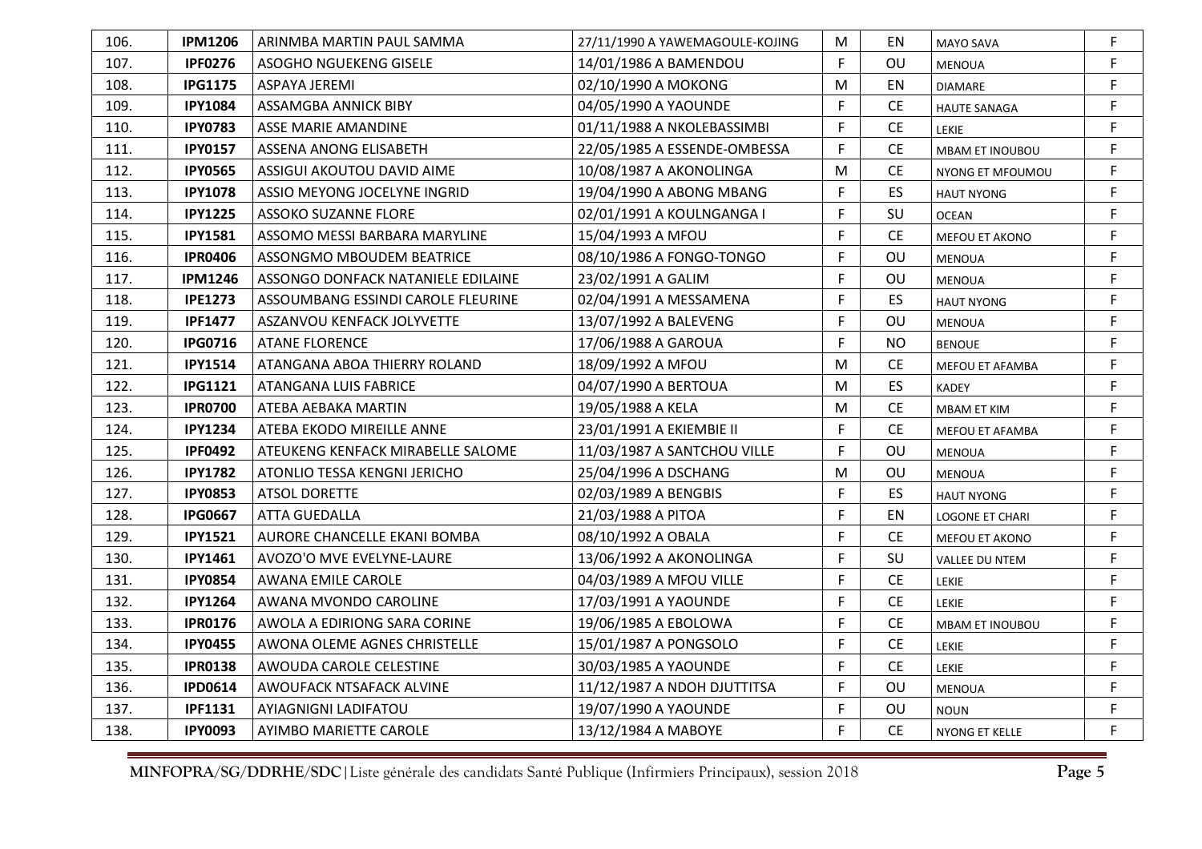| | | | | | | | |
|---|---|---|---|---|---|---|---|
| 106. | **IPM1206** | ARINMBA MARTIN PAUL SAMMA | 27/11/1990 A YAWEMAGOULE-KOJING | M | EN | MAYO SAVA | F |
| 107. | **IPF0276** | ASOGHO NGUEKENG GISELE | 14/01/1986 A BAMENDOU | F | OU | MENOUA | F |
| 108. | **IPG1175** | ASPAYA JEREMI | 02/10/1990 A MOKONG | M | EN | DIAMARE | F |
| 109. | **IPY1084** | ASSAMGBA ANNICK BIBY | 04/05/1990 A YAOUNDE | F | CE | HAUTE SANAGA | F |
| 110. | **IPY0783** | ASSE MARIE AMANDINE | 01/11/1988 A NKOLEBASSIMBI | F | CE | LEKIE | F |
| 111. | **IPY0157** | ASSENA ANONG ELISABETH | 22/05/1985 A ESSENDE-OMBESSA | F | CE | MBAM ET INOUBOU | F |
| 112. | **IPY0565** | ASSIGUI AKOUTOU DAVID AIME | 10/08/1987 A AKONOLINGA | M | CE | NYONG ET MFOUMOU | F |
| 113. | **IPY1078** | ASSIO MEYONG JOCELYNE INGRID | 19/04/1990 A ABONG MBANG | F | ES | HAUT NYONG | F |
| 114. | **IPY1225** | ASSOKO SUZANNE FLORE | 02/01/1991 A KOULNGANGA I | F | SU | OCEAN | F |
| 115. | **IPY1581** | ASSOMO MESSI BARBARA MARYLINE | 15/04/1993 A MFOU | F | CE | MEFOU ET AKONO | F |
| 116. | **IPR0406** | ASSONGMO MBOUDEM BEATRICE | 08/10/1986 A FONGO-TONGO | F | OU | MENOUA | F |
| 117. | **IPM1246** | ASSONGO DONFACK NATANIELE EDILAINE | 23/02/1991 A GALIM | F | OU | MENOUA | F |
| 118. | **IPE1273** | ASSOUMBANG ESSINDI CAROLE FLEURINE | 02/04/1991 A MESSAMENA | F | ES | HAUT NYONG | F |
| 119. | **IPF1477** | ASZANVOU KENFACK JOLYVETTE | 13/07/1992 A BALEVENG | F | OU | MENOUA | F |
| 120. | **IPG0716** | ATANE FLORENCE | 17/06/1988 A GAROUA | F | NO | BENOUE | F |
| 121. | **IPY1514** | ATANGANA ABOA THIERRY ROLAND | 18/09/1992 A MFOU | M | CE | MEFOU ET AFAMBA | F |
| 122. | **IPG1121** | ATANGANA LUIS FABRICE | 04/07/1990 A BERTOUA | M | ES | KADEY | F |
| 123. | **IPR0700** | ATEBA AEBAKA MARTIN | 19/05/1988 A KELA | M | CE | MBAM ET KIM | F |
| 124. | **IPY1234** | ATEBA EKODO MIREILLE ANNE | 23/01/1991 A EKIEMBIE II | F | CE | MEFOU ET AFAMBA | F |
| 125. | **IPF0492** | ATEUKENG KENFACK MIRABELLE SALOME | 11/03/1987 A SANTCHOU VILLE | F | OU | MENOUA | F |
| 126. | **IPY1782** | ATONLIO TESSA KENGNI JERICHO | 25/04/1996 A DSCHANG | M | OU | MENOUA | F |
| 127. | **IPY0853** | ATSOL DORETTE | 02/03/1989 A BENGBIS | F | ES | HAUT NYONG | F |
| 128. | **IPG0667** | ATTA GUEDALLA | 21/03/1988 A PITOA | F | EN | LOGONE ET CHARI | F |
| 129. | **IPY1521** | AURORE CHANCELLE EKANI BOMBA | 08/10/1992 A OBALA | F | CE | MEFOU ET AKONO | F |
| 130. | **IPY1461** | AVOZO'O MVE EVELYNE-LAURE | 13/06/1992 A AKONOLINGA | F | SU | VALLEE DU NTEM | F |
| 131. | **IPY0854** | AWANA EMILE CAROLE | 04/03/1989 A MFOU VILLE | F | CE | LEKIE | F |
| 132. | **IPY1264** | AWANA MVONDO CAROLINE | 17/03/1991 A YAOUNDE | F | CE | LEKIE | F |
| 133. | **IPR0176** | AWOLA A EDIRIONG SARA CORINE | 19/06/1985 A EBOLOWA | F | CE | MBAM ET INOUBOU | F |
| 134. | **IPY0455** | AWONA OLEME AGNES CHRISTELLE | 15/01/1987 A PONGSOLO | F | CE | LEKIE | F |
| 135. | **IPR0138** | AWOUDA CAROLE CELESTINE | 30/03/1985 A YAOUNDE | F | CE | LEKIE | F |
| 136. | **IPD0614** | AWOUFACK NTSAFACK ALVINE | 11/12/1987 A NDOH DJUTTITSA | F | OU | MENOUA | F |
| 137. | **IPF1131** | AYIAGNIGNI LADIFATOU | 19/07/1990 A YAOUNDE | F | OU | NOUN | F |
| 138. | **IPY0093** | AYIMBO MARIETTE CAROLE | 13/12/1984 A MABOYE | F | CE | NYONG ET KELLE | F |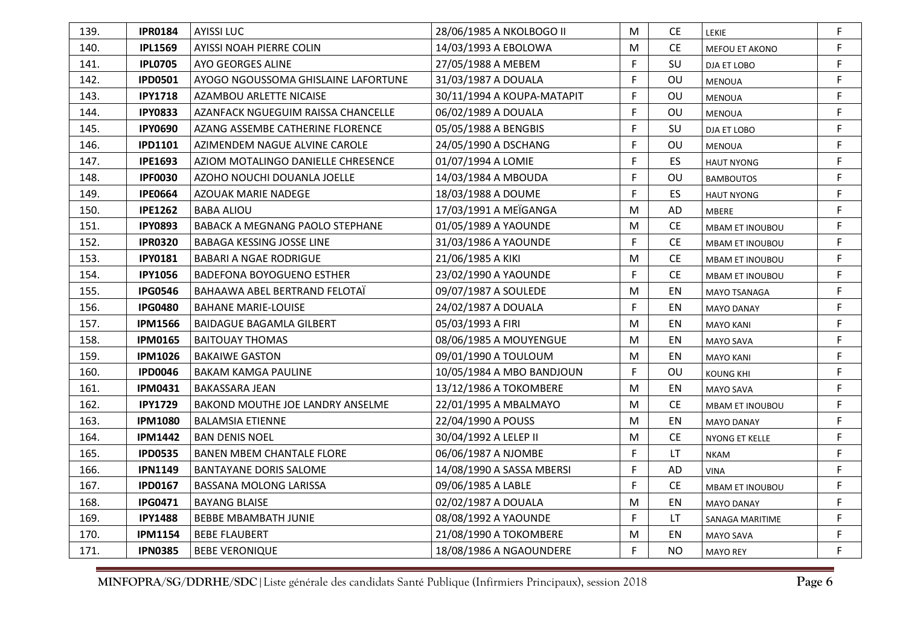| 139. | IPR0184 | AYISSI LUC | 28/06/1985 A NKOLBOGO II | M | CE | LEKIE | F |
|---|---|---|---|---|---|---|---|
| 140. | IPL1569 | AYISSI NOAH PIERRE COLIN | 14/03/1993 A EBOLOWA | M | CE | MEFOU ET AKONO | F |
| 141. | IPL0705 | AYO GEORGES ALINE | 27/05/1988 A MEBEM | F | SU | DJA ET LOBO | F |
| 142. | IPD0501 | AYOGO NGOUSSOMA GHISLAINE LAFORTUNE | 31/03/1987 A DOUALA | F | OU | MENOUA | F |
| 143. | IPY1718 | AZAMBOU ARLETTE NICAISE | 30/11/1994 A KOUPA-MATAPIT | F | OU | MENOUA | F |
| 144. | IPY0833 | AZANFACK NGUEGUIM RAISSA CHANCELLE | 06/02/1989 A DOUALA | F | OU | MENOUA | F |
| 145. | IPY0690 | AZANG ASSEMBE CATHERINE FLORENCE | 05/05/1988 A BENGBIS | F | SU | DJA ET LOBO | F |
| 146. | IPD1101 | AZIMENDEM NAGUE ALVINE CAROLE | 24/05/1990 A DSCHANG | F | OU | MENOUA | F |
| 147. | IPE1693 | AZIOM MOTALINGO DANIELLE CHRESENCE | 01/07/1994 A LOMIE | F | ES | HAUT NYONG | F |
| 148. | IPF0030 | AZOHO NOUCHI DOUANLA JOELLE | 14/03/1984 A MBOUDA | F | OU | BAMBOUTOS | F |
| 149. | IPE0664 | AZOUAK MARIE NADEGE | 18/03/1988 A DOUME | F | ES | HAUT NYONG | F |
| 150. | IPE1262 | BABA ALIOU | 17/03/1991 A MEÏGANGA | M | AD | MBERE | F |
| 151. | IPY0893 | BABACK A MEGNANG PAOLO STEPHANE | 01/05/1989 A YAOUNDE | M | CE | MBAM ET INOUBOU | F |
| 152. | IPR0320 | BABAGA KESSING JOSSE LINE | 31/03/1986 A YAOUNDE | F | CE | MBAM ET INOUBOU | F |
| 153. | IPY0181 | BABARI A NGAE RODRIGUE | 21/06/1985 A KIKI | M | CE | MBAM ET INOUBOU | F |
| 154. | IPY1056 | BADEFONA BOYOGUENO ESTHER | 23/02/1990 A YAOUNDE | F | CE | MBAM ET INOUBOU | F |
| 155. | IPG0546 | BAHAAWA ABEL BERTRAND FELOTAÏ | 09/07/1987 A SOULEDE | M | EN | MAYO TSANAGA | F |
| 156. | IPG0480 | BAHANE MARIE-LOUISE | 24/02/1987 A DOUALA | F | EN | MAYO DANAY | F |
| 157. | IPM1566 | BAIDAGUE BAGAMLA GILBERT | 05/03/1993 A FIRI | M | EN | MAYO KANI | F |
| 158. | IPM0165 | BAITOUAY THOMAS | 08/06/1985 A MOUYENGUE | M | EN | MAYO SAVA | F |
| 159. | IPM1026 | BAKAIWE GASTON | 09/01/1990 A TOULOUM | M | EN | MAYO KANI | F |
| 160. | IPD0046 | BAKAM KAMGA PAULINE | 10/05/1984 A MBO BANDJOUN | F | OU | KOUNG KHI | F |
| 161. | IPM0431 | BAKASSARA JEAN | 13/12/1986 A TOKOMBERE | M | EN | MAYO SAVA | F |
| 162. | IPY1729 | BAKOND MOUTHE JOE LANDRY ANSELME | 22/01/1995 A MBALMAYO | M | CE | MBAM ET INOUBOU | F |
| 163. | IPM1080 | BALAMSIA ETIENNE | 22/04/1990 A POUSS | M | EN | MAYO DANAY | F |
| 164. | IPM1442 | BAN DENIS NOEL | 30/04/1992 A LELEP II | M | CE | NYONG ET KELLE | F |
| 165. | IPD0535 | BANEN MBEM CHANTALE FLORE | 06/06/1987 A NJOMBE | F | LT | NKAM | F |
| 166. | IPN1149 | BANTAYANE DORIS SALOME | 14/08/1990 A SASSA MBERSI | F | AD | VINA | F |
| 167. | IPD0167 | BASSANA MOLONG LARISSA | 09/06/1985 A LABLE | F | CE | MBAM ET INOUBOU | F |
| 168. | IPG0471 | BAYANG BLAISE | 02/02/1987 A DOUALA | M | EN | MAYO DANAY | F |
| 169. | IPY1488 | BEBBE MBAMBATH JUNIE | 08/08/1992 A YAOUNDE | F | LT | SANAGA MARITIME | F |
| 170. | IPM1154 | BEBE FLAUBERT | 21/08/1990 A TOKOMBERE | M | EN | MAYO SAVA | F |
| 171. | IPN0385 | BEBE VERONIQUE | 18/08/1986 A NGAOUNDERE | F | NO | MAYO REY | F |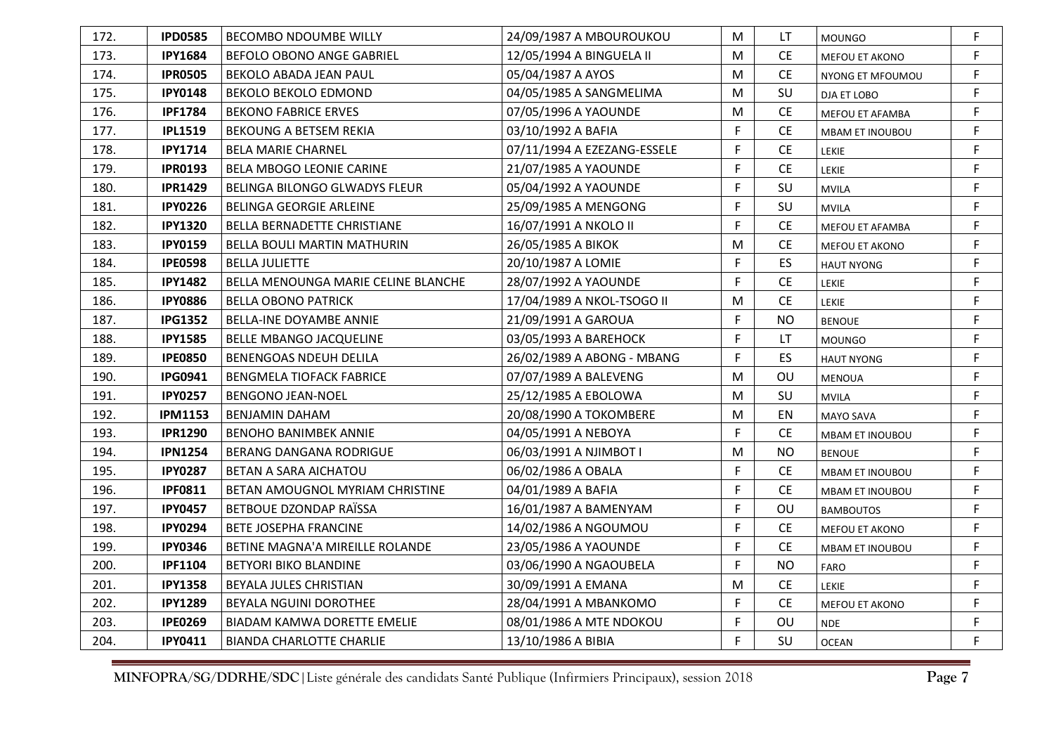| 172. | IPD0585 | BECOMBO NDOUMBE WILLY | 24/09/1987 A MBOUROUKOU | M | LT | MOUNGO | F |
|---|---|---|---|---|---|---|---|
| 173. | IPY1684 | BEFOLO OBONO ANGE GABRIEL | 12/05/1994 A BINGUELA II | M | CE | MEFOU ET AKONO | F |
| 174. | IPR0505 | BEKOLO ABADA JEAN PAUL | 05/04/1987 A AYOS | M | CE | NYONG ET MFOUMOU | F |
| 175. | IPY0148 | BEKOLO BEKOLO EDMOND | 04/05/1985 A SANGMELIMA | M | SU | DJA ET LOBO | F |
| 176. | IPF1784 | BEKONO FABRICE ERVES | 07/05/1996 A YAOUNDE | M | CE | MEFOU ET AFAMBA | F |
| 177. | IPL1519 | BEKOUNG A BETSEM REKIA | 03/10/1992 A BAFIA | F | CE | MBAM ET INOUBOU | F |
| 178. | IPY1714 | BELA MARIE CHARNEL | 07/11/1994 A EZEZANG-ESSELE | F | CE | LEKIE | F |
| 179. | IPR0193 | BELA MBOGO LEONIE CARINE | 21/07/1985 A YAOUNDE | F | CE | LEKIE | F |
| 180. | IPR1429 | BELINGA BILONGO GLWADYS FLEUR | 05/04/1992 A YAOUNDE | F | SU | MVILA | F |
| 181. | IPY0226 | BELINGA GEORGIE ARLEINE | 25/09/1985 A MENGONG | F | SU | MVILA | F |
| 182. | IPY1320 | BELLA BERNADETTE CHRISTIANE | 16/07/1991 A NKOLO II | F | CE | MEFOU ET AFAMBA | F |
| 183. | IPY0159 | BELLA BOULI MARTIN MATHURIN | 26/05/1985 A BIKOK | M | CE | MEFOU ET AKONO | F |
| 184. | IPE0598 | BELLA JULIETTE | 20/10/1987 A LOMIE | F | ES | HAUT NYONG | F |
| 185. | IPY1482 | BELLA MENOUNGA MARIE CELINE BLANCHE | 28/07/1992 A YAOUNDE | F | CE | LEKIE | F |
| 186. | IPY0886 | BELLA OBONO PATRICK | 17/04/1989 A NKOL-TSOGO II | M | CE | LEKIE | F |
| 187. | IPG1352 | BELLA-INE DOYAMBE ANNIE | 21/09/1991 A GAROUA | F | NO | BENOUE | F |
| 188. | IPY1585 | BELLE MBANGO JACQUELINE | 03/05/1993 A BAREHOCK | F | LT | MOUNGO | F |
| 189. | IPE0850 | BENENGOAS NDEUH DELILA | 26/02/1989 A ABONG - MBANG | F | ES | HAUT NYONG | F |
| 190. | IPG0941 | BENGMELA TIOFACK FABRICE | 07/07/1989 A BALEVENG | M | OU | MENOUA | F |
| 191. | IPY0257 | BENGONO JEAN-NOEL | 25/12/1985 A EBOLOWA | M | SU | MVILA | F |
| 192. | IPM1153 | BENJAMIN DAHAM | 20/08/1990 A TOKOMBERE | M | EN | MAYO SAVA | F |
| 193. | IPR1290 | BENOHO BANIMBEK ANNIE | 04/05/1991 A NEBOYA | F | CE | MBAM ET INOUBOU | F |
| 194. | IPN1254 | BERANG DANGANA RODRIGUE | 06/03/1991 A NJIMBOT I | M | NO | BENOUE | F |
| 195. | IPY0287 | BETAN A SARA AICHATOU | 06/02/1986 A OBALA | F | CE | MBAM ET INOUBOU | F |
| 196. | IPF0811 | BETAN AMOUGNOL MYRIAM CHRISTINE | 04/01/1989 A BAFIA | F | CE | MBAM ET INOUBOU | F |
| 197. | IPY0457 | BETBOUE DZONDAP RAÏSSA | 16/01/1987 A BAMENYAM | F | OU | BAMBOUTOS | F |
| 198. | IPY0294 | BETE JOSEPHA FRANCINE | 14/02/1986 A NGOUMOU | F | CE | MEFOU ET AKONO | F |
| 199. | IPY0346 | BETINE MAGNA'A MIREILLE ROLANDE | 23/05/1986 A YAOUNDE | F | CE | MBAM ET INOUBOU | F |
| 200. | IPF1104 | BETYORI BIKO BLANDINE | 03/06/1990 A NGAOUBELA | F | NO | FARO | F |
| 201. | IPY1358 | BEYALA JULES CHRISTIAN | 30/09/1991 A EMANA | M | CE | LEKIE | F |
| 202. | IPY1289 | BEYALA NGUINI DOROTHEE | 28/04/1991 A MBANKOMO | F | CE | MEFOU ET AKONO | F |
| 203. | IPE0269 | BIADAM KAMWA DORETTE EMELIE | 08/01/1986 A MTE NDOKOU | F | OU | NDE | F |
| 204. | IPY0411 | BIANDA CHARLOTTE CHARLIE | 13/10/1986 A BIBIA | F | SU | OCEAN | F |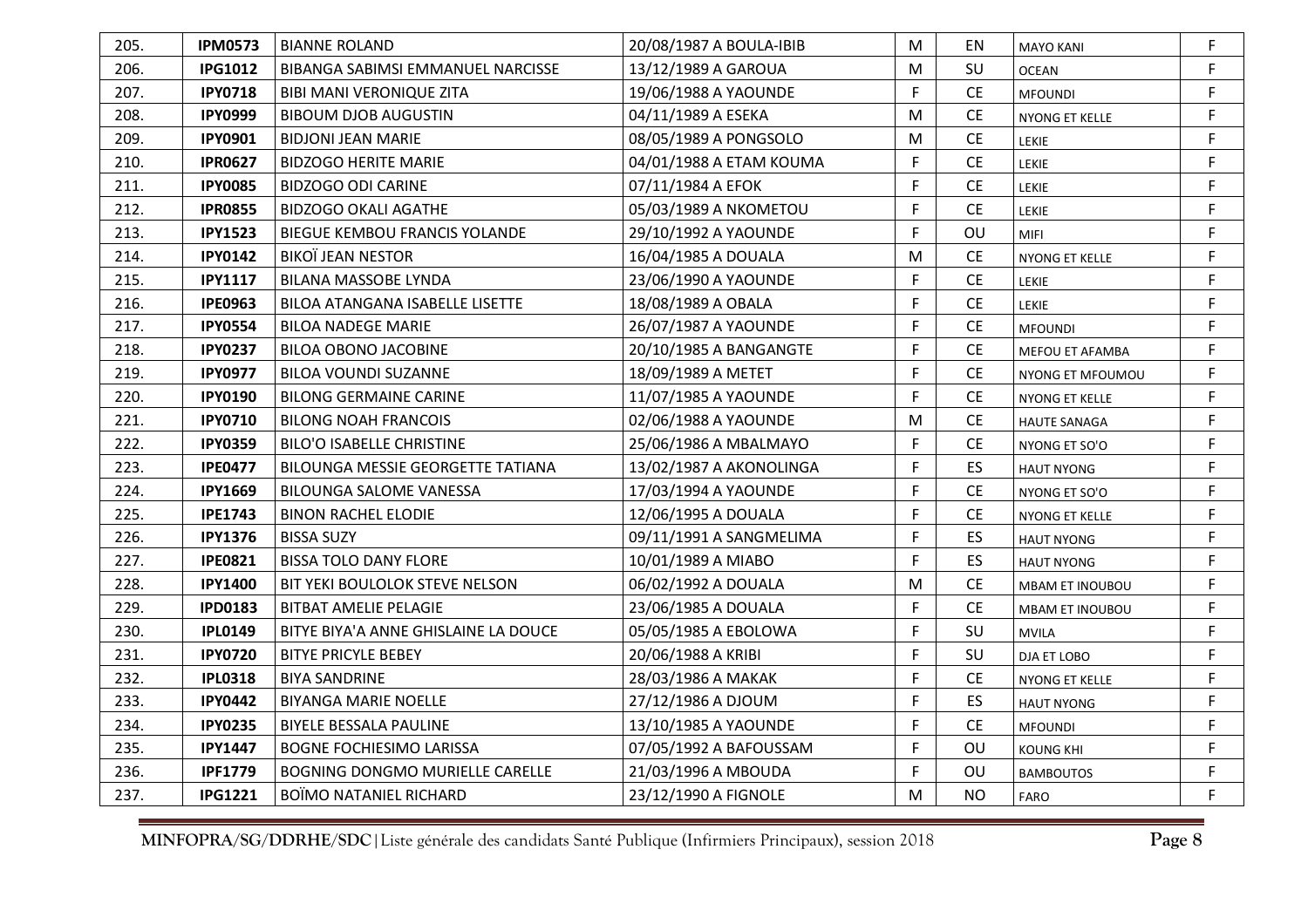| 205. | IPM0573 | BIANNE ROLAND | 20/08/1987 A BOULA-IBIB | M | EN | MAYO KANI | F |
|---|---|---|---|---|---|---|---|
| 206. | IPG1012 | BIBANGA SABIMSI EMMANUEL NARCISSE | 13/12/1989 A GAROUA | M | SU | OCEAN | F |
| 207. | IPY0718 | BIBI MANI VERONIQUE ZITA | 19/06/1988 A YAOUNDE | F | CE | MFOUNDI | F |
| 208. | IPY0999 | BIBOUM DJOB AUGUSTIN | 04/11/1989 A ESEKA | M | CE | NYONG ET KELLE | F |
| 209. | IPY0901 | BIDJONI JEAN MARIE | 08/05/1989 A PONGSOLO | M | CE | LEKIE | F |
| 210. | IPR0627 | BIDZOGO HERITE MARIE | 04/01/1988 A ETAM KOUMA | F | CE | LEKIE | F |
| 211. | IPY0085 | BIDZOGO ODI CARINE | 07/11/1984 A EFOK | F | CE | LEKIE | F |
| 212. | IPR0855 | BIDZOGO OKALI AGATHE | 05/03/1989 A NKOMETOU | F | CE | LEKIE | F |
| 213. | IPY1523 | BIEGUE KEMBOU FRANCIS YOLANDE | 29/10/1992 A YAOUNDE | F | OU | MIFI | F |
| 214. | IPY0142 | BIKOÏ JEAN NESTOR | 16/04/1985 A DOUALA | M | CE | NYONG ET KELLE | F |
| 215. | IPY1117 | BILANA MASSOBE LYNDA | 23/06/1990 A YAOUNDE | F | CE | LEKIE | F |
| 216. | IPE0963 | BILOA ATANGANA ISABELLE LISETTE | 18/08/1989 A OBALA | F | CE | LEKIE | F |
| 217. | IPY0554 | BILOA NADEGE MARIE | 26/07/1987 A YAOUNDE | F | CE | MFOUNDI | F |
| 218. | IPY0237 | BILOA OBONO JACOBINE | 20/10/1985 A BANGANGTE | F | CE | MEFOU ET AFAMBA | F |
| 219. | IPY0977 | BILOA VOUNDI SUZANNE | 18/09/1989 A METET | F | CE | NYONG ET MFOUMOU | F |
| 220. | IPY0190 | BILONG GERMAINE CARINE | 11/07/1985 A YAOUNDE | F | CE | NYONG ET KELLE | F |
| 221. | IPY0710 | BILONG NOAH FRANCOIS | 02/06/1988 A YAOUNDE | M | CE | HAUTE SANAGA | F |
| 222. | IPY0359 | BILO'O ISABELLE CHRISTINE | 25/06/1986 A MBALMAYO | F | CE | NYONG ET SO'O | F |
| 223. | IPE0477 | BILOUNGA MESSIE GEORGETTE TATIANA | 13/02/1987 A AKONOLINGA | F | ES | HAUT NYONG | F |
| 224. | IPY1669 | BILOUNGA SALOME VANESSA | 17/03/1994 A YAOUNDE | F | CE | NYONG ET SO'O | F |
| 225. | IPE1743 | BINON RACHEL ELODIE | 12/06/1995 A DOUALA | F | CE | NYONG ET KELLE | F |
| 226. | IPY1376 | BISSA SUZY | 09/11/1991 A SANGMELIMA | F | ES | HAUT NYONG | F |
| 227. | IPE0821 | BISSA TOLO DANY FLORE | 10/01/1989 A MIABO | F | ES | HAUT NYONG | F |
| 228. | IPY1400 | BIT YEKI BOULOLOK STEVE NELSON | 06/02/1992 A DOUALA | M | CE | MBAM ET INOUBOU | F |
| 229. | IPD0183 | BITBAT AMELIE PELAGIE | 23/06/1985 A DOUALA | F | CE | MBAM ET INOUBOU | F |
| 230. | IPL0149 | BITYE BIYA'A ANNE GHISLAINE LA DOUCE | 05/05/1985 A EBOLOWA | F | SU | MVILA | F |
| 231. | IPY0720 | BITYE PRICYLE BEBEY | 20/06/1988 A KRIBI | F | SU | DJA ET LOBO | F |
| 232. | IPL0318 | BIYA SANDRINE | 28/03/1986 A MAKAK | F | CE | NYONG ET KELLE | F |
| 233. | IPY0442 | BIYANGA MARIE NOELLE | 27/12/1986 A DJOUM | F | ES | HAUT NYONG | F |
| 234. | IPY0235 | BIYELE BESSALA PAULINE | 13/10/1985 A YAOUNDE | F | CE | MFOUNDI | F |
| 235. | IPY1447 | BOGNE FOCHIESIMO LARISSA | 07/05/1992 A BAFOUSSAM | F | OU | KOUNG KHI | F |
| 236. | IPF1779 | BOGNING DONGMO MURIELLE CARELLE | 21/03/1996 A MBOUDA | F | OU | BAMBOUTOS | F |
| 237. | IPG1221 | BOÏMO NATANIEL RICHARD | 23/12/1990 A FIGNOLE | M | NO | FARO | F |

**MINFOPRA/SG/DDRHE/SDC** | Liste générale des candidats Santé Publique (Infirmiers Principaux), session 2018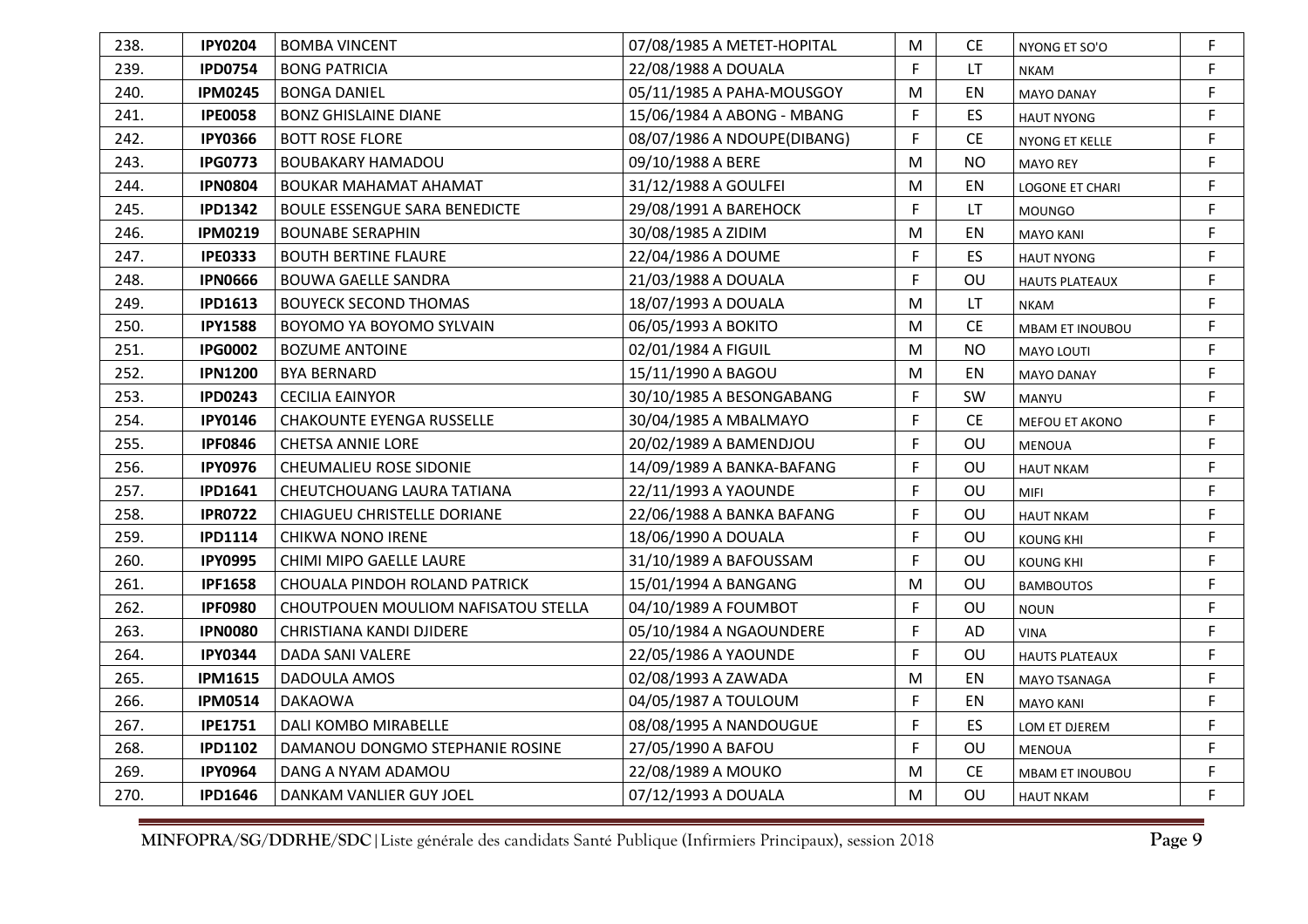| 238. | **IPY0204** | BOMBA VINCENT | 07/08/1985 A METET-HOPITAL | M | CE | NYONG ET SO'O | F |
|---|---|---|---|---|---|---|---|
| 239. | **IPD0754** | BONG PATRICIA | 22/08/1988 A DOUALA | F | LT | NKAM | F |
| 240. | **IPM0245** | BONGA DANIEL | 05/11/1985 A PAHA-MOUSGOY | M | EN | MAYO DANAY | F |
| 241. | **IPE0058** | BONZ GHISLAINE DIANE | 15/06/1984 A ABONG - MBANG | F | ES | HAUT NYONG | F |
| 242. | **IPY0366** | BOTT ROSE FLORE | 08/07/1986 A NDOUPE(DIBANG) | F | CE | NYONG ET KELLE | F |
| 243. | **IPG0773** | BOUBAKARY HAMADOU | 09/10/1988 A BERE | M | NO | MAYO REY | F |
| 244. | **IPN0804** | BOUKAR MAHAMAT AHAMAT | 31/12/1988 A GOULFEI | M | EN | LOGONE ET CHARI | F |
| 245. | **IPD1342** | BOULE ESSENGUE SARA BENEDICTE | 29/08/1991 A BAREHOCK | F | LT | MOUNGO | F |
| 246. | **IPM0219** | BOUNABE SERAPHIN | 30/08/1985 A ZIDIM | M | EN | MAYO KANI | F |
| 247. | **IPE0333** | BOUTH BERTINE FLAURE | 22/04/1986 A DOUME | F | ES | HAUT NYONG | F |
| 248. | **IPN0666** | BOUWA GAELLE SANDRA | 21/03/1988 A DOUALA | F | OU | HAUTS PLATEAUX | F |
| 249. | **IPD1613** | BOUYECK SECOND THOMAS | 18/07/1993 A DOUALA | M | LT | NKAM | F |
| 250. | **IPY1588** | BOYOMO YA BOYOMO SYLVAIN | 06/05/1993 A BOKITO | M | CE | MBAM ET INOUBOU | F |
| 251. | **IPG0002** | BOZUME ANTOINE | 02/01/1984 A FIGUIL | M | NO | MAYO LOUTI | F |
| 252. | **IPN1200** | BYA BERNARD | 15/11/1990 A BAGOU | M | EN | MAYO DANAY | F |
| 253. | **IPD0243** | CECILIA EAINYOR | 30/10/1985 A BESONGABANG | F | SW | MANYU | F |
| 254. | **IPY0146** | CHAKOUNTE EYENGA RUSSELLE | 30/04/1985 A MBALMAYO | F | CE | MEFOU ET AKONO | F |
| 255. | **IPF0846** | CHETSA ANNIE LORE | 20/02/1989 A BAMENDJOU | F | OU | MENOUA | F |
| 256. | **IPY0976** | CHEUMALIEU ROSE SIDONIE | 14/09/1989 A BANKA-BAFANG | F | OU | HAUT NKAM | F |
| 257. | **IPD1641** | CHEUTCHOUANG LAURA TATIANA | 22/11/1993 A YAOUNDE | F | OU | MIFI | F |
| 258. | **IPR0722** | CHIAGUEU CHRISTELLE DORIANE | 22/06/1988 A BANKA BAFANG | F | OU | HAUT NKAM | F |
| 259. | **IPD1114** | CHIKWA NONO IRENE | 18/06/1990 A DOUALA | F | OU | KOUNG KHI | F |
| 260. | **IPY0995** | CHIMI MIPO GAELLE LAURE | 31/10/1989 A BAFOUSSAM | F | OU | KOUNG KHI | F |
| 261. | **IPF1658** | CHOUALA PINDOH ROLAND PATRICK | 15/01/1994 A BANGANG | M | OU | BAMBOUTOS | F |
| 262. | **IPF0980** | CHOUTPOUEN MOULIOM NAFISATOU STELLA | 04/10/1989 A FOUMBOT | F | OU | NOUN | F |
| 263. | **IPN0080** | CHRISTIANA KANDI DJIDERE | 05/10/1984 A NGAOUNDERE | F | AD | VINA | F |
| 264. | **IPY0344** | DADA SANI VALERE | 22/05/1986 A YAOUNDE | F | OU | HAUTS PLATEAUX | F |
| 265. | **IPM1615** | DADOULA AMOS | 02/08/1993 A ZAWADA | M | EN | MAYO TSANAGA | F |
| 266. | **IPM0514** | DAKAOWA | 04/05/1987 A TOULOUM | F | EN | MAYO KANI | F |
| 267. | **IPE1751** | DALI KOMBO MIRABELLE | 08/08/1995 A NANDOUGUE | F | ES | LOM ET DJEREM | F |
| 268. | **IPD1102** | DAMANOU DONGMO STEPHANIE ROSINE | 27/05/1990 A BAFOU | F | OU | MENOUA | F |
| 269. | **IPY0964** | DANG A NYAM ADAMOU | 22/08/1989 A MOUKO | M | CE | MBAM ET INOUBOU | F |
| 270. | **IPD1646** | DANKAM VANLIER GUY JOEL | 07/12/1993 A DOUALA | M | OU | HAUT NKAM | F |

**MINFOPRA/SG/DDRHE/SDC**|Liste générale des candidats Santé Publique (Infirmiers Principaux), session 2018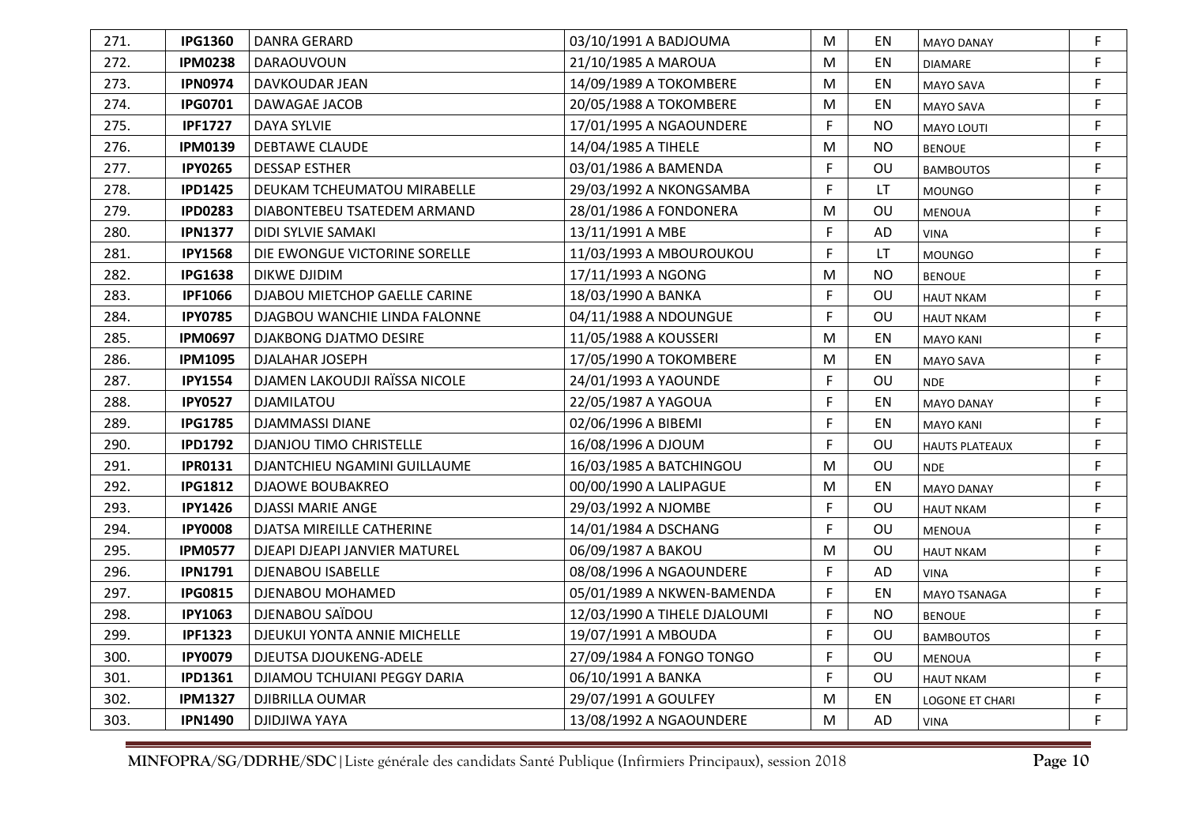| | | | | | | | |
|---|---|---|---|---|---|---|---|
| 271. | **IPG1360** | DANRA GERARD | 03/10/1991 A BADJOUMA | M | EN | MAYO DANAY | F |
| 272. | **IPM0238** | DARAOUVOUN | 21/10/1985 A MAROUA | M | EN | DIAMARE | F |
| 273. | **IPN0974** | DAVKOUDAR JEAN | 14/09/1989 A TOKOMBERE | M | EN | MAYO SAVA | F |
| 274. | **IPG0701** | DAWAGAE JACOB | 20/05/1988 A TOKOMBERE | M | EN | MAYO SAVA | F |
| 275. | **IPF1727** | DAYA SYLVIE | 17/01/1995 A NGAOUNDERE | F | NO | MAYO LOUTI | F |
| 276. | **IPM0139** | DEBTAWE CLAUDE | 14/04/1985 A TIHELE | M | NO | BENOUE | F |
| 277. | **IPY0265** | DESSAP ESTHER | 03/01/1986 A BAMENDA | F | OU | BAMBOUTOS | F |
| 278. | **IPD1425** | DEUKAM TCHEUMATOU MIRABELLE | 29/03/1992 A NKONGSAMBA | F | LT | MOUNGO | F |
| 279. | **IPD0283** | DIABONTEBEU TSATEDEM ARMAND | 28/01/1986 A FONDONERA | M | OU | MENOUA | F |
| 280. | **IPN1377** | DIDI SYLVIE SAMAKI | 13/11/1991 A MBE | F | AD | VINA | F |
| 281. | **IPY1568** | DIE EWONGUE VICTORINE SORELLE | 11/03/1993 A MBOUROUKOU | F | LT | MOUNGO | F |
| 282. | **IPG1638** | DIKWE DJIDIM | 17/11/1993 A NGONG | M | NO | BENOUE | F |
| 283. | **IPF1066** | DJABOU MIETCHOP GAELLE CARINE | 18/03/1990 A BANKA | F | OU | HAUT NKAM | F |
| 284. | **IPY0785** | DJAGBOU WANCHIE LINDA FALONNE | 04/11/1988 A NDOUNGUE | F | OU | HAUT NKAM | F |
| 285. | **IPM0697** | DJAKBONG DJATMO DESIRE | 11/05/1988 A KOUSSERI | M | EN | MAYO KANI | F |
| 286. | **IPM1095** | DJALAHAR JOSEPH | 17/05/1990 A TOKOMBERE | M | EN | MAYO SAVA | F |
| 287. | **IPY1554** | DJAMEN LAKOUDJI RAÏSSA NICOLE | 24/01/1993 A YAOUNDE | F | OU | NDE | F |
| 288. | **IPY0527** | DJAMILATOU | 22/05/1987 A YAGOUA | F | EN | MAYO DANAY | F |
| 289. | **IPG1785** | DJAMMASSI DIANE | 02/06/1996 A BIBEMI | F | EN | MAYO KANI | F |
| 290. | **IPD1792** | DJANJOU TIMO CHRISTELLE | 16/08/1996 A DJOUM | F | OU | HAUTS PLATEAUX | F |
| 291. | **IPR0131** | DJANTCHIEU NGAMINI GUILLAUME | 16/03/1985 A BATCHINGOU | M | OU | NDE | F |
| 292. | **IPG1812** | DJAOWE BOUBAKREO | 00/00/1990 A LALIPAGUE | M | EN | MAYO DANAY | F |
| 293. | **IPY1426** | DJASSI MARIE ANGE | 29/03/1992 A NJOMBE | F | OU | HAUT NKAM | F |
| 294. | **IPY0008** | DJATSA MIREILLE CATHERINE | 14/01/1984 A DSCHANG | F | OU | MENOUA | F |
| 295. | **IPM0577** | DJEAPI DJEAPI JANVIER MATUREL | 06/09/1987 A BAKOU | M | OU | HAUT NKAM | F |
| 296. | **IPN1791** | DJENABOU ISABELLE | 08/08/1996 A NGAOUNDERE | F | AD | VINA | F |
| 297. | **IPG0815** | DJENABOU MOHAMED | 05/01/1989 A NKWEN-BAMENDA | F | EN | MAYO TSANAGA | F |
| 298. | **IPY1063** | DJENABOU SAÏDOU | 12/03/1990 A TIHELE DJALOUMI | F | NO | BENOUE | F |
| 299. | **IPF1323** | DJEUKUI YONTA ANNIE MICHELLE | 19/07/1991 A MBOUDA | F | OU | BAMBOUTOS | F |
| 300. | **IPY0079** | DJEUTSA DJOUKENG-ADELE | 27/09/1984 A FONGO TONGO | F | OU | MENOUA | F |
| 301. | **IPD1361** | DJIAMOU TCHUIANI PEGGY DARIA | 06/10/1991 A BANKA | F | OU | HAUT NKAM | F |
| 302. | **IPM1327** | DJIBRILLA OUMAR | 29/07/1991 A GOULFEY | M | EN | LOGONE ET CHARI | F |
| 303. | **IPN1490** | DJIDJIWA YAYA | 13/08/1992 A NGAOUNDERE | M | AD | VINA | F |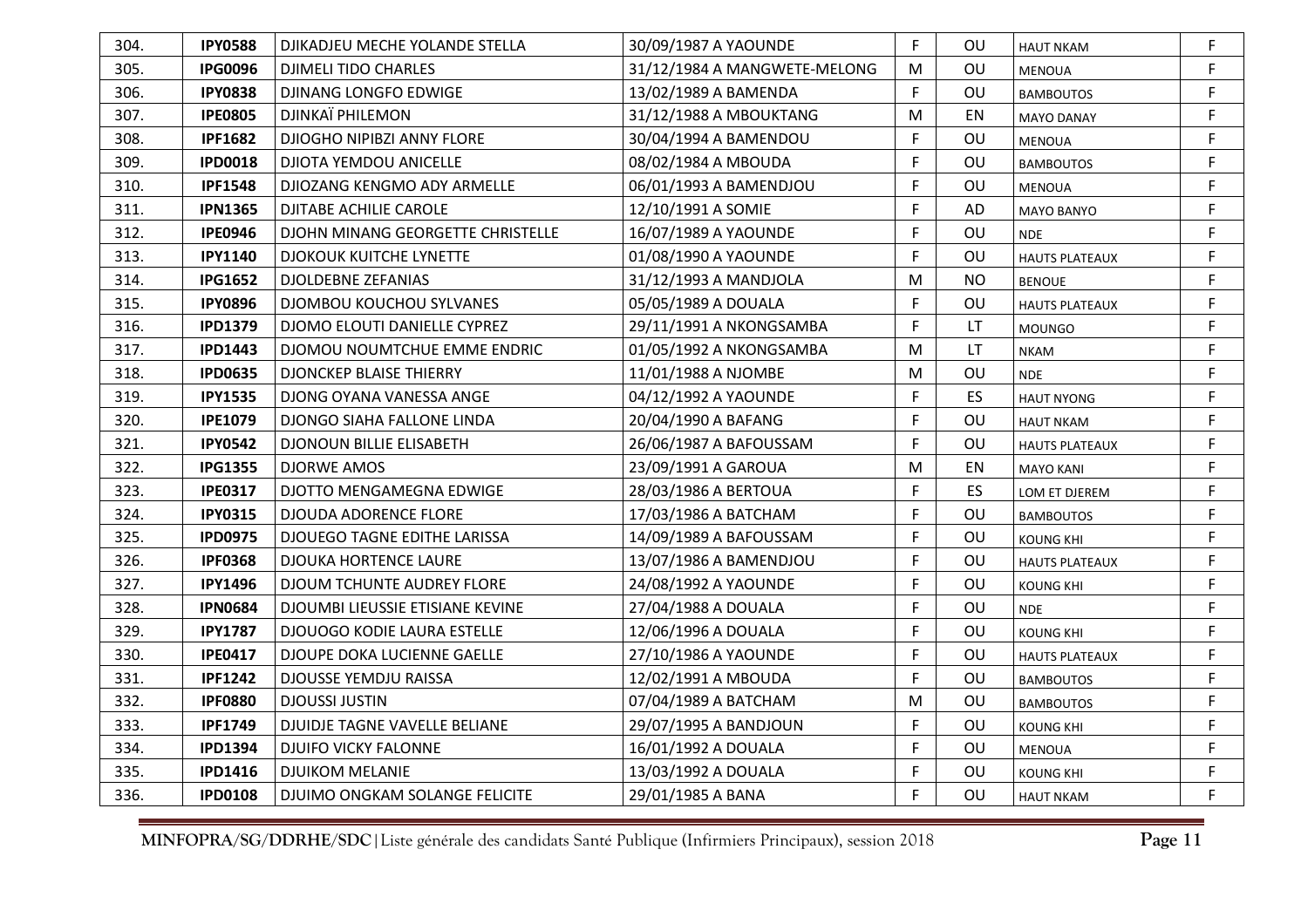| 304. | **IPY0588** | DJIKADJEU MECHE YOLANDE STELLA | 30/09/1987 A YAOUNDE | F | OU | HAUT NKAM | F |
|---|---|---|---|---|---|---|---|
| 305. | **IPG0096** | DJIMELI TIDO CHARLES | 31/12/1984 A MANGWETE-MELONG | M | OU | MENOUA | F |
| 306. | **IPY0838** | DJINANG LONGFO EDWIGE | 13/02/1989 A BAMENDA | F | OU | BAMBOUTOS | F |
| 307. | **IPE0805** | DJINKAÏ PHILEMON | 31/12/1988 A MBOUKTANG | M | EN | MAYO DANAY | F |
| 308. | **IPF1682** | DJIOGHO NIPIBZI ANNY FLORE | 30/04/1994 A BAMENDOU | F | OU | MENOUA | F |
| 309. | **IPD0018** | DJIOTA YEMDOU ANICELLE | 08/02/1984 A MBOUDA | F | OU | BAMBOUTOS | F |
| 310. | **IPF1548** | DJIOZANG KENGMO ADY ARMELLE | 06/01/1993 A BAMENDJOU | F | OU | MENOUA | F |
| 311. | **IPN1365** | DJITABE ACHILIE CAROLE | 12/10/1991 A SOMIE | F | AD | MAYO BANYO | F |
| 312. | **IPE0946** | DJOHN MINANG GEORGETTE CHRISTELLE | 16/07/1989 A YAOUNDE | F | OU | NDE | F |
| 313. | **IPY1140** | DJOKOUK KUITCHE LYNETTE | 01/08/1990 A YAOUNDE | F | OU | HAUTS PLATEAUX | F |
| 314. | **IPG1652** | DJOLDEBNE ZEFANIAS | 31/12/1993 A MANDJOLA | M | NO | BENOUE | F |
| 315. | **IPY0896** | DJOMBOU KOUCHOU SYLVANES | 05/05/1989 A DOUALA | F | OU | HAUTS PLATEAUX | F |
| 316. | **IPD1379** | DJOMO ELOUTI DANIELLE CYPREZ | 29/11/1991 A NKONGSAMBA | F | LT | MOUNGO | F |
| 317. | **IPD1443** | DJOMOU NOUMTCHUE EMME ENDRIC | 01/05/1992 A NKONGSAMBA | M | LT | NKAM | F |
| 318. | **IPD0635** | DJONCKEP BLAISE THIERRY | 11/01/1988 A NJOMBE | M | OU | NDE | F |
| 319. | **IPY1535** | DJONG OYANA VANESSA ANGE | 04/12/1992 A YAOUNDE | F | ES | HAUT NYONG | F |
| 320. | **IPE1079** | DJONGO SIAHA FALLONE LINDA | 20/04/1990 A BAFANG | F | OU | HAUT NKAM | F |
| 321. | **IPY0542** | DJONOUN BILLIE ELISABETH | 26/06/1987 A BAFOUSSAM | F | OU | HAUTS PLATEAUX | F |
| 322. | **IPG1355** | DJORWE AMOS | 23/09/1991 A GAROUA | M | EN | MAYO KANI | F |
| 323. | **IPE0317** | DJOTTO MENGAMEGNA EDWIGE | 28/03/1986 A BERTOUA | F | ES | LOM ET DJEREM | F |
| 324. | **IPY0315** | DJOUDA ADORENCE FLORE | 17/03/1986 A BATCHAM | F | OU | BAMBOUTOS | F |
| 325. | **IPD0975** | DJOUEGO TAGNE EDITHE LARISSA | 14/09/1989 A BAFOUSSAM | F | OU | KOUNG KHI | F |
| 326. | **IPF0368** | DJOUKA HORTENCE LAURE | 13/07/1986 A BAMENDJOU | F | OU | HAUTS PLATEAUX | F |
| 327. | **IPY1496** | DJOUM TCHUNTE AUDREY FLORE | 24/08/1992 A YAOUNDE | F | OU | KOUNG KHI | F |
| 328. | **IPN0684** | DJOUMBI LIEUSSIE ETISIANE KEVINE | 27/04/1988 A DOUALA | F | OU | NDE | F |
| 329. | **IPY1787** | DJOUOGO KODIE LAURA ESTELLE | 12/06/1996 A DOUALA | F | OU | KOUNG KHI | F |
| 330. | **IPE0417** | DJOUPE DOKA LUCIENNE GAELLE | 27/10/1986 A YAOUNDE | F | OU | HAUTS PLATEAUX | F |
| 331. | **IPF1242** | DJOUSSE YEMDJU RAISSA | 12/02/1991 A MBOUDA | F | OU | BAMBOUTOS | F |
| 332. | **IPF0880** | DJOUSSI JUSTIN | 07/04/1989 A BATCHAM | M | OU | BAMBOUTOS | F |
| 333. | **IPF1749** | DJUIDJE TAGNE VAVELLE BELIANE | 29/07/1995 A BANDJOUN | F | OU | KOUNG KHI | F |
| 334. | **IPD1394** | DJUIFO VICKY FALONNE | 16/01/1992 A DOUALA | F | OU | MENOUA | F |
| 335. | **IPD1416** | DJUIKOM MELANIE | 13/03/1992 A DOUALA | F | OU | KOUNG KHI | F |
| 336. | **IPD0108** | DJUIMO ONGKAM SOLANGE FELICITE | 29/01/1985 A BANA | F | OU | HAUT NKAM | F |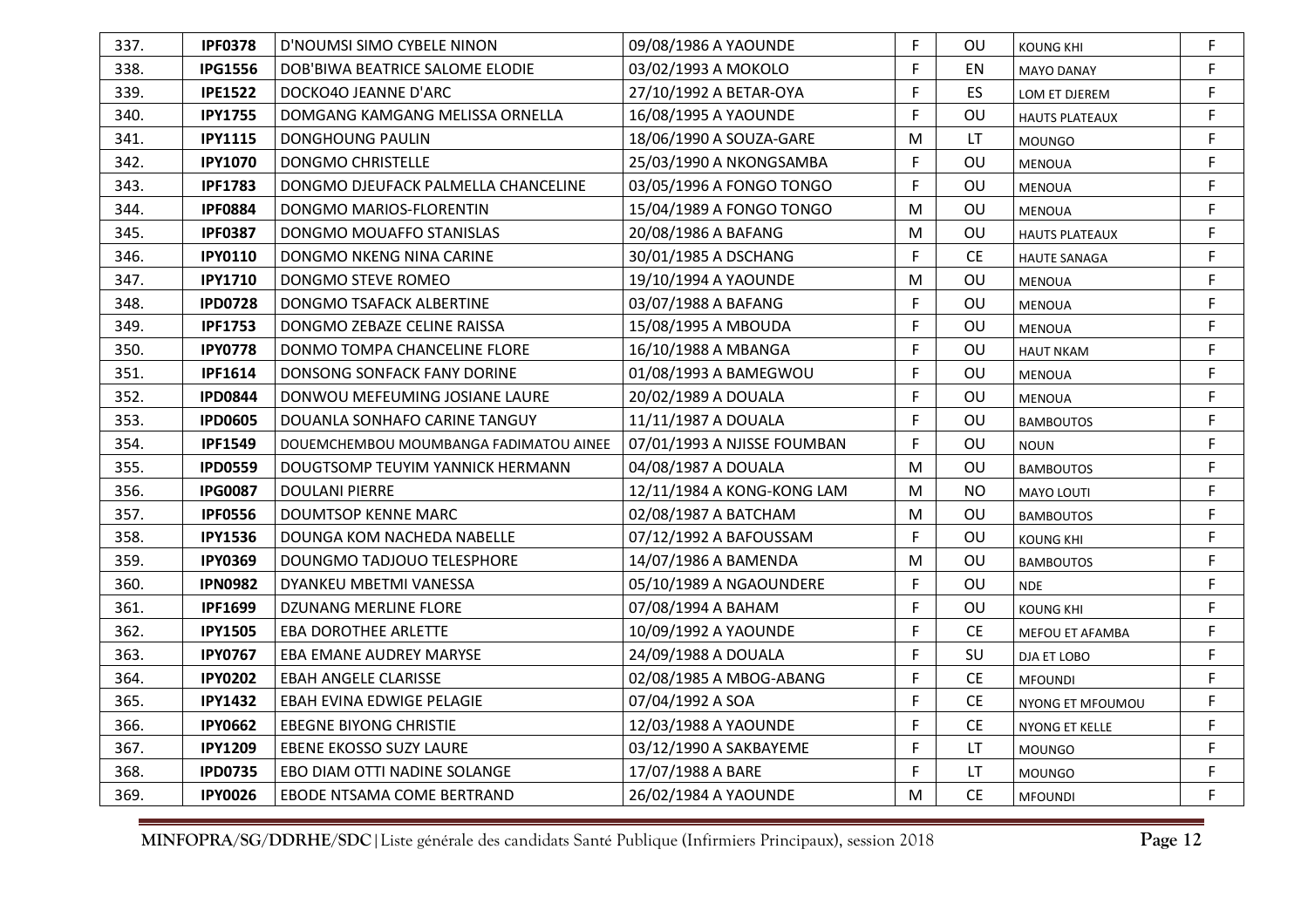| | | | | | | | |
|---|---|---|---|---|---|---|---|
| 337. | **IPF0378** | D'NOUMSI SIMO CYBELE NINON | 09/08/1986 A YAOUNDE | F | OU | KOUNG KHI | F |
| 338. | **IPG1556** | DOB'BIWA BEATRICE SALOME ELODIE | 03/02/1993 A MOKOLO | F | EN | MAYO DANAY | F |
| 339. | **IPE1522** | DOCKO4O JEANNE D'ARC | 27/10/1992 A BETAR-OYA | F | ES | LOM ET DJEREM | F |
| 340. | **IPY1755** | DOMGANG KAMGANG MELISSA ORNELLA | 16/08/1995 A YAOUNDE | F | OU | HAUTS PLATEAUX | F |
| 341. | **IPY1115** | DONGHOUNG PAULIN | 18/06/1990 A SOUZA-GARE | M | LT | MOUNGO | F |
| 342. | **IPY1070** | DONGMO CHRISTELLE | 25/03/1990 A NKONGSAMBA | F | OU | MENOUA | F |
| 343. | **IPF1783** | DONGMO DJEUFACK PALMELLA CHANCELINE | 03/05/1996 A FONGO TONGO | F | OU | MENOUA | F |
| 344. | **IPF0884** | DONGMO MARIOS-FLORENTIN | 15/04/1989 A FONGO TONGO | M | OU | MENOUA | F |
| 345. | **IPF0387** | DONGMO MOUAFFO STANISLAS | 20/08/1986 A BAFANG | M | OU | HAUTS PLATEAUX | F |
| 346. | **IPY0110** | DONGMO NKENG NINA CARINE | 30/01/1985 A DSCHANG | F | CE | HAUTE SANAGA | F |
| 347. | **IPY1710** | DONGMO STEVE ROMEO | 19/10/1994 A YAOUNDE | M | OU | MENOUA | F |
| 348. | **IPD0728** | DONGMO TSAFACK ALBERTINE | 03/07/1988 A BAFANG | F | OU | MENOUA | F |
| 349. | **IPF1753** | DONGMO ZEBAZE CELINE RAISSA | 15/08/1995 A MBOUDA | F | OU | MENOUA | F |
| 350. | **IPY0778** | DONMO TOMPA CHANCELINE FLORE | 16/10/1988 A MBANGA | F | OU | HAUT NKAM | F |
| 351. | **IPF1614** | DONSONG SONFACK FANY DORINE | 01/08/1993 A BAMEGWOU | F | OU | MENOUA | F |
| 352. | **IPD0844** | DONWOU MEFEUMING JOSIANE LAURE | 20/02/1989 A DOUALA | F | OU | MENOUA | F |
| 353. | **IPD0605** | DOUANLA SONHAFO CARINE TANGUY | 11/11/1987 A DOUALA | F | OU | BAMBOUTOS | F |
| 354. | **IPF1549** | DOUEMCHEMBOU MOUMBANGA FADIMATOU AINEE | 07/01/1993 A NJISSE FOUMBAN | F | OU | NOUN | F |
| 355. | **IPD0559** | DOUGTSOMP TEUYIM YANNICK HERMANN | 04/08/1987 A DOUALA | M | OU | BAMBOUTOS | F |
| 356. | **IPG0087** | DOULANI PIERRE | 12/11/1984 A KONG-KONG LAM | M | NO | MAYO LOUTI | F |
| 357. | **IPF0556** | DOUMTSOP KENNE MARC | 02/08/1987 A BATCHAM | M | OU | BAMBOUTOS | F |
| 358. | **IPY1536** | DOUNGA KOM NACHEDA NABELLE | 07/12/1992 A BAFOUSSAM | F | OU | KOUNG KHI | F |
| 359. | **IPY0369** | DOUNGMO TADJOUO TELESPHORE | 14/07/1986 A BAMENDA | M | OU | BAMBOUTOS | F |
| 360. | **IPN0982** | DYANKEU MBETMI VANESSA | 05/10/1989 A NGAOUNDERE | F | OU | NDE | F |
| 361. | **IPF1699** | DZUNANG MERLINE FLORE | 07/08/1994 A BAHAM | F | OU | KOUNG KHI | F |
| 362. | **IPY1505** | EBA DOROTHEE ARLETTE | 10/09/1992 A YAOUNDE | F | CE | MEFOU ET AFAMBA | F |
| 363. | **IPY0767** | EBA EMANE AUDREY MARYSE | 24/09/1988 A DOUALA | F | SU | DJA ET LOBO | F |
| 364. | **IPY0202** | EBAH ANGELE CLARISSE | 02/08/1985 A MBOG-ABANG | F | CE | MFOUNDI | F |
| 365. | **IPY1432** | EBAH EVINA EDWIGE PELAGIE | 07/04/1992 A SOA | F | CE | NYONG ET MFOUMOU | F |
| 366. | **IPY0662** | EBEGNE BIYONG CHRISTIE | 12/03/1988 A YAOUNDE | F | CE | NYONG ET KELLE | F |
| 367. | **IPY1209** | EBENE EKOSSO SUZY LAURE | 03/12/1990 A SAKBAYEME | F | LT | MOUNGO | F |
| 368. | **IPD0735** | EBO DIAM OTTI NADINE SOLANGE | 17/07/1988 A BARE | F | LT | MOUNGO | F |
| 369. | **IPY0026** | EBODE NTSAMA COME BERTRAND | 26/02/1984 A YAOUNDE | M | CE | MFOUNDI | F |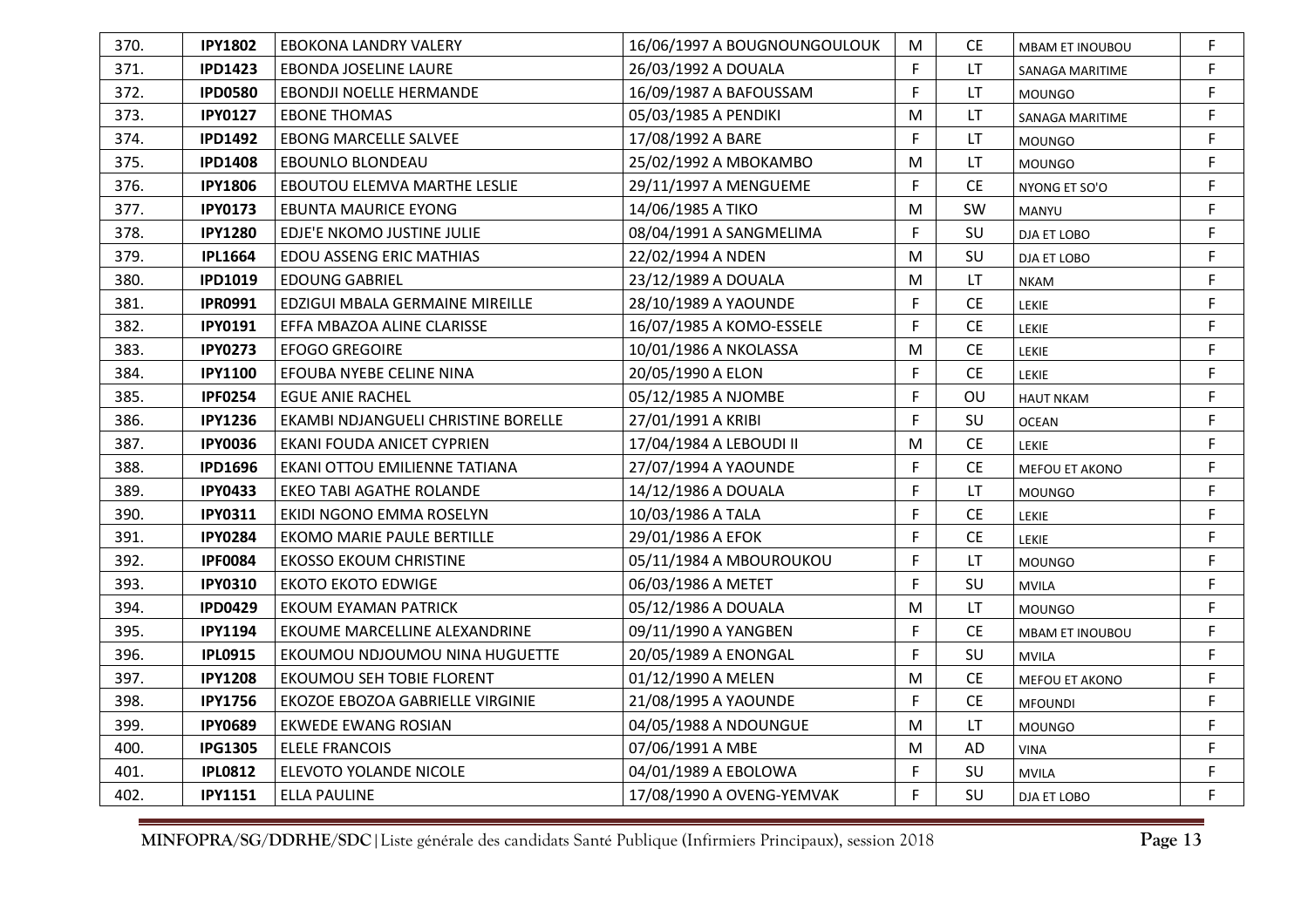| 370. | IPY1802 | EBOKONA LANDRY VALERY | 16/06/1997 A BOUGNOUNGOULOUK | M | CE | MBAM ET INOUBOU | F |
|---|---|---|---|---|---|---|---|
| 371. | IPD1423 | EBONDA JOSELINE LAURE | 26/03/1992 A DOUALA | F | LT | SANAGA MARITIME | F |
| 372. | IPD0580 | EBONDJI NOELLE HERMANDE | 16/09/1987 A BAFOUSSAM | F | LT | MOUNGO | F |
| 373. | IPY0127 | EBONE THOMAS | 05/03/1985 A PENDIKI | M | LT | SANAGA MARITIME | F |
| 374. | IPD1492 | EBONG MARCELLE SALVEE | 17/08/1992 A BARE | F | LT | MOUNGO | F |
| 375. | IPD1408 | EBOUNLO BLONDEAU | 25/02/1992 A MBOKAMBO | M | LT | MOUNGO | F |
| 376. | IPY1806 | EBOUTOU ELEMVA MARTHE LESLIE | 29/11/1997 A MENGUEME | F | CE | NYONG ET SO'O | F |
| 377. | IPY0173 | EBUNTA MAURICE EYONG | 14/06/1985 A TIKO | M | SW | MANYU | F |
| 378. | IPY1280 | EDJE'E NKOMO JUSTINE JULIE | 08/04/1991 A SANGMELIMA | F | SU | DJA ET LOBO | F |
| 379. | IPL1664 | EDOU ASSENG ERIC MATHIAS | 22/02/1994 A NDEN | M | SU | DJA ET LOBO | F |
| 380. | IPD1019 | EDOUNG GABRIEL | 23/12/1989 A DOUALA | M | LT | NKAM | F |
| 381. | IPR0991 | EDZIGUI MBALA GERMAINE MIREILLE | 28/10/1989 A YAOUNDE | F | CE | LEKIE | F |
| 382. | IPY0191 | EFFA MBAZOA ALINE CLARISSE | 16/07/1985 A KOMO-ESSELE | F | CE | LEKIE | F |
| 383. | IPY0273 | EFOGO GREGOIRE | 10/01/1986 A NKOLASSA | M | CE | LEKIE | F |
| 384. | IPY1100 | EFOUBA NYEBE CELINE NINA | 20/05/1990 A ELON | F | CE | LEKIE | F |
| 385. | IPF0254 | EGUE ANIE RACHEL | 05/12/1985 A NJOMBE | F | OU | HAUT NKAM | F |
| 386. | IPY1236 | EKAMBI NDJANGUELI CHRISTINE BORELLE | 27/01/1991 A KRIBI | F | SU | OCEAN | F |
| 387. | IPY0036 | EKANI FOUDA ANICET CYPRIEN | 17/04/1984 A LEBOUDI II | M | CE | LEKIE | F |
| 388. | IPD1696 | EKANI OTTOU EMILIENNE TATIANA | 27/07/1994 A YAOUNDE | F | CE | MEFOU ET AKONO | F |
| 389. | IPY0433 | EKEO TABI AGATHE ROLANDE | 14/12/1986 A DOUALA | F | LT | MOUNGO | F |
| 390. | IPY0311 | EKIDI NGONO EMMA ROSELYN | 10/03/1986 A TALA | F | CE | LEKIE | F |
| 391. | IPY0284 | EKOMO MARIE PAULE BERTILLE | 29/01/1986 A EFOK | F | CE | LEKIE | F |
| 392. | IPF0084 | EKOSSO EKOUM CHRISTINE | 05/11/1984 A MBOUROUKOU | F | LT | MOUNGO | F |
| 393. | IPY0310 | EKOTO EKOTO EDWIGE | 06/03/1986 A METET | F | SU | MVILA | F |
| 394. | IPD0429 | EKOUM EYAMAN PATRICK | 05/12/1986 A DOUALA | M | LT | MOUNGO | F |
| 395. | IPY1194 | EKOUME MARCELLINE ALEXANDRINE | 09/11/1990 A YANGBEN | F | CE | MBAM ET INOUBOU | F |
| 396. | IPL0915 | EKOUMOU NDJOUMOU NINA HUGUETTE | 20/05/1989 A ENONGAL | F | SU | MVILA | F |
| 397. | IPY1208 | EKOUMOU SEH TOBIE FLORENT | 01/12/1990 A MELEN | M | CE | MEFOU ET AKONO | F |
| 398. | IPY1756 | EKOZOE EBOZOA GABRIELLE VIRGINIE | 21/08/1995 A YAOUNDE | F | CE | MFOUNDI | F |
| 399. | IPY0689 | EKWEDE EWANG ROSIAN | 04/05/1988 A NDOUNGUE | M | LT | MOUNGO | F |
| 400. | IPG1305 | ELELE FRANCOIS | 07/06/1991 A MBE | M | AD | VINA | F |
| 401. | IPL0812 | ELEVOTO YOLANDE NICOLE | 04/01/1989 A EBOLOWA | F | SU | MVILA | F |
| 402. | IPY1151 | ELLA PAULINE | 17/08/1990 A OVENG-YEMVAK | F | SU | DJA ET LOBO | F |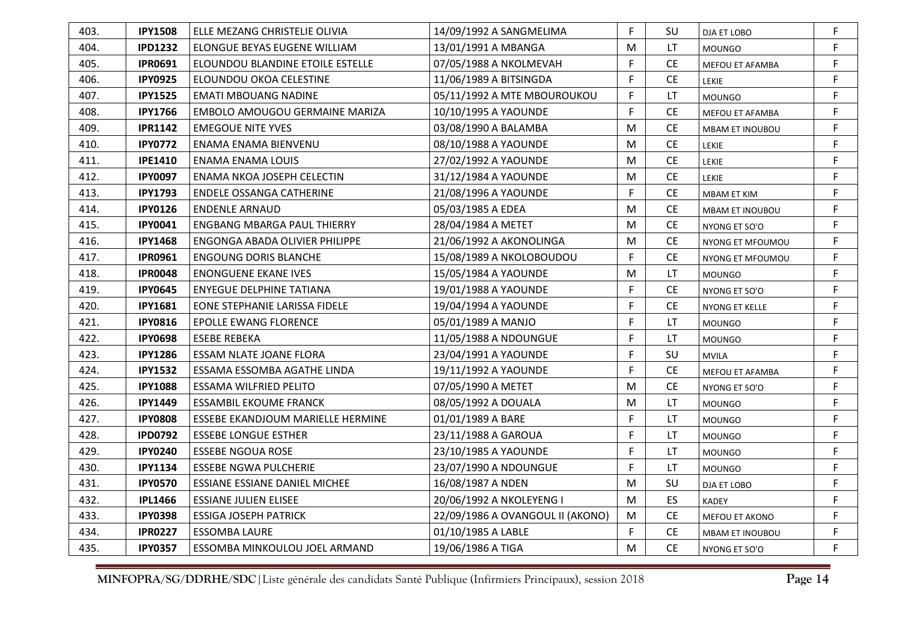| 403. | **IPY1508** | ELLE MEZANG CHRISTELIE OLIVIA | 14/09/1992 A SANGMELIMA | F | SU | DJA ET LOBO | F |
|---|---|---|---|---|---|---|---|
| 404. | **IPD1232** | ELONGUE BEYAS EUGENE WILLIAM | 13/01/1991 A MBANGA | M | LT | MOUNGO | F |
| 405. | **IPR0691** | ELOUNDOU BLANDINE ETOILE ESTELLE | 07/05/1988 A NKOLMEVAH | F | CE | MEFOU ET AFAMBA | F |
| 406. | **IPY0925** | ELOUNDOU OKOA CELESTINE | 11/06/1989 A BITSINGDA | F | CE | LEKIE | F |
| 407. | **IPY1525** | EMATI MBOUANG NADINE | 05/11/1992 A MTE MBOUROUKOU | F | LT | MOUNGO | F |
| 408. | **IPY1766** | EMBOLO AMOUGOU GERMAINE MARIZA | 10/10/1995 A YAOUNDE | F | CE | MEFOU ET AFAMBA | F |
| 409. | **IPR1142** | EMEGOUE NITE YVES | 03/08/1990 A BALAMBA | M | CE | MBAM ET INOUBOU | F |
| 410. | **IPY0772** | ENAMA ENAMA BIENVENU | 08/10/1988 A YAOUNDE | M | CE | LEKIE | F |
| 411. | **IPE1410** | ENAMA ENAMA LOUIS | 27/02/1992 A YAOUNDE | M | CE | LEKIE | F |
| 412. | **IPY0097** | ENAMA NKOA JOSEPH CELECTIN | 31/12/1984 A YAOUNDE | M | CE | LEKIE | F |
| 413. | **IPY1793** | ENDELE OSSANGA CATHERINE | 21/08/1996 A YAOUNDE | F | CE | MBAM ET KIM | F |
| 414. | **IPY0126** | ENDENLE ARNAUD | 05/03/1985 A EDEA | M | CE | MBAM ET INOUBOU | F |
| 415. | **IPY0041** | ENGBANG MBARGA PAUL THIERRY | 28/04/1984 A METET | M | CE | NYONG ET SO'O | F |
| 416. | **IPY1468** | ENGONGA ABADA OLIVIER PHILIPPE | 21/06/1992 A AKONOLINGA | M | CE | NYONG ET MFOUMOU | F |
| 417. | **IPR0961** | ENGOUNG DORIS BLANCHE | 15/08/1989 A NKOLOBOUDOU | F | CE | NYONG ET MFOUMOU | F |
| 418. | **IPR0048** | ENONGUENE EKANE IVES | 15/05/1984 A YAOUNDE | M | LT | MOUNGO | F |
| 419. | **IPY0645** | ENYEGUE DELPHINE TATIANA | 19/01/1988 A YAOUNDE | F | CE | NYONG ET SO'O | F |
| 420. | **IPY1681** | EONE STEPHANIE LARISSA FIDELE | 19/04/1994 A YAOUNDE | F | CE | NYONG ET KELLE | F |
| 421. | **IPY0816** | EPOLLE EWANG FLORENCE | 05/01/1989 A MANJO | F | LT | MOUNGO | F |
| 422. | **IPY0698** | ESEBE REBEKA | 11/05/1988 A NDOUNGUE | F | LT | MOUNGO | F |
| 423. | **IPY1286** | ESSAM NLATE JOANE FLORA | 23/04/1991 A YAOUNDE | F | SU | MVILA | F |
| 424. | **IPY1532** | ESSAMA ESSOMBA AGATHE LINDA | 19/11/1992 A YAOUNDE | F | CE | MEFOU ET AFAMBA | F |
| 425. | **IPY1088** | ESSAMA WILFRIED PELITO | 07/05/1990 A METET | M | CE | NYONG ET SO'O | F |
| 426. | **IPY1449** | ESSAMBIL EKOUME FRANCK | 08/05/1992 A DOUALA | M | LT | MOUNGO | F |
| 427. | **IPY0808** | ESSEBE EKANDJOUM MARIELLE HERMINE | 01/01/1989 A BARE | F | LT | MOUNGO | F |
| 428. | **IPD0792** | ESSEBE LONGUE ESTHER | 23/11/1988 A GAROUA | F | LT | MOUNGO | F |
| 429. | **IPY0240** | ESSEBE NGOUA ROSE | 23/10/1985 A YAOUNDE | F | LT | MOUNGO | F |
| 430. | **IPY1134** | ESSEBE NGWA PULCHERIE | 23/07/1990 A NDOUNGUE | F | LT | MOUNGO | F |
| 431. | **IPY0570** | ESSIANE ESSIANE DANIEL MICHEE | 16/08/1987 A NDEN | M | SU | DJA ET LOBO | F |
| 432. | **IPL1466** | ESSIANE JULIEN ELISEE | 20/06/1992 A NKOLEYENG I | M | ES | KADEY | F |
| 433. | **IPY0398** | ESSIGA JOSEPH PATRICK | 22/09/1986 A OVANGOUL II (AKONO) | M | CE | MEFOU ET AKONO | F |
| 434. | **IPR0227** | ESSOMBA LAURE | 01/10/1985 A LABLE | F | CE | MBAM ET INOUBOU | F |
| 435. | **IPY0357** | ESSOMBA MINKOULOU JOEL ARMAND | 19/06/1986 A TIGA | M | CE | NYONG ET SO'O | F |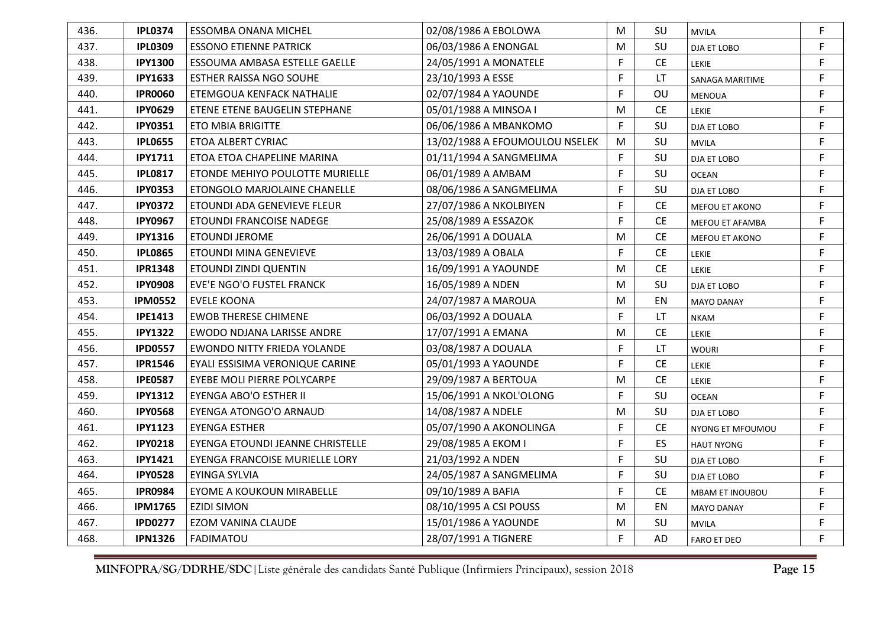| 436. | **IPL0374** | ESSOMBA ONANA MICHEL | 02/08/1986 A EBOLOWA | M | SU | MVILA | F |
|---|---|---|---|---|---|---|---|
| 437. | **IPL0309** | ESSONO ETIENNE PATRICK | 06/03/1986 A ENONGAL | M | SU | DJA ET LOBO | F |
| 438. | **IPY1300** | ESSOUMA AMBASA ESTELLE GAELLE | 24/05/1991 A MONATELE | F | CE | LEKIE | F |
| 439. | **IPY1633** | ESTHER RAISSA NGO SOUHE | 23/10/1993 A ESSE | F | LT | SANAGA MARITIME | F |
| 440. | **IPR0060** | ETEMGOUA KENFACK NATHALIE | 02/07/1984 A YAOUNDE | F | OU | MENOUA | F |
| 441. | **IPY0629** | ETENE ETENE BAUGELIN STEPHANE | 05/01/1988 A MINSOA I | M | CE | LEKIE | F |
| 442. | **IPY0351** | ETO MBIA BRIGITTE | 06/06/1986 A MBANKOMO | F | SU | DJA ET LOBO | F |
| 443. | **IPL0655** | ETOA ALBERT CYRIAC | 13/02/1988 A EFOUMOULOU NSELEK | M | SU | MVILA | F |
| 444. | **IPY1711** | ETOA ETOA CHAPELINE MARINA | 01/11/1994 A SANGMELIMA | F | SU | DJA ET LOBO | F |
| 445. | **IPL0817** | ETONDE MEHIYO POULOTTE MURIELLE | 06/01/1989 A AMBAM | F | SU | OCEAN | F |
| 446. | **IPY0353** | ETONGOLO MARJOLAINE CHANELLE | 08/06/1986 A SANGMELIMA | F | SU | DJA ET LOBO | F |
| 447. | **IPY0372** | ETOUNDI ADA GENEVIEVE FLEUR | 27/07/1986 A NKOLBIYEN | F | CE | MEFOU ET AKONO | F |
| 448. | **IPY0967** | ETOUNDI FRANCOISE NADEGE | 25/08/1989 A ESSAZOK | F | CE | MEFOU ET AFAMBA | F |
| 449. | **IPY1316** | ETOUNDI JEROME | 26/06/1991 A DOUALA | M | CE | MEFOU ET AKONO | F |
| 450. | **IPL0865** | ETOUNDI MINA GENEVIEVE | 13/03/1989 A OBALA | F | CE | LEKIE | F |
| 451. | **IPR1348** | ETOUNDI ZINDI QUENTIN | 16/09/1991 A YAOUNDE | M | CE | LEKIE | F |
| 452. | **IPY0908** | EVE'E NGO'O FUSTEL FRANCK | 16/05/1989 A NDEN | M | SU | DJA ET LOBO | F |
| 453. | **IPM0552** | EVELE KOONA | 24/07/1987 A MAROUA | M | EN | MAYO DANAY | F |
| 454. | **IPE1413** | EWOB THERESE CHIMENE | 06/03/1992 A DOUALA | F | LT | NKAM | F |
| 455. | **IPY1322** | EWODO NDJANA LARISSE ANDRE | 17/07/1991 A EMANA | M | CE | LEKIE | F |
| 456. | **IPD0557** | EWONDO NITTY FRIEDA YOLANDE | 03/08/1987 A DOUALA | F | LT | WOURI | F |
| 457. | **IPR1546** | EYALI ESSISIMA VERONIQUE CARINE | 05/01/1993 A YAOUNDE | F | CE | LEKIE | F |
| 458. | **IPE0587** | EYEBE MOLI PIERRE POLYCARPE | 29/09/1987 A BERTOUA | M | CE | LEKIE | F |
| 459. | **IPY1312** | EYENGA ABO'O ESTHER II | 15/06/1991 A NKOL'OLONG | F | SU | OCEAN | F |
| 460. | **IPY0568** | EYENGA ATONGO'O ARNAUD | 14/08/1987 A NDELE | M | SU | DJA ET LOBO | F |
| 461. | **IPY1123** | EYENGA ESTHER | 05/07/1990 A AKONOLINGA | F | CE | NYONG ET MFOUMOU | F |
| 462. | **IPY0218** | EYENGA ETOUNDI JEANNE CHRISTELLE | 29/08/1985 A EKOM I | F | ES | HAUT NYONG | F |
| 463. | **IPY1421** | EYENGA FRANCOISE MURIELLE LORY | 21/03/1992 A NDEN | F | SU | DJA ET LOBO | F |
| 464. | **IPY0528** | EYINGA SYLVIA | 24/05/1987 A SANGMELIMA | F | SU | DJA ET LOBO | F |
| 465. | **IPR0984** | EYOME A KOUKOUN MIRABELLE | 09/10/1989 A BAFIA | F | CE | MBAM ET INOUBOU | F |
| 466. | **IPM1765** | EZIDI SIMON | 08/10/1995 A CSI POUSS | M | EN | MAYO DANAY | F |
| 467. | **IPD0277** | EZOM VANINA CLAUDE | 15/01/1986 A YAOUNDE | M | SU | MVILA | F |
| 468. | **IPN1326** | FADIMATOU | 28/07/1991 A TIGNERE | F | AD | FARO ET DEO | F |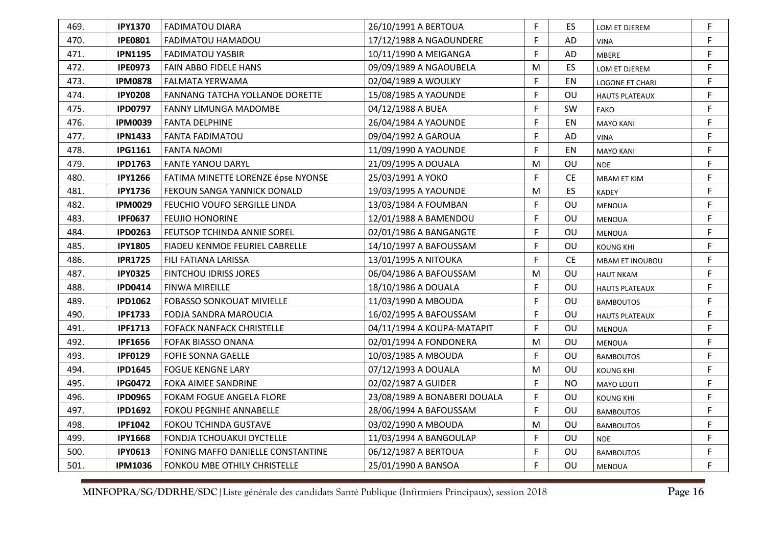| 469. | **IPY1370** | FADIMATOU DIARA | 26/10/1991 A BERTOUA | F | ES | LOM ET DJEREM | F |
|---|---|---|---|---|---|---|---|
| 470. | **IPE0801** | FADIMATOU HAMADOU | 17/12/1988 A NGAOUNDERE | F | AD | VINA | F |
| 471. | **IPN1195** | FADIMATOU YASBIR | 10/11/1990 A MEIGANGA | F | AD | MBERE | F |
| 472. | **IPE0973** | FAIN ABBO FIDELE HANS | 09/09/1989 A NGAOUBELA | M | ES | LOM ET DJEREM | F |
| 473. | **IPM0878** | FALMATA YERWAMA | 02/04/1989 A WOULKY | F | EN | LOGONE ET CHARI | F |
| 474. | **IPY0208** | FANNANG TATCHA YOLLANDE DORETTE | 15/08/1985 A YAOUNDE | F | OU | HAUTS PLATEAUX | F |
| 475. | **IPD0797** | FANNY LIMUNGA MADOMBE | 04/12/1988 A BUEA | F | SW | FAKO | F |
| 476. | **IPM0039** | FANTA DELPHINE | 26/04/1984 A YAOUNDE | F | EN | MAYO KANI | F |
| 477. | **IPN1433** | FANTA FADIMATOU | 09/04/1992 A GAROUA | F | AD | VINA | F |
| 478. | **IPG1161** | FANTA NAOMI | 11/09/1990 A YAOUNDE | F | EN | MAYO KANI | F |
| 479. | **IPD1763** | FANTE YANOU DARYL | 21/09/1995 A DOUALA | M | OU | NDE | F |
| 480. | **IPY1266** | FATIMA MINETTE LORENZE épse NYONSE | 25/03/1991 A YOKO | F | CE | MBAM ET KIM | F |
| 481. | **IPY1736** | FEKOUN SANGA YANNICK DONALD | 19/03/1995 A YAOUNDE | M | ES | KADEY | F |
| 482. | **IPM0029** | FEUCHIO VOUFO SERGILLE LINDA | 13/03/1984 A FOUMBAN | F | OU | MENOUA | F |
| 483. | **IPF0637** | FEUJIO HONORINE | 12/01/1988 A BAMENDOU | F | OU | MENOUA | F |
| 484. | **IPD0263** | FEUTSOP TCHINDA ANNIE SOREL | 02/01/1986 A BANGANGTE | F | OU | MENOUA | F |
| 485. | **IPY1805** | FIADEU KENMOE FEURIEL CABRELLE | 14/10/1997 A BAFOUSSAM | F | OU | KOUNG KHI | F |
| 486. | **IPR1725** | FILI FATIANA LARISSA | 13/01/1995 A NITOUKA | F | CE | MBAM ET INOUBOU | F |
| 487. | **IPY0325** | FINTCHOU IDRISS JORES | 06/04/1986 A BAFOUSSAM | M | OU | HAUT NKAM | F |
| 488. | **IPD0414** | FINWA MIREILLE | 18/10/1986 A DOUALA | F | OU | HAUTS PLATEAUX | F |
| 489. | **IPD1062** | FOBASSO SONKOUAT MIVIELLE | 11/03/1990 A MBOUDA | F | OU | BAMBOUTOS | F |
| 490. | **IPF1733** | FODJA SANDRA MAROUCIA | 16/02/1995 A BAFOUSSAM | F | OU | HAUTS PLATEAUX | F |
| 491. | **IPF1713** | FOFACK NANFACK CHRISTELLE | 04/11/1994 A KOUPA-MATAPIT | F | OU | MENOUA | F |
| 492. | **IPF1656** | FOFAK BIASSO ONANA | 02/01/1994 A FONDONERA | M | OU | MENOUA | F |
| 493. | **IPF0129** | FOFIE SONNA GAELLE | 10/03/1985 A MBOUDA | F | OU | BAMBOUTOS | F |
| 494. | **IPD1645** | FOGUE KENGNE LARY | 07/12/1993 A DOUALA | M | OU | KOUNG KHI | F |
| 495. | **IPG0472** | FOKA AIMEE SANDRINE | 02/02/1987 A GUIDER | F | NO | MAYO LOUTI | F |
| 496. | **IPD0965** | FOKAM FOGUE ANGELA FLORE | 23/08/1989 A BONABERI DOUALA | F | OU | KOUNG KHI | F |
| 497. | **IPD1692** | FOKOU PEGNIHE ANNABELLE | 28/06/1994 A BAFOUSSAM | F | OU | BAMBOUTOS | F |
| 498. | **IPF1042** | FOKOU TCHINDA GUSTAVE | 03/02/1990 A MBOUDA | M | OU | BAMBOUTOS | F |
| 499. | **IPY1668** | FONDJA TCHOUAKUI DYCTELLE | 11/03/1994 A BANGOULAP | F | OU | NDE | F |
| 500. | **IPY0613** | FONING MAFFO DANIELLE CONSTANTINE | 06/12/1987 A BERTOUA | F | OU | BAMBOUTOS | F |
| 501. | **IPM1036** | FONKOU MBE OTHILY CHRISTELLE | 25/01/1990 A BANSOA | F | OU | MENOUA | F |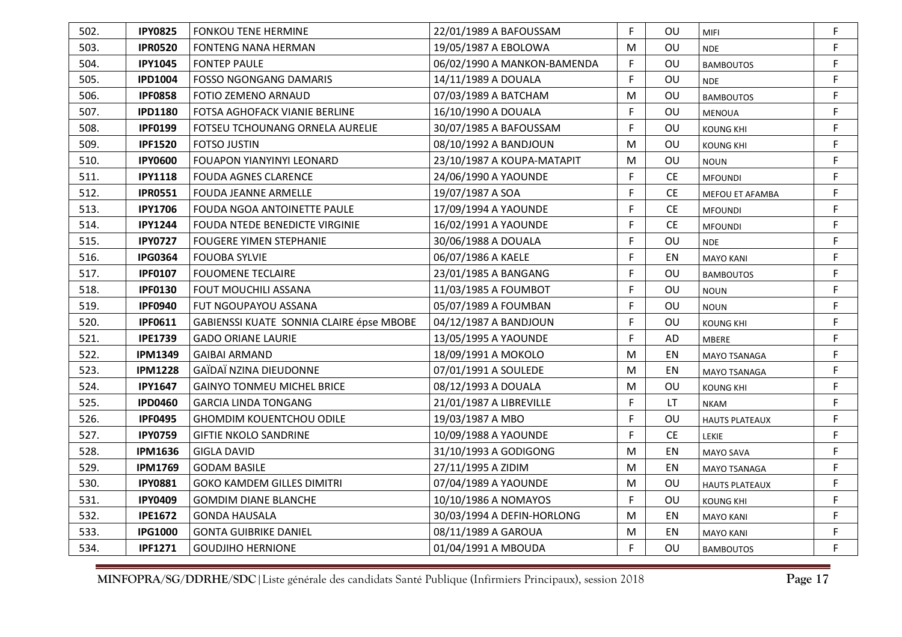| | | | | | | | |
|---|---|---|---|---|---|---|---|
| 502. | **IPY0825** | FONKOU TENE HERMINE | 22/01/1989 A BAFOUSSAM | F | OU | MIFI | F |
| 503. | **IPR0520** | FONTENG NANA HERMAN | 19/05/1987 A EBOLOWA | M | OU | NDE | F |
| 504. | **IPY1045** | FONTEP PAULE | 06/02/1990 A MANKON-BAMENDA | F | OU | BAMBOUTOS | F |
| 505. | **IPD1004** | FOSSO NGONGANG DAMARIS | 14/11/1989 A DOUALA | F | OU | NDE | F |
| 506. | **IPF0858** | FOTIO ZEMENO ARNAUD | 07/03/1989 A BATCHAM | M | OU | BAMBOUTOS | F |
| 507. | **IPD1180** | FOTSA AGHOFACK VIANIE BERLINE | 16/10/1990 A DOUALA | F | OU | MENOUA | F |
| 508. | **IPF0199** | FOTSEU TCHOUNANG ORNELA AURELIE | 30/07/1985 A BAFOUSSAM | F | OU | KOUNG KHI | F |
| 509. | **IPF1520** | FOTSO JUSTIN | 08/10/1992 A BANDJOUN | M | OU | KOUNG KHI | F |
| 510. | **IPY0600** | FOUAPON YIANYINYI LEONARD | 23/10/1987 A KOUPA-MATAPIT | M | OU | NOUN | F |
| 511. | **IPY1118** | FOUDA AGNES CLARENCE | 24/06/1990 A YAOUNDE | F | CE | MFOUNDI | F |
| 512. | **IPR0551** | FOUDA JEANNE ARMELLE | 19/07/1987 A SOA | F | CE | MEFOU ET AFAMBA | F |
| 513. | **IPY1706** | FOUDA NGOA ANTOINETTE PAULE | 17/09/1994 A YAOUNDE | F | CE | MFOUNDI | F |
| 514. | **IPY1244** | FOUDA NTEDE BENEDICTE VIRGINIE | 16/02/1991 A YAOUNDE | F | CE | MFOUNDI | F |
| 515. | **IPY0727** | FOUGERE YIMEN STEPHANIE | 30/06/1988 A DOUALA | F | OU | NDE | F |
| 516. | **IPG0364** | FOUOBA SYLVIE | 06/07/1986 A KAELE | F | EN | MAYO KANI | F |
| 517. | **IPF0107** | FOUOMENE TECLAIRE | 23/01/1985 A BANGANG | F | OU | BAMBOUTOS | F |
| 518. | **IPF0130** | FOUT MOUCHILI ASSANA | 11/03/1985 A FOUMBOT | F | OU | NOUN | F |
| 519. | **IPF0940** | FUT NGOUPAYOU ASSANA | 05/07/1989 A FOUMBAN | F | OU | NOUN | F |
| 520. | **IPF0611** | GABIENSSI KUATE SONNIA CLAIRE épse MBOBE | 04/12/1987 A BANDJOUN | F | OU | KOUNG KHI | F |
| 521. | **IPE1739** | GADO ORIANE LAURIE | 13/05/1995 A YAOUNDE | F | AD | MBERE | F |
| 522. | **IPM1349** | GAIBAI ARMAND | 18/09/1991 A MOKOLO | M | EN | MAYO TSANAGA | F |
| 523. | **IPM1228** | GAÏDAÏ NZINA DIEUDONNE | 07/01/1991 A SOULEDE | M | EN | MAYO TSANAGA | F |
| 524. | **IPY1647** | GAINYO TONMEU MICHEL BRICE | 08/12/1993 A DOUALA | M | OU | KOUNG KHI | F |
| 525. | **IPD0460** | GARCIA LINDA TONGANG | 21/01/1987 A LIBREVILLE | F | LT | NKAM | F |
| 526. | **IPF0495** | GHOMDIM KOUENTCHOU ODILE | 19/03/1987 A MBO | F | OU | HAUTS PLATEAUX | F |
| 527. | **IPY0759** | GIFTIE NKOLO SANDRINE | 10/09/1988 A YAOUNDE | F | CE | LEKIE | F |
| 528. | **IPM1636** | GIGLA DAVID | 31/10/1993 A GODIGONG | M | EN | MAYO SAVA | F |
| 529. | **IPM1769** | GODAM BASILE | 27/11/1995 A ZIDIM | M | EN | MAYO TSANAGA | F |
| 530. | **IPY0881** | GOKO KAMDEM GILLES DIMITRI | 07/04/1989 A YAOUNDE | M | OU | HAUTS PLATEAUX | F |
| 531. | **IPY0409** | GOMDIM DIANE BLANCHE | 10/10/1986 A NOMAYOS | F | OU | KOUNG KHI | F |
| 532. | **IPE1672** | GONDA HAUSALA | 30/03/1994 A DEFIN-HORLONG | M | EN | MAYO KANI | F |
| 533. | **IPG1000** | GONTA GUIBRIKE DANIEL | 08/11/1989 A GAROUA | M | EN | MAYO KANI | F |
| 534. | **IPF1271** | GOUDJIHO HERNIONE | 01/04/1991 A MBOUDA | F | OU | BAMBOUTOS | F |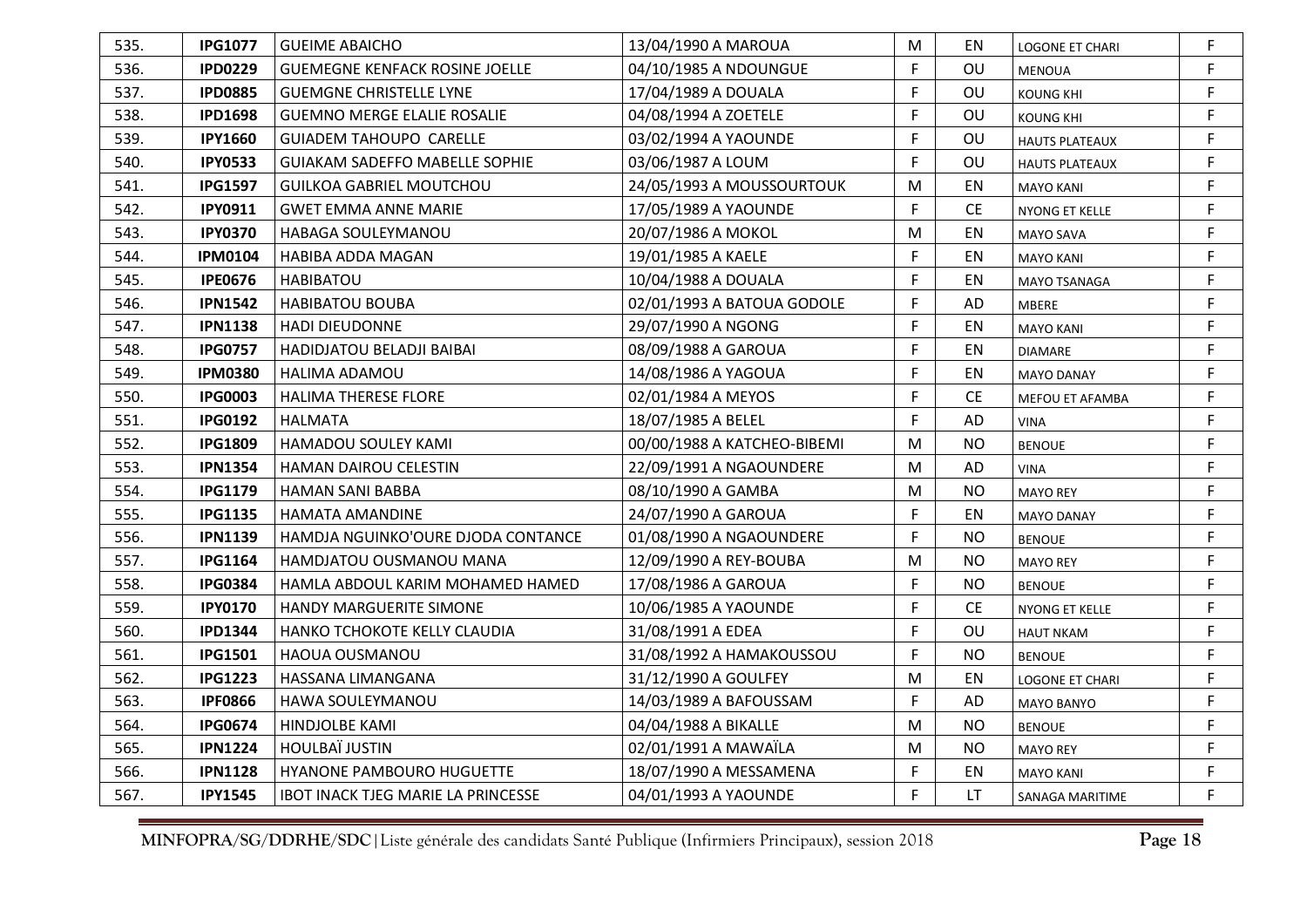| 535. | IPG1077 | GUEIME ABAICHO | 13/04/1990 A MAROUA | M | EN | LOGONE ET CHARI | F |
|---|---|---|---|---|---|---|---|
| 536. | IPD0229 | GUEMEGNE KENFACK ROSINE JOELLE | 04/10/1985 A NDOUNGUE | F | OU | MENOUA | F |
| 537. | IPD0885 | GUEMGNE CHRISTELLE LYNE | 17/04/1989 A DOUALA | F | OU | KOUNG KHI | F |
| 538. | IPD1698 | GUEMNO MERGE ELALIE ROSALIE | 04/08/1994 A ZOETELE | F | OU | KOUNG KHI | F |
| 539. | IPY1660 | GUIADEM TAHOUPO CARELLE | 03/02/1994 A YAOUNDE | F | OU | HAUTS PLATEAUX | F |
| 540. | IPY0533 | GUIAKAM SADEFFO MABELLE SOPHIE | 03/06/1987 A LOUM | F | OU | HAUTS PLATEAUX | F |
| 541. | IPG1597 | GUILKOA GABRIEL MOUTCHOU | 24/05/1993 A MOUSSOURTOUK | M | EN | MAYO KANI | F |
| 542. | IPY0911 | GWET EMMA ANNE MARIE | 17/05/1989 A YAOUNDE | F | CE | NYONG ET KELLE | F |
| 543. | IPY0370 | HABAGA SOULEYMANOU | 20/07/1986 A MOKOL | M | EN | MAYO SAVA | F |
| 544. | IPM0104 | HABIBA ADDA MAGAN | 19/01/1985 A KAELE | F | EN | MAYO KANI | F |
| 545. | IPE0676 | HABIBATOU | 10/04/1988 A DOUALA | F | EN | MAYO TSANAGA | F |
| 546. | IPN1542 | HABIBATOU BOUBA | 02/01/1993 A BATOUA GODOLE | F | AD | MBERE | F |
| 547. | IPN1138 | HADI DIEUDONNE | 29/07/1990 A NGONG | F | EN | MAYO KANI | F |
| 548. | IPG0757 | HADIDJATOU BELADJI BAIBAI | 08/09/1988 A GAROUA | F | EN | DIAMARE | F |
| 549. | IPM0380 | HALIMA ADAMOU | 14/08/1986 A YAGOUA | F | EN | MAYO DANAY | F |
| 550. | IPG0003 | HALIMA THERESE FLORE | 02/01/1984 A MEYOS | F | CE | MEFOU ET AFAMBA | F |
| 551. | IPG0192 | HALMATA | 18/07/1985 A BELEL | F | AD | VINA | F |
| 552. | IPG1809 | HAMADOU SOULEY KAMI | 00/00/1988 A KATCHEO-BIBEMI | M | NO | BENOUE | F |
| 553. | IPN1354 | HAMAN DAIROU CELESTIN | 22/09/1991 A NGAOUNDERE | M | AD | VINA | F |
| 554. | IPG1179 | HAMAN SANI BABBA | 08/10/1990 A GAMBA | M | NO | MAYO REY | F |
| 555. | IPG1135 | HAMATA AMANDINE | 24/07/1990 A GAROUA | F | EN | MAYO DANAY | F |
| 556. | IPN1139 | HAMDJA NGUINKO'OURE DJODA CONTANCE | 01/08/1990 A NGAOUNDERE | F | NO | BENOUE | F |
| 557. | IPG1164 | HAMDJATOU OUSMANOU MANA | 12/09/1990 A REY-BOUBA | M | NO | MAYO REY | F |
| 558. | IPG0384 | HAMLA ABDOUL KARIM MOHAMED HAMED | 17/08/1986 A GAROUA | F | NO | BENOUE | F |
| 559. | IPY0170 | HANDY MARGUERITE SIMONE | 10/06/1985 A YAOUNDE | F | CE | NYONG ET KELLE | F |
| 560. | IPD1344 | HANKO TCHOKOTE KELLY CLAUDIA | 31/08/1991 A EDEA | F | OU | HAUT NKAM | F |
| 561. | IPG1501 | HAOUA OUSMANOU | 31/08/1992 A HAMAKOUSSOU | F | NO | BENOUE | F |
| 562. | IPG1223 | HASSANA LIMANGANA | 31/12/1990 A GOULFEY | M | EN | LOGONE ET CHARI | F |
| 563. | IPF0866 | HAWA SOULEYMANOU | 14/03/1989 A BAFOUSSAM | F | AD | MAYO BANYO | F |
| 564. | IPG0674 | HINDJOLBE KAMI | 04/04/1988 A BIKALLE | M | NO | BENOUE | F |
| 565. | IPN1224 | HOULBAÏ JUSTIN | 02/01/1991 A MAWAÏLA | M | NO | MAYO REY | F |
| 566. | IPN1128 | HYANONE PAMBOURO HUGUETTE | 18/07/1990 A MESSAMENA | F | EN | MAYO KANI | F |
| 567. | IPY1545 | IBOT INACK TJEG MARIE LA PRINCESSE | 04/01/1993 A YAOUNDE | F | LT | SANAGA MARITIME | F |

MINFOPRA/SG/DDRHE/SDC|Liste générale des candidats Santé Publique (Infirmiers Principaux), session 2018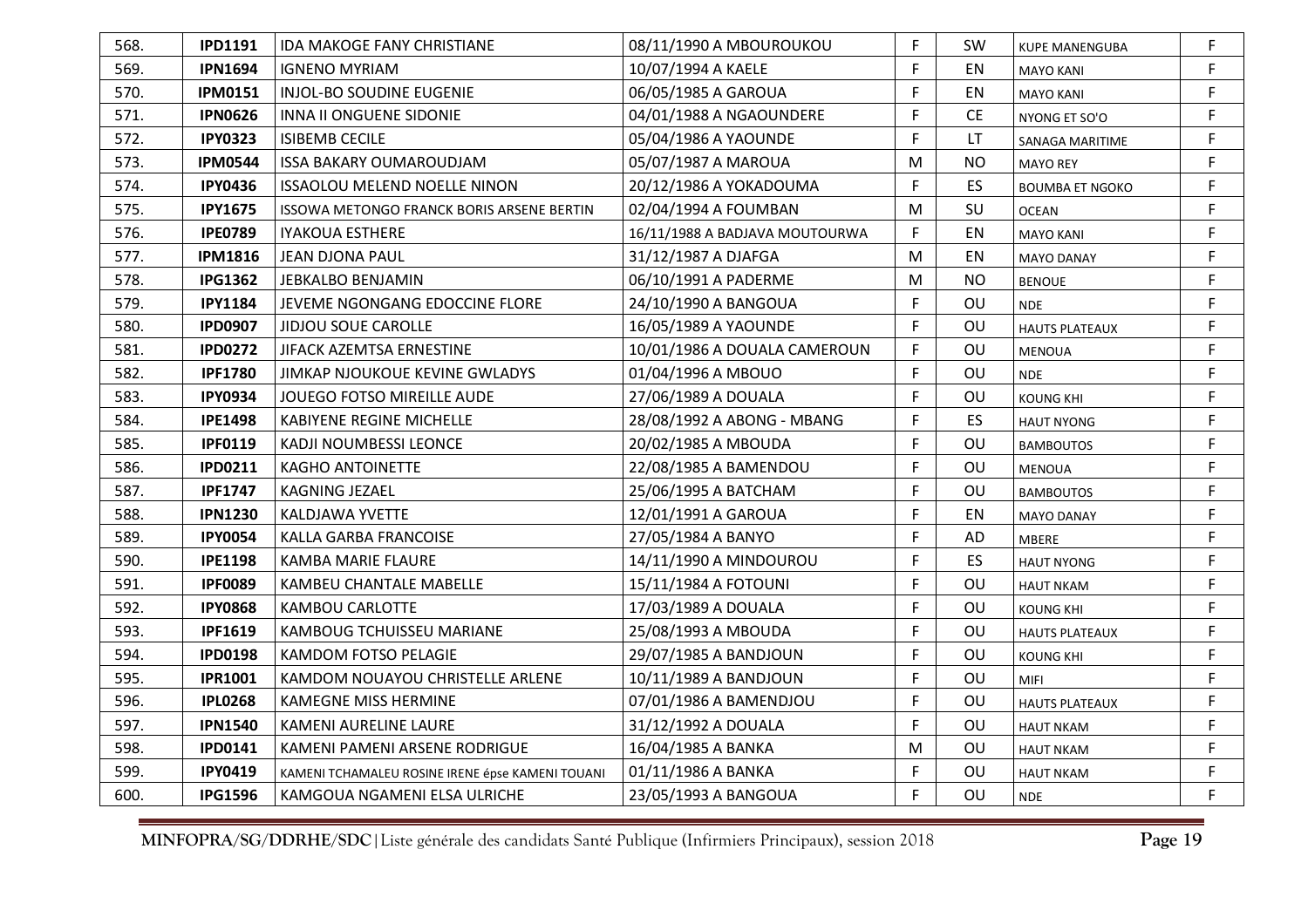| 568. | IPD1191 | IDA MAKOGE FANY CHRISTIANE | 08/11/1990 A MBOUROUKOU | F | SW | KUPE MANENGUBA | F |
|---|---|---|---|---|---|---|---|
| 569. | IPN1694 | IGNENO MYRIAM | 10/07/1994 A KAELE | F | EN | MAYO KANI | F |
| 570. | IPM0151 | INJOL-BO SOUDINE EUGENIE | 06/05/1985 A GAROUA | F | EN | MAYO KANI | F |
| 571. | IPN0626 | INNA II ONGUENE SIDONIE | 04/01/1988 A NGAOUNDERE | F | CE | NYONG ET SO'O | F |
| 572. | IPY0323 | ISIBEMB CECILE | 05/04/1986 A YAOUNDE | F | LT | SANAGA MARITIME | F |
| 573. | IPM0544 | ISSA BAKARY OUMAROUDJAM | 05/07/1987 A MAROUA | M | NO | MAYO REY | F |
| 574. | IPY0436 | ISSAOLOU MELEND NOELLE NINON | 20/12/1986 A YOKADOUMA | F | ES | BOUMBA ET NGOKO | F |
| 575. | IPY1675 | ISSOWA METONGO FRANCK BORIS ARSENE BERTIN | 02/04/1994 A FOUMBAN | M | SU | OCEAN | F |
| 576. | IPE0789 | IYAKOUA ESTHERE | 16/11/1988 A BADJAVA MOUTOURWA | F | EN | MAYO KANI | F |
| 577. | IPM1816 | JEAN DJONA PAUL | 31/12/1987 A DJAFGA | M | EN | MAYO DANAY | F |
| 578. | IPG1362 | JEBKALBO BENJAMIN | 06/10/1991 A PADERME | M | NO | BENOUE | F |
| 579. | IPY1184 | JEVEME NGONGANG EDOCCINE FLORE | 24/10/1990 A BANGOUA | F | OU | NDE | F |
| 580. | IPD0907 | JIDJOU SOUE CAROLLE | 16/05/1989 A YAOUNDE | F | OU | HAUTS PLATEAUX | F |
| 581. | IPD0272 | JIFACK AZEMTSA ERNESTINE | 10/01/1986 A DOUALA CAMEROUN | F | OU | MENOUA | F |
| 582. | IPF1780 | JIMKAP NJOUKOUE KEVINE GWLADYS | 01/04/1996 A MBOUO | F | OU | NDE | F |
| 583. | IPY0934 | JOUEGO FOTSO MIREILLE AUDE | 27/06/1989 A DOUALA | F | OU | KOUNG KHI | F |
| 584. | IPE1498 | KABIYENE REGINE MICHELLE | 28/08/1992 A ABONG - MBANG | F | ES | HAUT NYONG | F |
| 585. | IPF0119 | KADJI NOUMBESSI LEONCE | 20/02/1985 A MBOUDA | F | OU | BAMBOUTOS | F |
| 586. | IPD0211 | KAGHO ANTOINETTE | 22/08/1985 A BAMENDOU | F | OU | MENOUA | F |
| 587. | IPF1747 | KAGNING JEZAEL | 25/06/1995 A BATCHAM | F | OU | BAMBOUTOS | F |
| 588. | IPN1230 | KALDJAWA YVETTE | 12/01/1991 A GAROUA | F | EN | MAYO DANAY | F |
| 589. | IPY0054 | KALLA GARBA FRANCOISE | 27/05/1984 A BANYO | F | AD | MBERE | F |
| 590. | IPE1198 | KAMBA MARIE FLAURE | 14/11/1990 A MINDOUROU | F | ES | HAUT NYONG | F |
| 591. | IPF0089 | KAMBEU CHANTALE MABELLE | 15/11/1984 A FOTOUNI | F | OU | HAUT NKAM | F |
| 592. | IPY0868 | KAMBOU CARLOTTE | 17/03/1989 A DOUALA | F | OU | KOUNG KHI | F |
| 593. | IPF1619 | KAMBOUG TCHUISSEU MARIANE | 25/08/1993 A MBOUDA | F | OU | HAUTS PLATEAUX | F |
| 594. | IPD0198 | KAMDOM FOTSO PELAGIE | 29/07/1985 A BANDJOUN | F | OU | KOUNG KHI | F |
| 595. | IPR1001 | KAMDOM NOUAYOU CHRISTELLE ARLENE | 10/11/1989 A BANDJOUN | F | OU | MIFI | F |
| 596. | IPL0268 | KAMEGNE MISS HERMINE | 07/01/1986 A BAMENDJOU | F | OU | HAUTS PLATEAUX | F |
| 597. | IPN1540 | KAMENI AURELINE LAURE | 31/12/1992 A DOUALA | F | OU | HAUT NKAM | F |
| 598. | IPD0141 | KAMENI PAMENI ARSENE RODRIGUE | 16/04/1985 A BANKA | M | OU | HAUT NKAM | F |
| 599. | IPY0419 | KAMENI TCHAMALEU ROSINE IRENE épse KAMENI TOUANI | 01/11/1986 A BANKA | F | OU | HAUT NKAM | F |
| 600. | IPG1596 | KAMGOUA NGAMENI ELSA ULRICHE | 23/05/1993 A BANGOUA | F | OU | NDE | F |

**MINFOPRA/SG/DDRHE/SDC**|Liste générale des candidats Santé Publique (Infirmiers Principaux), session 2018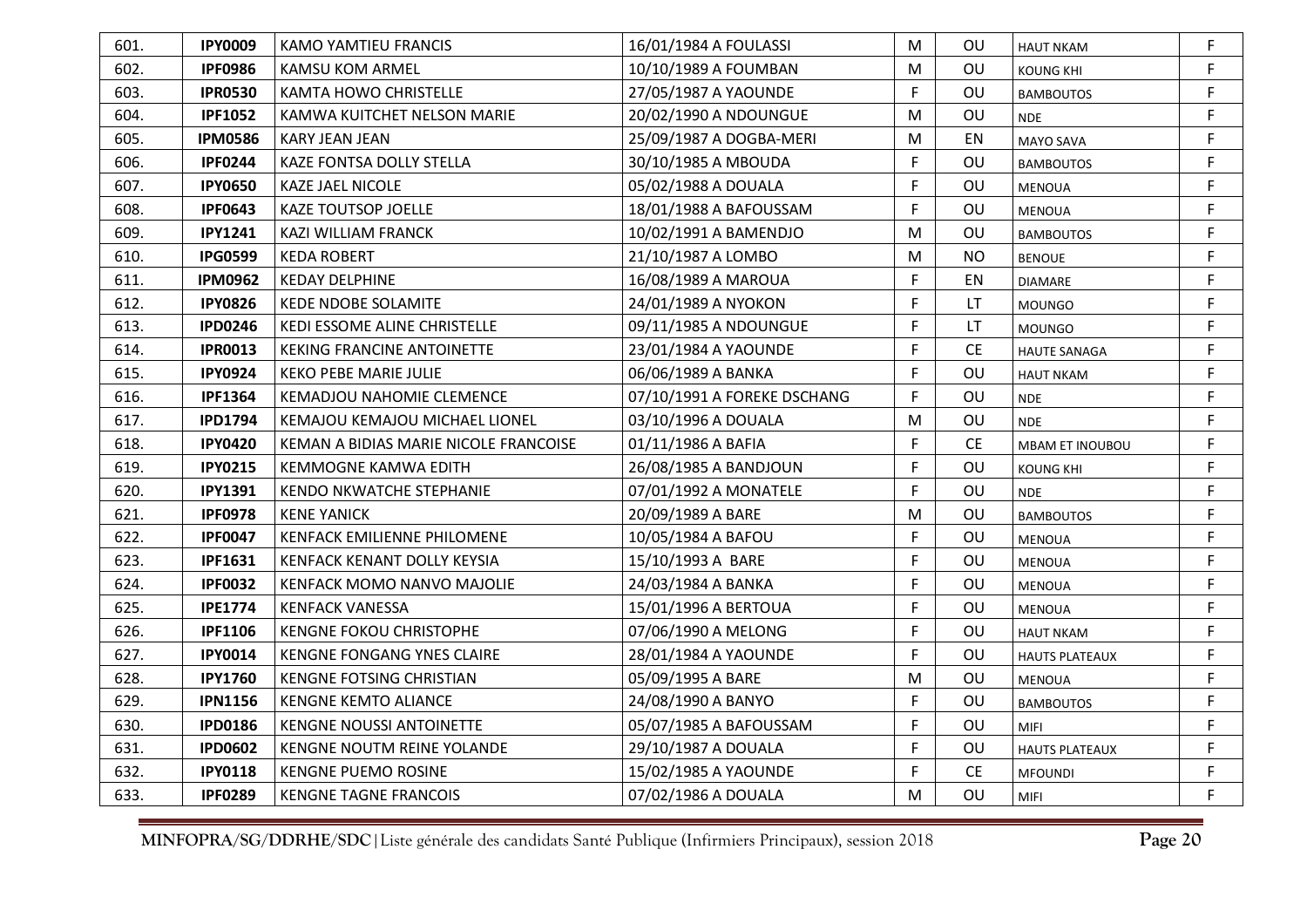| | | | | | | | |
|---|---|---|---|---|---|---|---|
| 601. | **IPY0009** | KAMO YAMTIEU FRANCIS | 16/01/1984 A FOULASSI | M | OU | HAUT NKAM | F |
| 602. | **IPF0986** | KAMSU KOM ARMEL | 10/10/1989 A FOUMBAN | M | OU | KOUNG KHI | F |
| 603. | **IPR0530** | KAMTA HOWO CHRISTELLE | 27/05/1987 A YAOUNDE | F | OU | BAMBOUTOS | F |
| 604. | **IPF1052** | KAMWA KUITCHET NELSON MARIE | 20/02/1990 A NDOUNGUE | M | OU | NDE | F |
| 605. | **IPM0586** | KARY JEAN JEAN | 25/09/1987 A DOGBA-MERI | M | EN | MAYO SAVA | F |
| 606. | **IPF0244** | KAZE FONTSA DOLLY STELLA | 30/10/1985 A MBOUDA | F | OU | BAMBOUTOS | F |
| 607. | **IPY0650** | KAZE JAEL NICOLE | 05/02/1988 A DOUALA | F | OU | MENOUA | F |
| 608. | **IPF0643** | KAZE TOUTSOP JOELLE | 18/01/1988 A BAFOUSSAM | F | OU | MENOUA | F |
| 609. | **IPY1241** | KAZI WILLIAM FRANCK | 10/02/1991 A BAMENDJO | M | OU | BAMBOUTOS | F |
| 610. | **IPG0599** | KEDA ROBERT | 21/10/1987 A LOMBO | M | NO | BENOUE | F |
| 611. | **IPM0962** | KEDAY DELPHINE | 16/08/1989 A MAROUA | F | EN | DIAMARE | F |
| 612. | **IPY0826** | KEDE NDOBE SOLAMITE | 24/01/1989 A NYOKON | F | LT | MOUNGO | F |
| 613. | **IPD0246** | KEDI ESSOME ALINE CHRISTELLE | 09/11/1985 A NDOUNGUE | F | LT | MOUNGO | F |
| 614. | **IPR0013** | KEKING FRANCINE ANTOINETTE | 23/01/1984 A YAOUNDE | F | CE | HAUTE SANAGA | F |
| 615. | **IPY0924** | KEKO PEBE MARIE JULIE | 06/06/1989 A BANKA | F | OU | HAUT NKAM | F |
| 616. | **IPF1364** | KEMADJOU NAHOMIE CLEMENCE | 07/10/1991 A FOREKE DSCHANG | F | OU | NDE | F |
| 617. | **IPD1794** | KEMAJOU KEMAJOU MICHAEL LIONEL | 03/10/1996 A DOUALA | M | OU | NDE | F |
| 618. | **IPY0420** | KEMAN A BIDIAS MARIE NICOLE FRANCOISE | 01/11/1986 A BAFIA | F | CE | MBAM ET INOUBOU | F |
| 619. | **IPY0215** | KEMMOGNE KAMWA EDITH | 26/08/1985 A BANDJOUN | F | OU | KOUNG KHI | F |
| 620. | **IPY1391** | KENDO NKWATCHE STEPHANIE | 07/01/1992 A MONATELE | F | OU | NDE | F |
| 621. | **IPF0978** | KENE YANICK | 20/09/1989 A BARE | M | OU | BAMBOUTOS | F |
| 622. | **IPF0047** | KENFACK EMILIENNE PHILOMENE | 10/05/1984 A BAFOU | F | OU | MENOUA | F |
| 623. | **IPF1631** | KENFACK KENANT DOLLY KEYSIA | 15/10/1993 A BARE | F | OU | MENOUA | F |
| 624. | **IPF0032** | KENFACK MOMO NANVO MAJOLIE | 24/03/1984 A BANKA | F | OU | MENOUA | F |
| 625. | **IPE1774** | KENFACK VANESSA | 15/01/1996 A BERTOUA | F | OU | MENOUA | F |
| 626. | **IPF1106** | KENGNE FOKOU CHRISTOPHE | 07/06/1990 A MELONG | F | OU | HAUT NKAM | F |
| 627. | **IPY0014** | KENGNE FONGANG YNES CLAIRE | 28/01/1984 A YAOUNDE | F | OU | HAUTS PLATEAUX | F |
| 628. | **IPY1760** | KENGNE FOTSING CHRISTIAN | 05/09/1995 A BARE | M | OU | MENOUA | F |
| 629. | **IPN1156** | KENGNE KEMTO ALIANCE | 24/08/1990 A BANYO | F | OU | BAMBOUTOS | F |
| 630. | **IPD0186** | KENGNE NOUSSI ANTOINETTE | 05/07/1985 A BAFOUSSAM | F | OU | MIFI | F |
| 631. | **IPD0602** | KENGNE NOUTM REINE YOLANDE | 29/10/1987 A DOUALA | F | OU | HAUTS PLATEAUX | F |
| 632. | **IPY0118** | KENGNE PUEMO ROSINE | 15/02/1985 A YAOUNDE | F | CE | MFOUNDI | F |
| 633. | **IPF0289** | KENGNE TAGNE FRANCOIS | 07/02/1986 A DOUALA | M | OU | MIFI | F |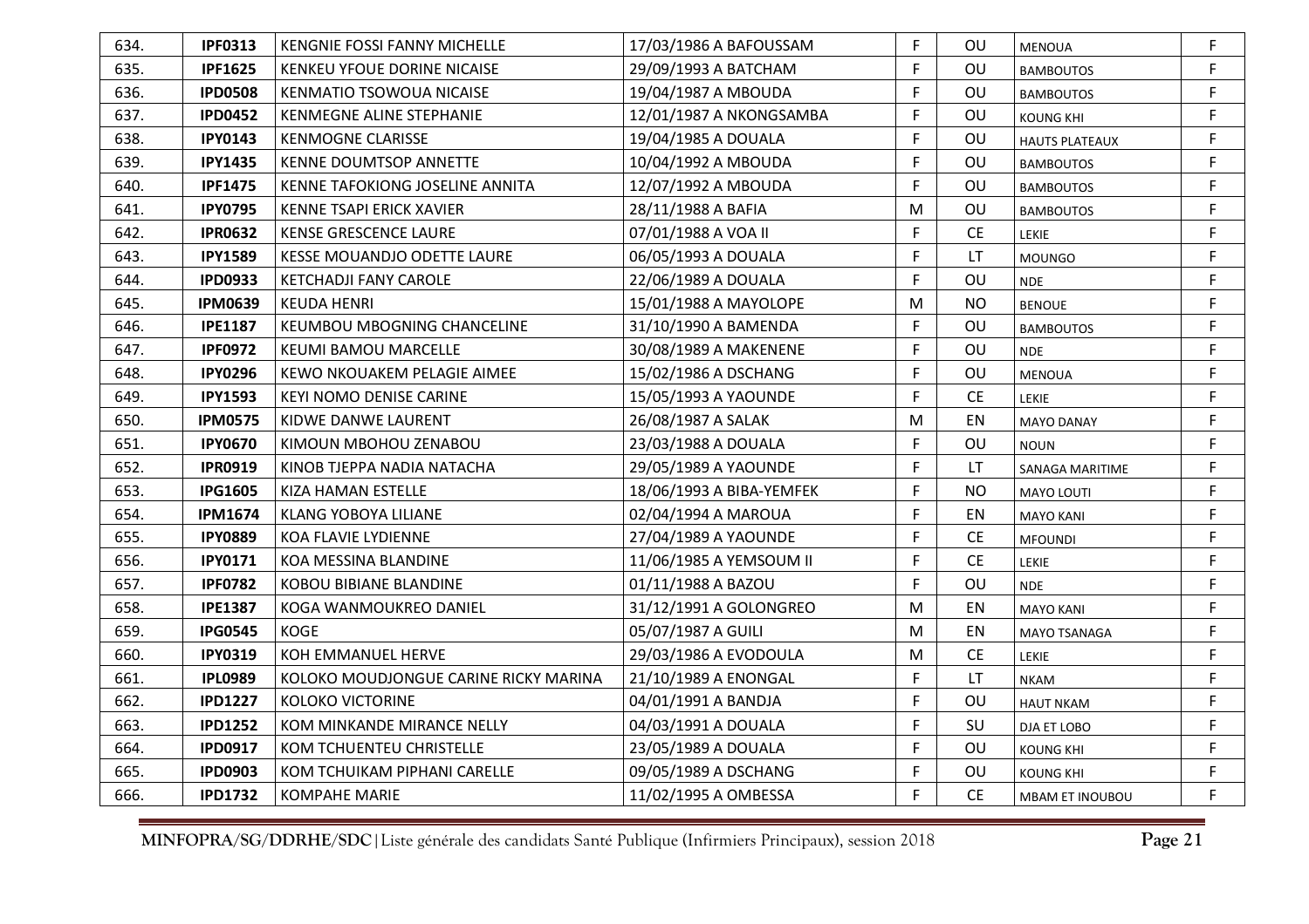| | | | | | | | |
|---|---|---|---|---|---|---|---|
| 634. | **IPF0313** | KENGNIE FOSSI FANNY MICHELLE | 17/03/1986 A BAFOUSSAM | F | OU | MENOUA | F |
| 635. | **IPF1625** | KENKEU YFOUE DORINE NICAISE | 29/09/1993 A BATCHAM | F | OU | BAMBOUTOS | F |
| 636. | **IPD0508** | KENMATIO TSOWOUA NICAISE | 19/04/1987 A MBOUDA | F | OU | BAMBOUTOS | F |
| 637. | **IPD0452** | KENMEGNE ALINE STEPHANIE | 12/01/1987 A NKONGSAMBA | F | OU | KOUNG KHI | F |
| 638. | **IPY0143** | KENMOGNE CLARISSE | 19/04/1985 A DOUALA | F | OU | HAUTS PLATEAUX | F |
| 639. | **IPY1435** | KENNE DOUMTSOP ANNETTE | 10/04/1992 A MBOUDA | F | OU | BAMBOUTOS | F |
| 640. | **IPF1475** | KENNE TAFOKIONG JOSELINE ANNITA | 12/07/1992 A MBOUDA | F | OU | BAMBOUTOS | F |
| 641. | **IPY0795** | KENNE TSAPI ERICK XAVIER | 28/11/1988 A BAFIA | M | OU | BAMBOUTOS | F |
| 642. | **IPR0632** | KENSE GRESCENCE LAURE | 07/01/1988 A VOA II | F | CE | LEKIE | F |
| 643. | **IPY1589** | KESSE MOUANDJO ODETTE LAURE | 06/05/1993 A DOUALA | F | LT | MOUNGO | F |
| 644. | **IPD0933** | KETCHADJI FANY CAROLE | 22/06/1989 A DOUALA | F | OU | NDE | F |
| 645. | **IPM0639** | KEUDA HENRI | 15/01/1988 A MAYOLOPE | M | NO | BENOUE | F |
| 646. | **IPE1187** | KEUMBOU MBOGNING CHANCELINE | 31/10/1990 A BAMENDA | F | OU | BAMBOUTOS | F |
| 647. | **IPF0972** | KEUMI BAMOU MARCELLE | 30/08/1989 A MAKENENE | F | OU | NDE | F |
| 648. | **IPY0296** | KEWO NKOUAKEM PELAGIE AIMEE | 15/02/1986 A DSCHANG | F | OU | MENOUA | F |
| 649. | **IPY1593** | KEYI NOMO DENISE CARINE | 15/05/1993 A YAOUNDE | F | CE | LEKIE | F |
| 650. | **IPM0575** | KIDWE DANWE LAURENT | 26/08/1987 A SALAK | M | EN | MAYO DANAY | F |
| 651. | **IPY0670** | KIMOUN MBOHOU ZENABOU | 23/03/1988 A DOUALA | F | OU | NOUN | F |
| 652. | **IPR0919** | KINOB TJEPPA NADIA NATACHA | 29/05/1989 A YAOUNDE | F | LT | SANAGA MARITIME | F |
| 653. | **IPG1605** | KIZA HAMAN ESTELLE | 18/06/1993 A BIBA-YEMFEK | F | NO | MAYO LOUTI | F |
| 654. | **IPM1674** | KLANG YOBOYA LILIANE | 02/04/1994 A MAROUA | F | EN | MAYO KANI | F |
| 655. | **IPY0889** | KOA FLAVIE LYDIENNE | 27/04/1989 A YAOUNDE | F | CE | MFOUNDI | F |
| 656. | **IPY0171** | KOA MESSINA BLANDINE | 11/06/1985 A YEMSOUM II | F | CE | LEKIE | F |
| 657. | **IPF0782** | KOBOU BIBIANE BLANDINE | 01/11/1988 A BAZOU | F | OU | NDE | F |
| 658. | **IPE1387** | KOGA WANMOUKREO DANIEL | 31/12/1991 A GOLONGREO | M | EN | MAYO KANI | F |
| 659. | **IPG0545** | KOGE | 05/07/1987 A GUILI | M | EN | MAYO TSANAGA | F |
| 660. | **IPY0319** | KOH EMMANUEL HERVE | 29/03/1986 A EVODOULA | M | CE | LEKIE | F |
| 661. | **IPL0989** | KOLOKO MOUDJONGUE CARINE RICKY MARINA | 21/10/1989 A ENONGAL | F | LT | NKAM | F |
| 662. | **IPD1227** | KOLOKO VICTORINE | 04/01/1991 A BANDJA | F | OU | HAUT NKAM | F |
| 663. | **IPD1252** | KOM MINKANDE MIRANCE NELLY | 04/03/1991 A DOUALA | F | SU | DJA ET LOBO | F |
| 664. | **IPD0917** | KOM TCHUENTEU CHRISTELLE | 23/05/1989 A DOUALA | F | OU | KOUNG KHI | F |
| 665. | **IPD0903** | KOM TCHUIKAM PIPHANI CARELLE | 09/05/1989 A DSCHANG | F | OU | KOUNG KHI | F |
| 666. | **IPD1732** | KOMPAHE MARIE | 11/02/1995 A OMBESSA | F | CE | MBAM ET INOUBOU | F |

**MINFOPRA/SG/DDRHE/SDC**|Liste générale des candidats Santé Publique (Infirmiers Principaux), session 2018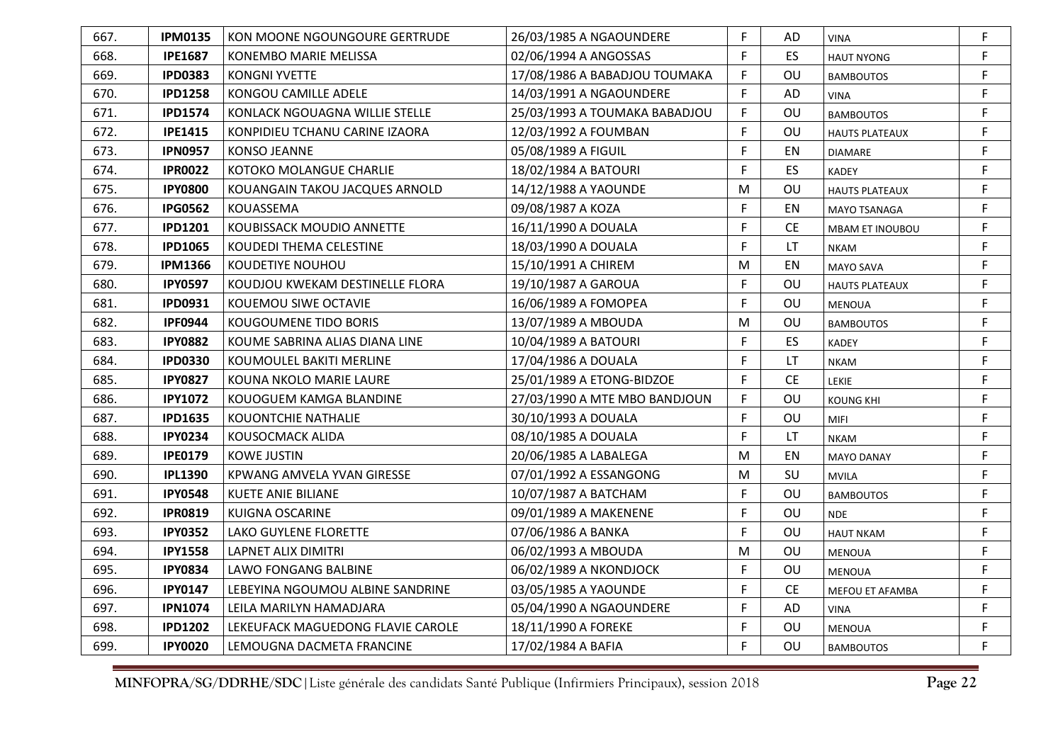| | | | | | | | |
|---|---|---|---|---|---|---|---|
| 667. | **IPM0135** | KON MOONE NGOUNGOURE GERTRUDE | 26/03/1985 A NGAOUNDERE | F | AD | VINA | F |
| 668. | **IPE1687** | KONEMBO MARIE MELISSA | 02/06/1994 A ANGOSSAS | F | ES | HAUT NYONG | F |
| 669. | **IPD0383** | KONGNI YVETTE | 17/08/1986 A BABADJOU TOUMAKA | F | OU | BAMBOUTOS | F |
| 670. | **IPD1258** | KONGOU CAMILLE ADELE | 14/03/1991 A NGAOUNDERE | F | AD | VINA | F |
| 671. | **IPD1574** | KONLACK NGOUAGNA WILLIE STELLE | 25/03/1993 A TOUMAKA BABADJOU | F | OU | BAMBOUTOS | F |
| 672. | **IPE1415** | KONPIDIEU TCHANU CARINE IZAORA | 12/03/1992 A FOUMBAN | F | OU | HAUTS PLATEAUX | F |
| 673. | **IPN0957** | KONSO JEANNE | 05/08/1989 A FIGUIL | F | EN | DIAMARE | F |
| 674. | **IPR0022** | KOTOKO MOLANGUE CHARLIE | 18/02/1984 A BATOURI | F | ES | KADEY | F |
| 675. | **IPY0800** | KOUANGAIN TAKOU JACQUES ARNOLD | 14/12/1988 A YAOUNDE | M | OU | HAUTS PLATEAUX | F |
| 676. | **IPG0562** | KOUASSEMA | 09/08/1987 A KOZA | F | EN | MAYO TSANAGA | F |
| 677. | **IPD1201** | KOUBISSACK MOUDIO ANNETTE | 16/11/1990 A DOUALA | F | CE | MBAM ET INOUBOU | F |
| 678. | **IPD1065** | KOUDEDI THEMA CELESTINE | 18/03/1990 A DOUALA | F | LT | NKAM | F |
| 679. | **IPM1366** | KOUDETIYE NOUHOU | 15/10/1991 A CHIREM | M | EN | MAYO SAVA | F |
| 680. | **IPY0597** | KOUDJOU KWEKAM DESTINELLE FLORA | 19/10/1987 A GAROUA | F | OU | HAUTS PLATEAUX | F |
| 681. | **IPD0931** | KOUEMOU SIWE OCTAVIE | 16/06/1989 A FOMOPEA | F | OU | MENOUA | F |
| 682. | **IPF0944** | KOUGOUMENE TIDO BORIS | 13/07/1989 A MBOUDA | M | OU | BAMBOUTOS | F |
| 683. | **IPY0882** | KOUME SABRINA ALIAS DIANA LINE | 10/04/1989 A BATOURI | F | ES | KADEY | F |
| 684. | **IPD0330** | KOUMOULEL BAKITI MERLINE | 17/04/1986 A DOUALA | F | LT | NKAM | F |
| 685. | **IPY0827** | KOUNA NKOLO MARIE LAURE | 25/01/1989 A ETONG-BIDZOE | F | CE | LEKIE | F |
| 686. | **IPY1072** | KOUOGUEM KAMGA BLANDINE | 27/03/1990 A MTE MBO BANDJOUN | F | OU | KOUNG KHI | F |
| 687. | **IPD1635** | KOUONTCHIE NATHALIE | 30/10/1993 A DOUALA | F | OU | MIFI | F |
| 688. | **IPY0234** | KOUSOCMACK ALIDA | 08/10/1985 A DOUALA | F | LT | NKAM | F |
| 689. | **IPE0179** | KOWE JUSTIN | 20/06/1985 A LABALEGA | M | EN | MAYO DANAY | F |
| 690. | **IPL1390** | KPWANG AMVELA YVAN GIRESSE | 07/01/1992 A ESSANGONG | M | SU | MVILA | F |
| 691. | **IPY0548** | KUETE ANIE BILIANE | 10/07/1987 A BATCHAM | F | OU | BAMBOUTOS | F |
| 692. | **IPR0819** | KUIGNA OSCARINE | 09/01/1989 A MAKENENE | F | OU | NDE | F |
| 693. | **IPY0352** | LAKO GUYLENE FLORETTE | 07/06/1986 A BANKA | F | OU | HAUT NKAM | F |
| 694. | **IPY1558** | LAPNET ALIX DIMITRI | 06/02/1993 A MBOUDA | M | OU | MENOUA | F |
| 695. | **IPY0834** | LAWO FONGANG BALBINE | 06/02/1989 A NKONDJOCK | F | OU | MENOUA | F |
| 696. | **IPY0147** | LEBEYINA NGOUMOU ALBINE SANDRINE | 03/05/1985 A YAOUNDE | F | CE | MEFOU ET AFAMBA | F |
| 697. | **IPN1074** | LEILA MARILYN HAMADJARA | 05/04/1990 A NGAOUNDERE | F | AD | VINA | F |
| 698. | **IPD1202** | LEKEUFACK MAGUEDONG FLAVIE CAROLE | 18/11/1990 A FOREKE | F | OU | MENOUA | F |
| 699. | **IPY0020** | LEMOUGNA DACMETA FRANCINE | 17/02/1984 A BAFIA | F | OU | BAMBOUTOS | F |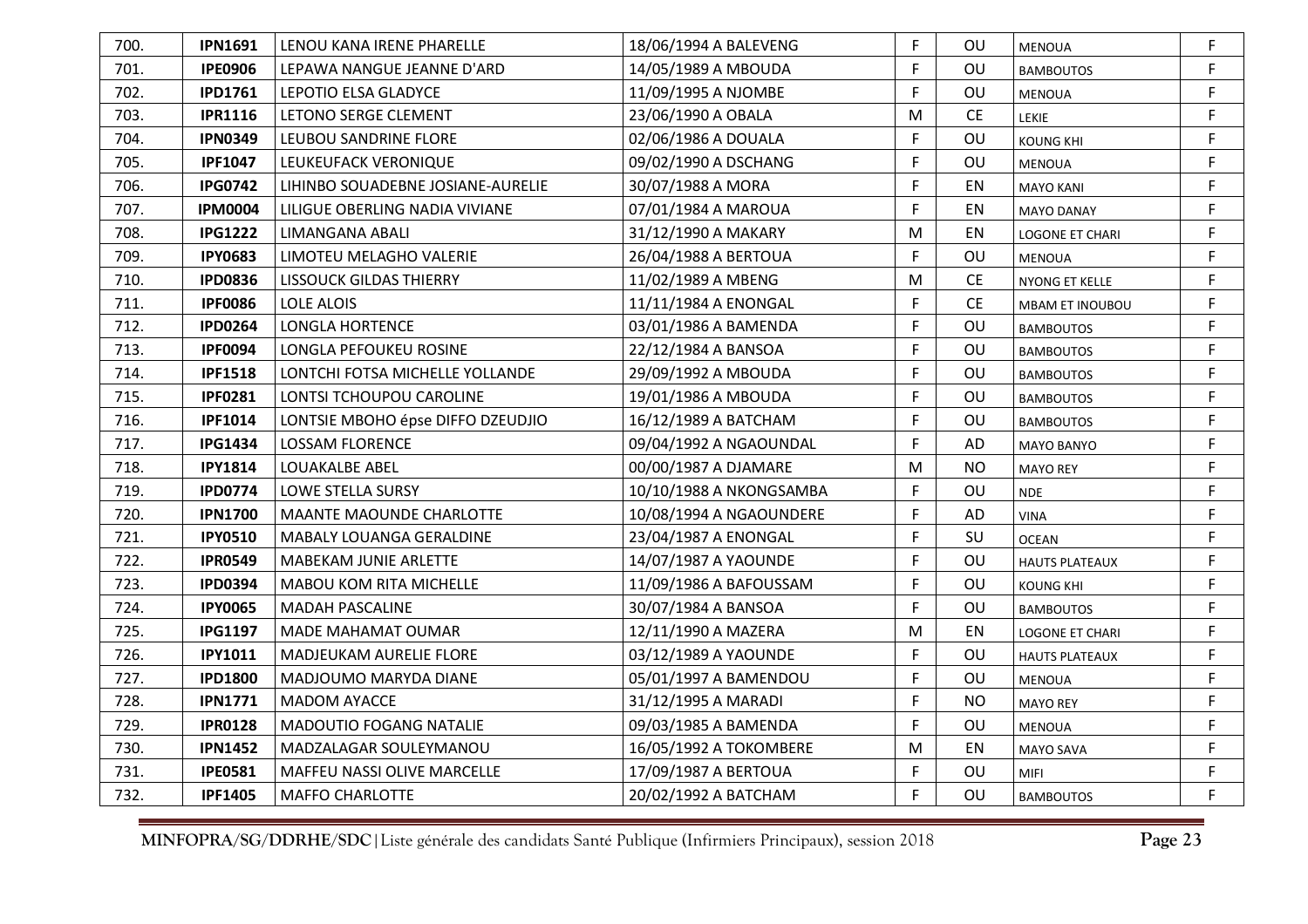| 700. | **IPN1691** | LENOU KANA IRENE PHARELLE | 18/06/1994 A BALEVENG | F | OU | MENOUA | F |
|---|---|---|---|---|---|---|---|
| 701. | **IPE0906** | LEPAWA NANGUE JEANNE D'ARD | 14/05/1989 A MBOUDA | F | OU | BAMBOUTOS | F |
| 702. | **IPD1761** | LEPOTIO ELSA GLADYCE | 11/09/1995 A NJOMBE | F | OU | MENOUA | F |
| 703. | **IPR1116** | LETONO SERGE CLEMENT | 23/06/1990 A OBALA | M | CE | LEKIE | F |
| 704. | **IPN0349** | LEUBOU SANDRINE FLORE | 02/06/1986 A DOUALA | F | OU | KOUNG KHI | F |
| 705. | **IPF1047** | LEUKEUFACK VERONIQUE | 09/02/1990 A DSCHANG | F | OU | MENOUA | F |
| 706. | **IPG0742** | LIHINBO SOUADEBNE JOSIANE-AURELIE | 30/07/1988 A MORA | F | EN | MAYO KANI | F |
| 707. | **IPM0004** | LILIGUE OBERLING NADIA VIVIANE | 07/01/1984 A MAROUA | F | EN | MAYO DANAY | F |
| 708. | **IPG1222** | LIMANGANA ABALI | 31/12/1990 A MAKARY | M | EN | LOGONE ET CHARI | F |
| 709. | **IPY0683** | LIMOTEU MELAGHO VALERIE | 26/04/1988 A BERTOUA | F | OU | MENOUA | F |
| 710. | **IPD0836** | LISSOUCK GILDAS THIERRY | 11/02/1989 A MBENG | M | CE | NYONG ET KELLE | F |
| 711. | **IPF0086** | LOLE ALOIS | 11/11/1984 A ENONGAL | F | CE | MBAM ET INOUBOU | F |
| 712. | **IPD0264** | LONGLA HORTENCE | 03/01/1986 A BAMENDA | F | OU | BAMBOUTOS | F |
| 713. | **IPF0094** | LONGLA PEFOUKEU ROSINE | 22/12/1984 A BANSOA | F | OU | BAMBOUTOS | F |
| 714. | **IPF1518** | LONTCHI FOTSA MICHELLE YOLLANDE | 29/09/1992 A MBOUDA | F | OU | BAMBOUTOS | F |
| 715. | **IPF0281** | LONTSI TCHOUPOU CAROLINE | 19/01/1986 A MBOUDA | F | OU | BAMBOUTOS | F |
| 716. | **IPF1014** | LONTSIE MBOHO épse DIFFO DZEUDJIO | 16/12/1989 A BATCHAM | F | OU | BAMBOUTOS | F |
| 717. | **IPG1434** | LOSSAM FLORENCE | 09/04/1992 A NGAOUNDAL | F | AD | MAYO BANYO | F |
| 718. | **IPY1814** | LOUAKALBE ABEL | 00/00/1987 A DJAMARE | M | NO | MAYO REY | F |
| 719. | **IPD0774** | LOWE STELLA SURSY | 10/10/1988 A NKONGSAMBA | F | OU | NDE | F |
| 720. | **IPN1700** | MAANTE MAOUNDE CHARLOTTE | 10/08/1994 A NGAOUNDERE | F | AD | VINA | F |
| 721. | **IPY0510** | MABALY LOUANGA GERALDINE | 23/04/1987 A ENONGAL | F | SU | OCEAN | F |
| 722. | **IPR0549** | MABEKAM JUNIE ARLETTE | 14/07/1987 A YAOUNDE | F | OU | HAUTS PLATEAUX | F |
| 723. | **IPD0394** | MABOU KOM RITA MICHELLE | 11/09/1986 A BAFOUSSAM | F | OU | KOUNG KHI | F |
| 724. | **IPY0065** | MADAH PASCALINE | 30/07/1984 A BANSOA | F | OU | BAMBOUTOS | F |
| 725. | **IPG1197** | MADE MAHAMAT OUMAR | 12/11/1990 A MAZERA | M | EN | LOGONE ET CHARI | F |
| 726. | **IPY1011** | MADJEUKAM AURELIE FLORE | 03/12/1989 A YAOUNDE | F | OU | HAUTS PLATEAUX | F |
| 727. | **IPD1800** | MADJOUMO MARYDA DIANE | 05/01/1997 A BAMENDOU | F | OU | MENOUA | F |
| 728. | **IPN1771** | MADOM AYACCE | 31/12/1995 A MARADI | F | NO | MAYO REY | F |
| 729. | **IPR0128** | MADOUTIO FOGANG NATALIE | 09/03/1985 A BAMENDA | F | OU | MENOUA | F |
| 730. | **IPN1452** | MADZALAGAR SOULEYMANOU | 16/05/1992 A TOKOMBERE | M | EN | MAYO SAVA | F |
| 731. | **IPE0581** | MAFFEU NASSI OLIVE MARCELLE | 17/09/1987 A BERTOUA | F | OU | MIFI | F |
| 732. | **IPF1405** | MAFFO CHARLOTTE | 20/02/1992 A BATCHAM | F | OU | BAMBOUTOS | F |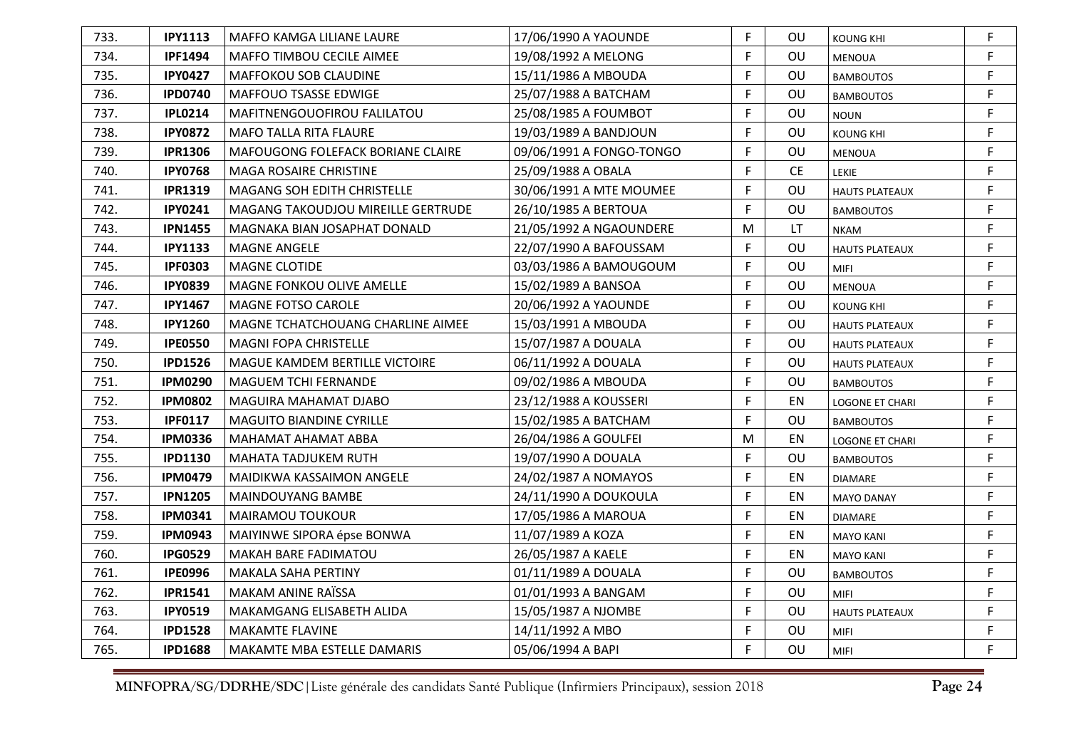| | | | | | | | |
|---|---|---|---|---|---|---|---|
| 733. | **IPY1113** | MAFFO KAMGA LILIANE LAURE | 17/06/1990 A YAOUNDE | F | OU | KOUNG KHI | F |
| 734. | **IPF1494** | MAFFO TIMBOU CECILE AIMEE | 19/08/1992 A MELONG | F | OU | MENOUA | F |
| 735. | **IPY0427** | MAFFOKOU SOB CLAUDINE | 15/11/1986 A MBOUDA | F | OU | BAMBOUTOS | F |
| 736. | **IPD0740** | MAFFOUO TSASSE EDWIGE | 25/07/1988 A BATCHAM | F | OU | BAMBOUTOS | F |
| 737. | **IPL0214** | MAFITNENGOUOFIROU FALILATOU | 25/08/1985 A FOUMBOT | F | OU | NOUN | F |
| 738. | **IPY0872** | MAFO TALLA RITA FLAURE | 19/03/1989 A BANDJOUN | F | OU | KOUNG KHI | F |
| 739. | **IPR1306** | MAFOUGONG FOLEFACK BORIANE CLAIRE | 09/06/1991 A FONGO-TONGO | F | OU | MENOUA | F |
| 740. | **IPY0768** | MAGA ROSAIRE CHRISTINE | 25/09/1988 A OBALA | F | CE | LEKIE | F |
| 741. | **IPR1319** | MAGANG SOH EDITH CHRISTELLE | 30/06/1991 A MTE MOUMEE | F | OU | HAUTS PLATEAUX | F |
| 742. | **IPY0241** | MAGANG TAKOUDJOU MIREILLE GERTRUDE | 26/10/1985 A BERTOUA | F | OU | BAMBOUTOS | F |
| 743. | **IPN1455** | MAGNAKA BIAN JOSAPHAT DONALD | 21/05/1992 A NGAOUNDERE | M | LT | NKAM | F |
| 744. | **IPY1133** | MAGNE ANGELE | 22/07/1990 A BAFOUSSAM | F | OU | HAUTS PLATEAUX | F |
| 745. | **IPF0303** | MAGNE CLOTIDE | 03/03/1986 A BAMOUGOUM | F | OU | MIFI | F |
| 746. | **IPY0839** | MAGNE FONKOU OLIVE AMELLE | 15/02/1989 A BANSOA | F | OU | MENOUA | F |
| 747. | **IPY1467** | MAGNE FOTSO CAROLE | 20/06/1992 A YAOUNDE | F | OU | KOUNG KHI | F |
| 748. | **IPY1260** | MAGNE TCHATCHOUANG CHARLINE AIMEE | 15/03/1991 A MBOUDA | F | OU | HAUTS PLATEAUX | F |
| 749. | **IPE0550** | MAGNI FOPA CHRISTELLE | 15/07/1987 A DOUALA | F | OU | HAUTS PLATEAUX | F |
| 750. | **IPD1526** | MAGUE KAMDEM BERTILLE VICTOIRE | 06/11/1992 A DOUALA | F | OU | HAUTS PLATEAUX | F |
| 751. | **IPM0290** | MAGUEM TCHI FERNANDE | 09/02/1986 A MBOUDA | F | OU | BAMBOUTOS | F |
| 752. | **IPM0802** | MAGUIRA MAHAMAT DJABO | 23/12/1988 A KOUSSERI | F | EN | LOGONE ET CHARI | F |
| 753. | **IPF0117** | MAGUITO BIANDINE CYRILLE | 15/02/1985 A BATCHAM | F | OU | BAMBOUTOS | F |
| 754. | **IPM0336** | MAHAMAT AHAMAT ABBA | 26/04/1986 A GOULFEI | M | EN | LOGONE ET CHARI | F |
| 755. | **IPD1130** | MAHATA TADJUKEM RUTH | 19/07/1990 A DOUALA | F | OU | BAMBOUTOS | F |
| 756. | **IPM0479** | MAIDIKWA KASSAIMON ANGELE | 24/02/1987 A NOMAYOS | F | EN | DIAMARE | F |
| 757. | **IPN1205** | MAINDOUYANG BAMBE | 24/11/1990 A DOUKOULA | F | EN | MAYO DANAY | F |
| 758. | **IPM0341** | MAIRAMOU TOUKOUR | 17/05/1986 A MAROUA | F | EN | DIAMARE | F |
| 759. | **IPM0943** | MAIYINWE SIPORA épse BONWA | 11/07/1989 A KOZA | F | EN | MAYO KANI | F |
| 760. | **IPG0529** | MAKAH BARE FADIMATOU | 26/05/1987 A KAELE | F | EN | MAYO KANI | F |
| 761. | **IPE0996** | MAKALA SAHA PERTINY | 01/11/1989 A DOUALA | F | OU | BAMBOUTOS | F |
| 762. | **IPR1541** | MAKAM ANINE RAÏSSA | 01/01/1993 A BANGAM | F | OU | MIFI | F |
| 763. | **IPY0519** | MAKAMGANG ELISABETH ALIDA | 15/05/1987 A NJOMBE | F | OU | HAUTS PLATEAUX | F |
| 764. | **IPD1528** | MAKAMTE FLAVINE | 14/11/1992 A MBO | F | OU | MIFI | F |
| 765. | **IPD1688** | MAKAMTE MBA ESTELLE DAMARIS | 05/06/1994 A BAPI | F | OU | MIFI | F |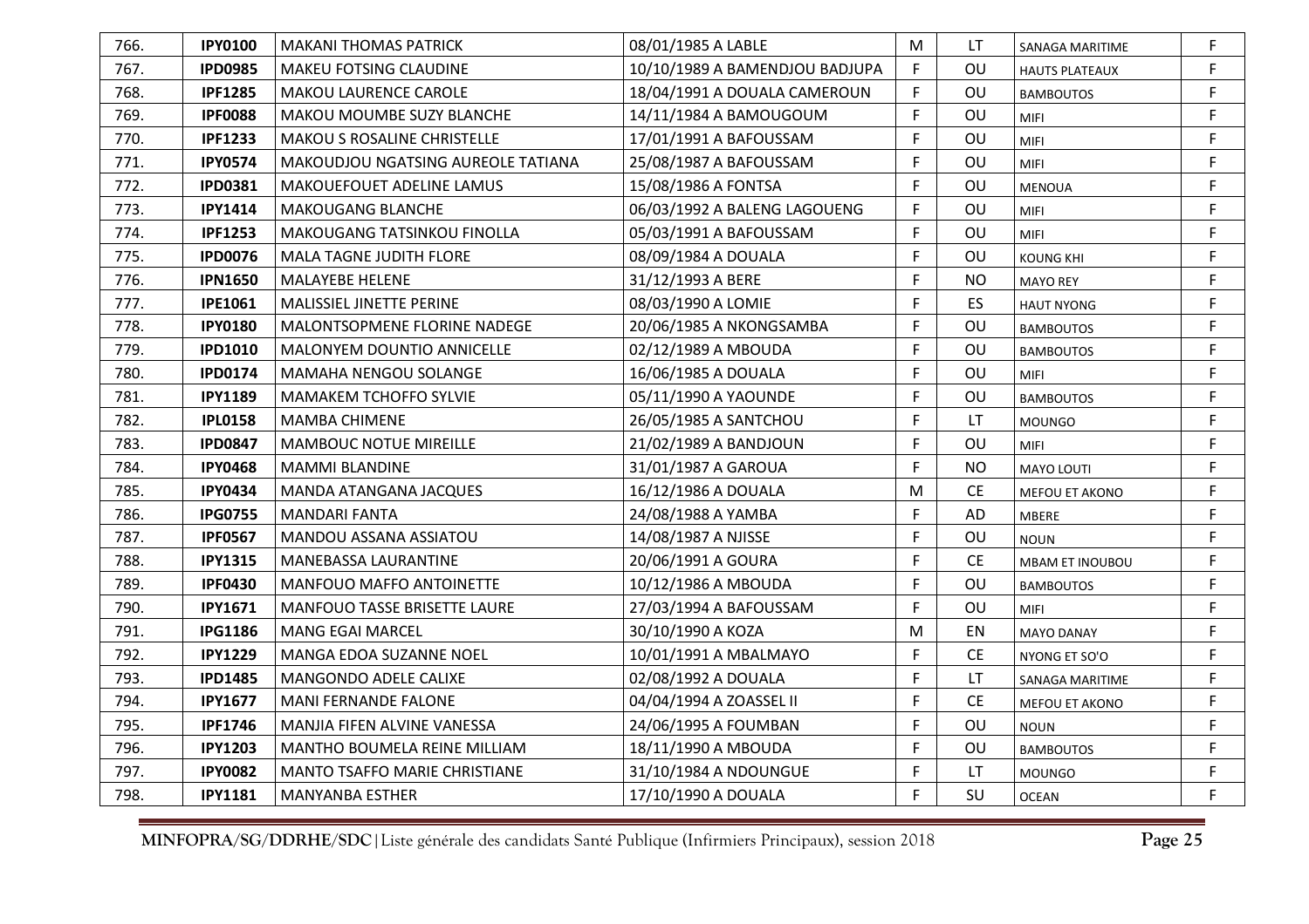| 766. | **IPY0100** | MAKANI THOMAS PATRICK | 08/01/1985 A LABLE | M | LT | SANAGA MARITIME | F |
|---|---|---|---|---|---|---|---|
| 767. | **IPD0985** | MAKEU FOTSING CLAUDINE | 10/10/1989 A BAMENDJOU BADJUPA | F | OU | HAUTS PLATEAUX | F |
| 768. | **IPF1285** | MAKOU LAURENCE CAROLE | 18/04/1991 A DOUALA CAMEROUN | F | OU | BAMBOUTOS | F |
| 769. | **IPF0088** | MAKOU MOUMBE SUZY BLANCHE | 14/11/1984 A BAMOUGOUM | F | OU | MIFI | F |
| 770. | **IPF1233** | MAKOU S ROSALINE CHRISTELLE | 17/01/1991 A BAFOUSSAM | F | OU | MIFI | F |
| 771. | **IPY0574** | MAKOUDJOU NGATSING AUREOLE TATIANA | 25/08/1987 A BAFOUSSAM | F | OU | MIFI | F |
| 772. | **IPD0381** | MAKOUEFOUET ADELINE LAMUS | 15/08/1986 A FONTSA | F | OU | MENOUA | F |
| 773. | **IPY1414** | MAKOUGANG BLANCHE | 06/03/1992 A BALENG LAGOUENG | F | OU | MIFI | F |
| 774. | **IPF1253** | MAKOUGANG TATSINKOU FINOLLA | 05/03/1991 A BAFOUSSAM | F | OU | MIFI | F |
| 775. | **IPD0076** | MALA TAGNE JUDITH FLORE | 08/09/1984 A DOUALA | F | OU | KOUNG KHI | F |
| 776. | **IPN1650** | MALAYEBE HELENE | 31/12/1993 A BERE | F | NO | MAYO REY | F |
| 777. | **IPE1061** | MALISSIEL JINETTE PERINE | 08/03/1990 A LOMIE | F | ES | HAUT NYONG | F |
| 778. | **IPY0180** | MALONTSOPMENE FLORINE NADEGE | 20/06/1985 A NKONGSAMBA | F | OU | BAMBOUTOS | F |
| 779. | **IPD1010** | MALONYEM DOUNTIO ANNICELLE | 02/12/1989 A MBOUDA | F | OU | BAMBOUTOS | F |
| 780. | **IPD0174** | MAMAHA NENGOU SOLANGE | 16/06/1985 A DOUALA | F | OU | MIFI | F |
| 781. | **IPY1189** | MAMAKEM TCHOFFO SYLVIE | 05/11/1990 A YAOUNDE | F | OU | BAMBOUTOS | F |
| 782. | **IPL0158** | MAMBA CHIMENE | 26/05/1985 A SANTCHOU | F | LT | MOUNGO | F |
| 783. | **IPD0847** | MAMBOUC NOTUE MIREILLE | 21/02/1989 A BANDJOUN | F | OU | MIFI | F |
| 784. | **IPY0468** | MAMMI BLANDINE | 31/01/1987 A GAROUA | F | NO | MAYO LOUTI | F |
| 785. | **IPY0434** | MANDA ATANGANA JACQUES | 16/12/1986 A DOUALA | M | CE | MEFOU ET AKONO | F |
| 786. | **IPG0755** | MANDARI FANTA | 24/08/1988 A YAMBA | F | AD | MBERE | F |
| 787. | **IPF0567** | MANDOU ASSANA ASSIATOU | 14/08/1987 A NJISSE | F | OU | NOUN | F |
| 788. | **IPY1315** | MANEBASSA LAURANTINE | 20/06/1991 A GOURA | F | CE | MBAM ET INOUBOU | F |
| 789. | **IPF0430** | MANFOUO MAFFO ANTOINETTE | 10/12/1986 A MBOUDA | F | OU | BAMBOUTOS | F |
| 790. | **IPY1671** | MANFOUO TASSE BRISETTE LAURE | 27/03/1994 A BAFOUSSAM | F | OU | MIFI | F |
| 791. | **IPG1186** | MANG EGAI MARCEL | 30/10/1990 A KOZA | M | EN | MAYO DANAY | F |
| 792. | **IPY1229** | MANGA EDOA SUZANNE NOEL | 10/01/1991 A MBALMAYO | F | CE | NYONG ET SO'O | F |
| 793. | **IPD1485** | MANGONDO ADELE CALIXE | 02/08/1992 A DOUALA | F | LT | SANAGA MARITIME | F |
| 794. | **IPY1677** | MANI FERNANDE FALONE | 04/04/1994 A ZOASSEL II | F | CE | MEFOU ET AKONO | F |
| 795. | **IPF1746** | MANJIA FIFEN ALVINE VANESSA | 24/06/1995 A FOUMBAN | F | OU | NOUN | F |
| 796. | **IPY1203** | MANTHO BOUMELA REINE MILLIAM | 18/11/1990 A MBOUDA | F | OU | BAMBOUTOS | F |
| 797. | **IPY0082** | MANTO TSAFFO MARIE CHRISTIANE | 31/10/1984 A NDOUNGUE | F | LT | MOUNGO | F |
| 798. | **IPY1181** | MANYANBA ESTHER | 17/10/1990 A DOUALA | F | SU | OCEAN | F |

**MINFOPRA/SG/DDRHE/SDC**|Liste générale des candidats Santé Publique (Infirmiers Principaux), session 2018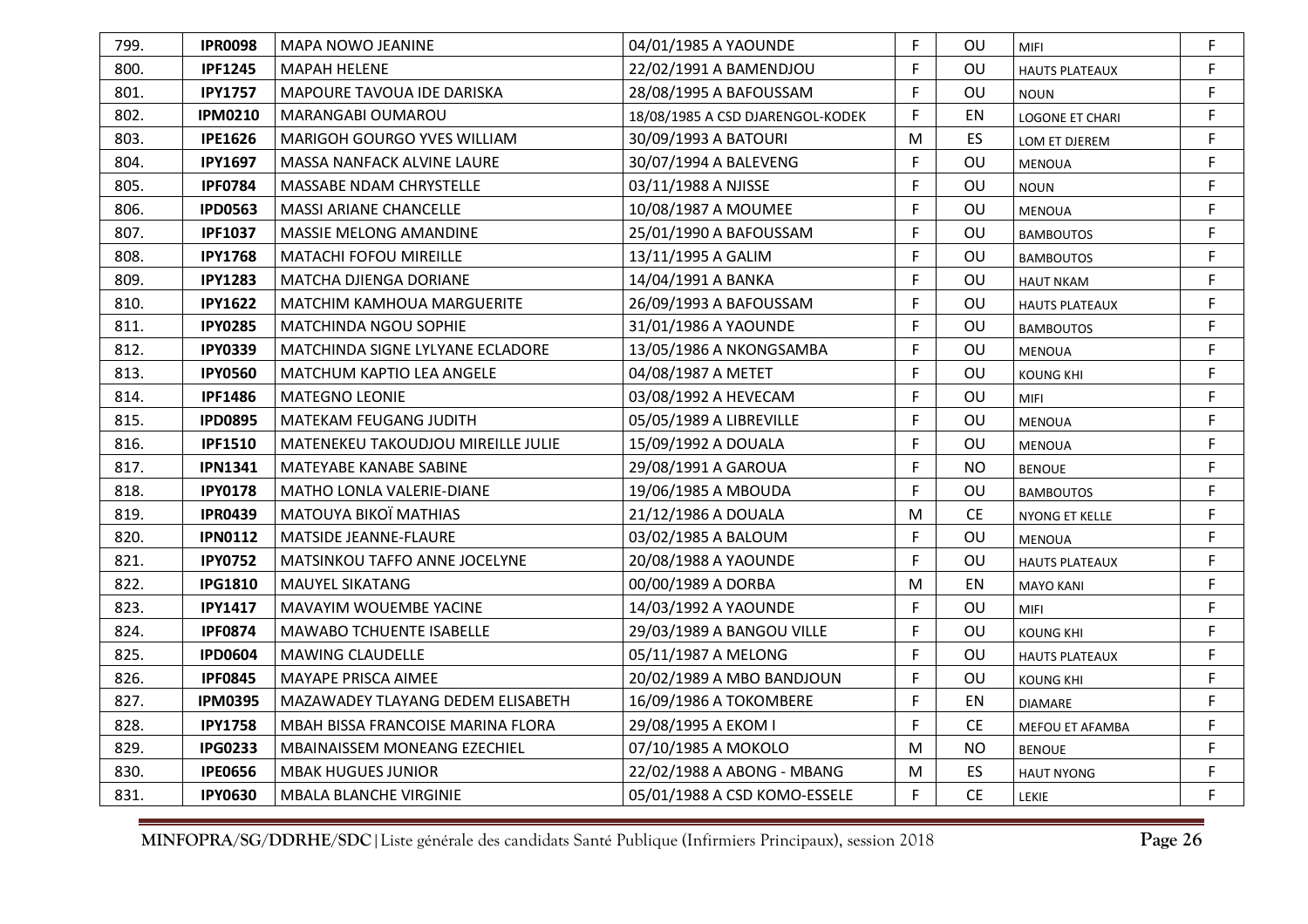| 799. | **IPR0098** | MAPA NOWO JEANINE | 04/01/1985 A YAOUNDE | F | OU | MIFI | F |
|---|---|---|---|---|---|---|---|
| 800. | **IPF1245** | MAPAH HELENE | 22/02/1991 A BAMENDJOU | F | OU | HAUTS PLATEAUX | F |
| 801. | **IPY1757** | MAPOURE TAVOUA IDE DARISKA | 28/08/1995 A BAFOUSSAM | F | OU | NOUN | F |
| 802. | **IPM0210** | MARANGABI OUMAROU | 18/08/1985 A CSD DJARENGOL-KODEK | F | EN | LOGONE ET CHARI | F |
| 803. | **IPE1626** | MARIGOH GOURGO YVES WILLIAM | 30/09/1993 A BATOURI | M | ES | LOM ET DJEREM | F |
| 804. | **IPY1697** | MASSA NANFACK ALVINE LAURE | 30/07/1994 A BALEVENG | F | OU | MENOUA | F |
| 805. | **IPF0784** | MASSABE NDAM CHRYSTELLE | 03/11/1988 A NJISSE | F | OU | NOUN | F |
| 806. | **IPD0563** | MASSI ARIANE CHANCELLE | 10/08/1987 A MOUMEE | F | OU | MENOUA | F |
| 807. | **IPF1037** | MASSIE MELONG AMANDINE | 25/01/1990 A BAFOUSSAM | F | OU | BAMBOUTOS | F |
| 808. | **IPY1768** | MATACHI FOFOU MIREILLE | 13/11/1995 A GALIM | F | OU | BAMBOUTOS | F |
| 809. | **IPY1283** | MATCHA DJIENGA DORIANE | 14/04/1991 A BANKA | F | OU | HAUT NKAM | F |
| 810. | **IPY1622** | MATCHIM KAMHOUA MARGUERITE | 26/09/1993 A BAFOUSSAM | F | OU | HAUTS PLATEAUX | F |
| 811. | **IPY0285** | MATCHINDA NGOU SOPHIE | 31/01/1986 A YAOUNDE | F | OU | BAMBOUTOS | F |
| 812. | **IPY0339** | MATCHINDA SIGNE LYLYANE ECLADORE | 13/05/1986 A NKONGSAMBA | F | OU | MENOUA | F |
| 813. | **IPY0560** | MATCHUM KAPTIO LEA ANGELE | 04/08/1987 A METET | F | OU | KOUNG KHI | F |
| 814. | **IPF1486** | MATEGNO LEONIE | 03/08/1992 A HEVECAM | F | OU | MIFI | F |
| 815. | **IPD0895** | MATEKAM FEUGANG JUDITH | 05/05/1989 A LIBREVILLE | F | OU | MENOUA | F |
| 816. | **IPF1510** | MATENEKEU TAKOUDJOU MIREILLE JULIE | 15/09/1992 A DOUALA | F | OU | MENOUA | F |
| 817. | **IPN1341** | MATEYABE KANABE SABINE | 29/08/1991 A GAROUA | F | NO | BENOUE | F |
| 818. | **IPY0178** | MATHO LONLA VALERIE-DIANE | 19/06/1985 A MBOUDA | F | OU | BAMBOUTOS | F |
| 819. | **IPR0439** | MATOUYA BIKOÏ MATHIAS | 21/12/1986 A DOUALA | M | CE | NYONG ET KELLE | F |
| 820. | **IPN0112** | MATSIDE JEANNE-FLAURE | 03/02/1985 A BALOUM | F | OU | MENOUA | F |
| 821. | **IPY0752** | MATSINKOU TAFFO ANNE JOCELYNE | 20/08/1988 A YAOUNDE | F | OU | HAUTS PLATEAUX | F |
| 822. | **IPG1810** | MAUYEL SIKATANG | 00/00/1989 A DORBA | M | EN | MAYO KANI | F |
| 823. | **IPY1417** | MAVAYIM WOUEMBE YACINE | 14/03/1992 A YAOUNDE | F | OU | MIFI | F |
| 824. | **IPF0874** | MAWABO TCHUENTE ISABELLE | 29/03/1989 A BANGOU VILLE | F | OU | KOUNG KHI | F |
| 825. | **IPD0604** | MAWING CLAUDELLE | 05/11/1987 A MELONG | F | OU | HAUTS PLATEAUX | F |
| 826. | **IPF0845** | MAYAPE PRISCA AIMEE | 20/02/1989 A MBO BANDJOUN | F | OU | KOUNG KHI | F |
| 827. | **IPM0395** | MAZAWADEY TLAYANG DEDEM ELISABETH | 16/09/1986 A TOKOMBERE | F | EN | DIAMARE | F |
| 828. | **IPY1758** | MBAH BISSA FRANCOISE MARINA FLORA | 29/08/1995 A EKOM I | F | CE | MEFOU ET AFAMBA | F |
| 829. | **IPG0233** | MBAINAISSEM MONEANG EZECHIEL | 07/10/1985 A MOKOLO | M | NO | BENOUE | F |
| 830. | **IPE0656** | MBAK HUGUES JUNIOR | 22/02/1988 A ABONG - MBANG | M | ES | HAUT NYONG | F |
| 831. | **IPY0630** | MBALA BLANCHE VIRGINIE | 05/01/1988 A CSD KOMO-ESSELE | F | CE | LEKIE | F |

**MINFOPRA/SG/DDRHE/SDC**|Liste générale des candidats Santé Publique (Infirmiers Principaux), session 2018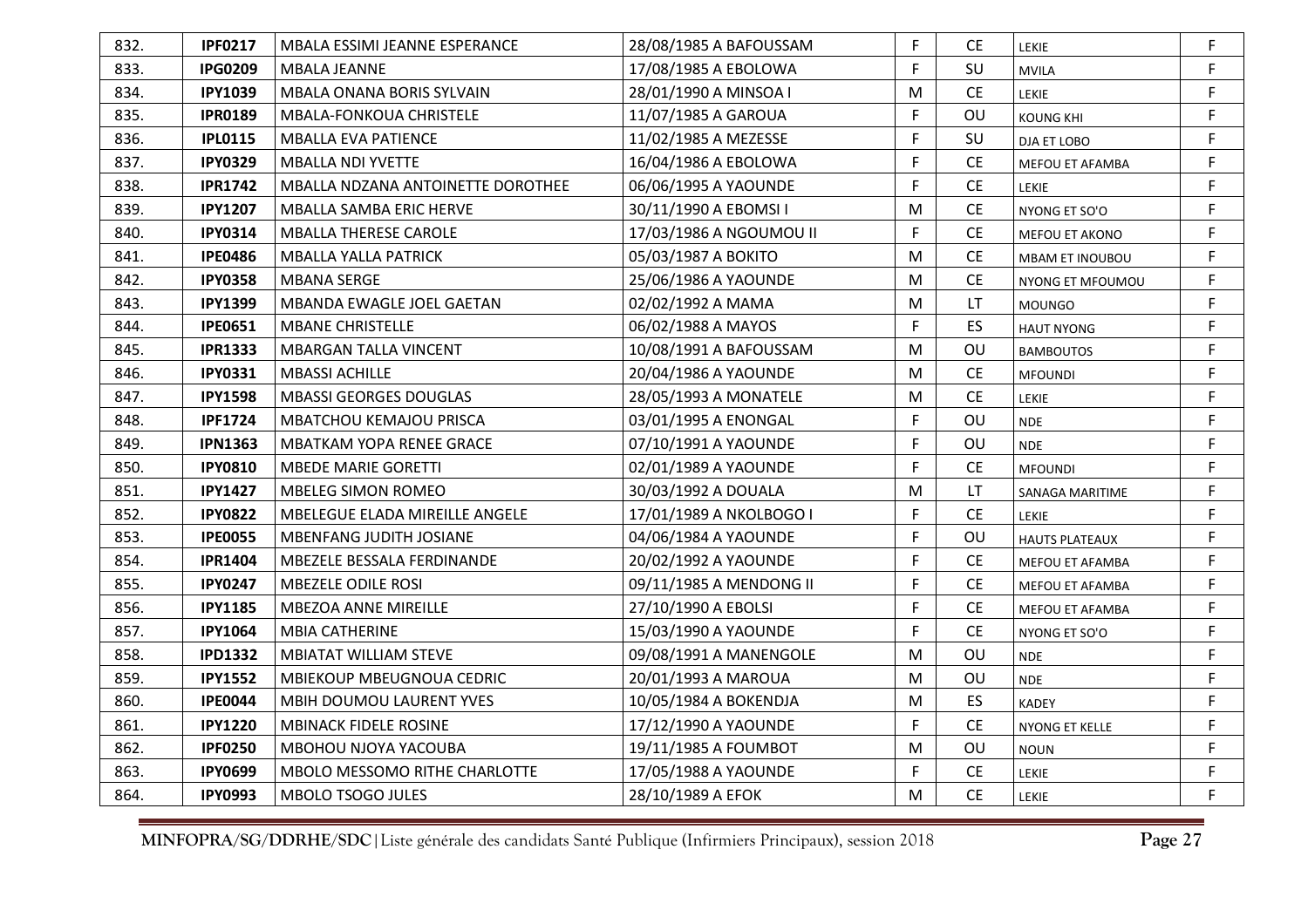| | | | | | | | |
|---|---|---|---|---|---|---|---|
| 832. | **IPF0217** | MBALA ESSIMI JEANNE ESPERANCE | 28/08/1985 A BAFOUSSAM | F | CE | LEKIE | F |
| 833. | **IPG0209** | MBALA JEANNE | 17/08/1985 A EBOLOWA | F | SU | MVILA | F |
| 834. | **IPY1039** | MBALA ONANA BORIS SYLVAIN | 28/01/1990 A MINSOA I | M | CE | LEKIE | F |
| 835. | **IPR0189** | MBALA-FONKOUA CHRISTELE | 11/07/1985 A GAROUA | F | OU | KOUNG KHI | F |
| 836. | **IPL0115** | MBALLA EVA PATIENCE | 11/02/1985 A MEZESSE | F | SU | DJA ET LOBO | F |
| 837. | **IPY0329** | MBALLA NDI YVETTE | 16/04/1986 A EBOLOWA | F | CE | MEFOU ET AFAMBA | F |
| 838. | **IPR1742** | MBALLA NDZANA ANTOINETTE DOROTHEE | 06/06/1995 A YAOUNDE | F | CE | LEKIE | F |
| 839. | **IPY1207** | MBALLA SAMBA ERIC HERVE | 30/11/1990 A EBOMSI I | M | CE | NYONG ET SO'O | F |
| 840. | **IPY0314** | MBALLA THERESE CAROLE | 17/03/1986 A NGOUMOU II | F | CE | MEFOU ET AKONO | F |
| 841. | **IPE0486** | MBALLA YALLA PATRICK | 05/03/1987 A BOKITO | M | CE | MBAM ET INOUBOU | F |
| 842. | **IPY0358** | MBANA SERGE | 25/06/1986 A YAOUNDE | M | CE | NYONG ET MFOUMOU | F |
| 843. | **IPY1399** | MBANDA EWAGLE JOEL GAETAN | 02/02/1992 A MAMA | M | LT | MOUNGO | F |
| 844. | **IPE0651** | MBANE CHRISTELLE | 06/02/1988 A MAYOS | F | ES | HAUT NYONG | F |
| 845. | **IPR1333** | MBARGAN TALLA VINCENT | 10/08/1991 A BAFOUSSAM | M | OU | BAMBOUTOS | F |
| 846. | **IPY0331** | MBASSI ACHILLE | 20/04/1986 A YAOUNDE | M | CE | MFOUNDI | F |
| 847. | **IPY1598** | MBASSI GEORGES DOUGLAS | 28/05/1993 A MONATELE | M | CE | LEKIE | F |
| 848. | **IPF1724** | MBATCHOU KEMAJOU PRISCA | 03/01/1995 A ENONGAL | F | OU | NDE | F |
| 849. | **IPN1363** | MBATKAM YOPA RENEE GRACE | 07/10/1991 A YAOUNDE | F | OU | NDE | F |
| 850. | **IPY0810** | MBEDE MARIE GORETTI | 02/01/1989 A YAOUNDE | F | CE | MFOUNDI | F |
| 851. | **IPY1427** | MBELEG SIMON ROMEO | 30/03/1992 A DOUALA | M | LT | SANAGA MARITIME | F |
| 852. | **IPY0822** | MBELEGUE ELADA MIREILLE ANGELE | 17/01/1989 A NKOLBOGO I | F | CE | LEKIE | F |
| 853. | **IPE0055** | MBENFANG JUDITH JOSIANE | 04/06/1984 A YAOUNDE | F | OU | HAUTS PLATEAUX | F |
| 854. | **IPR1404** | MBEZELE BESSALA FERDINANDE | 20/02/1992 A YAOUNDE | F | CE | MEFOU ET AFAMBA | F |
| 855. | **IPY0247** | MBEZELE ODILE ROSI | 09/11/1985 A MENDONG II | F | CE | MEFOU ET AFAMBA | F |
| 856. | **IPY1185** | MBEZOA ANNE MIREILLE | 27/10/1990 A EBOLSI | F | CE | MEFOU ET AFAMBA | F |
| 857. | **IPY1064** | MBIA CATHERINE | 15/03/1990 A YAOUNDE | F | CE | NYONG ET SO'O | F |
| 858. | **IPD1332** | MBIATAT WILLIAM STEVE | 09/08/1991 A MANENGOLE | M | OU | NDE | F |
| 859. | **IPY1552** | MBIEKOUP MBEUGNOUA CEDRIC | 20/01/1993 A MAROUA | M | OU | NDE | F |
| 860. | **IPE0044** | MBIH DOUMOU LAURENT YVES | 10/05/1984 A BOKENDJA | M | ES | KADEY | F |
| 861. | **IPY1220** | MBINACK FIDELE ROSINE | 17/12/1990 A YAOUNDE | F | CE | NYONG ET KELLE | F |
| 862. | **IPF0250** | MBOHOU NJOYA YACOUBA | 19/11/1985 A FOUMBOT | M | OU | NOUN | F |
| 863. | **IPY0699** | MBOLO MESSOMO RITHE CHARLOTTE | 17/05/1988 A YAOUNDE | F | CE | LEKIE | F |
| 864. | **IPY0993** | MBOLO TSOGO JULES | 28/10/1989 A EFOK | M | CE | LEKIE | F |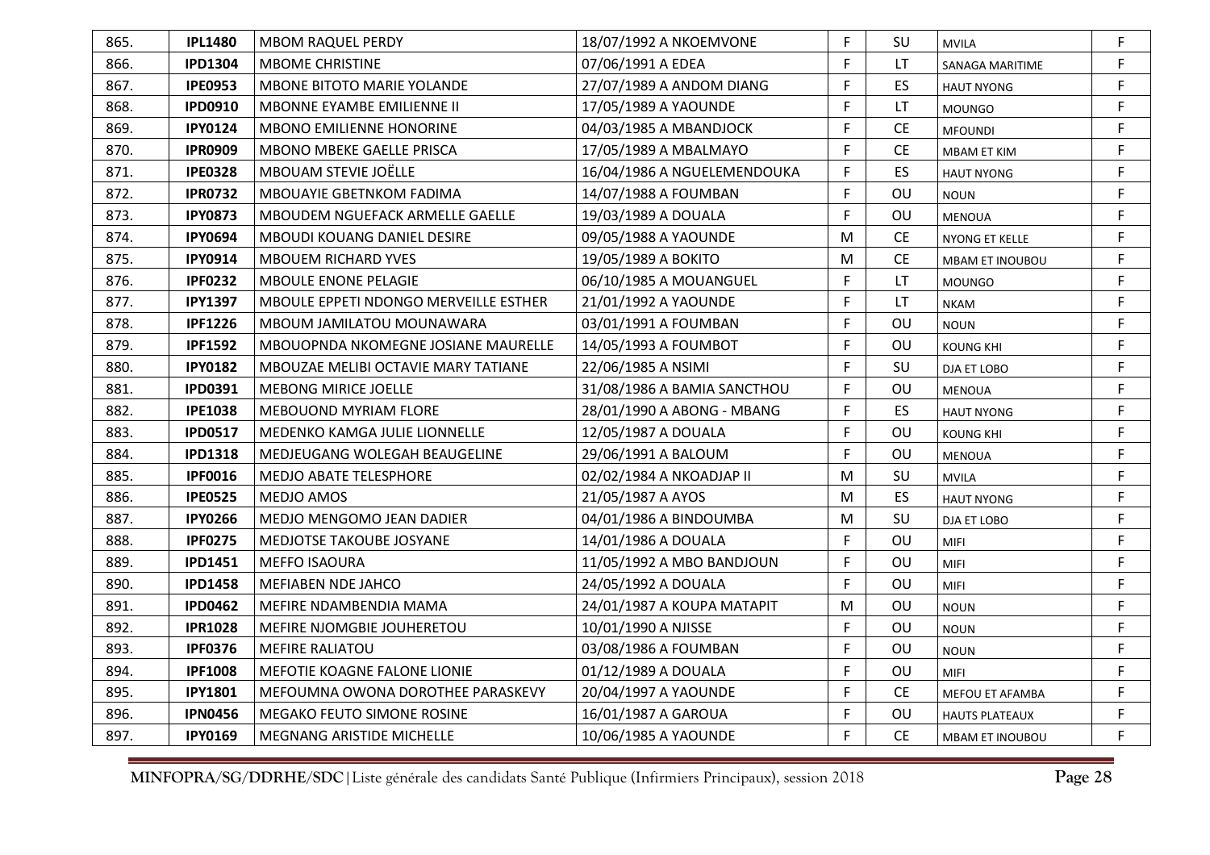| | | | | | | | |
|---|---|---|---|---|---|---|---|
| 865. | **IPL1480** | MBOM RAQUEL PERDY | 18/07/1992 A NKOEMVONE | F | SU | MVILA | F |
| 866. | **IPD1304** | MBOME CHRISTINE | 07/06/1991 A EDEA | F | LT | SANAGA MARITIME | F |
| 867. | **IPE0953** | MBONE BITOTO MARIE YOLANDE | 27/07/1989 A ANDOM DIANG | F | ES | HAUT NYONG | F |
| 868. | **IPD0910** | MBONNE EYAMBE EMILIENNE II | 17/05/1989 A YAOUNDE | F | LT | MOUNGO | F |
| 869. | **IPY0124** | MBONO EMILIENNE HONORINE | 04/03/1985 A MBANDJOCK | F | CE | MFOUNDI | F |
| 870. | **IPR0909** | MBONO MBEKE GAELLE PRISCA | 17/05/1989 A MBALMAYO | F | CE | MBAM ET KIM | F |
| 871. | **IPE0328** | MBOUAM STEVIE JOËLLE | 16/04/1986 A NGUELEMENDOUKA | F | ES | HAUT NYONG | F |
| 872. | **IPR0732** | MBOUAYIE GBETNKOM FADIMA | 14/07/1988 A FOUMBAN | F | OU | NOUN | F |
| 873. | **IPY0873** | MBOUDEM NGUEFACK ARMELLE GAELLE | 19/03/1989 A DOUALA | F | OU | MENOUA | F |
| 874. | **IPY0694** | MBOUDI KOUANG DANIEL DESIRE | 09/05/1988 A YAOUNDE | M | CE | NYONG ET KELLE | F |
| 875. | **IPY0914** | MBOUEM RICHARD YVES | 19/05/1989 A BOKITO | M | CE | MBAM ET INOUBOU | F |
| 876. | **IPF0232** | MBOULE ENONE PELAGIE | 06/10/1985 A MOUANGUEL | F | LT | MOUNGO | F |
| 877. | **IPY1397** | MBOULE EPPETI NDONGO MERVEILLE ESTHER | 21/01/1992 A YAOUNDE | F | LT | NKAM | F |
| 878. | **IPF1226** | MBOUM JAMILATOU MOUNAWARA | 03/01/1991 A FOUMBAN | F | OU | NOUN | F |
| 879. | **IPF1592** | MBOUOPNDA NKOMEGNE JOSIANE MAURELLE | 14/05/1993 A FOUMBOT | F | OU | KOUNG KHI | F |
| 880. | **IPY0182** | MBOUZAE MELIBI OCTAVIE MARY TATIANE | 22/06/1985 A NSIMI | F | SU | DJA ET LOBO | F |
| 881. | **IPD0391** | MEBONG MIRICE JOELLE | 31/08/1986 A BAMIA SANCTHOU | F | OU | MENOUA | F |
| 882. | **IPE1038** | MEBOUOND MYRIAM FLORE | 28/01/1990 A ABONG - MBANG | F | ES | HAUT NYONG | F |
| 883. | **IPD0517** | MEDENKO KAMGA JULIE LIONNELLE | 12/05/1987 A DOUALA | F | OU | KOUNG KHI | F |
| 884. | **IPD1318** | MEDJEUGANG WOLEGAH BEAUGELINE | 29/06/1991 A BALOUM | F | OU | MENOUA | F |
| 885. | **IPF0016** | MEDJO ABATE TELESPHORE | 02/02/1984 A NKOADJAP II | M | SU | MVILA | F |
| 886. | **IPE0525** | MEDJO AMOS | 21/05/1987 A AYOS | M | ES | HAUT NYONG | F |
| 887. | **IPY0266** | MEDJO MENGOMO JEAN DADIER | 04/01/1986 A BINDOUMBA | M | SU | DJA ET LOBO | F |
| 888. | **IPF0275** | MEDJOTSE TAKOUBE JOSYANE | 14/01/1986 A DOUALA | F | OU | MIFI | F |
| 889. | **IPD1451** | MEFFO ISAOURA | 11/05/1992 A MBO BANDJOUN | F | OU | MIFI | F |
| 890. | **IPD1458** | MEFIABEN NDE JAHCO | 24/05/1992 A DOUALA | F | OU | MIFI | F |
| 891. | **IPD0462** | MEFIRE NDAMBENDIA MAMA | 24/01/1987 A KOUPA MATAPIT | M | OU | NOUN | F |
| 892. | **IPR1028** | MEFIRE NJOMGBIE JOUHERETOU | 10/01/1990 A NJISSE | F | OU | NOUN | F |
| 893. | **IPF0376** | MEFIRE RALIATOU | 03/08/1986 A FOUMBAN | F | OU | NOUN | F |
| 894. | **IPF1008** | MEFOTIE KOAGNE FALONE LIONIE | 01/12/1989 A DOUALA | F | OU | MIFI | F |
| 895. | **IPY1801** | MEFOUMNA OWONA DOROTHEE PARASKEVY | 20/04/1997 A YAOUNDE | F | CE | MEFOU ET AFAMBA | F |
| 896. | **IPN0456** | MEGAKO FEUTO SIMONE ROSINE | 16/01/1987 A GAROUA | F | OU | HAUTS PLATEAUX | F |
| 897. | **IPY0169** | MEGNANG ARISTIDE MICHELLE | 10/06/1985 A YAOUNDE | F | CE | MBAM ET INOUBOU | F |

**MINFOPRA/SG/DDRHE/SDC**|Liste générale des candidats Santé Publique (Infirmiers Principaux), session 2018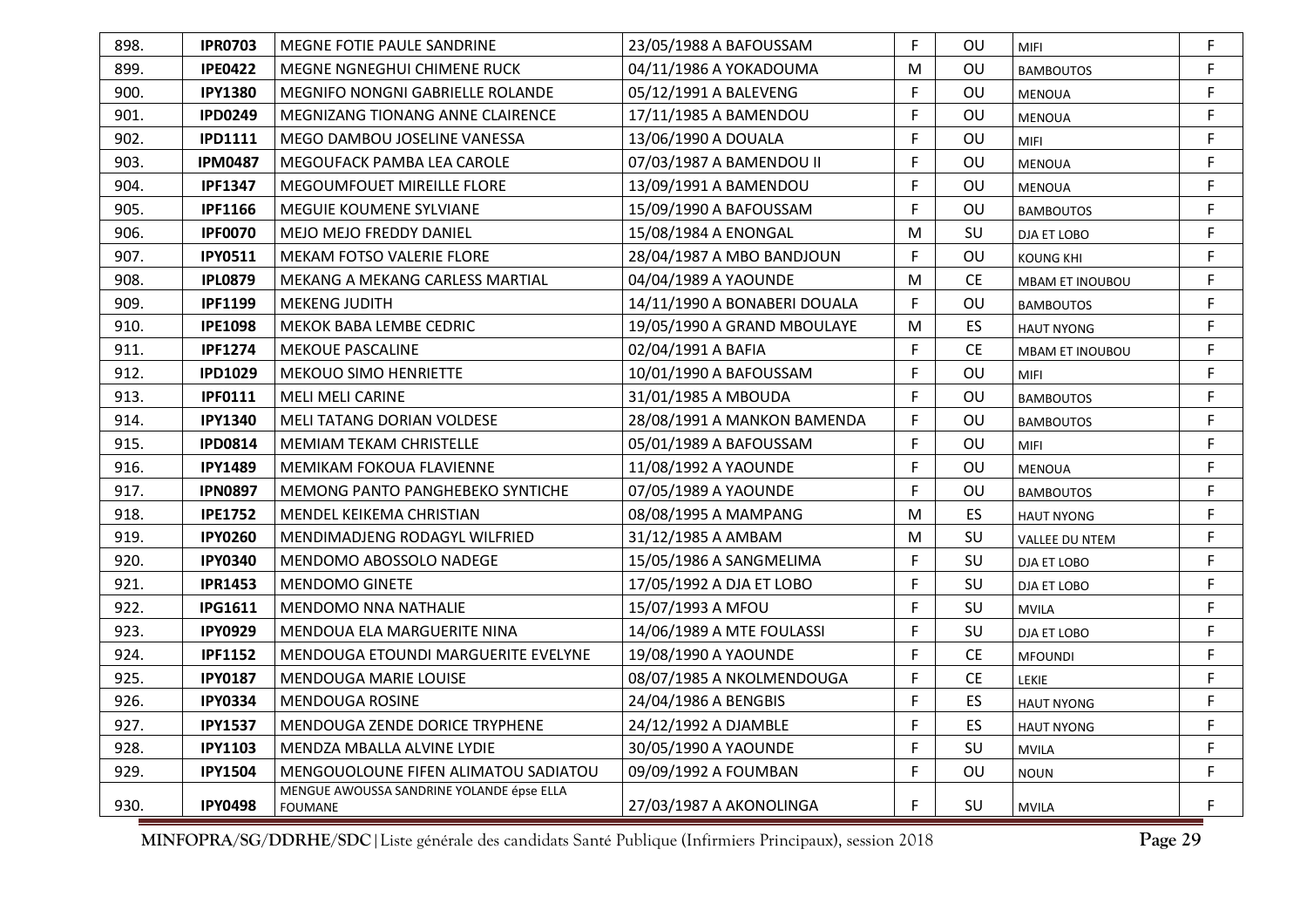| 898. | IPR0703 | MEGNE FOTIE PAULE SANDRINE | 23/05/1988 A BAFOUSSAM | F | OU | MIFI | F |
|---|---|---|---|---|---|---|---|
| 899. | IPE0422 | MEGNE NGNEGHUI CHIMENE RUCK | 04/11/1986 A YOKADOUMA | M | OU | BAMBOUTOS | F |
| 900. | IPY1380 | MEGNIFO NONGNI GABRIELLE ROLANDE | 05/12/1991 A BALEVENG | F | OU | MENOUA | F |
| 901. | IPD0249 | MEGNIZANG TIONANG ANNE CLAIRENCE | 17/11/1985 A BAMENDOU | F | OU | MENOUA | F |
| 902. | IPD1111 | MEGO DAMBOU JOSELINE VANESSA | 13/06/1990 A DOUALA | F | OU | MIFI | F |
| 903. | IPM0487 | MEGOUFACK PAMBA LEA CAROLE | 07/03/1987 A BAMENDOU II | F | OU | MENOUA | F |
| 904. | IPF1347 | MEGOUMFOUET MIREILLE FLORE | 13/09/1991 A BAMENDOU | F | OU | MENOUA | F |
| 905. | IPF1166 | MEGUIE KOUMENE SYLVIANE | 15/09/1990 A BAFOUSSAM | F | OU | BAMBOUTOS | F |
| 906. | IPF0070 | MEJO MEJO FREDDY DANIEL | 15/08/1984 A ENONGAL | M | SU | DJA ET LOBO | F |
| 907. | IPY0511 | MEKAM FOTSO VALERIE FLORE | 28/04/1987 A MBO BANDJOUN | F | OU | KOUNG KHI | F |
| 908. | IPL0879 | MEKANG A MEKANG CARLESS MARTIAL | 04/04/1989 A YAOUNDE | M | CE | MBAM ET INOUBOU | F |
| 909. | IPF1199 | MEKENG JUDITH | 14/11/1990 A BONABERI DOUALA | F | OU | BAMBOUTOS | F |
| 910. | IPE1098 | MEKOK BABA LEMBE CEDRIC | 19/05/1990 A GRAND MBOULAYE | M | ES | HAUT NYONG | F |
| 911. | IPF1274 | MEKOUE PASCALINE | 02/04/1991 A BAFIA | F | CE | MBAM ET INOUBOU | F |
| 912. | IPD1029 | MEKOUO SIMO HENRIETTE | 10/01/1990 A BAFOUSSAM | F | OU | MIFI | F |
| 913. | IPF0111 | MELI MELI CARINE | 31/01/1985 A MBOUDA | F | OU | BAMBOUTOS | F |
| 914. | IPY1340 | MELI TATANG DORIAN VOLDESE | 28/08/1991 A MANKON BAMENDA | F | OU | BAMBOUTOS | F |
| 915. | IPD0814 | MEMIAM TEKAM CHRISTELLE | 05/01/1989 A BAFOUSSAM | F | OU | MIFI | F |
| 916. | IPY1489 | MEMIKAM FOKOUA FLAVIENNE | 11/08/1992 A YAOUNDE | F | OU | MENOUA | F |
| 917. | IPN0897 | MEMONG PANTO PANGHEBEKO SYNTICHE | 07/05/1989 A YAOUNDE | F | OU | BAMBOUTOS | F |
| 918. | IPE1752 | MENDEL KEIKEMA CHRISTIAN | 08/08/1995 A MAMPANG | M | ES | HAUT NYONG | F |
| 919. | IPY0260 | MENDIMADJENG RODAGYL WILFRIED | 31/12/1985 A AMBAM | M | SU | VALLEE DU NTEM | F |
| 920. | IPY0340 | MENDOMO ABOSSOLO NADEGE | 15/05/1986 A SANGMELIMA | F | SU | DJA ET LOBO | F |
| 921. | IPR1453 | MENDOMO GINETE | 17/05/1992 A DJA ET LOBO | F | SU | DJA ET LOBO | F |
| 922. | IPG1611 | MENDOMO NNA NATHALIE | 15/07/1993 A MFOU | F | SU | MVILA | F |
| 923. | IPY0929 | MENDOUA ELA MARGUERITE NINA | 14/06/1989 A MTE FOULASSI | F | SU | DJA ET LOBO | F |
| 924. | IPF1152 | MENDOUGA ETOUNDI MARGUERITE EVELYNE | 19/08/1990 A YAOUNDE | F | CE | MFOUNDI | F |
| 925. | IPY0187 | MENDOUGA MARIE LOUISE | 08/07/1985 A NKOLMENDOUGA | F | CE | LEKIE | F |
| 926. | IPY0334 | MENDOUGA ROSINE | 24/04/1986 A BENGBIS | F | ES | HAUT NYONG | F |
| 927. | IPY1537 | MENDOUGA ZENDE DORICE TRYPHENE | 24/12/1992 A DJAMBLE | F | ES | HAUT NYONG | F |
| 928. | IPY1103 | MENDZA MBALLA ALVINE LYDIE | 30/05/1990 A YAOUNDE | F | SU | MVILA | F |
| 929. | IPY1504 | MENGOUOLOUNE FIFEN ALIMATOU SADIATOU | 09/09/1992 A FOUMBAN | F | OU | NOUN | F |
| 930. | IPY0498 | MENGUE AWOUSSA SANDRINE YOLANDE épse ELLA FOUMANE | 27/03/1987 A AKONOLINGA | F | SU | MVILA | F |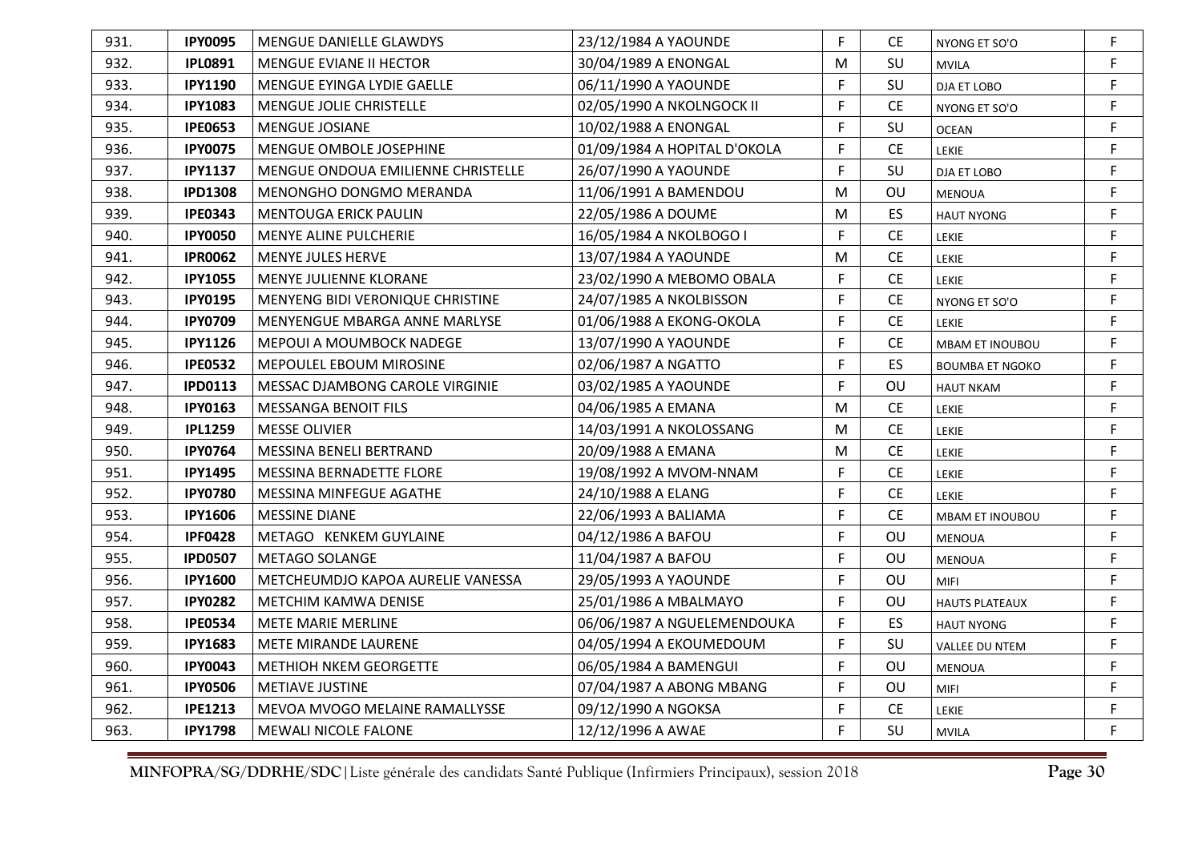| | | | | | | | |
|---|---|---|---|---|---|---|---|
| 931. | **IPY0095** | MENGUE DANIELLE GLAWDYS | 23/12/1984 A YAOUNDE | F | CE | NYONG ET SO'O | F |
| 932. | **IPL0891** | MENGUE EVIANE II HECTOR | 30/04/1989 A ENONGAL | M | SU | MVILA | F |
| 933. | **IPY1190** | MENGUE EYINGA LYDIE GAELLE | 06/11/1990 A YAOUNDE | F | SU | DJA ET LOBO | F |
| 934. | **IPY1083** | MENGUE JOLIE CHRISTELLE | 02/05/1990 A NKOLNGOCK II | F | CE | NYONG ET SO'O | F |
| 935. | **IPE0653** | MENGUE JOSIANE | 10/02/1988 A ENONGAL | F | SU | OCEAN | F |
| 936. | **IPY0075** | MENGUE OMBOLE JOSEPHINE | 01/09/1984 A HOPITAL D'OKOLA | F | CE | LEKIE | F |
| 937. | **IPY1137** | MENGUE ONDOUA EMILIENNE CHRISTELLE | 26/07/1990 A YAOUNDE | F | SU | DJA ET LOBO | F |
| 938. | **IPD1308** | MENONGHO DONGMO MERANDA | 11/06/1991 A BAMENDOU | M | OU | MENOUA | F |
| 939. | **IPE0343** | MENTOUGA ERICK PAULIN | 22/05/1986 A DOUME | M | ES | HAUT NYONG | F |
| 940. | **IPY0050** | MENYE ALINE PULCHERIE | 16/05/1984 A NKOLBOGO I | F | CE | LEKIE | F |
| 941. | **IPR0062** | MENYE JULES HERVE | 13/07/1984 A YAOUNDE | M | CE | LEKIE | F |
| 942. | **IPY1055** | MENYE JULIENNE KLORANE | 23/02/1990 A MEBOMO OBALA | F | CE | LEKIE | F |
| 943. | **IPY0195** | MENYENG BIDI VERONIQUE CHRISTINE | 24/07/1985 A NKOLBISSON | F | CE | NYONG ET SO'O | F |
| 944. | **IPY0709** | MENYENGUE MBARGA ANNE MARLYSE | 01/06/1988 A EKONG-OKOLA | F | CE | LEKIE | F |
| 945. | **IPY1126** | MEPOUI A MOUMBOCK NADEGE | 13/07/1990 A YAOUNDE | F | CE | MBAM ET INOUBOU | F |
| 946. | **IPE0532** | MEPOULEL EBOUM MIROSINE | 02/06/1987 A NGATTO | F | ES | BOUMBA ET NGOKO | F |
| 947. | **IPD0113** | MESSAC DJAMBONG CAROLE VIRGINIE | 03/02/1985 A YAOUNDE | F | OU | HAUT NKAM | F |
| 948. | **IPY0163** | MESSANGA BENOIT FILS | 04/06/1985 A EMANA | M | CE | LEKIE | F |
| 949. | **IPL1259** | MESSE OLIVIER | 14/03/1991 A NKOLOSSANG | M | CE | LEKIE | F |
| 950. | **IPY0764** | MESSINA BENELI BERTRAND | 20/09/1988 A EMANA | M | CE | LEKIE | F |
| 951. | **IPY1495** | MESSINA BERNADETTE FLORE | 19/08/1992 A MVOM-NNAM | F | CE | LEKIE | F |
| 952. | **IPY0780** | MESSINA MINFEGUE AGATHE | 24/10/1988 A ELANG | F | CE | LEKIE | F |
| 953. | **IPY1606** | MESSINE DIANE | 22/06/1993 A BALIAMA | F | CE | MBAM ET INOUBOU | F |
| 954. | **IPF0428** | METAGO KENKEM GUYLAINE | 04/12/1986 A BAFOU | F | OU | MENOUA | F |
| 955. | **IPD0507** | METAGO SOLANGE | 11/04/1987 A BAFOU | F | OU | MENOUA | F |
| 956. | **IPY1600** | METCHEUMDJO KAPOA AURELIE VANESSA | 29/05/1993 A YAOUNDE | F | OU | MIFI | F |
| 957. | **IPY0282** | METCHIM KAMWA DENISE | 25/01/1986 A MBALMAYO | F | OU | HAUTS PLATEAUX | F |
| 958. | **IPE0534** | METE MARIE MERLINE | 06/06/1987 A NGUELEMENDOUKA | F | ES | HAUT NYONG | F |
| 959. | **IPY1683** | METE MIRANDE LAURENE | 04/05/1994 A EKOUMEDOUM | F | SU | VALLEE DU NTEM | F |
| 960. | **IPY0043** | METHIOH NKEM GEORGETTE | 06/05/1984 A BAMENGUI | F | OU | MENOUA | F |
| 961. | **IPY0506** | METIAVE JUSTINE | 07/04/1987 A ABONG MBANG | F | OU | MIFI | F |
| 962. | **IPE1213** | MEVOA MVOGO MELAINE RAMALLYSSE | 09/12/1990 A NGOKSA | F | CE | LEKIE | F |
| 963. | **IPY1798** | MEWALI NICOLE FALONE | 12/12/1996 A AWAE | F | SU | MVILA | F |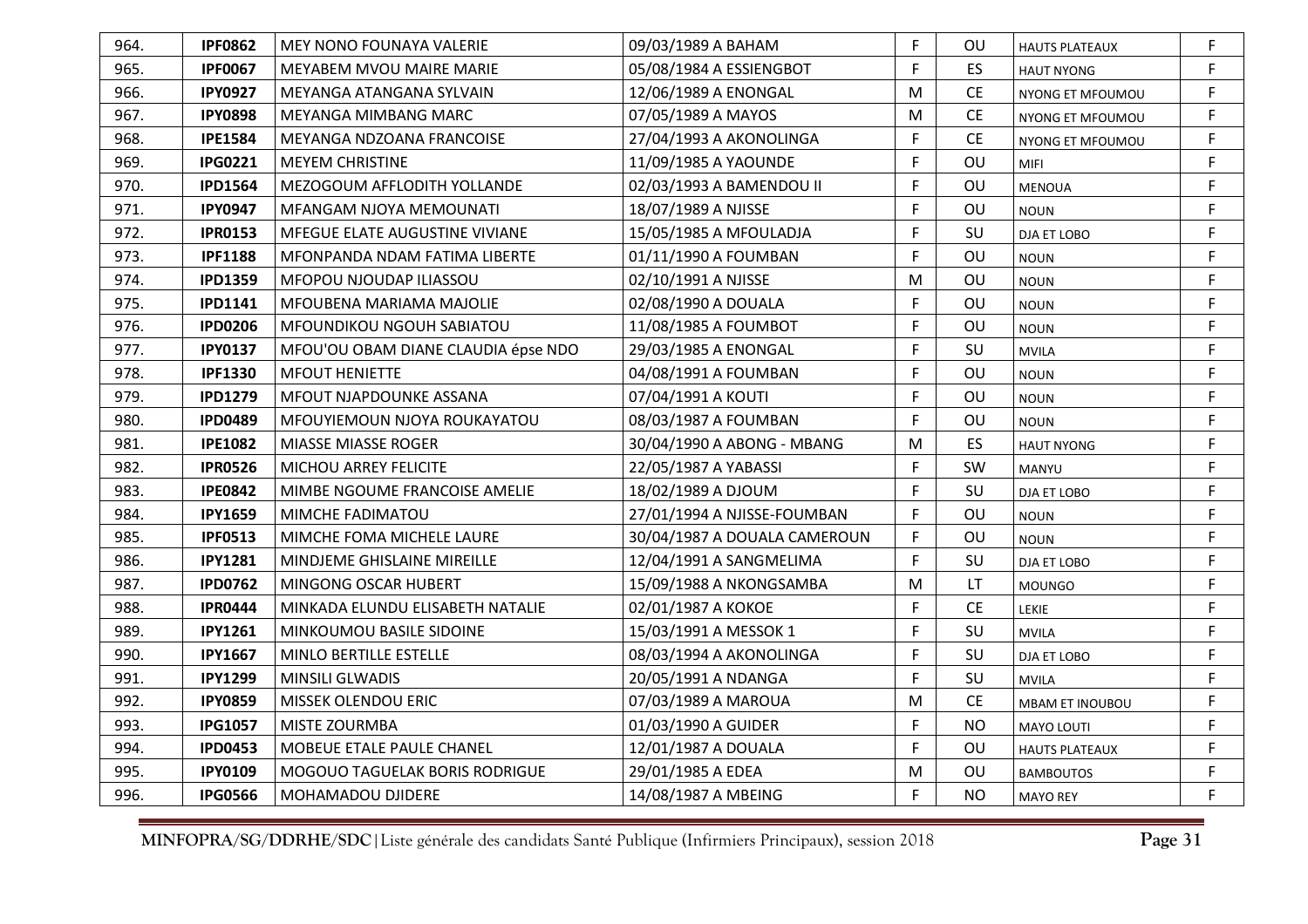| 964. | **IPF0862** | MEY NONO FOUNAYA VALERIE | 09/03/1989 A BAHAM | F | OU | HAUTS PLATEAUX | F |
|---|---|---|---|---|---|---|---|
| 965. | **IPF0067** | MEYABEM MVOU MAIRE MARIE | 05/08/1984 A ESSIENGBOT | F | ES | HAUT NYONG | F |
| 966. | **IPY0927** | MEYANGA ATANGANA SYLVAIN | 12/06/1989 A ENONGAL | M | CE | NYONG ET MFOUMOU | F |
| 967. | **IPY0898** | MEYANGA MIMBANG MARC | 07/05/1989 A MAYOS | M | CE | NYONG ET MFOUMOU | F |
| 968. | **IPE1584** | MEYANGA NDZOANA FRANCOISE | 27/04/1993 A AKONOLINGA | F | CE | NYONG ET MFOUMOU | F |
| 969. | **IPG0221** | MEYEM CHRISTINE | 11/09/1985 A YAOUNDE | F | OU | MIFI | F |
| 970. | **IPD1564** | MEZOGOUM AFFLODITH YOLLANDE | 02/03/1993 A BAMENDOU II | F | OU | MENOUA | F |
| 971. | **IPY0947** | MFANGAM NJOYA MEMOUNATI | 18/07/1989 A NJISSE | F | OU | NOUN | F |
| 972. | **IPR0153** | MFEGUE ELATE AUGUSTINE VIVIANE | 15/05/1985 A MFOULADJA | F | SU | DJA ET LOBO | F |
| 973. | **IPF1188** | MFONPANDA NDAM FATIMA LIBERTE | 01/11/1990 A FOUMBAN | F | OU | NOUN | F |
| 974. | **IPD1359** | MFOPOU NJOUDAP ILIASSOU | 02/10/1991 A NJISSE | M | OU | NOUN | F |
| 975. | **IPD1141** | MFOUBENA MARIAMA MAJOLIE | 02/08/1990 A DOUALA | F | OU | NOUN | F |
| 976. | **IPD0206** | MFOUNDIKOU NGOUH SABIATOU | 11/08/1985 A FOUMBOT | F | OU | NOUN | F |
| 977. | **IPY0137** | MFOU'OU OBAM DIANE CLAUDIA épse NDO | 29/03/1985 A ENONGAL | F | SU | MVILA | F |
| 978. | **IPF1330** | MFOUT HENIETTE | 04/08/1991 A FOUMBAN | F | OU | NOUN | F |
| 979. | **IPD1279** | MFOUT NJAPDOUNKE ASSANA | 07/04/1991 A KOUTI | F | OU | NOUN | F |
| 980. | **IPD0489** | MFOUYIEMOUN NJOYA ROUKAYATOU | 08/03/1987 A FOUMBAN | F | OU | NOUN | F |
| 981. | **IPE1082** | MIASSE MIASSE ROGER | 30/04/1990 A ABONG - MBANG | M | ES | HAUT NYONG | F |
| 982. | **IPR0526** | MICHOU ARREY FELICITE | 22/05/1987 A YABASSI | F | SW | MANYU | F |
| 983. | **IPE0842** | MIMBE NGOUME FRANCOISE AMELIE | 18/02/1989 A DJOUM | F | SU | DJA ET LOBO | F |
| 984. | **IPY1659** | MIMCHE FADIMATOU | 27/01/1994 A NJISSE-FOUMBAN | F | OU | NOUN | F |
| 985. | **IPF0513** | MIMCHE FOMA MICHELE LAURE | 30/04/1987 A DOUALA CAMEROUN | F | OU | NOUN | F |
| 986. | **IPY1281** | MINDJEME GHISLAINE MIREILLE | 12/04/1991 A SANGMELIMA | F | SU | DJA ET LOBO | F |
| 987. | **IPD0762** | MINGONG OSCAR HUBERT | 15/09/1988 A NKONGSAMBA | M | LT | MOUNGO | F |
| 988. | **IPR0444** | MINKADA ELUNDU ELISABETH NATALIE | 02/01/1987 A KOKOE | F | CE | LEKIE | F |
| 989. | **IPY1261** | MINKOUMOU BASILE SIDOINE | 15/03/1991 A MESSOK 1 | F | SU | MVILA | F |
| 990. | **IPY1667** | MINLO BERTILLE ESTELLE | 08/03/1994 A AKONOLINGA | F | SU | DJA ET LOBO | F |
| 991. | **IPY1299** | MINSILI GLWADIS | 20/05/1991 A NDANGA | F | SU | MVILA | F |
| 992. | **IPY0859** | MISSEK OLENDOU ERIC | 07/03/1989 A MAROUA | M | CE | MBAM ET INOUBOU | F |
| 993. | **IPG1057** | MISTE ZOURMBA | 01/03/1990 A GUIDER | F | NO | MAYO LOUTI | F |
| 994. | **IPD0453** | MOBEUE ETALE PAULE CHANEL | 12/01/1987 A DOUALA | F | OU | HAUTS PLATEAUX | F |
| 995. | **IPY0109** | MOGOUO TAGUELAK BORIS RODRIGUE | 29/01/1985 A EDEA | M | OU | BAMBOUTOS | F |
| 996. | **IPG0566** | MOHAMADOU DJIDERE | 14/08/1987 A MBEING | F | NO | MAYO REY | F |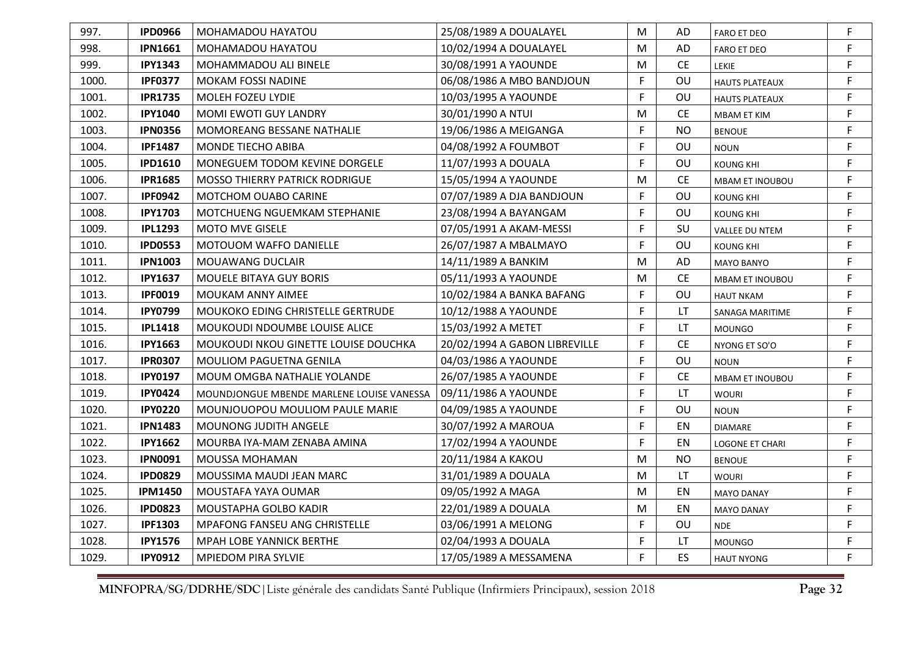| | | | | | | | |
|---|---|---|---|---|---|---|---|
| 997. | **IPD0966** | MOHAMADOU HAYATOU | 25/08/1989 A DOUALAYEL | M | AD | FARO ET DEO | F |
| 998. | **IPN1661** | MOHAMADOU HAYATOU | 10/02/1994 A DOUALAYEL | M | AD | FARO ET DEO | F |
| 999. | **IPY1343** | MOHAMMADOU ALI BINELE | 30/08/1991 A YAOUNDE | M | CE | LEKIE | F |
| 1000. | **IPF0377** | MOKAM FOSSI NADINE | 06/08/1986 A MBO BANDJOUN | F | OU | HAUTS PLATEAUX | F |
| 1001. | **IPR1735** | MOLEH FOZEU LYDIE | 10/03/1995 A YAOUNDE | F | OU | HAUTS PLATEAUX | F |
| 1002. | **IPY1040** | MOMI EWOTI GUY LANDRY | 30/01/1990 A NTUI | M | CE | MBAM ET KIM | F |
| 1003. | **IPN0356** | MOMOREANG BESSANE NATHALIE | 19/06/1986 A MEIGANGA | F | NO | BENOUE | F |
| 1004. | **IPF1487** | MONDE TIECHO ABIBA | 04/08/1992 A FOUMBOT | F | OU | NOUN | F |
| 1005. | **IPD1610** | MONEGUEM TODOM KEVINE DORGELE | 11/07/1993 A DOUALA | F | OU | KOUNG KHI | F |
| 1006. | **IPR1685** | MOSSO THIERRY PATRICK RODRIGUE | 15/05/1994 A YAOUNDE | M | CE | MBAM ET INOUBOU | F |
| 1007. | **IPF0942** | MOTCHOM OUABO CARINE | 07/07/1989 A DJA BANDJOUN | F | OU | KOUNG KHI | F |
| 1008. | **IPY1703** | MOTCHUENG NGUEMKAM STEPHANIE | 23/08/1994 A BAYANGAM | F | OU | KOUNG KHI | F |
| 1009. | **IPL1293** | MOTO MVE GISELE | 07/05/1991 A AKAM-MESSI | F | SU | VALLEE DU NTEM | F |
| 1010. | **IPD0553** | MOTOUOM WAFFO DANIELLE | 26/07/1987 A MBALMAYO | F | OU | KOUNG KHI | F |
| 1011. | **IPN1003** | MOUAWANG DUCLAIR | 14/11/1989 A BANKIM | M | AD | MAYO BANYO | F |
| 1012. | **IPY1637** | MOUELE BITAYA GUY BORIS | 05/11/1993 A YAOUNDE | M | CE | MBAM ET INOUBOU | F |
| 1013. | **IPF0019** | MOUKAM ANNY AIMEE | 10/02/1984 A BANKA BAFANG | F | OU | HAUT NKAM | F |
| 1014. | **IPY0799** | MOUKOKO EDING CHRISTELLE GERTRUDE | 10/12/1988 A YAOUNDE | F | LT | SANAGA MARITIME | F |
| 1015. | **IPL1418** | MOUKOUDI NDOUMBE LOUISE ALICE | 15/03/1992 A METET | F | LT | MOUNGO | F |
| 1016. | **IPY1663** | MOUKOUDI NKOU GINETTE LOUISE DOUCHKA | 20/02/1994 A GABON LIBREVILLE | F | CE | NYONG ET SO'O | F |
| 1017. | **IPR0307** | MOULIOM PAGUETNA GENILA | 04/03/1986 A YAOUNDE | F | OU | NOUN | F |
| 1018. | **IPY0197** | MOUM OMGBA NATHALIE YOLANDE | 26/07/1985 A YAOUNDE | F | CE | MBAM ET INOUBOU | F |
| 1019. | **IPY0424** | MOUNDJONGUE MBENDE MARLENE LOUISE VANESSA | 09/11/1986 A YAOUNDE | F | LT | WOURI | F |
| 1020. | **IPY0220** | MOUNJOUOPOU MOULIOM PAULE MARIE | 04/09/1985 A YAOUNDE | F | OU | NOUN | F |
| 1021. | **IPN1483** | MOUNONG JUDITH ANGELE | 30/07/1992 A MAROUA | F | EN | DIAMARE | F |
| 1022. | **IPY1662** | MOURBA IYA-MAM ZENABA AMINA | 17/02/1994 A YAOUNDE | F | EN | LOGONE ET CHARI | F |
| 1023. | **IPN0091** | MOUSSA MOHAMAN | 20/11/1984 A KAKOU | M | NO | BENOUE | F |
| 1024. | **IPD0829** | MOUSSIMA MAUDI JEAN MARC | 31/01/1989 A DOUALA | M | LT | WOURI | F |
| 1025. | **IPM1450** | MOUSTAFA YAYA OUMAR | 09/05/1992 A MAGA | M | EN | MAYO DANAY | F |
| 1026. | **IPD0823** | MOUSTAPHA GOLBO KADIR | 22/01/1989 A DOUALA | M | EN | MAYO DANAY | F |
| 1027. | **IPF1303** | MPAFONG FANSEU ANG CHRISTELLE | 03/06/1991 A MELONG | F | OU | NDE | F |
| 1028. | **IPY1576** | MPAH LOBE YANNICK BERTHE | 02/04/1993 A DOUALA | F | LT | MOUNGO | F |
| 1029. | **IPY0912** | MPIEDOM PIRA SYLVIE | 17/05/1989 A MESSAMENA | F | ES | HAUT NYONG | F |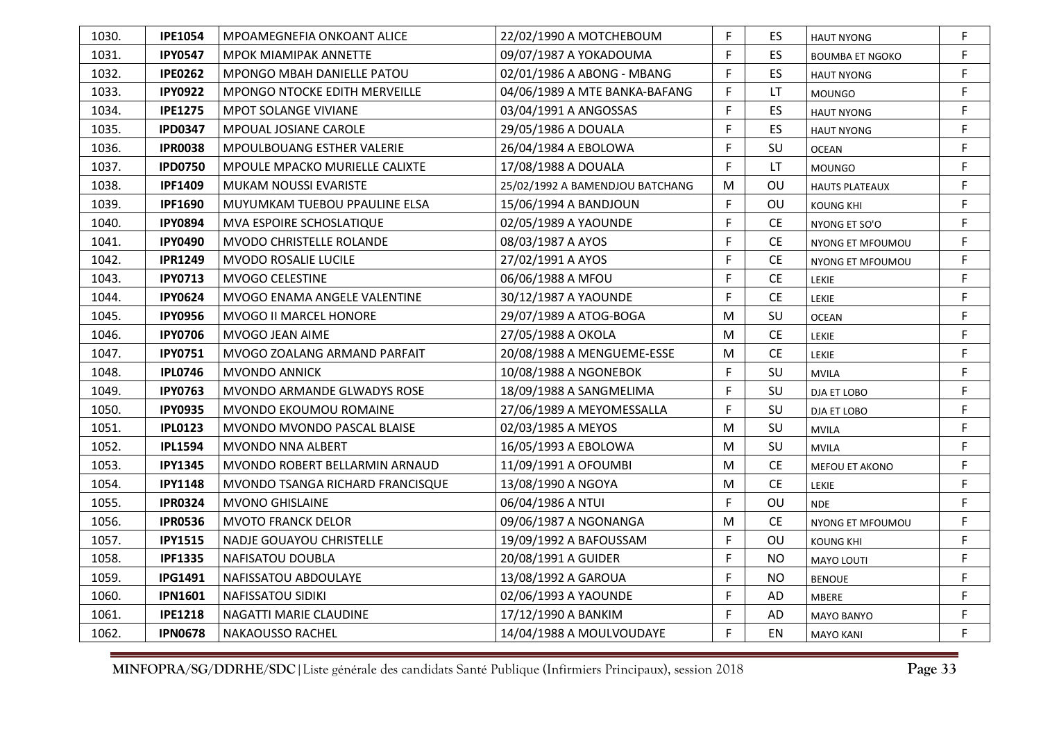| | | | | | | | |
|---|---|---|---|---|---|---|---|
| 1030. | **IPE1054** | MPOAMEGNEFIA ONKOANT ALICE | 22/02/1990 A MOTCHEBOUM | F | ES | HAUT NYONG | F |
| 1031. | **IPY0547** | MPOK MIAMIPAK ANNETTE | 09/07/1987 A YOKADOUMA | F | ES | BOUMBA ET NGOKO | F |
| 1032. | **IPE0262** | MPONGO MBAH DANIELLE PATOU | 02/01/1986 A ABONG - MBANG | F | ES | HAUT NYONG | F |
| 1033. | **IPY0922** | MPONGO NTOCKE EDITH MERVEILLE | 04/06/1989 A MTE BANKA-BAFANG | F | LT | MOUNGO | F |
| 1034. | **IPE1275** | MPOT SOLANGE VIVIANE | 03/04/1991 A ANGOSSAS | F | ES | HAUT NYONG | F |
| 1035. | **IPD0347** | MPOUAL JOSIANE CAROLE | 29/05/1986 A DOUALA | F | ES | HAUT NYONG | F |
| 1036. | **IPR0038** | MPOULBOUANG ESTHER VALERIE | 26/04/1984 A EBOLOWA | F | SU | OCEAN | F |
| 1037. | **IPD0750** | MPOULE MPACKO MURIELLE CALIXTE | 17/08/1988 A DOUALA | F | LT | MOUNGO | F |
| 1038. | **IPF1409** | MUKAM NOUSSI EVARISTE | 25/02/1992 A BAMENDJOU BATCHANG | M | OU | HAUTS PLATEAUX | F |
| 1039. | **IPF1690** | MUYUMKAM TUEBOU PPAULINE ELSA | 15/06/1994 A BANDJOUN | F | OU | KOUNG KHI | F |
| 1040. | **IPY0894** | MVA ESPOIRE SCHOSLATIQUE | 02/05/1989 A YAOUNDE | F | CE | NYONG ET SO'O | F |
| 1041. | **IPY0490** | MVODO CHRISTELLE ROLANDE | 08/03/1987 A AYOS | F | CE | NYONG ET MFOUMOU | F |
| 1042. | **IPR1249** | MVODO ROSALIE LUCILE | 27/02/1991 A AYOS | F | CE | NYONG ET MFOUMOU | F |
| 1043. | **IPY0713** | MVOGO CELESTINE | 06/06/1988 A MFOU | F | CE | LEKIE | F |
| 1044. | **IPY0624** | MVOGO ENAMA ANGELE VALENTINE | 30/12/1987 A YAOUNDE | F | CE | LEKIE | F |
| 1045. | **IPY0956** | MVOGO II MARCEL HONORE | 29/07/1989 A ATOG-BOGA | M | SU | OCEAN | F |
| 1046. | **IPY0706** | MVOGO JEAN AIME | 27/05/1988 A OKOLA | M | CE | LEKIE | F |
| 1047. | **IPY0751** | MVOGO ZOALANG ARMAND PARFAIT | 20/08/1988 A MENGUEME-ESSE | M | CE | LEKIE | F |
| 1048. | **IPL0746** | MVONDO ANNICK | 10/08/1988 A NGONEBOK | F | SU | MVILA | F |
| 1049. | **IPY0763** | MVONDO ARMANDE GLWADYS ROSE | 18/09/1988 A SANGMELIMA | F | SU | DJA ET LOBO | F |
| 1050. | **IPY0935** | MVONDO EKOUMOU ROMAINE | 27/06/1989 A MEYOMESSALLA | F | SU | DJA ET LOBO | F |
| 1051. | **IPL0123** | MVONDO MVONDO PASCAL BLAISE | 02/03/1985 A MEYOS | M | SU | MVILA | F |
| 1052. | **IPL1594** | MVONDO NNA ALBERT | 16/05/1993 A EBOLOWA | M | SU | MVILA | F |
| 1053. | **IPY1345** | MVONDO ROBERT BELLARMIN ARNAUD | 11/09/1991 A OFOUMBI | M | CE | MEFOU ET AKONO | F |
| 1054. | **IPY1148** | MVONDO TSANGA RICHARD FRANCISQUE | 13/08/1990 A NGOYA | M | CE | LEKIE | F |
| 1055. | **IPR0324** | MVONO GHISLAINE | 06/04/1986 A NTUI | F | OU | NDE | F |
| 1056. | **IPR0536** | MVOTO FRANCK DELOR | 09/06/1987 A NGONANGA | M | CE | NYONG ET MFOUMOU | F |
| 1057. | **IPY1515** | NADJE GOUAYOU CHRISTELLE | 19/09/1992 A BAFOUSSAM | F | OU | KOUNG KHI | F |
| 1058. | **IPF1335** | NAFISATOU DOUBLA | 20/08/1991 A GUIDER | F | NO | MAYO LOUTI | F |
| 1059. | **IPG1491** | NAFISSATOU ABDOULAYE | 13/08/1992 A GAROUA | F | NO | BENOUE | F |
| 1060. | **IPN1601** | NAFISSATOU SIDIKI | 02/06/1993 A YAOUNDE | F | AD | MBERE | F |
| 1061. | **IPE1218** | NAGATTI MARIE CLAUDINE | 17/12/1990 A BANKIM | F | AD | MAYO BANYO | F |
| 1062. | **IPN0678** | NAKAOUSSO RACHEL | 14/04/1988 A MOULVOUDAYE | F | EN | MAYO KANI | F |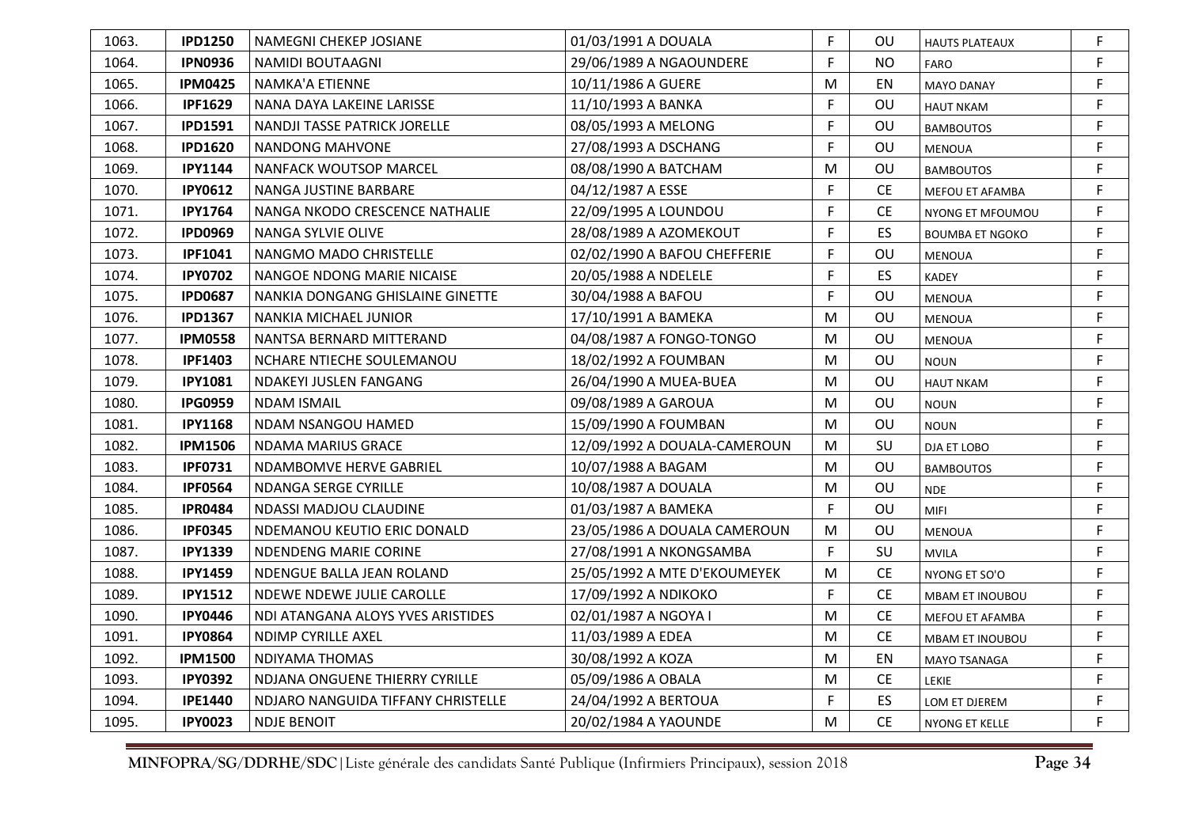| | | | | | | | |
|---|---|---|---|---|---|---|---|
| 1063. | **IPD1250** | NAMEGNI CHEKEP JOSIANE | 01/03/1991 A DOUALA | F | OU | HAUTS PLATEAUX | F |
| 1064. | **IPN0936** | NAMIDI BOUTAAGNI | 29/06/1989 A NGAOUNDERE | F | NO | FARO | F |
| 1065. | **IPM0425** | NAMKA'A ETIENNE | 10/11/1986 A GUERE | M | EN | MAYO DANAY | F |
| 1066. | **IPF1629** | NANA DAYA LAKEINE LARISSE | 11/10/1993 A BANKA | F | OU | HAUT NKAM | F |
| 1067. | **IPD1591** | NANDJI TASSE PATRICK JORELLE | 08/05/1993 A MELONG | F | OU | BAMBOUTOS | F |
| 1068. | **IPD1620** | NANDONG MAHVONE | 27/08/1993 A DSCHANG | F | OU | MENOUA | F |
| 1069. | **IPY1144** | NANFACK WOUTSOP MARCEL | 08/08/1990 A BATCHAM | M | OU | BAMBOUTOS | F |
| 1070. | **IPY0612** | NANGA JUSTINE BARBARE | 04/12/1987 A ESSE | F | CE | MEFOU ET AFAMBA | F |
| 1071. | **IPY1764** | NANGA NKODO CRESCENCE NATHALIE | 22/09/1995 A LOUNDOU | F | CE | NYONG ET MFOUMOU | F |
| 1072. | **IPD0969** | NANGA SYLVIE OLIVE | 28/08/1989 A AZOMEKOUT | F | ES | BOUMBA ET NGOKO | F |
| 1073. | **IPF1041** | NANGMO MADO CHRISTELLE | 02/02/1990 A BAFOU CHEFFERIE | F | OU | MENOUA | F |
| 1074. | **IPY0702** | NANGOE NDONG MARIE NICAISE | 20/05/1988 A NDELELE | F | ES | KADEY | F |
| 1075. | **IPD0687** | NANKIA DONGANG GHISLAINE GINETTE | 30/04/1988 A BAFOU | F | OU | MENOUA | F |
| 1076. | **IPD1367** | NANKIA MICHAEL JUNIOR | 17/10/1991 A BAMEKA | M | OU | MENOUA | F |
| 1077. | **IPM0558** | NANTSA BERNARD MITTERAND | 04/08/1987 A FONGO-TONGO | M | OU | MENOUA | F |
| 1078. | **IPF1403** | NCHARE NTIECHE SOULEMANOU | 18/02/1992 A FOUMBAN | M | OU | NOUN | F |
| 1079. | **IPY1081** | NDAKEYI JUSLEN FANGANG | 26/04/1990 A MUEA-BUEA | M | OU | HAUT NKAM | F |
| 1080. | **IPG0959** | NDAM ISMAIL | 09/08/1989 A GAROUA | M | OU | NOUN | F |
| 1081. | **IPY1168** | NDAM NSANGOU HAMED | 15/09/1990 A FOUMBAN | M | OU | NOUN | F |
| 1082. | **IPM1506** | NDAMA MARIUS GRACE | 12/09/1992 A DOUALA-CAMEROUN | M | SU | DJA ET LOBO | F |
| 1083. | **IPF0731** | NDAMBOMVE HERVE GABRIEL | 10/07/1988 A BAGAM | M | OU | BAMBOUTOS | F |
| 1084. | **IPF0564** | NDANGA SERGE CYRILLE | 10/08/1987 A DOUALA | M | OU | NDE | F |
| 1085. | **IPR0484** | NDASSI MADJOU CLAUDINE | 01/03/1987 A BAMEKA | F | OU | MIFI | F |
| 1086. | **IPF0345** | NDEMANOU KEUTIO ERIC DONALD | 23/05/1986 A DOUALA CAMEROUN | M | OU | MENOUA | F |
| 1087. | **IPY1339** | NDENDENG MARIE CORINE | 27/08/1991 A NKONGSAMBA | F | SU | MVILA | F |
| 1088. | **IPY1459** | NDENGUE BALLA JEAN ROLAND | 25/05/1992 A MTE D'EKOUMEYEK | M | CE | NYONG ET SO'O | F |
| 1089. | **IPY1512** | NDEWE NDEWE JULIE CAROLLE | 17/09/1992 A NDIKOKO | F | CE | MBAM ET INOUBOU | F |
| 1090. | **IPY0446** | NDI ATANGANA ALOYS YVES ARISTIDES | 02/01/1987 A NGOYA I | M | CE | MEFOU ET AFAMBA | F |
| 1091. | **IPY0864** | NDIMP CYRILLE AXEL | 11/03/1989 A EDEA | M | CE | MBAM ET INOUBOU | F |
| 1092. | **IPM1500** | NDIYAMA THOMAS | 30/08/1992 A KOZA | M | EN | MAYO TSANAGA | F |
| 1093. | **IPY0392** | NDJANA ONGUENE THIERRY CYRILLE | 05/09/1986 A OBALA | M | CE | LEKIE | F |
| 1094. | **IPE1440** | NDJARO NANGUIDA TIFFANY CHRISTELLE | 24/04/1992 A BERTOUA | F | ES | LOM ET DJEREM | F |
| 1095. | **IPY0023** | NDJE BENOIT | 20/02/1984 A YAOUNDE | M | CE | NYONG ET KELLE | F |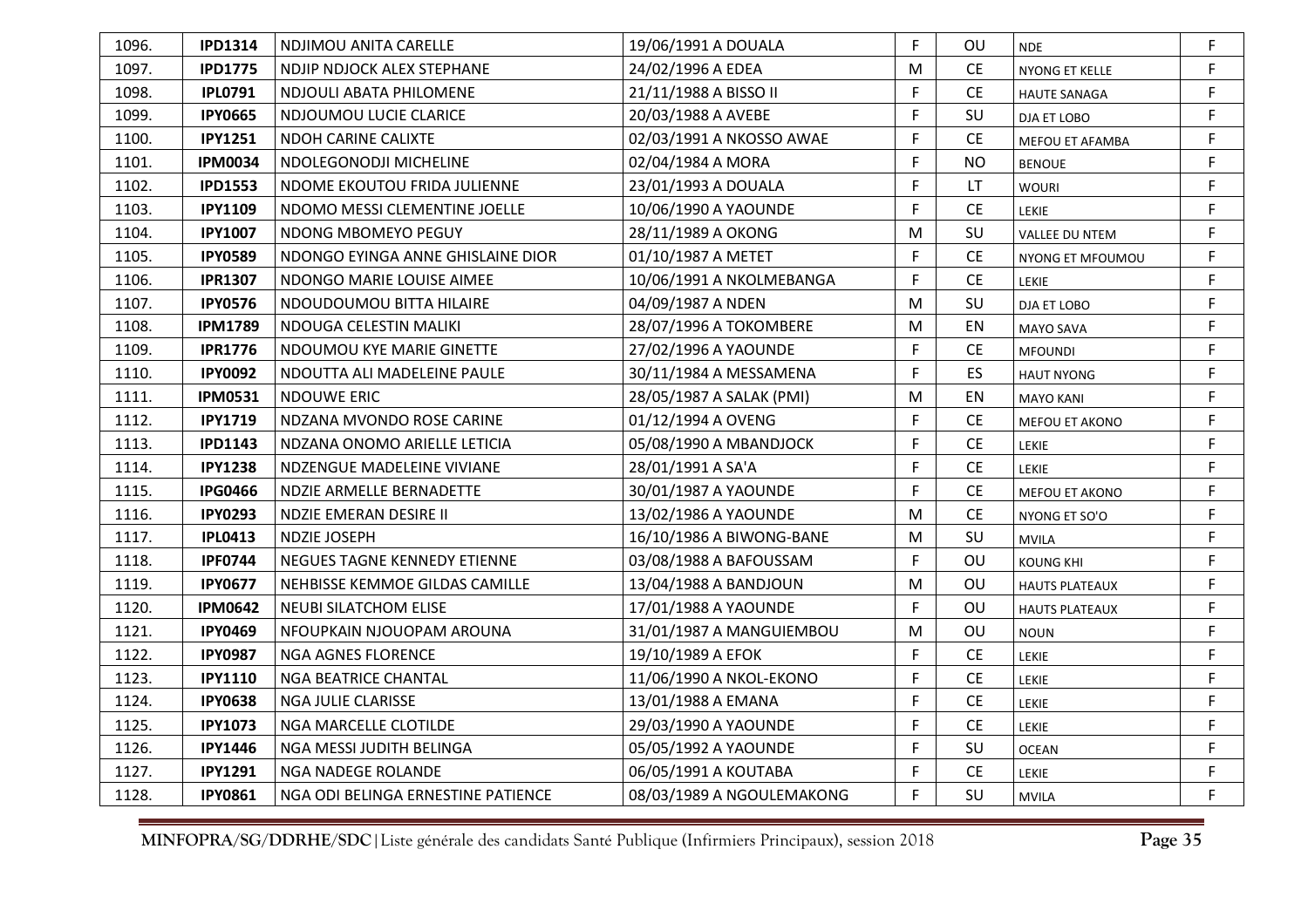| | | | | | | | |
|---|---|---|---|---|---|---|---|
| 1096. | **IPD1314** | NDJIMOU ANITA CARELLE | 19/06/1991 A DOUALA | F | OU | NDE | F |
| 1097. | **IPD1775** | NDJIP NDJOCK ALEX STEPHANE | 24/02/1996 A EDEA | M | CE | NYONG ET KELLE | F |
| 1098. | **IPL0791** | NDJOULI ABATA PHILOMENE | 21/11/1988 A BISSO II | F | CE | HAUTE SANAGA | F |
| 1099. | **IPY0665** | NDJOUMOU LUCIE CLARICE | 20/03/1988 A AVEBE | F | SU | DJA ET LOBO | F |
| 1100. | **IPY1251** | NDOH CARINE CALIXTE | 02/03/1991 A NKOSSO AWAE | F | CE | MEFOU ET AFAMBA | F |
| 1101. | **IPM0034** | NDOLEGONODJI MICHELINE | 02/04/1984 A MORA | F | NO | BENOUE | F |
| 1102. | **IPD1553** | NDOME EKOUTOU FRIDA JULIENNE | 23/01/1993 A DOUALA | F | LT | WOURI | F |
| 1103. | **IPY1109** | NDOMO MESSI CLEMENTINE JOELLE | 10/06/1990 A YAOUNDE | F | CE | LEKIE | F |
| 1104. | **IPY1007** | NDONG MBOMEYO PEGUY | 28/11/1989 A OKONG | M | SU | VALLEE DU NTEM | F |
| 1105. | **IPY0589** | NDONGO EYINGA ANNE GHISLAINE DIOR | 01/10/1987 A METET | F | CE | NYONG ET MFOUMOU | F |
| 1106. | **IPR1307** | NDONGO MARIE LOUISE AIMEE | 10/06/1991 A NKOLMEBANGA | F | CE | LEKIE | F |
| 1107. | **IPY0576** | NDOUDOUMOU BITTA HILAIRE | 04/09/1987 A NDEN | M | SU | DJA ET LOBO | F |
| 1108. | **IPM1789** | NDOUGA CELESTIN MALIKI | 28/07/1996 A TOKOMBERE | M | EN | MAYO SAVA | F |
| 1109. | **IPR1776** | NDOUMOU KYE MARIE GINETTE | 27/02/1996 A YAOUNDE | F | CE | MFOUNDI | F |
| 1110. | **IPY0092** | NDOUTTA ALI MADELEINE PAULE | 30/11/1984 A MESSAMENA | F | ES | HAUT NYONG | F |
| 1111. | **IPM0531** | NDOUWE ERIC | 28/05/1987 A SALAK (PMI) | M | EN | MAYO KANI | F |
| 1112. | **IPY1719** | NDZANA MVONDO ROSE CARINE | 01/12/1994 A OVENG | F | CE | MEFOU ET AKONO | F |
| 1113. | **IPD1143** | NDZANA ONOMO ARIELLE LETICIA | 05/08/1990 A MBANDJOCK | F | CE | LEKIE | F |
| 1114. | **IPY1238** | NDZENGUE MADELEINE VIVIANE | 28/01/1991 A SA'A | F | CE | LEKIE | F |
| 1115. | **IPG0466** | NDZIE ARMELLE BERNADETTE | 30/01/1987 A YAOUNDE | F | CE | MEFOU ET AKONO | F |
| 1116. | **IPY0293** | NDZIE EMERAN DESIRE II | 13/02/1986 A YAOUNDE | M | CE | NYONG ET SO'O | F |
| 1117. | **IPL0413** | NDZIE JOSEPH | 16/10/1986 A BIWONG-BANE | M | SU | MVILA | F |
| 1118. | **IPF0744** | NEGUES TAGNE KENNEDY ETIENNE | 03/08/1988 A BAFOUSSAM | F | OU | KOUNG KHI | F |
| 1119. | **IPY0677** | NEHBISSE KEMMOE GILDAS CAMILLE | 13/04/1988 A BANDJOUN | M | OU | HAUTS PLATEAUX | F |
| 1120. | **IPM0642** | NEUBI SILATCHOM ELISE | 17/01/1988 A YAOUNDE | F | OU | HAUTS PLATEAUX | F |
| 1121. | **IPY0469** | NFOUPKAIN NJOUOPAM AROUNA | 31/01/1987 A MANGUIEMBOU | M | OU | NOUN | F |
| 1122. | **IPY0987** | NGA AGNES FLORENCE | 19/10/1989 A EFOK | F | CE | LEKIE | F |
| 1123. | **IPY1110** | NGA BEATRICE CHANTAL | 11/06/1990 A NKOL-EKONO | F | CE | LEKIE | F |
| 1124. | **IPY0638** | NGA JULIE CLARISSE | 13/01/1988 A EMANA | F | CE | LEKIE | F |
| 1125. | **IPY1073** | NGA MARCELLE CLOTILDE | 29/03/1990 A YAOUNDE | F | CE | LEKIE | F |
| 1126. | **IPY1446** | NGA MESSI JUDITH BELINGA | 05/05/1992 A YAOUNDE | F | SU | OCEAN | F |
| 1127. | **IPY1291** | NGA NADEGE ROLANDE | 06/05/1991 A KOUTABA | F | CE | LEKIE | F |
| 1128. | **IPY0861** | NGA ODI BELINGA ERNESTINE PATIENCE | 08/03/1989 A NGOULEMAKONG | F | SU | MVILA | F |

**MINFOPRA/SG/DDRHE/SDC**|Liste générale des candidats Santé Publique (Infirmiers Principaux), session 2018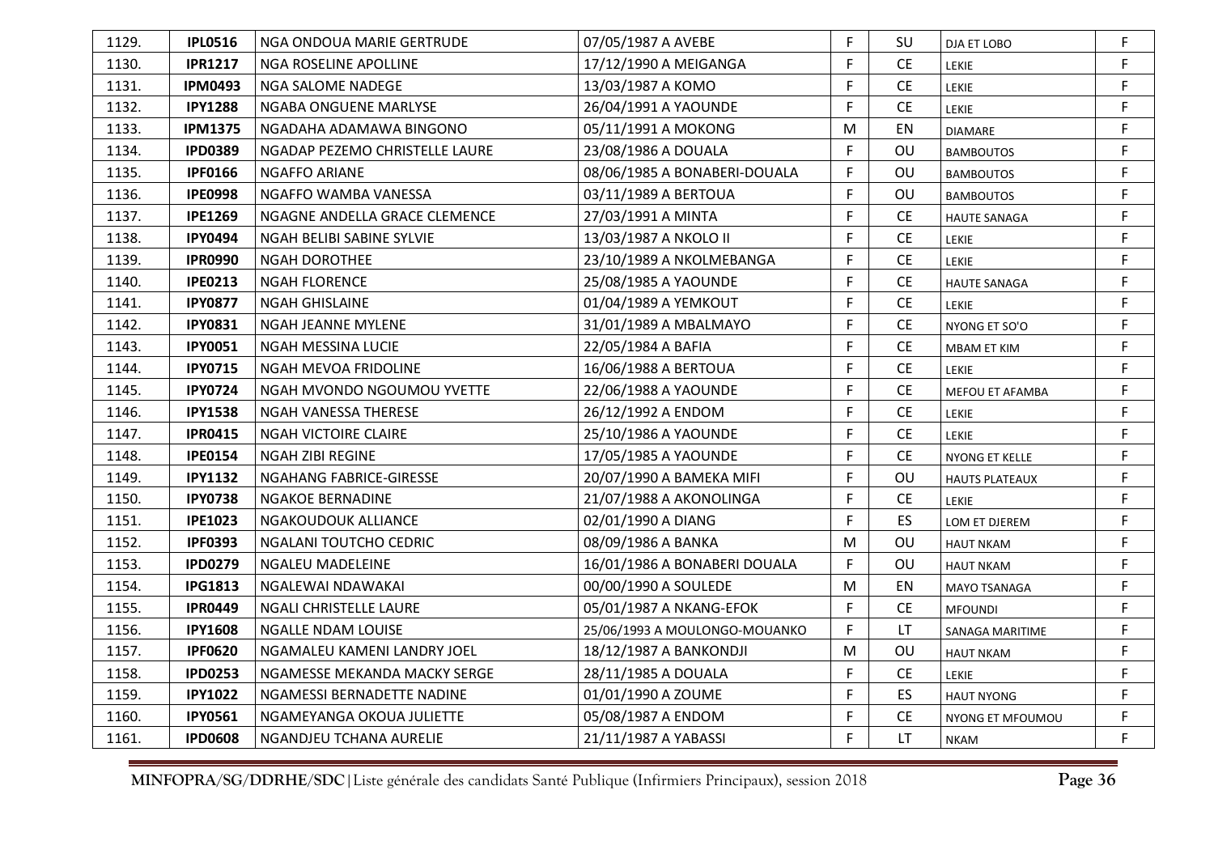| 1129. | IPL0516 | NGA ONDOUA MARIE GERTRUDE | 07/05/1987 A AVEBE | F | SU | DJA ET LOBO | F |
|---|---|---|---|---|---|---|---|
| 1130. | IPR1217 | NGA ROSELINE APOLLINE | 17/12/1990 A MEIGANGA | F | CE | LEKIE | F |
| 1131. | IPM0493 | NGA SALOME NADEGE | 13/03/1987 A KOMO | F | CE | LEKIE | F |
| 1132. | IPY1288 | NGABA ONGUENE MARLYSE | 26/04/1991 A YAOUNDE | F | CE | LEKIE | F |
| 1133. | IPM1375 | NGADAHA ADAMAWA BINGONO | 05/11/1991 A MOKONG | M | EN | DIAMARE | F |
| 1134. | IPD0389 | NGADAP PEZEMO CHRISTELLE LAURE | 23/08/1986 A DOUALA | F | OU | BAMBOUTOS | F |
| 1135. | IPF0166 | NGAFFO ARIANE | 08/06/1985 A BONABERI-DOUALA | F | OU | BAMBOUTOS | F |
| 1136. | IPE0998 | NGAFFO WAMBA VANESSA | 03/11/1989 A BERTOUA | F | OU | BAMBOUTOS | F |
| 1137. | IPE1269 | NGAGNE ANDELLA GRACE CLEMENCE | 27/03/1991 A MINTA | F | CE | HAUTE SANAGA | F |
| 1138. | IPY0494 | NGAH BELIBI SABINE SYLVIE | 13/03/1987 A NKOLO II | F | CE | LEKIE | F |
| 1139. | IPR0990 | NGAH DOROTHEE | 23/10/1989 A NKOLMEBANGA | F | CE | LEKIE | F |
| 1140. | IPE0213 | NGAH FLORENCE | 25/08/1985 A YAOUNDE | F | CE | HAUTE SANAGA | F |
| 1141. | IPY0877 | NGAH GHISLAINE | 01/04/1989 A YEMKOUT | F | CE | LEKIE | F |
| 1142. | IPY0831 | NGAH JEANNE MYLENE | 31/01/1989 A MBALMAYO | F | CE | NYONG ET SO'O | F |
| 1143. | IPY0051 | NGAH MESSINA LUCIE | 22/05/1984 A BAFIA | F | CE | MBAM ET KIM | F |
| 1144. | IPY0715 | NGAH MEVOA FRIDOLINE | 16/06/1988 A BERTOUA | F | CE | LEKIE | F |
| 1145. | IPY0724 | NGAH MVONDO NGOUMOU YVETTE | 22/06/1988 A YAOUNDE | F | CE | MEFOU ET AFAMBA | F |
| 1146. | IPY1538 | NGAH VANESSA THERESE | 26/12/1992 A ENDOM | F | CE | LEKIE | F |
| 1147. | IPR0415 | NGAH VICTOIRE CLAIRE | 25/10/1986 A YAOUNDE | F | CE | LEKIE | F |
| 1148. | IPE0154 | NGAH ZIBI REGINE | 17/05/1985 A YAOUNDE | F | CE | NYONG ET KELLE | F |
| 1149. | IPY1132 | NGAHANG FABRICE-GIRESSE | 20/07/1990 A BAMEKA MIFI | F | OU | HAUTS PLATEAUX | F |
| 1150. | IPY0738 | NGAKOE BERNADINE | 21/07/1988 A AKONOLINGA | F | CE | LEKIE | F |
| 1151. | IPE1023 | NGAKOUDOUK ALLIANCE | 02/01/1990 A DIANG | F | ES | LOM ET DJEREM | F |
| 1152. | IPF0393 | NGALANI TOUTCHO CEDRIC | 08/09/1986 A BANKA | M | OU | HAUT NKAM | F |
| 1153. | IPD0279 | NGALEU MADELEINE | 16/01/1986 A BONABERI DOUALA | F | OU | HAUT NKAM | F |
| 1154. | IPG1813 | NGALEWAI NDAWAKAI | 00/00/1990 A SOULEDE | M | EN | MAYO TSANAGA | F |
| 1155. | IPR0449 | NGALI CHRISTELLE LAURE | 05/01/1987 A NKANG-EFOK | F | CE | MFOUNDI | F |
| 1156. | IPY1608 | NGALLE NDAM LOUISE | 25/06/1993 A MOULONGO-MOUANKO | F | LT | SANAGA MARITIME | F |
| 1157. | IPF0620 | NGAMALEU KAMENI LANDRY JOEL | 18/12/1987 A BANKONDJI | M | OU | HAUT NKAM | F |
| 1158. | IPD0253 | NGAMESSE MEKANDA MACKY SERGE | 28/11/1985 A DOUALA | F | CE | LEKIE | F |
| 1159. | IPY1022 | NGAMESSI BERNADETTE NADINE | 01/01/1990 A ZOUME | F | ES | HAUT NYONG | F |
| 1160. | IPY0561 | NGAMEYANGA OKOUA JULIETTE | 05/08/1987 A ENDOM | F | CE | NYONG ET MFOUMOU | F |
| 1161. | IPD0608 | NGANDJEU TCHANA AURELIE | 21/11/1987 A YABASSI | F | LT | NKAM | F |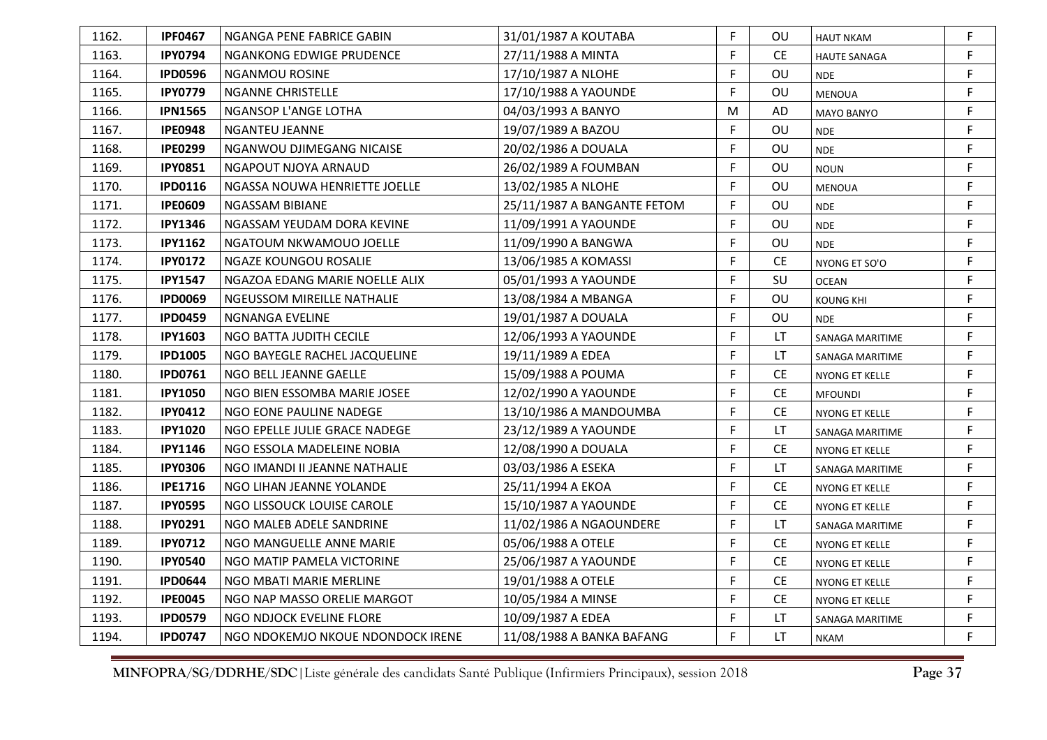| | | | | | | | |
|---|---|---|---|---|---|---|---|
| 1162. | **IPF0467** | NGANGA PENE FABRICE GABIN | 31/01/1987 A KOUTABA | F | OU | HAUT NKAM | F |
| 1163. | **IPY0794** | NGANKONG EDWIGE PRUDENCE | 27/11/1988 A MINTA | F | CE | HAUTE SANAGA | F |
| 1164. | **IPD0596** | NGANMOU ROSINE | 17/10/1987 A NLOHE | F | OU | NDE | F |
| 1165. | **IPY0779** | NGANNE CHRISTELLE | 17/10/1988 A YAOUNDE | F | OU | MENOUA | F |
| 1166. | **IPN1565** | NGANSOP L'ANGE LOTHA | 04/03/1993 A BANYO | M | AD | MAYO BANYO | F |
| 1167. | **IPE0948** | NGANTEU JEANNE | 19/07/1989 A BAZOU | F | OU | NDE | F |
| 1168. | **IPE0299** | NGANWOU DJIMEGANG NICAISE | 20/02/1986 A DOUALA | F | OU | NDE | F |
| 1169. | **IPY0851** | NGAPOUT NJOYA ARNAUD | 26/02/1989 A FOUMBAN | F | OU | NOUN | F |
| 1170. | **IPD0116** | NGASSA NOUWA HENRIETTE JOELLE | 13/02/1985 A NLOHE | F | OU | MENOUA | F |
| 1171. | **IPE0609** | NGASSAM BIBIANE | 25/11/1987 A BANGANTE FETOM | F | OU | NDE | F |
| 1172. | **IPY1346** | NGASSAM YEUDAM DORA KEVINE | 11/09/1991 A YAOUNDE | F | OU | NDE | F |
| 1173. | **IPY1162** | NGATOUM NKWAMOUO JOELLE | 11/09/1990 A BANGWA | F | OU | NDE | F |
| 1174. | **IPY0172** | NGAZE KOUNGOU ROSALIE | 13/06/1985 A KOMASSI | F | CE | NYONG ET SO'O | F |
| 1175. | **IPY1547** | NGAZOA EDANG MARIE NOELLE ALIX | 05/01/1993 A YAOUNDE | F | SU | OCEAN | F |
| 1176. | **IPD0069** | NGEUSSOM MIREILLE NATHALIE | 13/08/1984 A MBANGA | F | OU | KOUNG KHI | F |
| 1177. | **IPD0459** | NGNANGA EVELINE | 19/01/1987 A DOUALA | F | OU | NDE | F |
| 1178. | **IPY1603** | NGO BATTA JUDITH CECILE | 12/06/1993 A YAOUNDE | F | LT | SANAGA MARITIME | F |
| 1179. | **IPD1005** | NGO BAYEGLE RACHEL JACQUELINE | 19/11/1989 A EDEA | F | LT | SANAGA MARITIME | F |
| 1180. | **IPD0761** | NGO BELL JEANNE GAELLE | 15/09/1988 A POUMA | F | CE | NYONG ET KELLE | F |
| 1181. | **IPY1050** | NGO BIEN ESSOMBA MARIE JOSEE | 12/02/1990 A YAOUNDE | F | CE | MFOUNDI | F |
| 1182. | **IPY0412** | NGO EONE PAULINE NADEGE | 13/10/1986 A MANDOUMBA | F | CE | NYONG ET KELLE | F |
| 1183. | **IPY1020** | NGO EPELLE JULIE GRACE NADEGE | 23/12/1989 A YAOUNDE | F | LT | SANAGA MARITIME | F |
| 1184. | **IPY1146** | NGO ESSOLA MADELEINE NOBIA | 12/08/1990 A DOUALA | F | CE | NYONG ET KELLE | F |
| 1185. | **IPY0306** | NGO IMANDI II JEANNE NATHALIE | 03/03/1986 A ESEKA | F | LT | SANAGA MARITIME | F |
| 1186. | **IPE1716** | NGO LIHAN JEANNE YOLANDE | 25/11/1994 A EKOA | F | CE | NYONG ET KELLE | F |
| 1187. | **IPY0595** | NGO LISSOUCK LOUISE CAROLE | 15/10/1987 A YAOUNDE | F | CE | NYONG ET KELLE | F |
| 1188. | **IPY0291** | NGO MALEB ADELE SANDRINE | 11/02/1986 A NGAOUNDERE | F | LT | SANAGA MARITIME | F |
| 1189. | **IPY0712** | NGO MANGUELLE ANNE MARIE | 05/06/1988 A OTELE | F | CE | NYONG ET KELLE | F |
| 1190. | **IPY0540** | NGO MATIP PAMELA VICTORINE | 25/06/1987 A YAOUNDE | F | CE | NYONG ET KELLE | F |
| 1191. | **IPD0644** | NGO MBATI MARIE MERLINE | 19/01/1988 A OTELE | F | CE | NYONG ET KELLE | F |
| 1192. | **IPE0045** | NGO NAP MASSO ORELIE MARGOT | 10/05/1984 A MINSE | F | CE | NYONG ET KELLE | F |
| 1193. | **IPD0579** | NGO NDJOCK EVELINE FLORE | 10/09/1987 A EDEA | F | LT | SANAGA MARITIME | F |
| 1194. | **IPD0747** | NGO NDOKEMJO NKOUE NDONDOCK IRENE | 11/08/1988 A BANKA BAFANG | F | LT | NKAM | F |

**MINFOPRA/SG/DDRHE/SDC**|Liste générale des candidats Santé Publique (Infirmiers Principaux), session 2018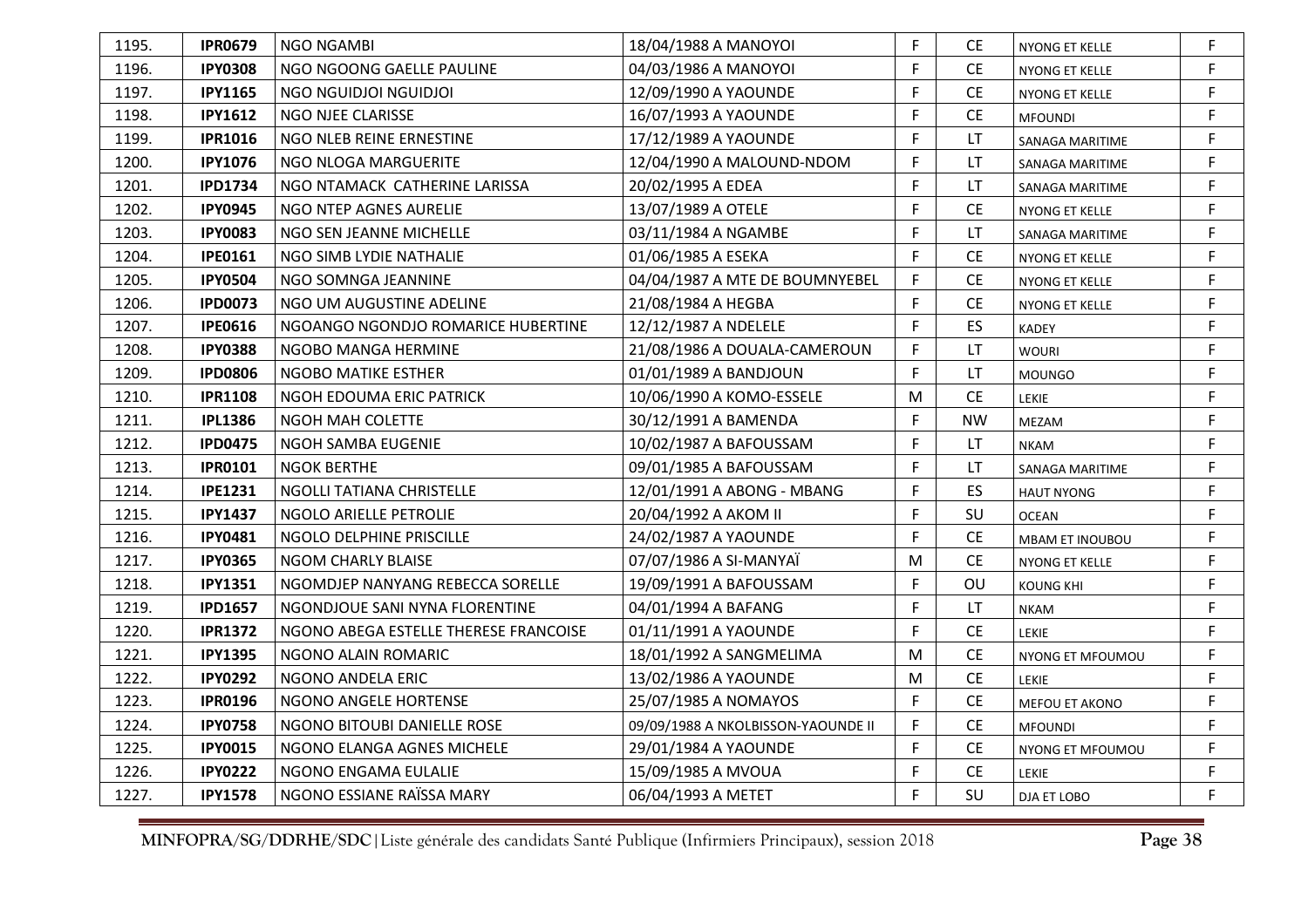| 1195. | IPR0679 | NGO NGAMBI | 18/04/1988 A MANOYOI | F | CE | NYONG ET KELLE | F |
|---|---|---|---|---|---|---|---|
| 1196. | IPY0308 | NGO NGOONG GAELLE PAULINE | 04/03/1986 A MANOYOI | F | CE | NYONG ET KELLE | F |
| 1197. | IPY1165 | NGO NGUIDJOI NGUIDJOI | 12/09/1990 A YAOUNDE | F | CE | NYONG ET KELLE | F |
| 1198. | IPY1612 | NGO NJEE CLARISSE | 16/07/1993 A YAOUNDE | F | CE | MFOUNDI | F |
| 1199. | IPR1016 | NGO NLEB REINE ERNESTINE | 17/12/1989 A YAOUNDE | F | LT | SANAGA MARITIME | F |
| 1200. | IPY1076 | NGO NLOGA MARGUERITE | 12/04/1990 A MALOUND-NDOM | F | LT | SANAGA MARITIME | F |
| 1201. | IPD1734 | NGO NTAMACK CATHERINE LARISSA | 20/02/1995 A EDEA | F | LT | SANAGA MARITIME | F |
| 1202. | IPY0945 | NGO NTEP AGNES AURELIE | 13/07/1989 A OTELE | F | CE | NYONG ET KELLE | F |
| 1203. | IPY0083 | NGO SEN JEANNE MICHELLE | 03/11/1984 A NGAMBE | F | LT | SANAGA MARITIME | F |
| 1204. | IPE0161 | NGO SIMB LYDIE NATHALIE | 01/06/1985 A ESEKA | F | CE | NYONG ET KELLE | F |
| 1205. | IPY0504 | NGO SOMNGA JEANNINE | 04/04/1987 A MTE DE BOUMNYEBEL | F | CE | NYONG ET KELLE | F |
| 1206. | IPD0073 | NGO UM AUGUSTINE ADELINE | 21/08/1984 A HEGBA | F | CE | NYONG ET KELLE | F |
| 1207. | IPE0616 | NGOANGO NGONDJO ROMARICE HUBERTINE | 12/12/1987 A NDELELE | F | ES | KADEY | F |
| 1208. | IPY0388 | NGOBO MANGA HERMINE | 21/08/1986 A DOUALA-CAMEROUN | F | LT | WOURI | F |
| 1209. | IPD0806 | NGOBO MATIKE ESTHER | 01/01/1989 A BANDJOUN | F | LT | MOUNGO | F |
| 1210. | IPR1108 | NGOH EDOUMA ERIC PATRICK | 10/06/1990 A KOMO-ESSELE | M | CE | LEKIE | F |
| 1211. | IPL1386 | NGOH MAH COLETTE | 30/12/1991 A BAMENDA | F | NW | MEZAM | F |
| 1212. | IPD0475 | NGOH SAMBA EUGENIE | 10/02/1987 A BAFOUSSAM | F | LT | NKAM | F |
| 1213. | IPR0101 | NGOK BERTHE | 09/01/1985 A BAFOUSSAM | F | LT | SANAGA MARITIME | F |
| 1214. | IPE1231 | NGOLLI TATIANA CHRISTELLE | 12/01/1991 A ABONG - MBANG | F | ES | HAUT NYONG | F |
| 1215. | IPY1437 | NGOLO ARIELLE PETROLIE | 20/04/1992 A AKOM II | F | SU | OCEAN | F |
| 1216. | IPY0481 | NGOLO DELPHINE PRISCILLE | 24/02/1987 A YAOUNDE | F | CE | MBAM ET INOUBOU | F |
| 1217. | IPY0365 | NGOM CHARLY BLAISE | 07/07/1986 A SI-MANYAÏ | M | CE | NYONG ET KELLE | F |
| 1218. | IPY1351 | NGOMDJEP NANYANG REBECCA SORELLE | 19/09/1991 A BAFOUSSAM | F | OU | KOUNG KHI | F |
| 1219. | IPD1657 | NGONDJOUE SANI NYNA FLORENTINE | 04/01/1994 A BAFANG | F | LT | NKAM | F |
| 1220. | IPR1372 | NGONO ABEGA ESTELLE THERESE FRANCOISE | 01/11/1991 A YAOUNDE | F | CE | LEKIE | F |
| 1221. | IPY1395 | NGONO ALAIN ROMARIC | 18/01/1992 A SANGMELIMA | M | CE | NYONG ET MFOUMOU | F |
| 1222. | IPY0292 | NGONO ANDELA ERIC | 13/02/1986 A YAOUNDE | M | CE | LEKIE | F |
| 1223. | IPR0196 | NGONO ANGELE HORTENSE | 25/07/1985 A NOMAYOS | F | CE | MEFOU ET AKONO | F |
| 1224. | IPY0758 | NGONO BITOUBI DANIELLE ROSE | 09/09/1988 A NKOLBISSON-YAOUNDE II | F | CE | MFOUNDI | F |
| 1225. | IPY0015 | NGONO ELANGA AGNES MICHELE | 29/01/1984 A YAOUNDE | F | CE | NYONG ET MFOUMOU | F |
| 1226. | IPY0222 | NGONO ENGAMA EULALIE | 15/09/1985 A MVOUA | F | CE | LEKIE | F |
| 1227. | IPY1578 | NGONO ESSIANE RAÏSSA MARY | 06/04/1993 A METET | F | SU | DJA ET LOBO | F |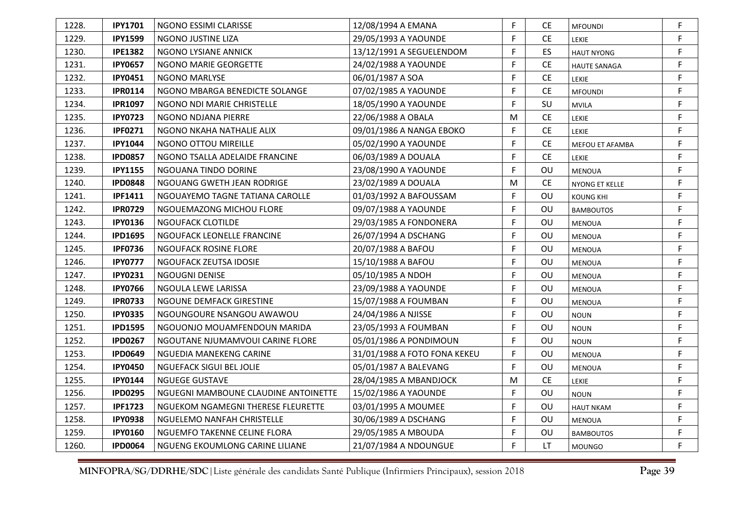| | | | | | | | |
|---|---|---|---|---|---|---|---|
| 1228. | **IPY1701** | NGONO ESSIMI CLARISSE | 12/08/1994 A EMANA | F | CE | MFOUNDI | F |
| 1229. | **IPY1599** | NGONO JUSTINE LIZA | 29/05/1993 A YAOUNDE | F | CE | LEKIE | F |
| 1230. | **IPE1382** | NGONO LYSIANE ANNICK | 13/12/1991 A SEGUELENDOM | F | ES | HAUT NYONG | F |
| 1231. | **IPY0657** | NGONO MARIE GEORGETTE | 24/02/1988 A YAOUNDE | F | CE | HAUTE SANAGA | F |
| 1232. | **IPY0451** | NGONO MARLYSE | 06/01/1987 A SOA | F | CE | LEKIE | F |
| 1233. | **IPR0114** | NGONO MBARGA BENEDICTE SOLANGE | 07/02/1985 A YAOUNDE | F | CE | MFOUNDI | F |
| 1234. | **IPR1097** | NGONO NDI MARIE CHRISTELLE | 18/05/1990 A YAOUNDE | F | SU | MVILA | F |
| 1235. | **IPY0723** | NGONO NDJANA PIERRE | 22/06/1988 A OBALA | M | CE | LEKIE | F |
| 1236. | **IPF0271** | NGONO NKAHA NATHALIE ALIX | 09/01/1986 A NANGA EBOKO | F | CE | LEKIE | F |
| 1237. | **IPY1044** | NGONO OTTOU MIREILLE | 05/02/1990 A YAOUNDE | F | CE | MEFOU ET AFAMBA | F |
| 1238. | **IPD0857** | NGONO TSALLA ADELAIDE FRANCINE | 06/03/1989 A DOUALA | F | CE | LEKIE | F |
| 1239. | **IPY1155** | NGOUANA TINDO DORINE | 23/08/1990 A YAOUNDE | F | OU | MENOUA | F |
| 1240. | **IPD0848** | NGOUANG GWETH JEAN RODRIGE | 23/02/1989 A DOUALA | M | CE | NYONG ET KELLE | F |
| 1241. | **IPF1411** | NGOUAYEMO TAGNE TATIANA CAROLLE | 01/03/1992 A BAFOUSSAM | F | OU | KOUNG KHI | F |
| 1242. | **IPR0729** | NGOUEMAZONG MICHOU FLORE | 09/07/1988 A YAOUNDE | F | OU | BAMBOUTOS | F |
| 1243. | **IPY0136** | NGOUFACK CLOTILDE | 29/03/1985 A FONDONERA | F | OU | MENOUA | F |
| 1244. | **IPD1695** | NGOUFACK LEONELLE FRANCINE | 26/07/1994 A DSCHANG | F | OU | MENOUA | F |
| 1245. | **IPF0736** | NGOUFACK ROSINE FLORE | 20/07/1988 A BAFOU | F | OU | MENOUA | F |
| 1246. | **IPY0777** | NGOUFACK ZEUTSA IDOSIE | 15/10/1988 A BAFOU | F | OU | MENOUA | F |
| 1247. | **IPY0231** | NGOUGNI DENISE | 05/10/1985 A NDOH | F | OU | MENOUA | F |
| 1248. | **IPY0766** | NGOULA LEWE LARISSA | 23/09/1988 A YAOUNDE | F | OU | MENOUA | F |
| 1249. | **IPR0733** | NGOUNE DEMFACK GIRESTINE | 15/07/1988 A FOUMBAN | F | OU | MENOUA | F |
| 1250. | **IPY0335** | NGOUNGOURE NSANGOU AWAWOU | 24/04/1986 A NJISSE | F | OU | NOUN | F |
| 1251. | **IPD1595** | NGOUONJO MOUAMFENDOUN MARIDA | 23/05/1993 A FOUMBAN | F | OU | NOUN | F |
| 1252. | **IPD0267** | NGOUTANE NJUMAMVOUI CARINE FLORE | 05/01/1986 A PONDIMOUN | F | OU | NOUN | F |
| 1253. | **IPD0649** | NGUEDIA MANEKENG CARINE | 31/01/1988 A FOTO FONA KEKEU | F | OU | MENOUA | F |
| 1254. | **IPY0450** | NGUEFACK SIGUI BEL JOLIE | 05/01/1987 A BALEVANG | F | OU | MENOUA | F |
| 1255. | **IPY0144** | NGUEGE GUSTAVE | 28/04/1985 A MBANDJOCK | M | CE | LEKIE | F |
| 1256. | **IPD0295** | NGUEGNI MAMBOUNE CLAUDINE ANTOINETTE | 15/02/1986 A YAOUNDE | F | OU | NOUN | F |
| 1257. | **IPF1723** | NGUEKOM NGAMEGNI THERESE FLEURETTE | 03/01/1995 A MOUMEE | F | OU | HAUT NKAM | F |
| 1258. | **IPY0938** | NGUELEMO NANFAH CHRISTELLE | 30/06/1989 A DSCHANG | F | OU | MENOUA | F |
| 1259. | **IPY0160** | NGUEMFO TAKENNE CELINE FLORA | 29/05/1985 A MBOUDA | F | OU | BAMBOUTOS | F |
| 1260. | **IPD0064** | NGUENG EKOUMLONG CARINE LILIANE | 21/07/1984 A NDOUNGUE | F | LT | MOUNGO | F |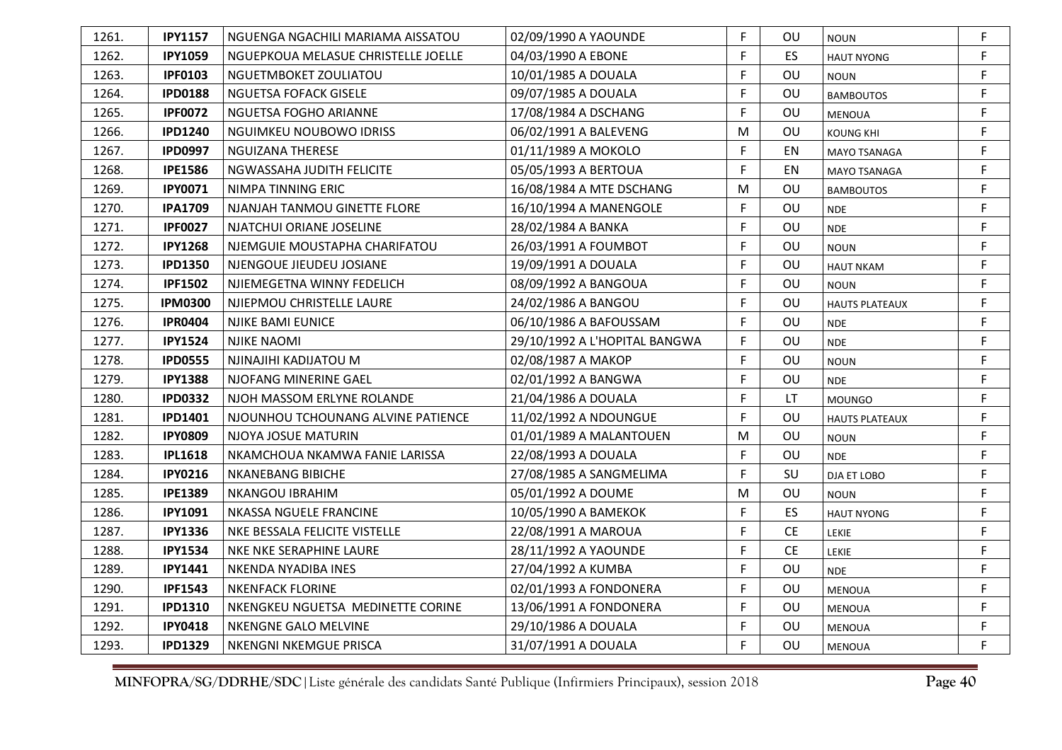| | | | | | | | |
|---|---|---|---|---|---|---|---|
| 1261. | **IPY1157** | NGUENGA NGACHILI MARIAMA AISSATOU | 02/09/1990 A YAOUNDE | F | OU | NOUN | F |
| 1262. | **IPY1059** | NGUEPKOUA MELASUE CHRISTELLE JOELLE | 04/03/1990 A EBONE | F | ES | HAUT NYONG | F |
| 1263. | **IPF0103** | NGUETMBOKET ZOULIATOU | 10/01/1985 A DOUALA | F | OU | NOUN | F |
| 1264. | **IPD0188** | NGUETSA FOFACK GISELE | 09/07/1985 A DOUALA | F | OU | BAMBOUTOS | F |
| 1265. | **IPF0072** | NGUETSA FOGHO ARIANNE | 17/08/1984 A DSCHANG | F | OU | MENOUA | F |
| 1266. | **IPD1240** | NGUIMKEU NOUBOWO IDRISS | 06/02/1991 A BALEVENG | M | OU | KOUNG KHI | F |
| 1267. | **IPD0997** | NGUIZANA THERESE | 01/11/1989 A MOKOLO | F | EN | MAYO TSANAGA | F |
| 1268. | **IPE1586** | NGWASSAHA JUDITH FELICITE | 05/05/1993 A BERTOUA | F | EN | MAYO TSANAGA | F |
| 1269. | **IPY0071** | NIMPA TINNING ERIC | 16/08/1984 A MTE DSCHANG | M | OU | BAMBOUTOS | F |
| 1270. | **IPA1709** | NJANJAH TANMOU GINETTE FLORE | 16/10/1994 A MANENGOLE | F | OU | NDE | F |
| 1271. | **IPF0027** | NJATCHUI ORIANE JOSELINE | 28/02/1984 A BANKA | F | OU | NDE | F |
| 1272. | **IPY1268** | NJEMGUIE MOUSTAPHA CHARIFATOU | 26/03/1991 A FOUMBOT | F | OU | NOUN | F |
| 1273. | **IPD1350** | NJENGOUE JIEUDEU JOSIANE | 19/09/1991 A DOUALA | F | OU | HAUT NKAM | F |
| 1274. | **IPF1502** | NJIEMEGETNA WINNY FEDELICH | 08/09/1992 A BANGOUA | F | OU | NOUN | F |
| 1275. | **IPM0300** | NJIEPMOU CHRISTELLE LAURE | 24/02/1986 A BANGOU | F | OU | HAUTS PLATEAUX | F |
| 1276. | **IPR0404** | NJIKE BAMI EUNICE | 06/10/1986 A BAFOUSSAM | F | OU | NDE | F |
| 1277. | **IPY1524** | NJIKE NAOMI | 29/10/1987 A L'HOPITAL BANGWA | F | OU | NDE | F |
| 1278. | **IPD0555** | NJINAJIHI KADIJATOU M | 02/08/1987 A MAKOP | F | OU | NOUN | F |
| 1279. | **IPY1388** | NJOFANG MINERINE GAEL | 02/01/1992 A BANGWA | F | OU | NDE | F |
| 1280. | **IPD0332** | NJOH MASSOM ERLYNE ROLANDE | 21/04/1986 A DOUALA | F | LT | MOUNGO | F |
| 1281. | **IPD1401** | NJOUNHOU TCHOUNANG ALVINE PATIENCE | 11/02/1992 A NDOUNGUE | F | OU | HAUTS PLATEAUX | F |
| 1282. | **IPY0809** | NJOYA JOSUE MATURIN | 01/01/1989 A MALANTOUEN | M | OU | NOUN | F |
| 1283. | **IPL1618** | NKAMCHOUA NKAMWA FANIE LARISSA | 22/08/1993 A DOUALA | F | OU | NDE | F |
| 1284. | **IPY0216** | NKANEBANG BIBICHE | 27/08/1985 A SANGMELIMA | F | SU | DJA ET LOBO | F |
| 1285. | **IPE1389** | NKANGOU IBRAHIM | 05/01/1992 A DOUME | M | OU | NOUN | F |
| 1286. | **IPY1091** | NKASSA NGUELE FRANCINE | 10/05/1990 A BAMEKOK | F | ES | HAUT NYONG | F |
| 1287. | **IPY1336** | NKE BESSALA FELICITE VISTELLE | 22/08/1991 A MAROUA | F | CE | LEKIE | F |
| 1288. | **IPY1534** | NKE NKE SERAPHINE LAURE | 28/11/1992 A YAOUNDE | F | CE | LEKIE | F |
| 1289. | **IPY1441** | NKENDA NYADIBA INES | 27/04/1992 A KUMBA | F | OU | NDE | F |
| 1290. | **IPF1543** | NKENFACK FLORINE | 02/01/1993 A FONDONERA | F | OU | MENOUA | F |
| 1291. | **IPD1310** | NKENGKEU NGUETSA MEDINETTE CORINE | 13/06/1991 A FONDONERA | F | OU | MENOUA | F |
| 1292. | **IPY0418** | NKENGNE GALO MELVINE | 29/10/1986 A DOUALA | F | OU | MENOUA | F |
| 1293. | **IPD1329** | NKENGNI NKEMGUE PRISCA | 31/07/1991 A DOUALA | F | OU | MENOUA | F |

**MINFOPRA/SG/DDRHE/SDC**|Liste générale des candidats Santé Publique (Infirmiers Principaux), session 2018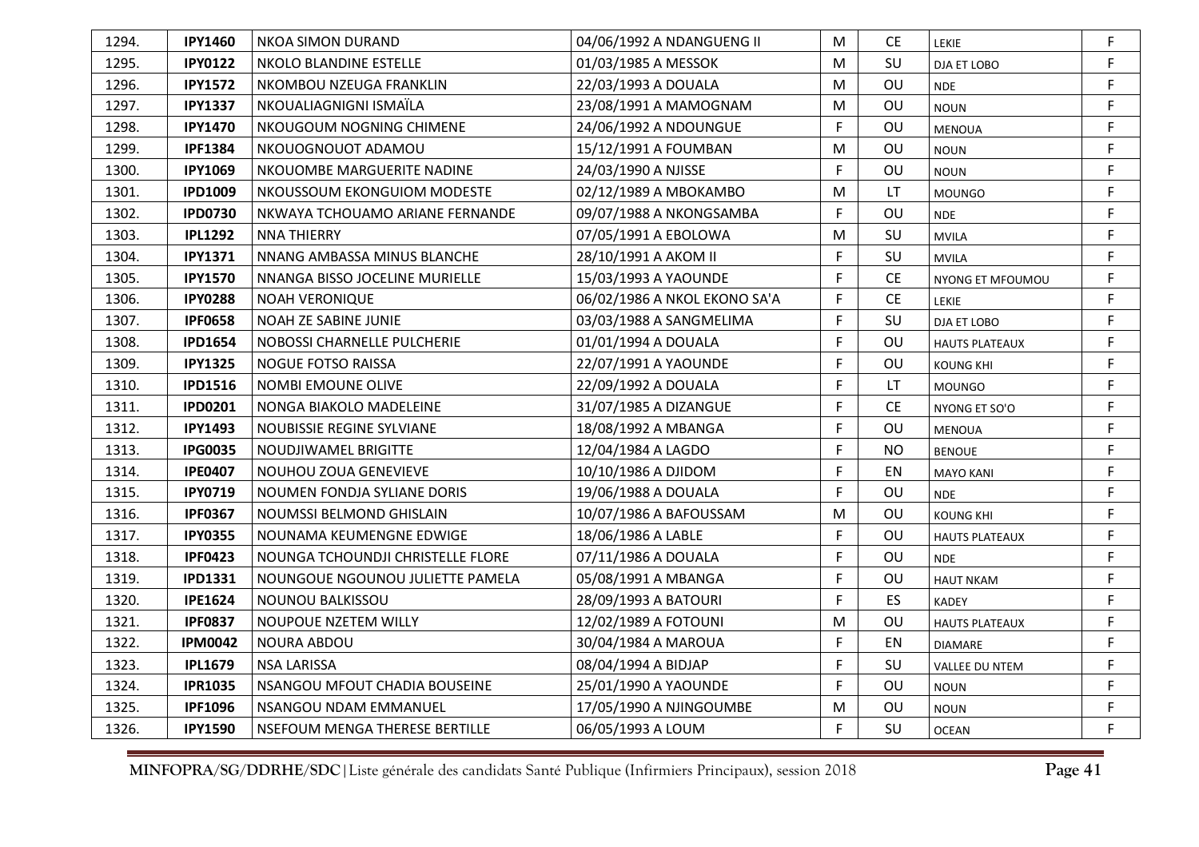| 1294. | **IPY1460** | NKOA SIMON DURAND | 04/06/1992 A NDANGUENG II | M | CE | LEKIE | F |
|---|---|---|---|---|---|---|---|
| 1295. | **IPY0122** | NKOLO BLANDINE ESTELLE | 01/03/1985 A MESSOK | M | SU | DJA ET LOBO | F |
| 1296. | **IPY1572** | NKOMBOU NZEUGA FRANKLIN | 22/03/1993 A DOUALA | M | OU | NDE | F |
| 1297. | **IPY1337** | NKOUALIAGNIGNI ISMAÏLA | 23/08/1991 A MAMOGNAM | M | OU | NOUN | F |
| 1298. | **IPY1470** | NKOUGOUM NOGNING CHIMENE | 24/06/1992 A NDOUNGUE | F | OU | MENOUA | F |
| 1299. | **IPF1384** | NKOUOGNOUOT ADAMOU | 15/12/1991 A FOUMBAN | M | OU | NOUN | F |
| 1300. | **IPY1069** | NKOUOMBE MARGUERITE NADINE | 24/03/1990 A NJISSE | F | OU | NOUN | F |
| 1301. | **IPD1009** | NKOUSSOUM EKONGUIOM MODESTE | 02/12/1989 A MBOKAMBO | M | LT | MOUNGO | F |
| 1302. | **IPD0730** | NKWAYA TCHOUAMO ARIANE FERNANDE | 09/07/1988 A NKONGSAMBA | F | OU | NDE | F |
| 1303. | **IPL1292** | NNA THIERRY | 07/05/1991 A EBOLOWA | M | SU | MVILA | F |
| 1304. | **IPY1371** | NNANG AMBASSA MINUS BLANCHE | 28/10/1991 A AKOM II | F | SU | MVILA | F |
| 1305. | **IPY1570** | NNANGA BISSO JOCELINE MURIELLE | 15/03/1993 A YAOUNDE | F | CE | NYONG ET MFOUMOU | F |
| 1306. | **IPY0288** | NOAH VERONIQUE | 06/02/1986 A NKOL EKONO SA'A | F | CE | LEKIE | F |
| 1307. | **IPF0658** | NOAH ZE SABINE JUNIE | 03/03/1988 A SANGMELIMA | F | SU | DJA ET LOBO | F |
| 1308. | **IPD1654** | NOBOSSI CHARNELLE PULCHERIE | 01/01/1994 A DOUALA | F | OU | HAUTS PLATEAUX | F |
| 1309. | **IPY1325** | NOGUE FOTSO RAISSA | 22/07/1991 A YAOUNDE | F | OU | KOUNG KHI | F |
| 1310. | **IPD1516** | NOMBI EMOUNE OLIVE | 22/09/1992 A DOUALA | F | LT | MOUNGO | F |
| 1311. | **IPD0201** | NONGA BIAKOLO MADELEINE | 31/07/1985 A DIZANGUE | F | CE | NYONG ET SO'O | F |
| 1312. | **IPY1493** | NOUBISSIE REGINE SYLVIANE | 18/08/1992 A MBANGA | F | OU | MENOUA | F |
| 1313. | **IPG0035** | NOUDJIWAMEL BRIGITTE | 12/04/1984 A LAGDO | F | NO | BENOUE | F |
| 1314. | **IPE0407** | NOUHOU ZOUA GENEVIEVE | 10/10/1986 A DJIDOM | F | EN | MAYO KANI | F |
| 1315. | **IPY0719** | NOUMEN FONDJA SYLIANE DORIS | 19/06/1988 A DOUALA | F | OU | NDE | F |
| 1316. | **IPF0367** | NOUMSSI BELMOND GHISLAIN | 10/07/1986 A BAFOUSSAM | M | OU | KOUNG KHI | F |
| 1317. | **IPY0355** | NOUNAMA KEUMENGNE EDWIGE | 18/06/1986 A LABLE | F | OU | HAUTS PLATEAUX | F |
| 1318. | **IPF0423** | NOUNGA TCHOUNDJI CHRISTELLE FLORE | 07/11/1986 A DOUALA | F | OU | NDE | F |
| 1319. | **IPD1331** | NOUNGOUE NGOUNOU JULIETTE PAMELA | 05/08/1991 A MBANGA | F | OU | HAUT NKAM | F |
| 1320. | **IPE1624** | NOUNOU BALKISSOU | 28/09/1993 A BATOURI | F | ES | KADEY | F |
| 1321. | **IPF0837** | NOUPOUE NZETEM WILLY | 12/02/1989 A FOTOUNI | M | OU | HAUTS PLATEAUX | F |
| 1322. | **IPM0042** | NOURA ABDOU | 30/04/1984 A MAROUA | F | EN | DIAMARE | F |
| 1323. | **IPL1679** | NSA LARISSA | 08/04/1994 A BIDJAP | F | SU | VALLEE DU NTEM | F |
| 1324. | **IPR1035** | NSANGOU MFOUT CHADIA BOUSEINE | 25/01/1990 A YAOUNDE | F | OU | NOUN | F |
| 1325. | **IPF1096** | NSANGOU NDAM EMMANUEL | 17/05/1990 A NJINGOUMBE | M | OU | NOUN | F |
| 1326. | **IPY1590** | NSEFOUM MENGA THERESE BERTILLE | 06/05/1993 A LOUM | F | SU | OCEAN | F |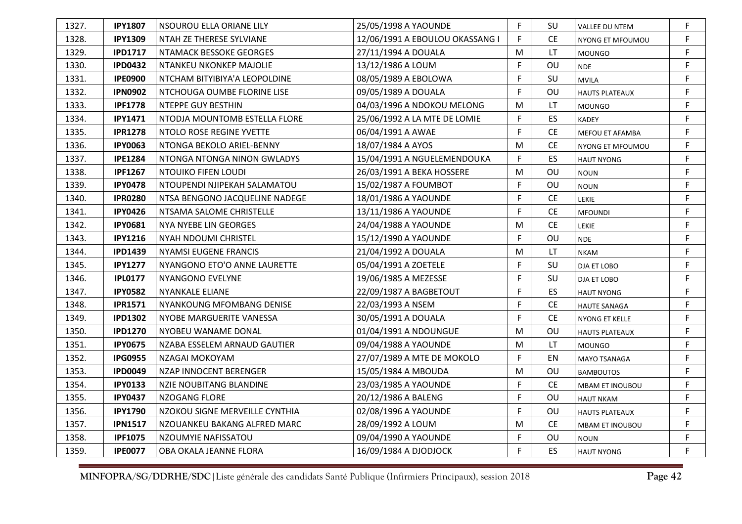| | | | | | | | |
|---|---|---|---|---|---|---|---|
| 1327. | **IPY1807** | NSOUROU ELLA ORIANE LILY | 25/05/1998 A YAOUNDE | F | SU | VALLEE DU NTEM | F |
| 1328. | **IPY1309** | NTAH ZE THERESE SYLVIANE | 12/06/1991 A EBOULOU OKASSANG I | F | CE | NYONG ET MFOUMOU | F |
| 1329. | **IPD1717** | NTAMACK BESSOKE GEORGES | 27/11/1994 A DOUALA | M | LT | MOUNGO | F |
| 1330. | **IPD0432** | NTANKEU NKONKEP MAJOLIE | 13/12/1986 A LOUM | F | OU | NDE | F |
| 1331. | **IPE0900** | NTCHAM BITYIBIYA'A LEOPOLDINE | 08/05/1989 A EBOLOWA | F | SU | MVILA | F |
| 1332. | **IPN0902** | NTCHOUGA OUMBE FLORINE LISE | 09/05/1989 A DOUALA | F | OU | HAUTS PLATEAUX | F |
| 1333. | **IPF1778** | NTEPPE GUY BESTHIN | 04/03/1996 A NDOKOU MELONG | M | LT | MOUNGO | F |
| 1334. | **IPY1471** | NTODJA MOUNTOMB ESTELLA FLORE | 25/06/1992 A LA MTE DE LOMIE | F | ES | KADEY | F |
| 1335. | **IPR1278** | NTOLO ROSE REGINE YVETTE | 06/04/1991 A AWAE | F | CE | MEFOU ET AFAMBA | F |
| 1336. | **IPY0063** | NTONGA BEKOLO ARIEL-BENNY | 18/07/1984 A AYOS | M | CE | NYONG ET MFOUMOU | F |
| 1337. | **IPE1284** | NTONGA NTONGA NINON GWLADYS | 15/04/1991 A NGUELEMENDOUKA | F | ES | HAUT NYONG | F |
| 1338. | **IPF1267** | NTOUIKO FIFEN LOUDI | 26/03/1991 A BEKA HOSSERE | M | OU | NOUN | F |
| 1339. | **IPY0478** | NTOUPENDI NJIPEKAH SALAMATOU | 15/02/1987 A FOUMBOT | F | OU | NOUN | F |
| 1340. | **IPR0280** | NTSA BENGONO JACQUELINE NADEGE | 18/01/1986 A YAOUNDE | F | CE | LEKIE | F |
| 1341. | **IPY0426** | NTSAMA SALOME CHRISTELLE | 13/11/1986 A YAOUNDE | F | CE | MFOUNDI | F |
| 1342. | **IPY0681** | NYA NYEBE LIN GEORGES | 24/04/1988 A YAOUNDE | M | CE | LEKIE | F |
| 1343. | **IPY1216** | NYAH NDOUMI CHRISTEL | 15/12/1990 A YAOUNDE | F | OU | NDE | F |
| 1344. | **IPD1439** | NYAMSI EUGENE FRANCIS | 21/04/1992 A DOUALA | M | LT | NKAM | F |
| 1345. | **IPY1277** | NYANGONO ETO'O ANNE LAURETTE | 05/04/1991 A ZOETELE | F | SU | DJA ET LOBO | F |
| 1346. | **IPL0177** | NYANGONO EVELYNE | 19/06/1985 A MEZESSE | F | SU | DJA ET LOBO | F |
| 1347. | **IPY0582** | NYANKALE ELIANE | 22/09/1987 A BAGBETOUT | F | ES | HAUT NYONG | F |
| 1348. | **IPR1571** | NYANKOUNG MFOMBANG DENISE | 22/03/1993 A NSEM | F | CE | HAUTE SANAGA | F |
| 1349. | **IPD1302** | NYOBE MARGUERITE VANESSA | 30/05/1991 A DOUALA | F | CE | NYONG ET KELLE | F |
| 1350. | **IPD1270** | NYOBEU WANAME DONAL | 01/04/1991 A NDOUNGUE | M | OU | HAUTS PLATEAUX | F |
| 1351. | **IPY0675** | NZABA ESSELEM ARNAUD GAUTIER | 09/04/1988 A YAOUNDE | M | LT | MOUNGO | F |
| 1352. | **IPG0955** | NZAGAI MOKOYAM | 27/07/1989 A MTE DE MOKOLO | F | EN | MAYO TSANAGA | F |
| 1353. | **IPD0049** | NZAP INNOCENT BERENGER | 15/05/1984 A MBOUDA | M | OU | BAMBOUTOS | F |
| 1354. | **IPY0133** | NZIE NOUBITANG BLANDINE | 23/03/1985 A YAOUNDE | F | CE | MBAM ET INOUBOU | F |
| 1355. | **IPY0437** | NZOGANG FLORE | 20/12/1986 A BALENG | F | OU | HAUT NKAM | F |
| 1356. | **IPY1790** | NZOKOU SIGNE MERVEILLE CYNTHIA | 02/08/1996 A YAOUNDE | F | OU | HAUTS PLATEAUX | F |
| 1357. | **IPN1517** | NZOUANKEU BAKANG ALFRED MARC | 28/09/1992 A LOUM | M | CE | MBAM ET INOUBOU | F |
| 1358. | **IPF1075** | NZOUMYIE NAFISSATOU | 09/04/1990 A YAOUNDE | F | OU | NOUN | F |
| 1359. | **IPE0077** | OBA OKALA JEANNE FLORA | 16/09/1984 A DJODJOCK | F | ES | HAUT NYONG | F |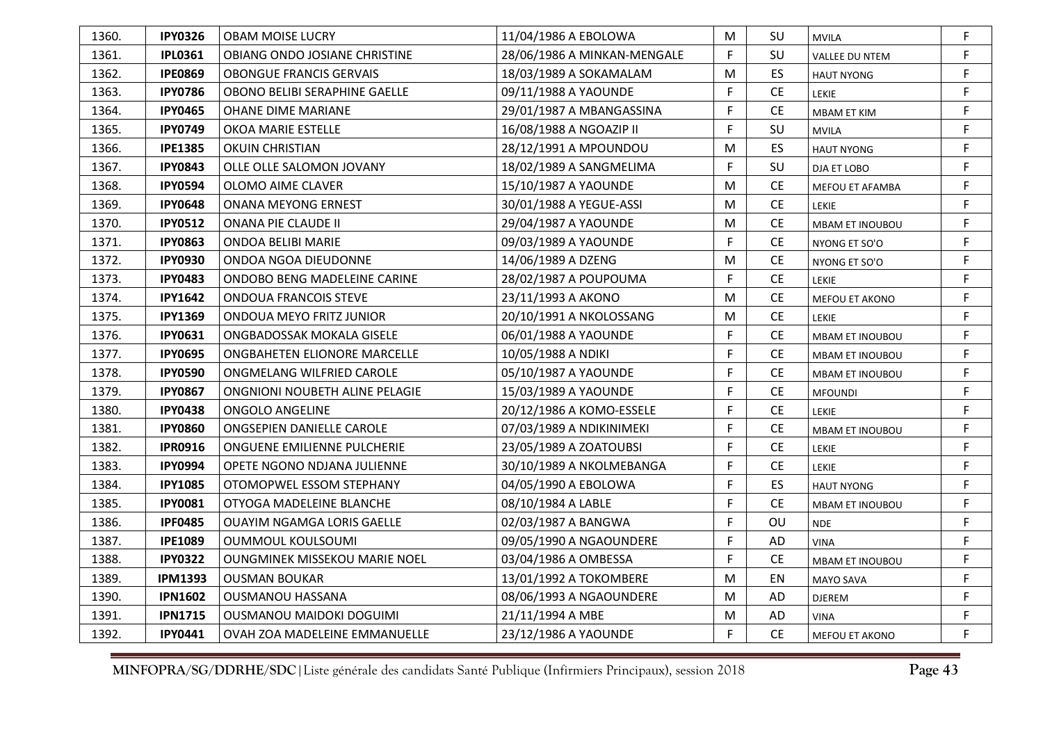| | | | | | | | |
|---|---|---|---|---|---|---|---|
| 1360. | **IPY0326** | OBAM MOISE LUCRY | 11/04/1986 A EBOLOWA | M | SU | MVILA | F |
| 1361. | **IPL0361** | OBIANG ONDO JOSIANE CHRISTINE | 28/06/1986 A MINKAN-MENGALE | F | SU | VALLEE DU NTEM | F |
| 1362. | **IPE0869** | OBONGUE FRANCIS GERVAIS | 18/03/1989 A SOKAMALAM | M | ES | HAUT NYONG | F |
| 1363. | **IPY0786** | OBONO BELIBI SERAPHINE GAELLE | 09/11/1988 A YAOUNDE | F | CE | LEKIE | F |
| 1364. | **IPY0465** | OHANE DIME MARIANE | 29/01/1987 A MBANGASSINA | F | CE | MBAM ET KIM | F |
| 1365. | **IPY0749** | OKOA MARIE ESTELLE | 16/08/1988 A NGOAZIP II | F | SU | MVILA | F |
| 1366. | **IPE1385** | OKUIN CHRISTIAN | 28/12/1991 A MPOUNDOU | M | ES | HAUT NYONG | F |
| 1367. | **IPY0843** | OLLE OLLE SALOMON JOVANY | 18/02/1989 A SANGMELIMA | F | SU | DJA ET LOBO | F |
| 1368. | **IPY0594** | OLOMO AIME CLAVER | 15/10/1987 A YAOUNDE | M | CE | MEFOU ET AFAMBA | F |
| 1369. | **IPY0648** | ONANA MEYONG ERNEST | 30/01/1988 A YEGUE-ASSI | M | CE | LEKIE | F |
| 1370. | **IPY0512** | ONANA PIE CLAUDE II | 29/04/1987 A YAOUNDE | M | CE | MBAM ET INOUBOU | F |
| 1371. | **IPY0863** | ONDOA BELIBI MARIE | 09/03/1989 A YAOUNDE | F | CE | NYONG ET SO'O | F |
| 1372. | **IPY0930** | ONDOA NGOA DIEUDONNE | 14/06/1989 A DZENG | M | CE | NYONG ET SO'O | F |
| 1373. | **IPY0483** | ONDOBO BENG MADELEINE CARINE | 28/02/1987 A POUPOUMA | F | CE | LEKIE | F |
| 1374. | **IPY1642** | ONDOUA FRANCOIS STEVE | 23/11/1993 A AKONO | M | CE | MEFOU ET AKONO | F |
| 1375. | **IPY1369** | ONDOUA MEYO FRITZ JUNIOR | 20/10/1991 A NKOLOSSANG | M | CE | LEKIE | F |
| 1376. | **IPY0631** | ONGBADOSSAK MOKALA GISELE | 06/01/1988 A YAOUNDE | F | CE | MBAM ET INOUBOU | F |
| 1377. | **IPY0695** | ONGBAHETEN ELIONORE MARCELLE | 10/05/1988 A NDIKI | F | CE | MBAM ET INOUBOU | F |
| 1378. | **IPY0590** | ONGMELANG WILFRIED CAROLE | 05/10/1987 A YAOUNDE | F | CE | MBAM ET INOUBOU | F |
| 1379. | **IPY0867** | ONGNIONI NOUBETH ALINE PELAGIE | 15/03/1989 A YAOUNDE | F | CE | MFOUNDI | F |
| 1380. | **IPY0438** | ONGOLO ANGELINE | 20/12/1986 A KOMO-ESSELE | F | CE | LEKIE | F |
| 1381. | **IPY0860** | ONGSEPIEN DANIELLE CAROLE | 07/03/1989 A NDIKINIMEKI | F | CE | MBAM ET INOUBOU | F |
| 1382. | **IPR0916** | ONGUENE EMILIENNE PULCHERIE | 23/05/1989 A ZOATOUBSI | F | CE | LEKIE | F |
| 1383. | **IPY0994** | OPETE NGONO NDJANA JULIENNE | 30/10/1989 A NKOLMEBANGA | F | CE | LEKIE | F |
| 1384. | **IPY1085** | OTOMOPWEL ESSOM STEPHANY | 04/05/1990 A EBOLOWA | F | ES | HAUT NYONG | F |
| 1385. | **IPY0081** | OTYOGA MADELEINE BLANCHE | 08/10/1984 A LABLE | F | CE | MBAM ET INOUBOU | F |
| 1386. | **IPF0485** | OUAYIM NGAMGA LORIS GAELLE | 02/03/1987 A BANGWA | F | OU | NDE | F |
| 1387. | **IPE1089** | OUMMOUL KOULSOUMI | 09/05/1990 A NGAOUNDERE | F | AD | VINA | F |
| 1388. | **IPY0322** | OUNGMINEK MISSEKOU MARIE NOEL | 03/04/1986 A OMBESSA | F | CE | MBAM ET INOUBOU | F |
| 1389. | **IPM1393** | OUSMAN BOUKAR | 13/01/1992 A TOKOMBERE | M | EN | MAYO SAVA | F |
| 1390. | **IPN1602** | OUSMANOU HASSANA | 08/06/1993 A NGAOUNDERE | M | AD | DJEREM | F |
| 1391. | **IPN1715** | OUSMANOU MAIDOKI DOGUIMI | 21/11/1994 A MBE | M | AD | VINA | F |
| 1392. | **IPY0441** | OVAH ZOA MADELEINE EMMANUELLE | 23/12/1986 A YAOUNDE | F | CE | MEFOU ET AKONO | F |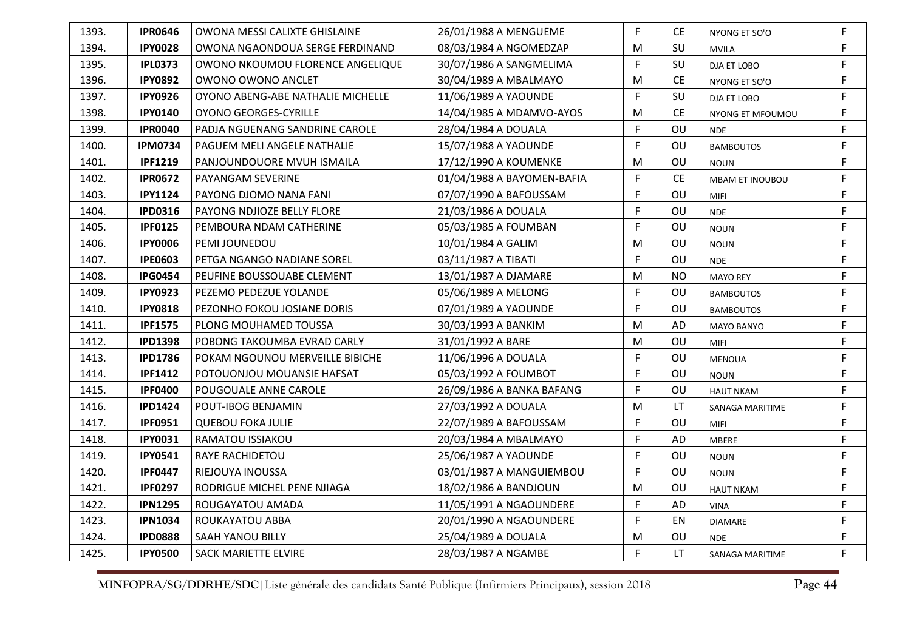| | | | | | | | |
|---|---|---|---|---|---|---|---|
| 1393. | **IPR0646** | OWONA MESSI CALIXTE GHISLAINE | 26/01/1988 A MENGUEME | F | CE | NYONG ET SO'O | F |
| 1394. | **IPY0028** | OWONA NGAONDOUA SERGE FERDINAND | 08/03/1984 A NGOMEDZAP | M | SU | MVILA | F |
| 1395. | **IPL0373** | OWONO NKOUMOU FLORENCE ANGELIQUE | 30/07/1986 A SANGMELIMA | F | SU | DJA ET LOBO | F |
| 1396. | **IPY0892** | OWONO OWONO ANCLET | 30/04/1989 A MBALMAYO | M | CE | NYONG ET SO'O | F |
| 1397. | **IPY0926** | OYONO ABENG-ABE NATHALIE MICHELLE | 11/06/1989 A YAOUNDE | F | SU | DJA ET LOBO | F |
| 1398. | **IPY0140** | OYONO GEORGES-CYRILLE | 14/04/1985 A MDAMVO-AYOS | M | CE | NYONG ET MFOUMOU | F |
| 1399. | **IPR0040** | PADJA NGUENANG SANDRINE CAROLE | 28/04/1984 A DOUALA | F | OU | NDE | F |
| 1400. | **IPM0734** | PAGUEM MELI ANGELE NATHALIE | 15/07/1988 A YAOUNDE | F | OU | BAMBOUTOS | F |
| 1401. | **IPF1219** | PANJOUNDOUORE MVUH ISMAILA | 17/12/1990 A KOUMENKE | M | OU | NOUN | F |
| 1402. | **IPR0672** | PAYANGAM SEVERINE | 01/04/1988 A BAYOMEN-BAFIA | F | CE | MBAM ET INOUBOU | F |
| 1403. | **IPY1124** | PAYONG DJOMO NANA FANI | 07/07/1990 A BAFOUSSAM | F | OU | MIFI | F |
| 1404. | **IPD0316** | PAYONG NDJIOZE BELLY FLORE | 21/03/1986 A DOUALA | F | OU | NDE | F |
| 1405. | **IPF0125** | PEMBOURA NDAM CATHERINE | 05/03/1985 A FOUMBAN | F | OU | NOUN | F |
| 1406. | **IPY0006** | PEMI JOUNEDOU | 10/01/1984 A GALIM | M | OU | NOUN | F |
| 1407. | **IPE0603** | PETGA NGANGO NADIANE SOREL | 03/11/1987 A TIBATI | F | OU | NDE | F |
| 1408. | **IPG0454** | PEUFINE BOUSSOUABE CLEMENT | 13/01/1987 A DJAMARE | M | NO | MAYO REY | F |
| 1409. | **IPY0923** | PEZEMO PEDEZUE YOLANDE | 05/06/1989 A MELONG | F | OU | BAMBOUTOS | F |
| 1410. | **IPY0818** | PEZONHO FOKOU JOSIANE DORIS | 07/01/1989 A YAOUNDE | F | OU | BAMBOUTOS | F |
| 1411. | **IPF1575** | PLONG MOUHAMED TOUSSA | 30/03/1993 A BANKIM | M | AD | MAYO BANYO | F |
| 1412. | **IPD1398** | POBONG TAKOUMBA EVRAD CARLY | 31/01/1992 A BARE | M | OU | MIFI | F |
| 1413. | **IPD1786** | POKAM NGOUNOU MERVEILLE BIBICHE | 11/06/1996 A DOUALA | F | OU | MENOUA | F |
| 1414. | **IPF1412** | POTOUONJOU MOUANSIE HAFSAT | 05/03/1992 A FOUMBOT | F | OU | NOUN | F |
| 1415. | **IPF0400** | POUGOUALE ANNE CAROLE | 26/09/1986 A BANKA BAFANG | F | OU | HAUT NKAM | F |
| 1416. | **IPD1424** | POUT-IBOG BENJAMIN | 27/03/1992 A DOUALA | M | LT | SANAGA MARITIME | F |
| 1417. | **IPF0951** | QUEBOU FOKA JULIE | 22/07/1989 A BAFOUSSAM | F | OU | MIFI | F |
| 1418. | **IPY0031** | RAMATOU ISSIAKOU | 20/03/1984 A MBALMAYO | F | AD | MBERE | F |
| 1419. | **IPY0541** | RAYE RACHIDETOU | 25/06/1987 A YAOUNDE | F | OU | NOUN | F |
| 1420. | **IPF0447** | RIEJOUYA INOUSSA | 03/01/1987 A MANGUIEMBOU | F | OU | NOUN | F |
| 1421. | **IPF0297** | RODRIGUE MICHEL PENE NJIAGA | 18/02/1986 A BANDJOUN | M | OU | HAUT NKAM | F |
| 1422. | **IPN1295** | ROUGAYATOU AMADA | 11/05/1991 A NGAOUNDERE | F | AD | VINA | F |
| 1423. | **IPN1034** | ROUKAYATOU ABBA | 20/01/1990 A NGAOUNDERE | F | EN | DIAMARE | F |
| 1424. | **IPD0888** | SAAH YANOU BILLY | 25/04/1989 A DOUALA | M | OU | NDE | F |
| 1425. | **IPY0500** | SACK MARIETTE ELVIRE | 28/03/1987 A NGAMBE | F | LT | SANAGA MARITIME | F |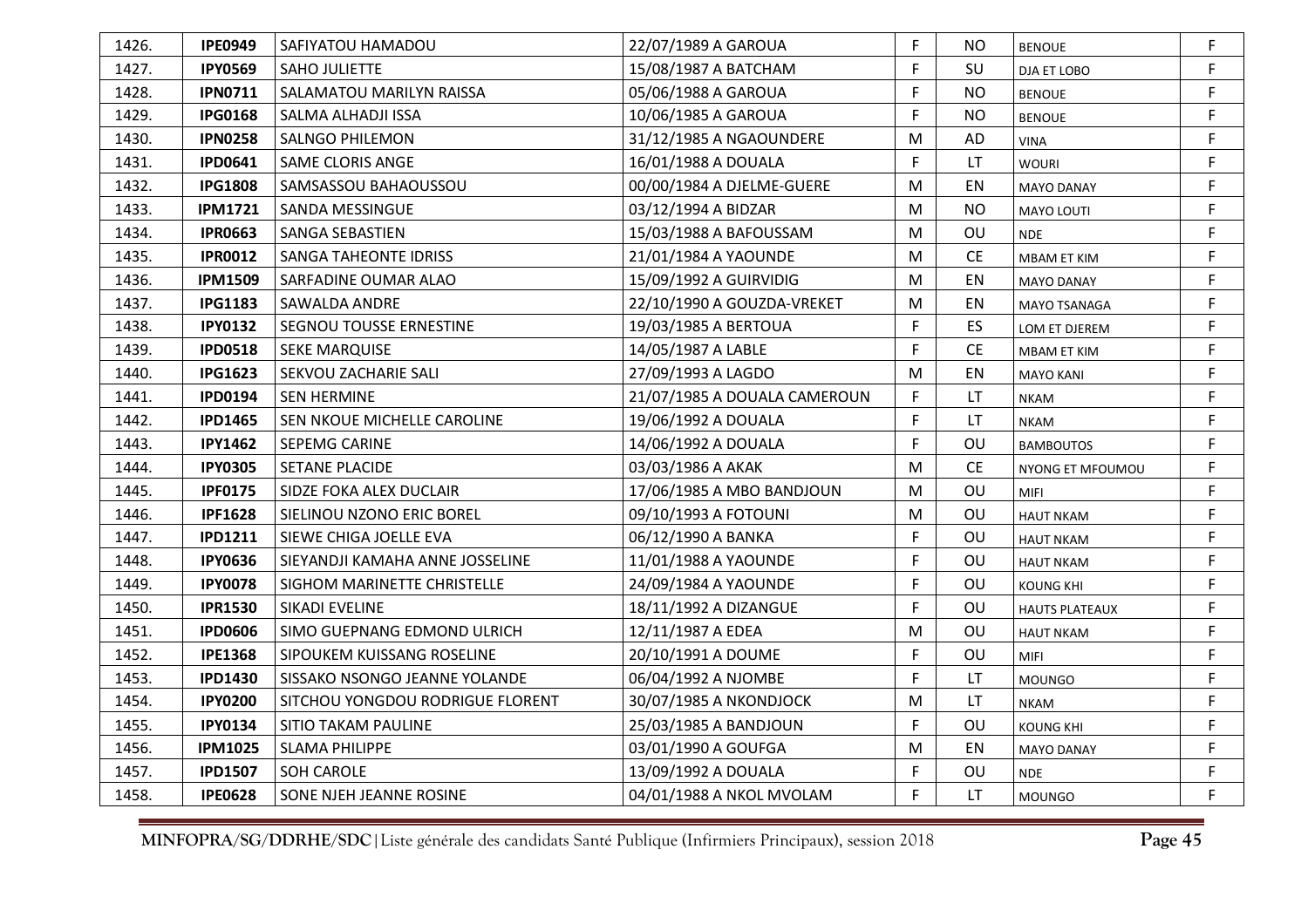| | | | | | | | |
|---|---|---|---|---|---|---|---|
| 1426. | **IPE0949** | SAFIYATOU HAMADOU | 22/07/1989 A GAROUA | F | NO | BENOUE | F |
| 1427. | **IPY0569** | SAHO JULIETTE | 15/08/1987 A BATCHAM | F | SU | DJA ET LOBO | F |
| 1428. | **IPN0711** | SALAMATOU MARILYN RAISSA | 05/06/1988 A GAROUA | F | NO | BENOUE | F |
| 1429. | **IPG0168** | SALMA ALHADJI ISSA | 10/06/1985 A GAROUA | F | NO | BENOUE | F |
| 1430. | **IPN0258** | SALNGO PHILEMON | 31/12/1985 A NGAOUNDERE | M | AD | VINA | F |
| 1431. | **IPD0641** | SAME CLORIS ANGE | 16/01/1988 A DOUALA | F | LT | WOURI | F |
| 1432. | **IPG1808** | SAMSASSOU BAHAOUSSOU | 00/00/1984 A DJELME-GUERE | M | EN | MAYO DANAY | F |
| 1433. | **IPM1721** | SANDA MESSINGUE | 03/12/1994 A BIDZAR | M | NO | MAYO LOUTI | F |
| 1434. | **IPR0663** | SANGA SEBASTIEN | 15/03/1988 A BAFOUSSAM | M | OU | NDE | F |
| 1435. | **IPR0012** | SANGA TAHEONTE IDRISS | 21/01/1984 A YAOUNDE | M | CE | MBAM ET KIM | F |
| 1436. | **IPM1509** | SARFADINE OUMAR ALAO | 15/09/1992 A GUIRVIDIG | M | EN | MAYO DANAY | F |
| 1437. | **IPG1183** | SAWALDA ANDRE | 22/10/1990 A GOUZDA-VREKET | M | EN | MAYO TSANAGA | F |
| 1438. | **IPY0132** | SEGNOU TOUSSE ERNESTINE | 19/03/1985 A BERTOUA | F | ES | LOM ET DJEREM | F |
| 1439. | **IPD0518** | SEKE MARQUISE | 14/05/1987 A LABLE | F | CE | MBAM ET KIM | F |
| 1440. | **IPG1623** | SEKVOU ZACHARIE SALI | 27/09/1993 A LAGDO | M | EN | MAYO KANI | F |
| 1441. | **IPD0194** | SEN HERMINE | 21/07/1985 A DOUALA CAMEROUN | F | LT | NKAM | F |
| 1442. | **IPD1465** | SEN NKOUE MICHELLE CAROLINE | 19/06/1992 A DOUALA | F | LT | NKAM | F |
| 1443. | **IPY1462** | SEPEMG CARINE | 14/06/1992 A DOUALA | F | OU | BAMBOUTOS | F |
| 1444. | **IPY0305** | SETANE PLACIDE | 03/03/1986 A AKAK | M | CE | NYONG ET MFOUMOU | F |
| 1445. | **IPF0175** | SIDZE FOKA ALEX DUCLAIR | 17/06/1985 A MBO BANDJOUN | M | OU | MIFI | F |
| 1446. | **IPF1628** | SIELINOU NZONO ERIC BOREL | 09/10/1993 A FOTOUNI | M | OU | HAUT NKAM | F |
| 1447. | **IPD1211** | SIEWE CHIGA JOELLE EVA | 06/12/1990 A BANKA | F | OU | HAUT NKAM | F |
| 1448. | **IPY0636** | SIEYANDJI KAMAHA ANNE JOSSELINE | 11/01/1988 A YAOUNDE | F | OU | HAUT NKAM | F |
| 1449. | **IPY0078** | SIGHOM MARINETTE CHRISTELLE | 24/09/1984 A YAOUNDE | F | OU | KOUNG KHI | F |
| 1450. | **IPR1530** | SIKADI EVELINE | 18/11/1992 A DIZANGUE | F | OU | HAUTS PLATEAUX | F |
| 1451. | **IPD0606** | SIMO GUEPNANG EDMOND ULRICH | 12/11/1987 A EDEA | M | OU | HAUT NKAM | F |
| 1452. | **IPE1368** | SIPOUKEM KUISSANG ROSELINE | 20/10/1991 A DOUME | F | OU | MIFI | F |
| 1453. | **IPD1430** | SISSAKO NSONGO JEANNE YOLANDE | 06/04/1992 A NJOMBE | F | LT | MOUNGO | F |
| 1454. | **IPY0200** | SITCHOU YONGDOU RODRIGUE FLORENT | 30/07/1985 A NKONDJOCK | M | LT | NKAM | F |
| 1455. | **IPY0134** | SITIO TAKAM PAULINE | 25/03/1985 A BANDJOUN | F | OU | KOUNG KHI | F |
| 1456. | **IPM1025** | SLAMA PHILIPPE | 03/01/1990 A GOUFGA | M | EN | MAYO DANAY | F |
| 1457. | **IPD1507** | SOH CAROLE | 13/09/1992 A DOUALA | F | OU | NDE | F |
| 1458. | **IPE0628** | SONE NJEH JEANNE ROSINE | 04/01/1988 A NKOL MVOLAM | F | LT | MOUNGO | F |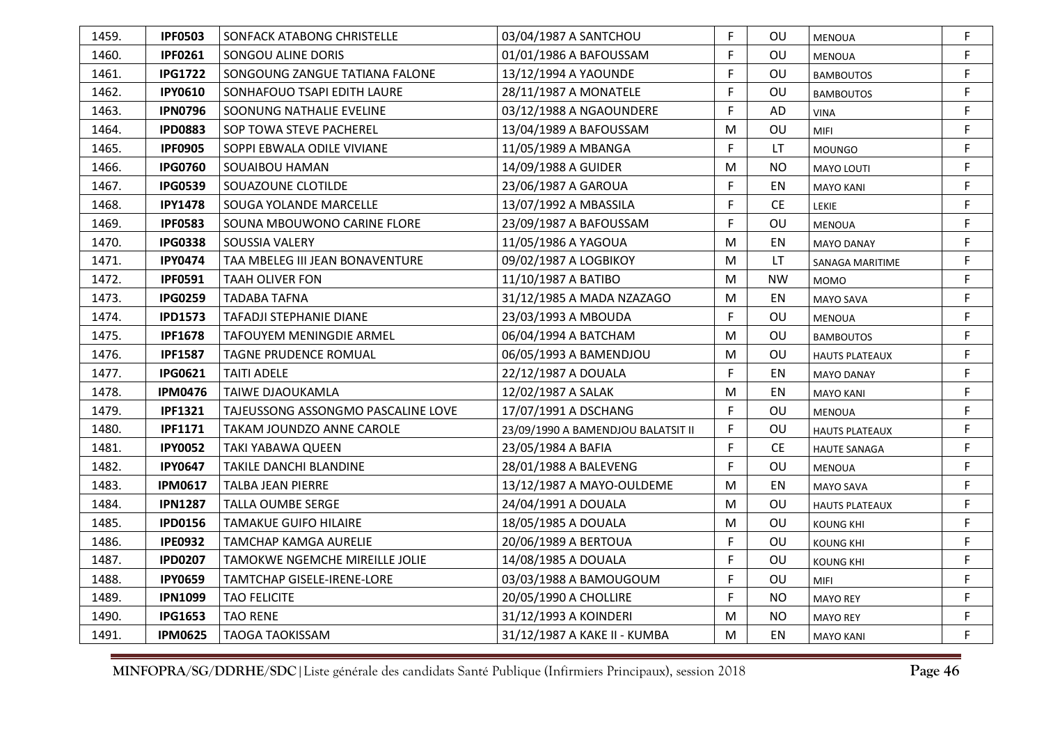| | | | | | | | |
|---|---|---|---|---|---|---|---|
| 1459. | **IPF0503** | SONFACK ATABONG CHRISTELLE | 03/04/1987 A SANTCHOU | F | OU | MENOUA | F |
| 1460. | **IPF0261** | SONGOU ALINE DORIS | 01/01/1986 A BAFOUSSAM | F | OU | MENOUA | F |
| 1461. | **IPG1722** | SONGOUNG ZANGUE TATIANA FALONE | 13/12/1994 A YAOUNDE | F | OU | BAMBOUTOS | F |
| 1462. | **IPY0610** | SONHAFOUO TSAPI EDITH LAURE | 28/11/1987 A MONATELE | F | OU | BAMBOUTOS | F |
| 1463. | **IPN0796** | SOONUNG NATHALIE EVELINE | 03/12/1988 A NGAOUNDERE | F | AD | VINA | F |
| 1464. | **IPD0883** | SOP TOWA STEVE PACHEREL | 13/04/1989 A BAFOUSSAM | M | OU | MIFI | F |
| 1465. | **IPF0905** | SOPPI EBWALA ODILE VIVIANE | 11/05/1989 A MBANGA | F | LT | MOUNGO | F |
| 1466. | **IPG0760** | SOUAIBOU HAMAN | 14/09/1988 A GUIDER | M | NO | MAYO LOUTI | F |
| 1467. | **IPG0539** | SOUAZOUNE CLOTILDE | 23/06/1987 A GAROUA | F | EN | MAYO KANI | F |
| 1468. | **IPY1478** | SOUGA YOLANDE MARCELLE | 13/07/1992 A MBASSILA | F | CE | LEKIE | F |
| 1469. | **IPF0583** | SOUNA MBOUWONO CARINE FLORE | 23/09/1987 A BAFOUSSAM | F | OU | MENOUA | F |
| 1470. | **IPG0338** | SOUSSIA VALERY | 11/05/1986 A YAGOUA | M | EN | MAYO DANAY | F |
| 1471. | **IPY0474** | TAA MBELEG III JEAN BONAVENTURE | 09/02/1987 A LOGBIKOY | M | LT | SANAGA MARITIME | F |
| 1472. | **IPF0591** | TAAH OLIVER FON | 11/10/1987 A BATIBO | M | NW | MOMO | F |
| 1473. | **IPG0259** | TADABA TAFNA | 31/12/1985 A MADA NZAZAGO | M | EN | MAYO SAVA | F |
| 1474. | **IPD1573** | TAFADJI STEPHANIE DIANE | 23/03/1993 A MBOUDA | F | OU | MENOUA | F |
| 1475. | **IPF1678** | TAFOUYEM MENINGDIE ARMEL | 06/04/1994 A BATCHAM | M | OU | BAMBOUTOS | F |
| 1476. | **IPF1587** | TAGNE PRUDENCE ROMUAL | 06/05/1993 A BAMENDJOU | M | OU | HAUTS PLATEAUX | F |
| 1477. | **IPG0621** | TAITI ADELE | 22/12/1987 A DOUALA | F | EN | MAYO DANAY | F |
| 1478. | **IPM0476** | TAIWE DJAOUKAMLA | 12/02/1987 A SALAK | M | EN | MAYO KANI | F |
| 1479. | **IPF1321** | TAJEUSSONG ASSONGMO PASCALINE LOVE | 17/07/1991 A DSCHANG | F | OU | MENOUA | F |
| 1480. | **IPF1171** | TAKAM JOUNDZO ANNE CAROLE | 23/09/1990 A BAMENDJOU BALATSIT II | F | OU | HAUTS PLATEAUX | F |
| 1481. | **IPY0052** | TAKI YABAWA QUEEN | 23/05/1984 A BAFIA | F | CE | HAUTE SANAGA | F |
| 1482. | **IPY0647** | TAKILE DANCHI BLANDINE | 28/01/1988 A BALEVENG | F | OU | MENOUA | F |
| 1483. | **IPM0617** | TALBA JEAN PIERRE | 13/12/1987 A MAYO-OULDEME | M | EN | MAYO SAVA | F |
| 1484. | **IPN1287** | TALLA OUMBE SERGE | 24/04/1991 A DOUALA | M | OU | HAUTS PLATEAUX | F |
| 1485. | **IPD0156** | TAMAKUE GUIFO HILAIRE | 18/05/1985 A DOUALA | M | OU | KOUNG KHI | F |
| 1486. | **IPE0932** | TAMCHAP KAMGA AURELIE | 20/06/1989 A BERTOUA | F | OU | KOUNG KHI | F |
| 1487. | **IPD0207** | TAMOKWE NGEMCHE MIREILLE JOLIE | 14/08/1985 A DOUALA | F | OU | KOUNG KHI | F |
| 1488. | **IPY0659** | TAMTCHAP GISELE-IRENE-LORE | 03/03/1988 A BAMOUGOUM | F | OU | MIFI | F |
| 1489. | **IPN1099** | TAO FELICITE | 20/05/1990 A CHOLLIRE | F | NO | MAYO REY | F |
| 1490. | **IPG1653** | TAO RENE | 31/12/1993 A KOINDERI | M | NO | MAYO REY | F |
| 1491. | **IPM0625** | TAOGA TAOKISSAM | 31/12/1987 A KAKE II - KUMBA | M | EN | MAYO KANI | F |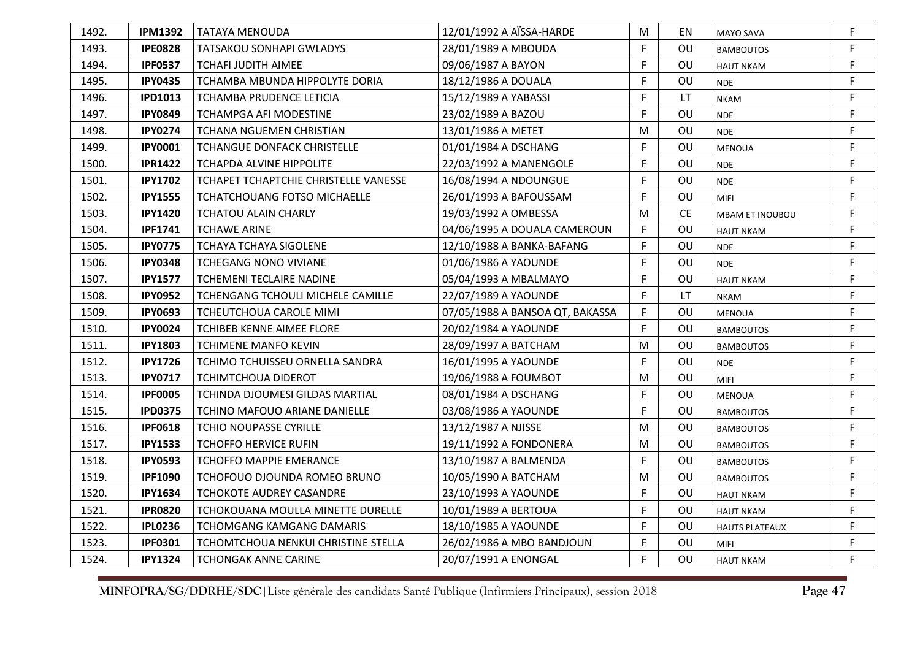| 1492. | IPM1392 | TATAYA MENOUDA | 12/01/1992 A AÏSSA-HARDE | M | EN | MAYO SAVA | F |
|---|---|---|---|---|---|---|---|
| 1493. | IPE0828 | TATSAKOU SONHAPI GWLADYS | 28/01/1989 A MBOUDA | F | OU | BAMBOUTOS | F |
| 1494. | IPF0537 | TCHAFI JUDITH AIMEE | 09/06/1987 A BAYON | F | OU | HAUT NKAM | F |
| 1495. | IPY0435 | TCHAMBA MBUNDA HIPPOLYTE DORIA | 18/12/1986 A DOUALA | F | OU | NDE | F |
| 1496. | IPD1013 | TCHAMBA PRUDENCE LETICIA | 15/12/1989 A YABASSI | F | LT | NKAM | F |
| 1497. | IPY0849 | TCHAMPGA AFI MODESTINE | 23/02/1989 A BAZOU | F | OU | NDE | F |
| 1498. | IPY0274 | TCHANA NGUEMEN CHRISTIAN | 13/01/1986 A METET | M | OU | NDE | F |
| 1499. | IPY0001 | TCHANGUE DONFACK CHRISTELLE | 01/01/1984 A DSCHANG | F | OU | MENOUA | F |
| 1500. | IPR1422 | TCHAPDA ALVINE HIPPOLITE | 22/03/1992 A MANENGOLE | F | OU | NDE | F |
| 1501. | IPY1702 | TCHAPET TCHAPTCHIE CHRISTELLE VANESSE | 16/08/1994 A NDOUNGUE | F | OU | NDE | F |
| 1502. | IPY1555 | TCHATCHOUANG FOTSO MICHAELLE | 26/01/1993 A BAFOUSSAM | F | OU | MIFI | F |
| 1503. | IPY1420 | TCHATOU ALAIN CHARLY | 19/03/1992 A OMBESSA | M | CE | MBAM ET INOUBOU | F |
| 1504. | IPF1741 | TCHAWE ARINE | 04/06/1995 A DOUALA CAMEROUN | F | OU | HAUT NKAM | F |
| 1505. | IPY0775 | TCHAYA TCHAYA SIGOLENE | 12/10/1988 A BANKA-BAFANG | F | OU | NDE | F |
| 1506. | IPY0348 | TCHEGANG NONO VIVIANE | 01/06/1986 A YAOUNDE | F | OU | NDE | F |
| 1507. | IPY1577 | TCHEMENI TECLAIRE NADINE | 05/04/1993 A MBALMAYO | F | OU | HAUT NKAM | F |
| 1508. | IPY0952 | TCHENGANG TCHOULI MICHELE CAMILLE | 22/07/1989 A YAOUNDE | F | LT | NKAM | F |
| 1509. | IPY0693 | TCHEUTCHOUA CAROLE MIMI | 07/05/1988 A BANSOA QT, BAKASSA | F | OU | MENOUA | F |
| 1510. | IPY0024 | TCHIBEB KENNE AIMEE FLORE | 20/02/1984 A YAOUNDE | F | OU | BAMBOUTOS | F |
| 1511. | IPY1803 | TCHIMENE MANFO KEVIN | 28/09/1997 A BATCHAM | M | OU | BAMBOUTOS | F |
| 1512. | IPY1726 | TCHIMO TCHUISSEU ORNELLA SANDRA | 16/01/1995 A YAOUNDE | F | OU | NDE | F |
| 1513. | IPY0717 | TCHIMTCHOUA DIDEROT | 19/06/1988 A FOUMBOT | M | OU | MIFI | F |
| 1514. | IPF0005 | TCHINDA DJOUMESI GILDAS MARTIAL | 08/01/1984 A DSCHANG | F | OU | MENOUA | F |
| 1515. | IPD0375 | TCHINO MAFOUO ARIANE DANIELLE | 03/08/1986 A YAOUNDE | F | OU | BAMBOUTOS | F |
| 1516. | IPF0618 | TCHIO NOUPASSE CYRILLE | 13/12/1987 A NJISSE | M | OU | BAMBOUTOS | F |
| 1517. | IPY1533 | TCHOFFO HERVICE RUFIN | 19/11/1992 A FONDONERA | M | OU | BAMBOUTOS | F |
| 1518. | IPY0593 | TCHOFFO MAPPIE EMERANCE | 13/10/1987 A BALMENDA | F | OU | BAMBOUTOS | F |
| 1519. | IPF1090 | TCHOFOUO DJOUNDA ROMEO BRUNO | 10/05/1990 A BATCHAM | M | OU | BAMBOUTOS | F |
| 1520. | IPY1634 | TCHOKOTE AUDREY CASANDRE | 23/10/1993 A YAOUNDE | F | OU | HAUT NKAM | F |
| 1521. | IPR0820 | TCHOKOUANA MOULLA MINETTE DURELLE | 10/01/1989 A BERTOUA | F | OU | HAUT NKAM | F |
| 1522. | IPL0236 | TCHOMGANG KAMGANG DAMARIS | 18/10/1985 A YAOUNDE | F | OU | HAUTS PLATEAUX | F |
| 1523. | IPF0301 | TCHOMTCHOUA NENKUI CHRISTINE STELLA | 26/02/1986 A MBO BANDJOUN | F | OU | MIFI | F |
| 1524. | IPY1324 | TCHONGAK ANNE CARINE | 20/07/1991 A ENONGAL | F | OU | HAUT NKAM | F |

**MINFOPRA/SG/DDRHE/SDC**|Liste générale des candidats Santé Publique (Infirmiers Principaux), session 2018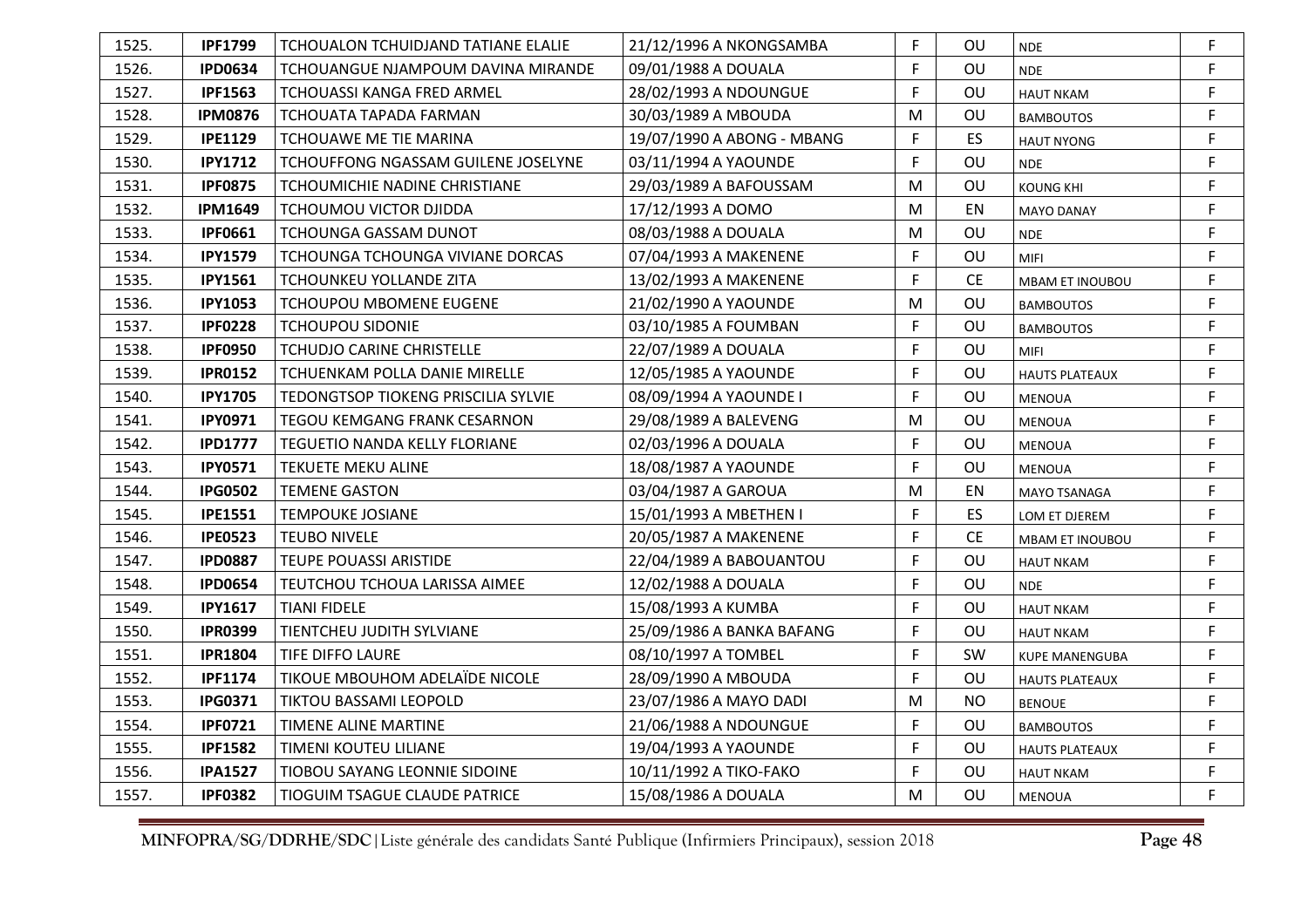| 1525. | **IPF1799** | TCHOUALON TCHUIDJAND TATIANE ELALIE | 21/12/1996 A NKONGSAMBA | F | OU | NDE | F |
|---|---|---|---|---|---|---|---|
| 1526. | **IPD0634** | TCHOUANGUE NJAMPOUM DAVINA MIRANDE | 09/01/1988 A DOUALA | F | OU | NDE | F |
| 1527. | **IPF1563** | TCHOUASSI KANGA FRED ARMEL | 28/02/1993 A NDOUNGUE | F | OU | HAUT NKAM | F |
| 1528. | **IPM0876** | TCHOUATA TAPADA FARMAN | 30/03/1989 A MBOUDA | M | OU | BAMBOUTOS | F |
| 1529. | **IPE1129** | TCHOUAWE ME TIE MARINA | 19/07/1990 A ABONG - MBANG | F | ES | HAUT NYONG | F |
| 1530. | **IPY1712** | TCHOUFFONG NGASSAM GUILENE JOSELYNE | 03/11/1994 A YAOUNDE | F | OU | NDE | F |
| 1531. | **IPF0875** | TCHOUMICHIE NADINE CHRISTIANE | 29/03/1989 A BAFOUSSAM | M | OU | KOUNG KHI | F |
| 1532. | **IPM1649** | TCHOUMOU VICTOR DJIDDA | 17/12/1993 A DOMO | M | EN | MAYO DANAY | F |
| 1533. | **IPF0661** | TCHOUNGA GASSAM DUNOT | 08/03/1988 A DOUALA | M | OU | NDE | F |
| 1534. | **IPY1579** | TCHOUNGA TCHOUNGA VIVIANE DORCAS | 07/04/1993 A MAKENENE | F | OU | MIFI | F |
| 1535. | **IPY1561** | TCHOUNKEU YOLLANDE ZITA | 13/02/1993 A MAKENENE | F | CE | MBAM ET INOUBOU | F |
| 1536. | **IPY1053** | TCHOUPOU MBOMENE EUGENE | 21/02/1990 A YAOUNDE | M | OU | BAMBOUTOS | F |
| 1537. | **IPF0228** | TCHOUPOU SIDONIE | 03/10/1985 A FOUMBAN | F | OU | BAMBOUTOS | F |
| 1538. | **IPF0950** | TCHUDJO CARINE CHRISTELLE | 22/07/1989 A DOUALA | F | OU | MIFI | F |
| 1539. | **IPR0152** | TCHUENKAM POLLA DANIE MIRELLE | 12/05/1985 A YAOUNDE | F | OU | HAUTS PLATEAUX | F |
| 1540. | **IPY1705** | TEDONGTSOP TIOKENG PRISCILIA SYLVIE | 08/09/1994 A YAOUNDE I | F | OU | MENOUA | F |
| 1541. | **IPY0971** | TEGOU KEMGANG FRANK CESARNON | 29/08/1989 A BALEVENG | M | OU | MENOUA | F |
| 1542. | **IPD1777** | TEGUETIO NANDA KELLY FLORIANE | 02/03/1996 A DOUALA | F | OU | MENOUA | F |
| 1543. | **IPY0571** | TEKUETE MEKU ALINE | 18/08/1987 A YAOUNDE | F | OU | MENOUA | F |
| 1544. | **IPG0502** | TEMENE GASTON | 03/04/1987 A GAROUA | M | EN | MAYO TSANAGA | F |
| 1545. | **IPE1551** | TEMPOUKE JOSIANE | 15/01/1993 A MBETHEN I | F | ES | LOM ET DJEREM | F |
| 1546. | **IPE0523** | TEUBO NIVELE | 20/05/1987 A MAKENENE | F | CE | MBAM ET INOUBOU | F |
| 1547. | **IPD0887** | TEUPE POUASSI ARISTIDE | 22/04/1989 A BABOUANTOU | F | OU | HAUT NKAM | F |
| 1548. | **IPD0654** | TEUTCHOU TCHOUA LARISSA AIMEE | 12/02/1988 A DOUALA | F | OU | NDE | F |
| 1549. | **IPY1617** | TIANI FIDELE | 15/08/1993 A KUMBA | F | OU | HAUT NKAM | F |
| 1550. | **IPR0399** | TIENTCHEU JUDITH SYLVIANE | 25/09/1986 A BANKA BAFANG | F | OU | HAUT NKAM | F |
| 1551. | **IPR1804** | TIFE DIFFO LAURE | 08/10/1997 A TOMBEL | F | SW | KUPE MANENGUBA | F |
| 1552. | **IPF1174** | TIKOUE MBOUHOM ADELAÏDE NICOLE | 28/09/1990 A MBOUDA | F | OU | HAUTS PLATEAUX | F |
| 1553. | **IPG0371** | TIKTOU BASSAMI LEOPOLD | 23/07/1986 A MAYO DADI | M | NO | BENOUE | F |
| 1554. | **IPF0721** | TIMENE ALINE MARTINE | 21/06/1988 A NDOUNGUE | F | OU | BAMBOUTOS | F |
| 1555. | **IPF1582** | TIMENI KOUTEU LILIANE | 19/04/1993 A YAOUNDE | F | OU | HAUTS PLATEAUX | F |
| 1556. | **IPA1527** | TIOBOU SAYANG LEONNIE SIDOINE | 10/11/1992 A TIKO-FAKO | F | OU | HAUT NKAM | F |
| 1557. | **IPF0382** | TIOGUIM TSAGUE CLAUDE PATRICE | 15/08/1986 A DOUALA | M | OU | MENOUA | F |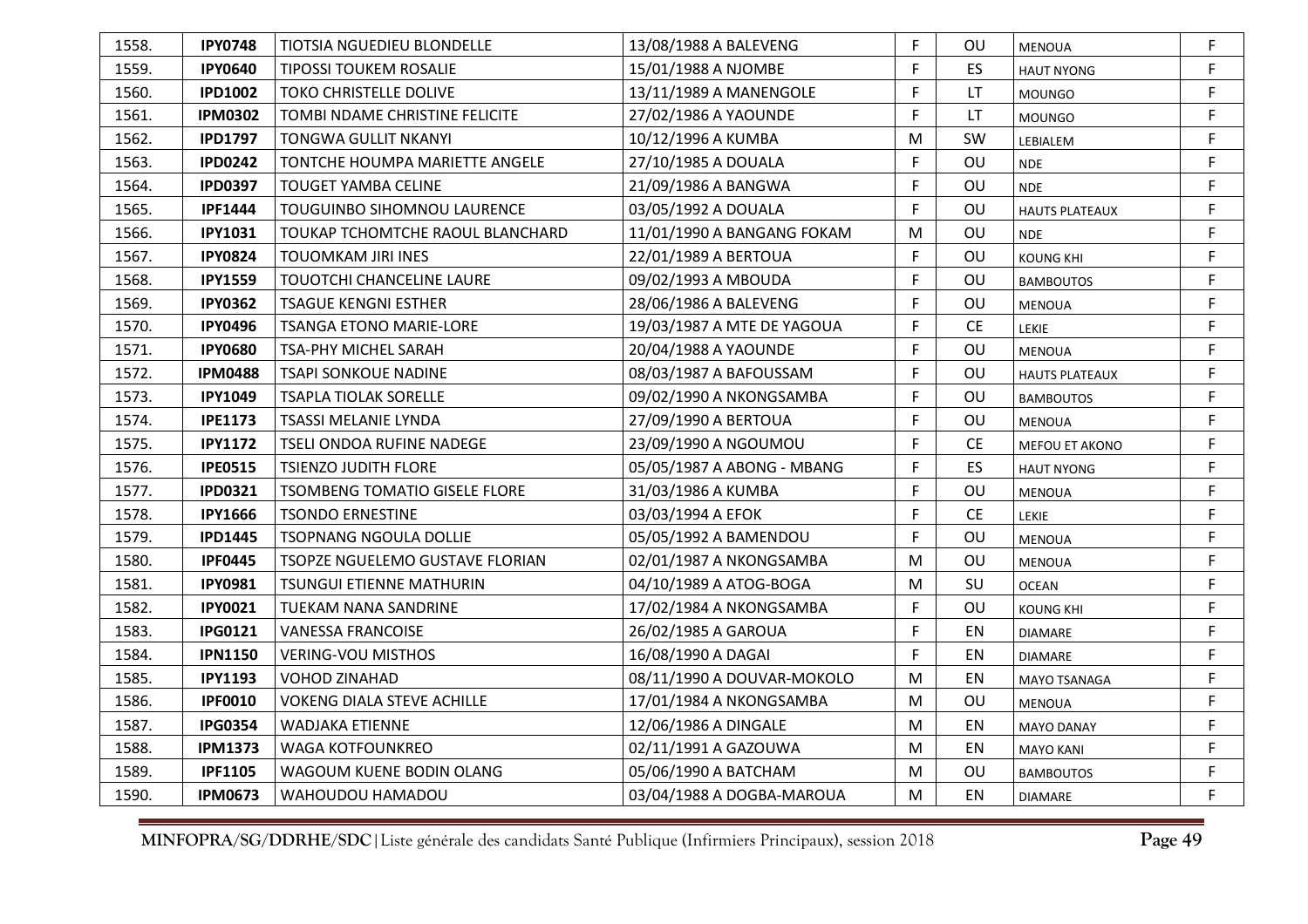| | | | | | | | |
|---|---|---|---|---|---|---|---|
| 1558. | **IPY0748** | TIOTSIA NGUEDIEU BLONDELLE | 13/08/1988 A BALEVENG | F | OU | MENOUA | F |
| 1559. | **IPY0640** | TIPOSSI TOUKEM ROSALIE | 15/01/1988 A NJOMBE | F | ES | HAUT NYONG | F |
| 1560. | **IPD1002** | TOKO CHRISTELLE DOLIVE | 13/11/1989 A MANENGOLE | F | LT | MOUNGO | F |
| 1561. | **IPM0302** | TOMBI NDAME CHRISTINE FELICITE | 27/02/1986 A YAOUNDE | F | LT | MOUNGO | F |
| 1562. | **IPD1797** | TONGWA GULLIT NKANYI | 10/12/1996 A KUMBA | M | SW | LEBIALEM | F |
| 1563. | **IPD0242** | TONTCHE HOUMPA MARIETTE ANGELE | 27/10/1985 A DOUALA | F | OU | NDE | F |
| 1564. | **IPD0397** | TOUGET YAMBA CELINE | 21/09/1986 A BANGWA | F | OU | NDE | F |
| 1565. | **IPF1444** | TOUGUINBO SIHOMNOU LAURENCE | 03/05/1992 A DOUALA | F | OU | HAUTS PLATEAUX | F |
| 1566. | **IPY1031** | TOUKAP TCHOMTCHE RAOUL BLANCHARD | 11/01/1990 A BANGANG FOKAM | M | OU | NDE | F |
| 1567. | **IPY0824** | TOUOMKAM JIRI INES | 22/01/1989 A BERTOUA | F | OU | KOUNG KHI | F |
| 1568. | **IPY1559** | TOUOTCHI CHANCELINE LAURE | 09/02/1993 A MBOUDA | F | OU | BAMBOUTOS | F |
| 1569. | **IPY0362** | TSAGUE KENGNI ESTHER | 28/06/1986 A BALEVENG | F | OU | MENOUA | F |
| 1570. | **IPY0496** | TSANGA ETONO MARIE-LORE | 19/03/1987 A MTE DE YAGOUA | F | CE | LEKIE | F |
| 1571. | **IPY0680** | TSA-PHY MICHEL SARAH | 20/04/1988 A YAOUNDE | F | OU | MENOUA | F |
| 1572. | **IPM0488** | TSAPI SONKOUE NADINE | 08/03/1987 A BAFOUSSAM | F | OU | HAUTS PLATEAUX | F |
| 1573. | **IPY1049** | TSAPLA TIOLAK SORELLE | 09/02/1990 A NKONGSAMBA | F | OU | BAMBOUTOS | F |
| 1574. | **IPE1173** | TSASSI MELANIE LYNDA | 27/09/1990 A BERTOUA | F | OU | MENOUA | F |
| 1575. | **IPY1172** | TSELI ONDOA RUFINE NADEGE | 23/09/1990 A NGOUMOU | F | CE | MEFOU ET AKONO | F |
| 1576. | **IPE0515** | TSIENZO JUDITH FLORE | 05/05/1987 A ABONG - MBANG | F | ES | HAUT NYONG | F |
| 1577. | **IPD0321** | TSOMBENG TOMATIO GISELE FLORE | 31/03/1986 A KUMBA | F | OU | MENOUA | F |
| 1578. | **IPY1666** | TSONDO ERNESTINE | 03/03/1994 A EFOK | F | CE | LEKIE | F |
| 1579. | **IPD1445** | TSOPNANG NGOULA DOLLIE | 05/05/1992 A BAMENDOU | F | OU | MENOUA | F |
| 1580. | **IPF0445** | TSOPZE NGUELEMO GUSTAVE FLORIAN | 02/01/1987 A NKONGSAMBA | M | OU | MENOUA | F |
| 1581. | **IPY0981** | TSUNGUI ETIENNE MATHURIN | 04/10/1989 A ATOG-BOGA | M | SU | OCEAN | F |
| 1582. | **IPY0021** | TUEKAM NANA SANDRINE | 17/02/1984 A NKONGSAMBA | F | OU | KOUNG KHI | F |
| 1583. | **IPG0121** | VANESSA FRANCOISE | 26/02/1985 A GAROUA | F | EN | DIAMARE | F |
| 1584. | **IPN1150** | VERING-VOU MISTHOS | 16/08/1990 A DAGAI | F | EN | DIAMARE | F |
| 1585. | **IPY1193** | VOHOD ZINAHAD | 08/11/1990 A DOUVAR-MOKOLO | M | EN | MAYO TSANAGA | F |
| 1586. | **IPF0010** | VOKENG DIALA STEVE ACHILLE | 17/01/1984 A NKONGSAMBA | M | OU | MENOUA | F |
| 1587. | **IPG0354** | WADJAKA ETIENNE | 12/06/1986 A DINGALE | M | EN | MAYO DANAY | F |
| 1588. | **IPM1373** | WAGA KOTFOUNKREO | 02/11/1991 A GAZOUWA | M | EN | MAYO KANI | F |
| 1589. | **IPF1105** | WAGOUM KUENE BODIN OLANG | 05/06/1990 A BATCHAM | M | OU | BAMBOUTOS | F |
| 1590. | **IPM0673** | WAHOUDOU HAMADOU | 03/04/1988 A DOGBA-MAROUA | M | EN | DIAMARE | F |

**MINFOPRA/SG/DDRHE/SDC**|Liste générale des candidats Santé Publique (Infirmiers Principaux), session 2018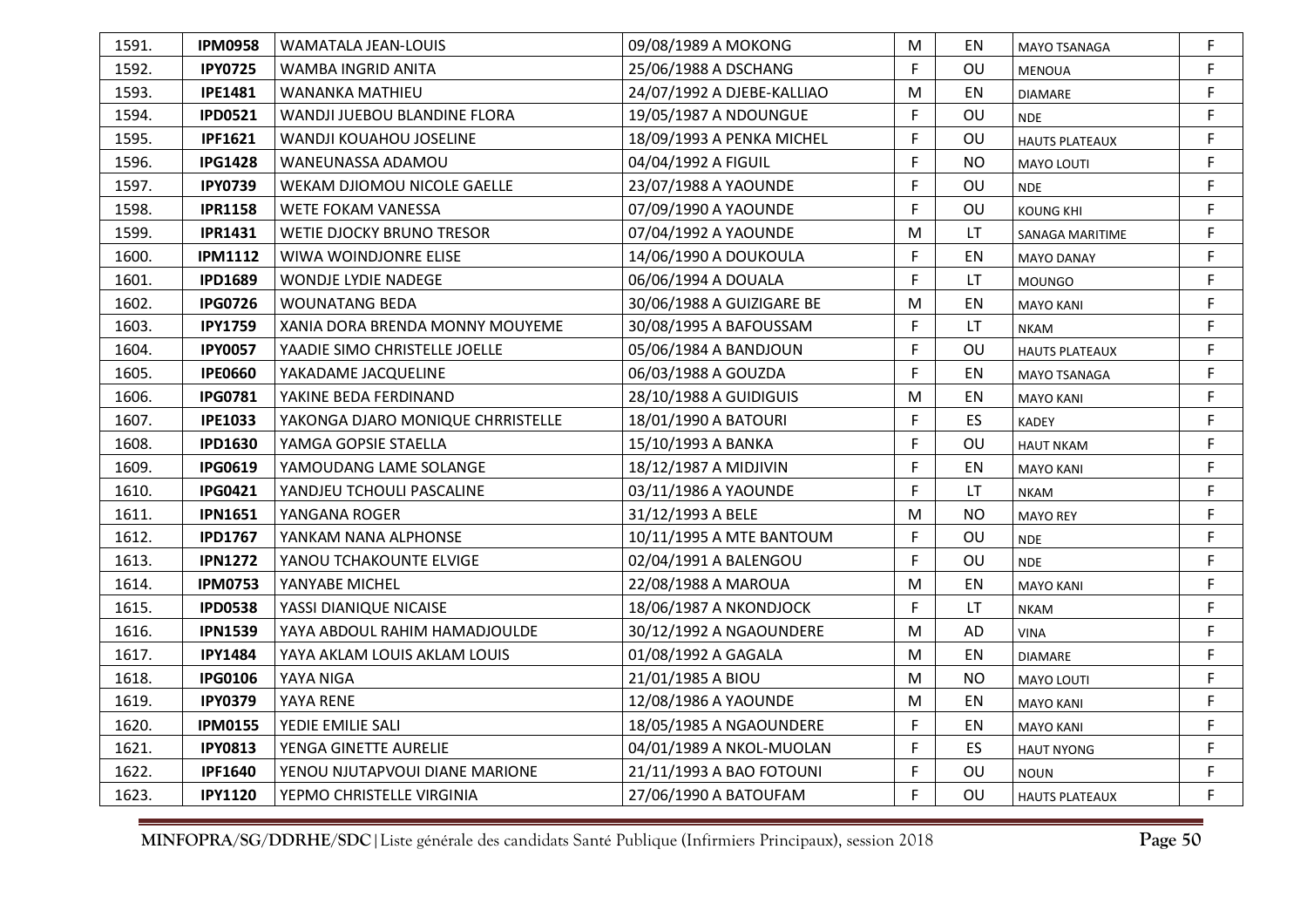| | | | | | | | |
|---|---|---|---|---|---|---|---|
| 1591. | **IPM0958** | WAMATALA JEAN-LOUIS | 09/08/1989 A MOKONG | M | EN | MAYO TSANAGA | F |
| 1592. | **IPY0725** | WAMBA INGRID ANITA | 25/06/1988 A DSCHANG | F | OU | MENOUA | F |
| 1593. | **IPE1481** | WANANKA MATHIEU | 24/07/1992 A DJEBE-KALLIAO | M | EN | DIAMARE | F |
| 1594. | **IPD0521** | WANDJI JUEBOU BLANDINE FLORA | 19/05/1987 A NDOUNGUE | F | OU | NDE | F |
| 1595. | **IPF1621** | WANDJI KOUAHOU JOSELINE | 18/09/1993 A PENKA MICHEL | F | OU | HAUTS PLATEAUX | F |
| 1596. | **IPG1428** | WANEUNASSA ADAMOU | 04/04/1992 A FIGUIL | F | NO | MAYO LOUTI | F |
| 1597. | **IPY0739** | WEKAM DJIOMOU NICOLE GAELLE | 23/07/1988 A YAOUNDE | F | OU | NDE | F |
| 1598. | **IPR1158** | WETE FOKAM VANESSA | 07/09/1990 A YAOUNDE | F | OU | KOUNG KHI | F |
| 1599. | **IPR1431** | WETIE DJOCKY BRUNO TRESOR | 07/04/1992 A YAOUNDE | M | LT | SANAGA MARITIME | F |
| 1600. | **IPM1112** | WIWA WOINDJONRE ELISE | 14/06/1990 A DOUKOULA | F | EN | MAYO DANAY | F |
| 1601. | **IPD1689** | WONDJE LYDIE NADEGE | 06/06/1994 A DOUALA | F | LT | MOUNGO | F |
| 1602. | **IPG0726** | WOUNATANG BEDA | 30/06/1988 A GUIZIGARE BE | M | EN | MAYO KANI | F |
| 1603. | **IPY1759** | XANIA DORA BRENDA MONNY MOUYEME | 30/08/1995 A BAFOUSSAM | F | LT | NKAM | F |
| 1604. | **IPY0057** | YAADIE SIMO CHRISTELLE JOELLE | 05/06/1984 A BANDJOUN | F | OU | HAUTS PLATEAUX | F |
| 1605. | **IPE0660** | YAKADAME JACQUELINE | 06/03/1988 A GOUZDA | F | EN | MAYO TSANAGA | F |
| 1606. | **IPG0781** | YAKINE BEDA FERDINAND | 28/10/1988 A GUIDIGUIS | M | EN | MAYO KANI | F |
| 1607. | **IPE1033** | YAKONGA DJARO MONIQUE CHRRISTELLE | 18/01/1990 A BATOURI | F | ES | KADEY | F |
| 1608. | **IPD1630** | YAMGA GOPSIE STAELLA | 15/10/1993 A BANKA | F | OU | HAUT NKAM | F |
| 1609. | **IPG0619** | YAMOUDANG LAME SOLANGE | 18/12/1987 A MIDJIVIN | F | EN | MAYO KANI | F |
| 1610. | **IPG0421** | YANDJEU TCHOULI PASCALINE | 03/11/1986 A YAOUNDE | F | LT | NKAM | F |
| 1611. | **IPN1651** | YANGANA ROGER | 31/12/1993 A BELE | M | NO | MAYO REY | F |
| 1612. | **IPD1767** | YANKAM NANA ALPHONSE | 10/11/1995 A MTE BANTOUM | F | OU | NDE | F |
| 1613. | **IPN1272** | YANOU TCHAKOUNTE ELVIGE | 02/04/1991 A BALENGOU | F | OU | NDE | F |
| 1614. | **IPM0753** | YANYABE MICHEL | 22/08/1988 A MAROUA | M | EN | MAYO KANI | F |
| 1615. | **IPD0538** | YASSI DIANIQUE NICAISE | 18/06/1987 A NKONDJOCK | F | LT | NKAM | F |
| 1616. | **IPN1539** | YAYA ABDOUL RAHIM HAMADJOULDE | 30/12/1992 A NGAOUNDERE | M | AD | VINA | F |
| 1617. | **IPY1484** | YAYA AKLAM LOUIS AKLAM LOUIS | 01/08/1992 A GAGALA | M | EN | DIAMARE | F |
| 1618. | **IPG0106** | YAYA NIGA | 21/01/1985 A BIOU | M | NO | MAYO LOUTI | F |
| 1619. | **IPY0379** | YAYA RENE | 12/08/1986 A YAOUNDE | M | EN | MAYO KANI | F |
| 1620. | **IPM0155** | YEDIE EMILIE SALI | 18/05/1985 A NGAOUNDERE | F | EN | MAYO KANI | F |
| 1621. | **IPY0813** | YENGA GINETTE AURELIE | 04/01/1989 A NKOL-MUOLAN | F | ES | HAUT NYONG | F |
| 1622. | **IPF1640** | YENOU NJUTAPVOUI DIANE MARIONE | 21/11/1993 A BAO FOTOUNI | F | OU | NOUN | F |
| 1623. | **IPY1120** | YEPMO CHRISTELLE VIRGINIA | 27/06/1990 A BATOUFAM | F | OU | HAUTS PLATEAUX | F |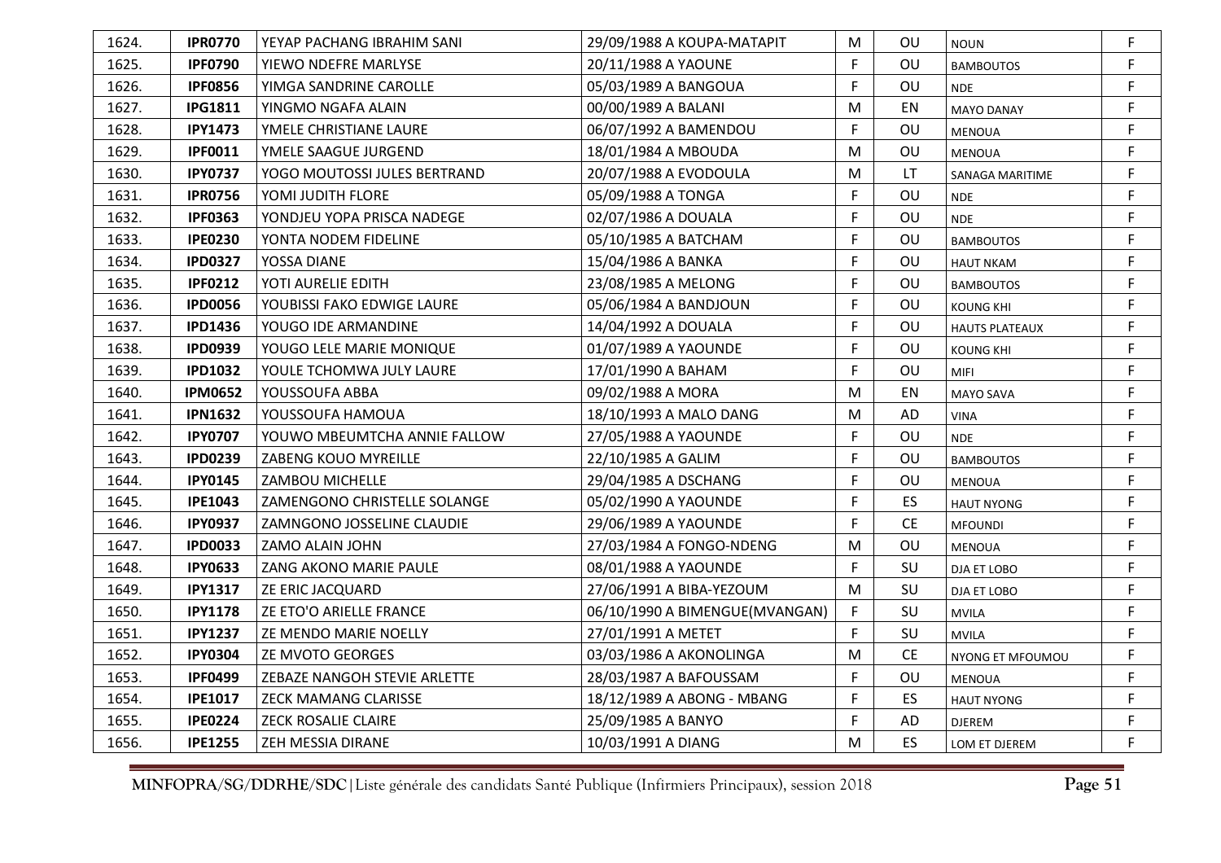| | | | | | | | |
|---|---|---|---|---|---|---|---|
| 1624. | **IPR0770** | YEYAP PACHANG IBRAHIM SANI | 29/09/1988 A KOUPA-MATAPIT | M | OU | NOUN | F |
| 1625. | **IPF0790** | YIEWO NDEFRE MARLYSE | 20/11/1988 A YAOUNE | F | OU | BAMBOUTOS | F |
| 1626. | **IPF0856** | YIMGA SANDRINE CAROLLE | 05/03/1989 A BANGOUA | F | OU | NDE | F |
| 1627. | **IPG1811** | YINGMO NGAFA ALAIN | 00/00/1989 A BALANI | M | EN | MAYO DANAY | F |
| 1628. | **IPY1473** | YMELE CHRISTIANE LAURE | 06/07/1992 A BAMENDOU | F | OU | MENOUA | F |
| 1629. | **IPF0011** | YMELE SAAGUE JURGEND | 18/01/1984 A MBOUDA | M | OU | MENOUA | F |
| 1630. | **IPY0737** | YOGO MOUTOSSI JULES BERTRAND | 20/07/1988 A EVODOULA | M | LT | SANAGA MARITIME | F |
| 1631. | **IPR0756** | YOMI JUDITH FLORE | 05/09/1988 A TONGA | F | OU | NDE | F |
| 1632. | **IPF0363** | YONDJEU YOPA PRISCA NADEGE | 02/07/1986 A DOUALA | F | OU | NDE | F |
| 1633. | **IPE0230** | YONTA NODEM FIDELINE | 05/10/1985 A BATCHAM | F | OU | BAMBOUTOS | F |
| 1634. | **IPD0327** | YOSSA DIANE | 15/04/1986 A BANKA | F | OU | HAUT NKAM | F |
| 1635. | **IPF0212** | YOTI AURELIE EDITH | 23/08/1985 A MELONG | F | OU | BAMBOUTOS | F |
| 1636. | **IPD0056** | YOUBISSI FAKO EDWIGE LAURE | 05/06/1984 A BANDJOUN | F | OU | KOUNG KHI | F |
| 1637. | **IPD1436** | YOUGO IDE ARMANDINE | 14/04/1992 A DOUALA | F | OU | HAUTS PLATEAUX | F |
| 1638. | **IPD0939** | YOUGO LELE MARIE MONIQUE | 01/07/1989 A YAOUNDE | F | OU | KOUNG KHI | F |
| 1639. | **IPD1032** | YOULE TCHOMWA JULY LAURE | 17/01/1990 A BAHAM | F | OU | MIFI | F |
| 1640. | **IPM0652** | YOUSSOUFA ABBA | 09/02/1988 A MORA | M | EN | MAYO SAVA | F |
| 1641. | **IPN1632** | YOUSSOUFA HAMOUA | 18/10/1993 A MALO DANG | M | AD | VINA | F |
| 1642. | **IPY0707** | YOUWO MBEUMTCHA ANNIE FALLOW | 27/05/1988 A YAOUNDE | F | OU | NDE | F |
| 1643. | **IPD0239** | ZABENG KOUO MYREILLE | 22/10/1985 A GALIM | F | OU | BAMBOUTOS | F |
| 1644. | **IPY0145** | ZAMBOU MICHELLE | 29/04/1985 A DSCHANG | F | OU | MENOUA | F |
| 1645. | **IPE1043** | ZAMENGONO CHRISTELLE SOLANGE | 05/02/1990 A YAOUNDE | F | ES | HAUT NYONG | F |
| 1646. | **IPY0937** | ZAMNGONO JOSSELINE CLAUDIE | 29/06/1989 A YAOUNDE | F | CE | MFOUNDI | F |
| 1647. | **IPD0033** | ZAMO ALAIN JOHN | 27/03/1984 A FONGO-NDENG | M | OU | MENOUA | F |
| 1648. | **IPY0633** | ZANG AKONO MARIE PAULE | 08/01/1988 A YAOUNDE | F | SU | DJA ET LOBO | F |
| 1649. | **IPY1317** | ZE ERIC JACQUARD | 27/06/1991 A BIBA-YEZOUM | M | SU | DJA ET LOBO | F |
| 1650. | **IPY1178** | ZE ETO'O ARIELLE FRANCE | 06/10/1990 A BIMENGUE(MVANGAN) | F | SU | MVILA | F |
| 1651. | **IPY1237** | ZE MENDO MARIE NOELLY | 27/01/1991 A METET | F | SU | MVILA | F |
| 1652. | **IPY0304** | ZE MVOTO GEORGES | 03/03/1986 A AKONOLINGA | M | CE | NYONG ET MFOUMOU | F |
| 1653. | **IPF0499** | ZEBAZE NANGOH STEVIE ARLETTE | 28/03/1987 A BAFOUSSAM | F | OU | MENOUA | F |
| 1654. | **IPE1017** | ZECK MAMANG CLARISSE | 18/12/1989 A ABONG - MBANG | F | ES | HAUT NYONG | F |
| 1655. | **IPE0224** | ZECK ROSALIE CLAIRE | 25/09/1985 A BANYO | F | AD | DJEREM | F |
| 1656. | **IPE1255** | ZEH MESSIA DIRANE | 10/03/1991 A DIANG | M | ES | LOM ET DJEREM | F |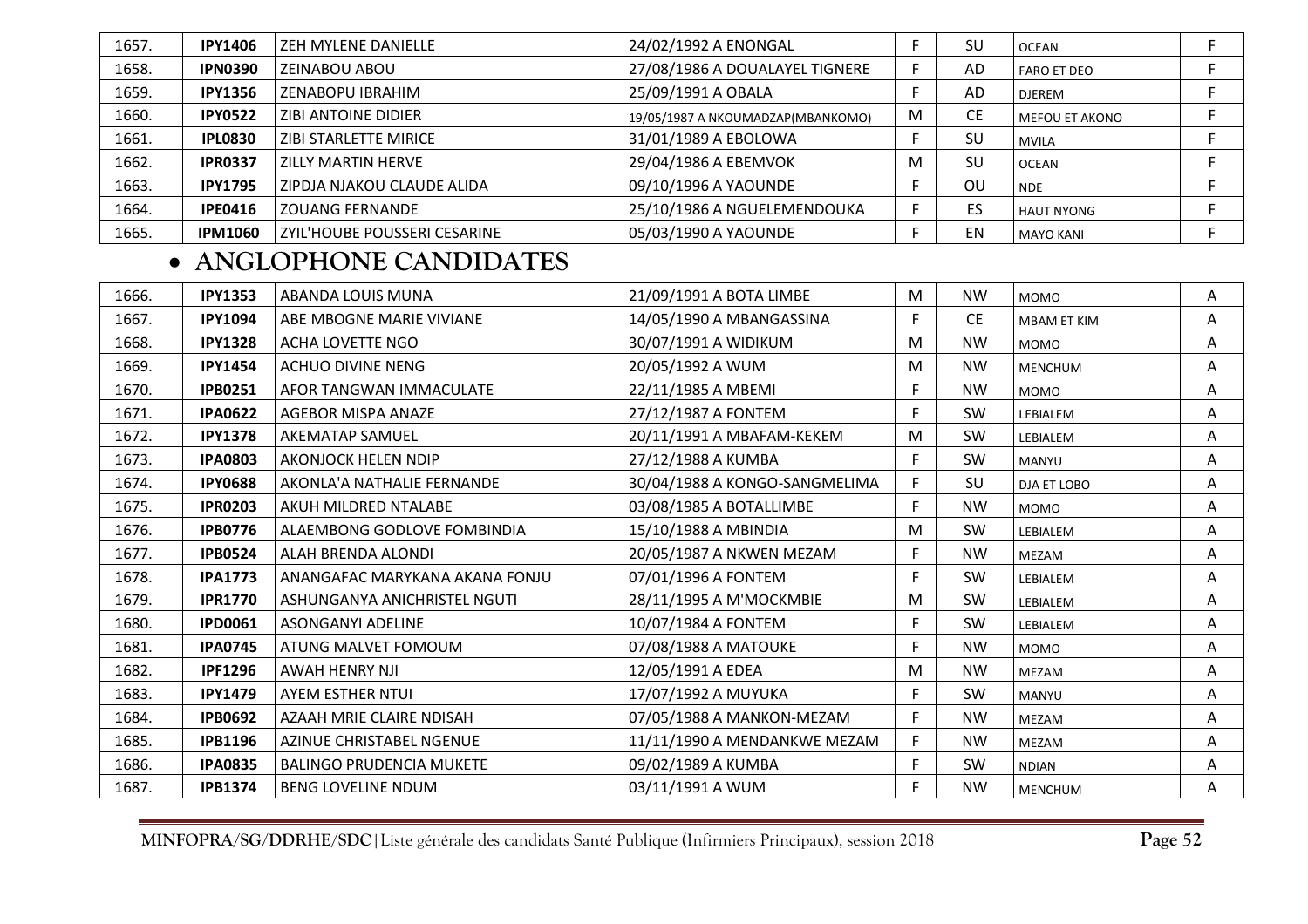| 1657. | **IPY1406** | ZEH MYLENE DANIELLE | 24/02/1992 A ENONGAL | F | SU | OCEAN | F |
|---|---|---|---|---|---|---|---|
| 1658. | **IPN0390** | ZEINABOU ABOU | 27/08/1986 A DOUALAYEL TIGNERE | F | AD | FARO ET DEO | F |
| 1659. | **IPY1356** | ZENABOPU IBRAHIM | 25/09/1991 A OBALA | F | AD | DJEREM | F |
| 1660. | **IPY0522** | ZIBI ANTOINE DIDIER | 19/05/1987 A NKOUMADZAP(MBANKOMO) | M | CE | MEFOU ET AKONO | F |
| 1661. | **IPL0830** | ZIBI STARLETTE MIRICE | 31/01/1989 A EBOLOWA | F | SU | MVILA | F |
| 1662. | **IPR0337** | ZILLY MARTIN HERVE | 29/04/1986 A EBEMVOK | M | SU | OCEAN | F |
| 1663. | **IPY1795** | ZIPDJA NJAKOU CLAUDE ALIDA | 09/10/1996 A YAOUNDE | F | OU | NDE | F |
| 1664. | **IPE0416** | ZOUANG FERNANDE | 25/10/1986 A NGUELEMENDOUKA | F | ES | HAUT NYONG | F |
| 1665. | **IPM1060** | ZYIL'HOUBE POUSSERI CESARINE | 05/03/1990 A YAOUNDE | F | EN | MAYO KANI | F |

- **ANGLOPHONE CANDIDATES**

| 1666. | **IPY1353** | ABANDA LOUIS MUNA | 21/09/1991 A BOTA LIMBE | M | NW | MOMO | A |
|---|---|---|---|---|---|---|---|
| 1667. | **IPY1094** | ABE MBOGNE MARIE VIVIANE | 14/05/1990 A MBANGASSINA | F | CE | MBAM ET KIM | A |
| 1668. | **IPY1328** | ACHA LOVETTE NGO | 30/07/1991 A WIDIKUM | M | NW | MOMO | A |
| 1669. | **IPY1454** | ACHUO DIVINE NENG | 20/05/1992 A WUM | M | NW | MENCHUM | A |
| 1670. | **IPB0251** | AFOR TANGWAN IMMACULATE | 22/11/1985 A MBEMI | F | NW | MOMO | A |
| 1671. | **IPA0622** | AGEBOR MISPA ANAZE | 27/12/1987 A FONTEM | F | SW | LEBIALEM | A |
| 1672. | **IPY1378** | AKEMATAP SAMUEL | 20/11/1991 A MBAFAM-KEKEM | M | SW | LEBIALEM | A |
| 1673. | **IPA0803** | AKONJOCK HELEN NDIP | 27/12/1988 A KUMBA | F | SW | MANYU | A |
| 1674. | **IPY0688** | AKONLA'A NATHALIE FERNANDE | 30/04/1988 A KONGO-SANGMELIMA | F | SU | DJA ET LOBO | A |
| 1675. | **IPR0203** | AKUH MILDRED NTALABE | 03/08/1985 A BOTALLIMBE | F | NW | MOMO | A |
| 1676. | **IPB0776** | ALAEMBONG GODLOVE FOMBINDIA | 15/10/1988 A MBINDIA | M | SW | LEBIALEM | A |
| 1677. | **IPB0524** | ALAH BRENDA ALONDI | 20/05/1987 A NKWEN MEZAM | F | NW | MEZAM | A |
| 1678. | **IPA1773** | ANANGAFAC MARYKANA AKANA FONJU | 07/01/1996 A FONTEM | F | SW | LEBIALEM | A |
| 1679. | **IPR1770** | ASHUNGANYA ANICHRISTEL NGUTI | 28/11/1995 A M'MOCKMBIE | M | SW | LEBIALEM | A |
| 1680. | **IPD0061** | ASONGANYI ADELINE | 10/07/1984 A FONTEM | F | SW | LEBIALEM | A |
| 1681. | **IPA0745** | ATUNG MALVET FOMOUM | 07/08/1988 A MATOUKE | F | NW | MOMO | A |
| 1682. | **IPF1296** | AWAH HENRY NJI | 12/05/1991 A EDEA | M | NW | MEZAM | A |
| 1683. | **IPY1479** | AYEM ESTHER NTUI | 17/07/1992 A MUYUKA | F | SW | MANYU | A |
| 1684. | **IPB0692** | AZAAH MRIE CLAIRE NDISAH | 07/05/1988 A MANKON-MEZAM | F | NW | MEZAM | A |
| 1685. | **IPB1196** | AZINUE CHRISTABEL NGENUE | 11/11/1990 A MENDANKWE MEZAM | F | NW | MEZAM | A |
| 1686. | **IPA0835** | BALINGO PRUDENCIA MUKETE | 09/02/1989 A KUMBA | F | SW | NDIAN | A |
| 1687. | **IPB1374** | BENG LOVELINE NDUM | 03/11/1991 A WUM | F | NW | MENCHUM | A |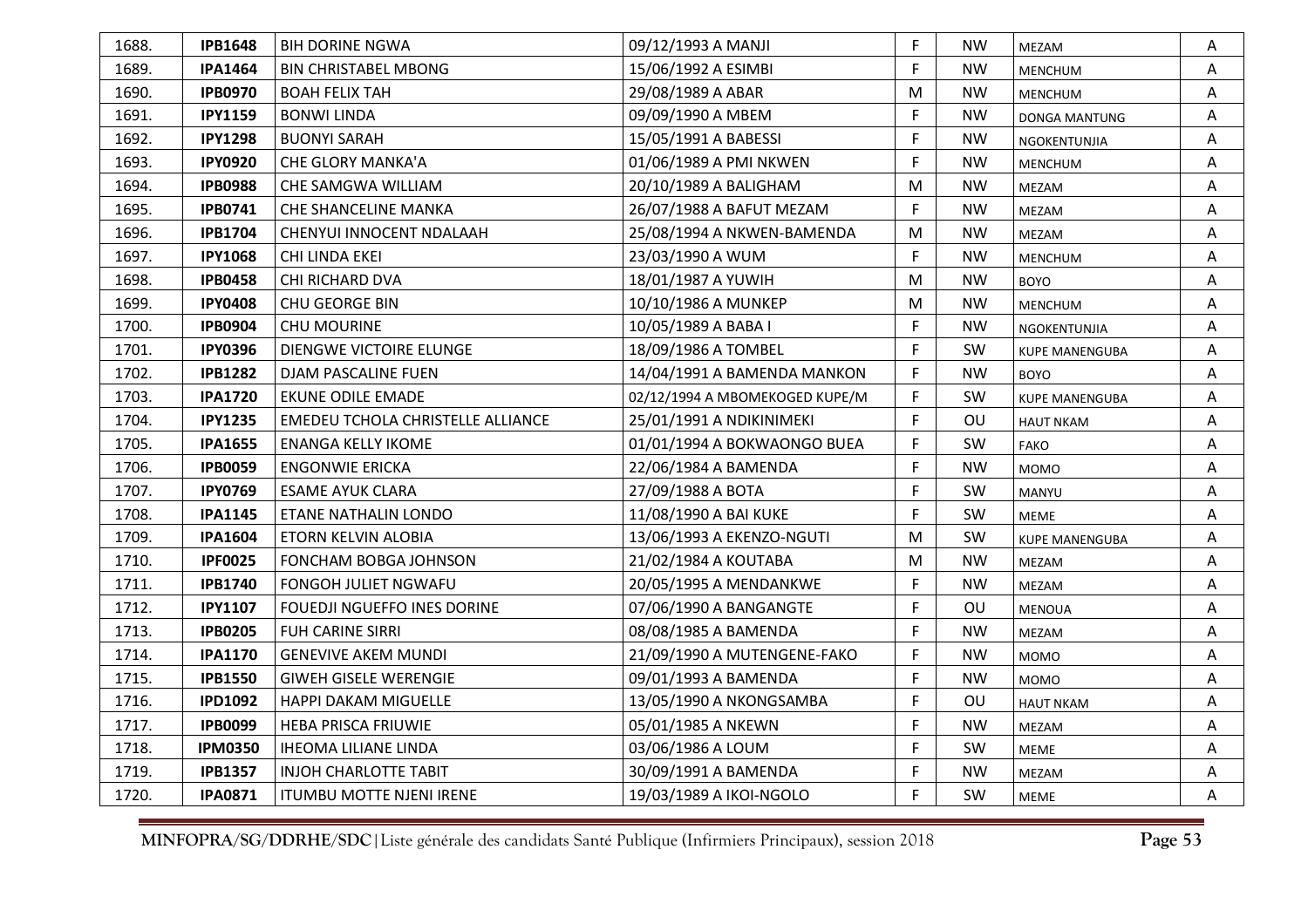| 1688. | **IPB1648** | BIH DORINE NGWA | 09/12/1993 A MANJI | F | NW | MEZAM | A |
|---|---|---|---|---|---|---|---|
| 1689. | **IPA1464** | BIN CHRISTABEL MBONG | 15/06/1992 A ESIMBI | F | NW | MENCHUM | A |
| 1690. | **IPB0970** | BOAH FELIX TAH | 29/08/1989 A ABAR | M | NW | MENCHUM | A |
| 1691. | **IPY1159** | BONWI LINDA | 09/09/1990 A MBEM | F | NW | DONGA MANTUNG | A |
| 1692. | **IPY1298** | BUONYI SARAH | 15/05/1991 A BABESSI | F | NW | NGOKENTUNJIA | A |
| 1693. | **IPY0920** | CHE GLORY MANKA'A | 01/06/1989 A PMI NKWEN | F | NW | MENCHUM | A |
| 1694. | **IPB0988** | CHE SAMGWA WILLIAM | 20/10/1989 A BALIGHAM | M | NW | MEZAM | A |
| 1695. | **IPB0741** | CHE SHANCELINE MANKA | 26/07/1988 A BAFUT MEZAM | F | NW | MEZAM | A |
| 1696. | **IPB1704** | CHENYUI INNOCENT NDALAAH | 25/08/1994 A NKWEN-BAMENDA | M | NW | MEZAM | A |
| 1697. | **IPY1068** | CHI LINDA EKEI | 23/03/1990 A WUM | F | NW | MENCHUM | A |
| 1698. | **IPB0458** | CHI RICHARD DVA | 18/01/1987 A YUWIH | M | NW | BOYO | A |
| 1699. | **IPY0408** | CHU GEORGE BIN | 10/10/1986 A MUNKEP | M | NW | MENCHUM | A |
| 1700. | **IPB0904** | CHU MOURINE | 10/05/1989 A BABA I | F | NW | NGOKENTUNJIA | A |
| 1701. | **IPY0396** | DIENGWE VICTOIRE ELUNGE | 18/09/1986 A TOMBEL | F | SW | KUPE MANENGUBA | A |
| 1702. | **IPB1282** | DJAM PASCALINE FUEN | 14/04/1991 A BAMENDA MANKON | F | NW | BOYO | A |
| 1703. | **IPA1720** | EKUNE ODILE EMADE | 02/12/1994 A MBOMEKOGED KUPE/M | F | SW | KUPE MANENGUBA | A |
| 1704. | **IPY1235** | EMEDEU TCHOLA CHRISTELLE ALLIANCE | 25/01/1991 A NDIKINIMEKI | F | OU | HAUT NKAM | A |
| 1705. | **IPA1655** | ENANGA KELLY IKOME | 01/01/1994 A BOKWAONGO BUEA | F | SW | FAKO | A |
| 1706. | **IPB0059** | ENGONWIE ERICKA | 22/06/1984 A BAMENDA | F | NW | MOMO | A |
| 1707. | **IPY0769** | ESAME AYUK CLARA | 27/09/1988 A BOTA | F | SW | MANYU | A |
| 1708. | **IPA1145** | ETANE NATHALIN LONDO | 11/08/1990 A BAI KUKE | F | SW | MEME | A |
| 1709. | **IPA1604** | ETORN KELVIN ALOBIA | 13/06/1993 A EKENZO-NGUTI | M | SW | KUPE MANENGUBA | A |
| 1710. | **IPF0025** | FONCHAM BOBGA JOHNSON | 21/02/1984 A KOUTABA | M | NW | MEZAM | A |
| 1711. | **IPB1740** | FONGOH JULIET NGWAFU | 20/05/1995 A MENDANKWE | F | NW | MEZAM | A |
| 1712. | **IPY1107** | FOUEDJI NGUEFFO INES DORINE | 07/06/1990 A BANGANGTE | F | OU | MENOUA | A |
| 1713. | **IPB0205** | FUH CARINE SIRRI | 08/08/1985 A BAMENDA | F | NW | MEZAM | A |
| 1714. | **IPA1170** | GENEVIVE AKEM MUNDI | 21/09/1990 A MUTENGENE-FAKO | F | NW | MOMO | A |
| 1715. | **IPB1550** | GIWEH GISELE WERENGIE | 09/01/1993 A BAMENDA | F | NW | MOMO | A |
| 1716. | **IPD1092** | HAPPI DAKAM MIGUELLE | 13/05/1990 A NKONGSAMBA | F | OU | HAUT NKAM | A |
| 1717. | **IPB0099** | HEBA PRISCA FRIUWIE | 05/01/1985 A NKEWN | F | NW | MEZAM | A |
| 1718. | **IPM0350** | IHEOMA LILIANE LINDA | 03/06/1986 A LOUM | F | SW | MEME | A |
| 1719. | **IPB1357** | INJOH CHARLOTTE TABIT | 30/09/1991 A BAMENDA | F | NW | MEZAM | A |
| 1720. | **IPA0871** | ITUMBU MOTTE NJENI IRENE | 19/03/1989 A IKOI-NGOLO | F | SW | MEME | A |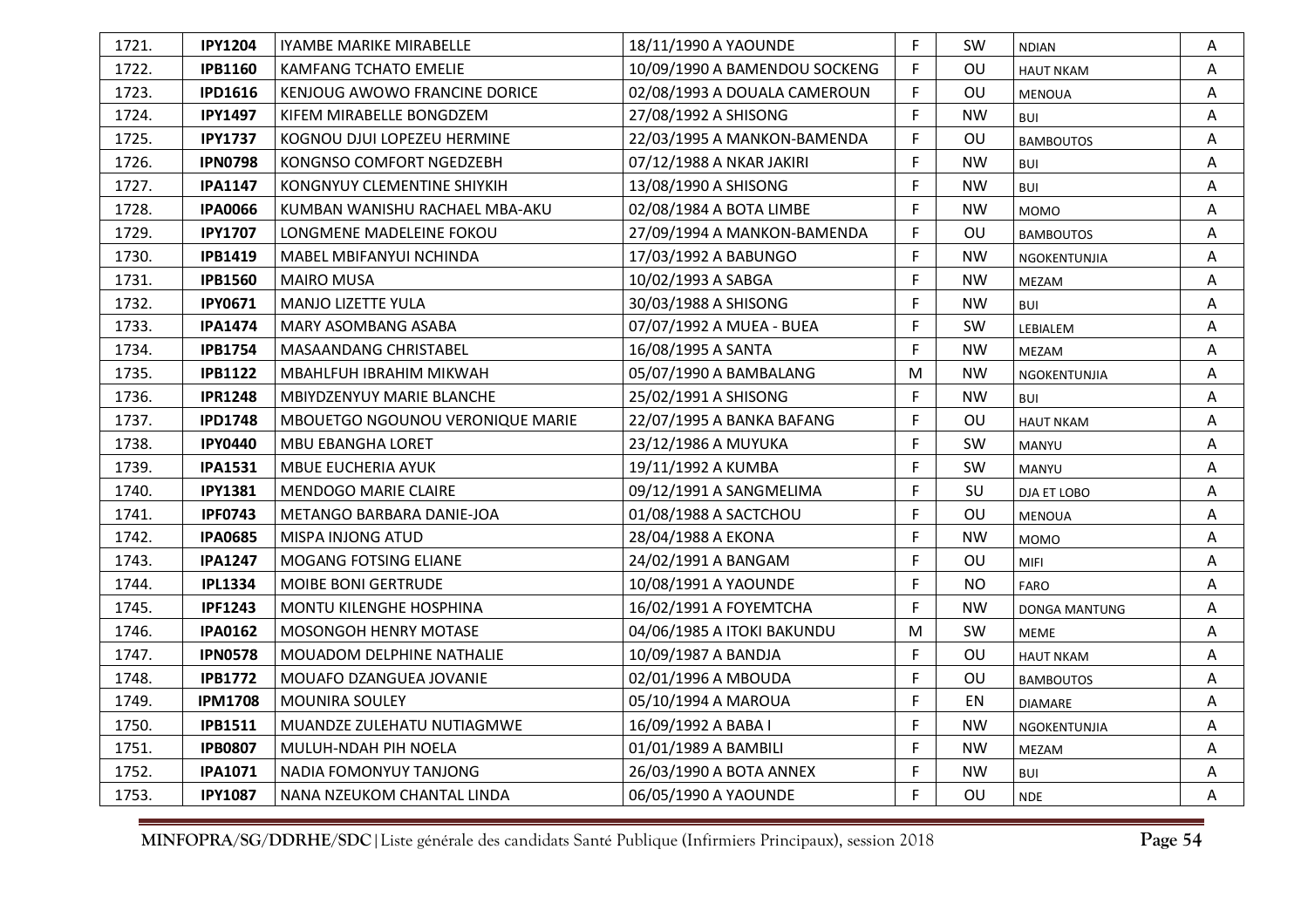| | | | | | | | |
|---|---|---|---|---|---|---|---|
| 1721. | **IPY1204** | IYAMBE MARIKE MIRABELLE | 18/11/1990 A YAOUNDE | F | SW | NDIAN | A |
| 1722. | **IPB1160** | KAMFANG TCHATO EMELIE | 10/09/1990 A BAMENDOU SOCKENG | F | OU | HAUT NKAM | A |
| 1723. | **IPD1616** | KENJOUG AWOWO FRANCINE DORICE | 02/08/1993 A DOUALA CAMEROUN | F | OU | MENOUA | A |
| 1724. | **IPY1497** | KIFEM MIRABELLE BONGDZEM | 27/08/1992 A SHISONG | F | NW | BUI | A |
| 1725. | **IPY1737** | KOGNOU DJUI LOPEZEU HERMINE | 22/03/1995 A MANKON-BAMENDA | F | OU | BAMBOUTOS | A |
| 1726. | **IPN0798** | KONGNSO COMFORT NGEDZEBH | 07/12/1988 A NKAR JAKIRI | F | NW | BUI | A |
| 1727. | **IPA1147** | KONGNYUY CLEMENTINE SHIYKIH | 13/08/1990 A SHISONG | F | NW | BUI | A |
| 1728. | **IPA0066** | KUMBAN WANISHU RACHAEL MBA-AKU | 02/08/1984 A BOTA LIMBE | F | NW | MOMO | A |
| 1729. | **IPY1707** | LONGMENE MADELEINE FOKOU | 27/09/1994 A MANKON-BAMENDA | F | OU | BAMBOUTOS | A |
| 1730. | **IPB1419** | MABEL MBIFANYUI NCHINDA | 17/03/1992 A BABUNGO | F | NW | NGOKENTUNJIA | A |
| 1731. | **IPB1560** | MAIRO MUSA | 10/02/1993 A SABGA | F | NW | MEZAM | A |
| 1732. | **IPY0671** | MANJO LIZETTE YULA | 30/03/1988 A SHISONG | F | NW | BUI | A |
| 1733. | **IPA1474** | MARY ASOMBANG ASABA | 07/07/1992 A MUEA - BUEA | F | SW | LEBIALEM | A |
| 1734. | **IPB1754** | MASAANDANG CHRISTABEL | 16/08/1995 A SANTA | F | NW | MEZAM | A |
| 1735. | **IPB1122** | MBAHLFUH IBRAHIM MIKWAH | 05/07/1990 A BAMBALANG | M | NW | NGOKENTUNJIA | A |
| 1736. | **IPR1248** | MBIYDZENYUY MARIE BLANCHE | 25/02/1991 A SHISONG | F | NW | BUI | A |
| 1737. | **IPD1748** | MBOUETGO NGOUNOU VERONIQUE MARIE | 22/07/1995 A BANKA BAFANG | F | OU | HAUT NKAM | A |
| 1738. | **IPY0440** | MBU EBANGHA LORET | 23/12/1986 A MUYUKA | F | SW | MANYU | A |
| 1739. | **IPA1531** | MBUE EUCHERIA AYUK | 19/11/1992 A KUMBA | F | SW | MANYU | A |
| 1740. | **IPY1381** | MENDOGO MARIE CLAIRE | 09/12/1991 A SANGMELIMA | F | SU | DJA ET LOBO | A |
| 1741. | **IPF0743** | METANGO BARBARA DANIE-JOA | 01/08/1988 A SACTCHOU | F | OU | MENOUA | A |
| 1742. | **IPA0685** | MISPA INJONG ATUD | 28/04/1988 A EKONA | F | NW | MOMO | A |
| 1743. | **IPA1247** | MOGANG FOTSING ELIANE | 24/02/1991 A BANGAM | F | OU | MIFI | A |
| 1744. | **IPL1334** | MOIBE BONI GERTRUDE | 10/08/1991 A YAOUNDE | F | NO | FARO | A |
| 1745. | **IPF1243** | MONTU KILENGHE HOSPHINA | 16/02/1991 A FOYEMTCHA | F | NW | DONGA MANTUNG | A |
| 1746. | **IPA0162** | MOSONGOH HENRY MOTASE | 04/06/1985 A ITOKI BAKUNDU | M | SW | MEME | A |
| 1747. | **IPN0578** | MOUADOM DELPHINE NATHALIE | 10/09/1987 A BANDJA | F | OU | HAUT NKAM | A |
| 1748. | **IPB1772** | MOUAFO DZANGUEA JOVANIE | 02/01/1996 A MBOUDA | F | OU | BAMBOUTOS | A |
| 1749. | **IPM1708** | MOUNIRA SOULEY | 05/10/1994 A MAROUA | F | EN | DIAMARE | A |
| 1750. | **IPB1511** | MUANDZE ZULEHATU NUTIAGMWE | 16/09/1992 A BABA I | F | NW | NGOKENTUNJIA | A |
| 1751. | **IPB0807** | MULUH-NDAH PIH NOELA | 01/01/1989 A BAMBILI | F | NW | MEZAM | A |
| 1752. | **IPA1071** | NADIA FOMONYUY TANJONG | 26/03/1990 A BOTA ANNEX | F | NW | BUI | A |
| 1753. | **IPY1087** | NANA NZEUKOM CHANTAL LINDA | 06/05/1990 A YAOUNDE | F | OU | NDE | A |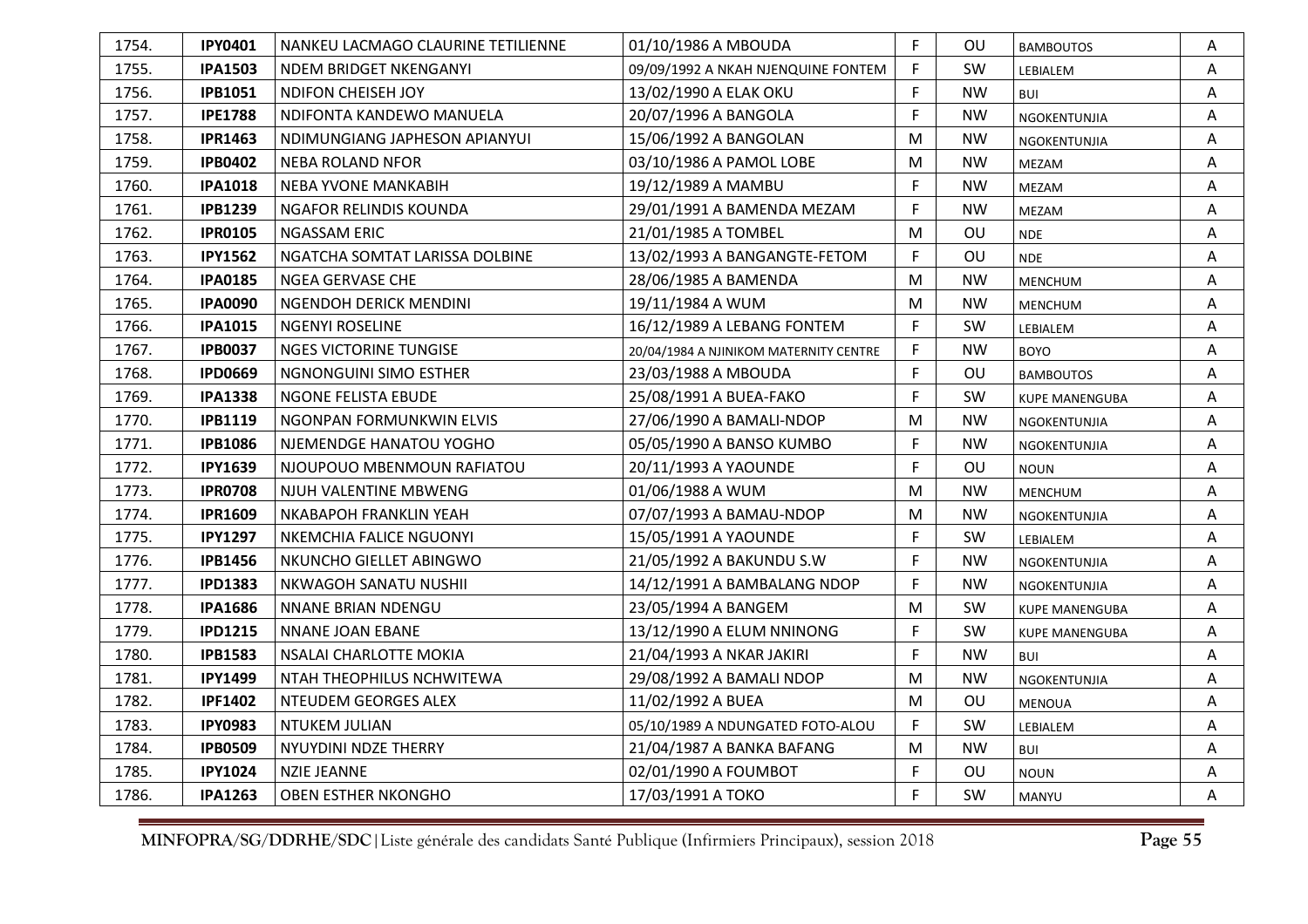| 1754. | **IPY0401** | NANKEU LACMAGO CLAURINE TETILIENNE | 01/10/1986 A MBOUDA | F | OU | BAMBOUTOS | A |
|---|---|---|---|---|---|---|---|
| 1755. | **IPA1503** | NDEM BRIDGET NKENGANYI | 09/09/1992 A NKAH NJENQUINE FONTEM | F | SW | LEBIALEM | A |
| 1756. | **IPB1051** | NDIFON CHEISEH JOY | 13/02/1990 A ELAK OKU | F | NW | BUI | A |
| 1757. | **IPE1788** | NDIFONTA KANDEWO MANUELA | 20/07/1996 A BANGOLA | F | NW | NGOKENTUNJIA | A |
| 1758. | **IPR1463** | NDIMUNGIANG JAPHESON APIANYUI | 15/06/1992 A BANGOLAN | M | NW | NGOKENTUNJIA | A |
| 1759. | **IPB0402** | NEBA ROLAND NFOR | 03/10/1986 A PAMOL LOBE | M | NW | MEZAM | A |
| 1760. | **IPA1018** | NEBA YVONE MANKABIH | 19/12/1989 A MAMBU | F | NW | MEZAM | A |
| 1761. | **IPB1239** | NGAFOR RELINDIS KOUNDA | 29/01/1991 A BAMENDA MEZAM | F | NW | MEZAM | A |
| 1762. | **IPR0105** | NGASSAM ERIC | 21/01/1985 A TOMBEL | M | OU | NDE | A |
| 1763. | **IPY1562** | NGATCHA SOMTAT LARISSA DOLBINE | 13/02/1993 A BANGANGTE-FETOM | F | OU | NDE | A |
| 1764. | **IPA0185** | NGEA GERVASE CHE | 28/06/1985 A BAMENDA | M | NW | MENCHUM | A |
| 1765. | **IPA0090** | NGENDOH DERICK MENDINI | 19/11/1984 A WUM | M | NW | MENCHUM | A |
| 1766. | **IPA1015** | NGENYI ROSELINE | 16/12/1989 A LEBANG FONTEM | F | SW | LEBIALEM | A |
| 1767. | **IPB0037** | NGES VICTORINE TUNGISE | 20/04/1984 A NJINIKOM MATERNITY CENTRE | F | NW | BOYO | A |
| 1768. | **IPD0669** | NGNONGUINI SIMO ESTHER | 23/03/1988 A MBOUDA | F | OU | BAMBOUTOS | A |
| 1769. | **IPA1338** | NGONE FELISTA EBUDE | 25/08/1991 A BUEA-FAKO | F | SW | KUPE MANENGUBA | A |
| 1770. | **IPB1119** | NGONPAN FORMUNKWIN ELVIS | 27/06/1990 A BAMALI-NDOP | M | NW | NGOKENTUNJIA | A |
| 1771. | **IPB1086** | NJEMENDGE HANATOU YOGHO | 05/05/1990 A BANSO KUMBO | F | NW | NGOKENTUNJIA | A |
| 1772. | **IPY1639** | NJOUPOUO MBENMOUN RAFIATOU | 20/11/1993 A YAOUNDE | F | OU | NOUN | A |
| 1773. | **IPR0708** | NJUH VALENTINE MBWENG | 01/06/1988 A WUM | M | NW | MENCHUM | A |
| 1774. | **IPR1609** | NKABAPOH FRANKLIN YEAH | 07/07/1993 A BAMAU-NDOP | M | NW | NGOKENTUNJIA | A |
| 1775. | **IPY1297** | NKEMCHIA FALICE NGUONYI | 15/05/1991 A YAOUNDE | F | SW | LEBIALEM | A |
| 1776. | **IPB1456** | NKUNCHO GIELLET ABINGWO | 21/05/1992 A BAKUNDU S.W | F | NW | NGOKENTUNJIA | A |
| 1777. | **IPD1383** | NKWAGOH SANATU NUSHII | 14/12/1991 A BAMBALANG NDOP | F | NW | NGOKENTUNJIA | A |
| 1778. | **IPA1686** | NNANE BRIAN NDENGU | 23/05/1994 A BANGEM | M | SW | KUPE MANENGUBA | A |
| 1779. | **IPD1215** | NNANE JOAN EBANE | 13/12/1990 A ELUM NNINONG | F | SW | KUPE MANENGUBA | A |
| 1780. | **IPB1583** | NSALAI CHARLOTTE MOKIA | 21/04/1993 A NKAR JAKIRI | F | NW | BUI | A |
| 1781. | **IPY1499** | NTAH THEOPHILUS NCHWITEWA | 29/08/1992 A BAMALI NDOP | M | NW | NGOKENTUNJIA | A |
| 1782. | **IPF1402** | NTEUDEM GEORGES ALEX | 11/02/1992 A BUEA | M | OU | MENOUA | A |
| 1783. | **IPY0983** | NTUKEM JULIAN | 05/10/1989 A NDUNGATED FOTO-ALOU | F | SW | LEBIALEM | A |
| 1784. | **IPB0509** | NYUYDINI NDZE THERRY | 21/04/1987 A BANKA BAFANG | M | NW | BUI | A |
| 1785. | **IPY1024** | NZIE JEANNE | 02/01/1990 A FOUMBOT | F | OU | NOUN | A |
| 1786. | **IPA1263** | OBEN ESTHER NKONGHO | 17/03/1991 A TOKO | F | SW | MANYU | A |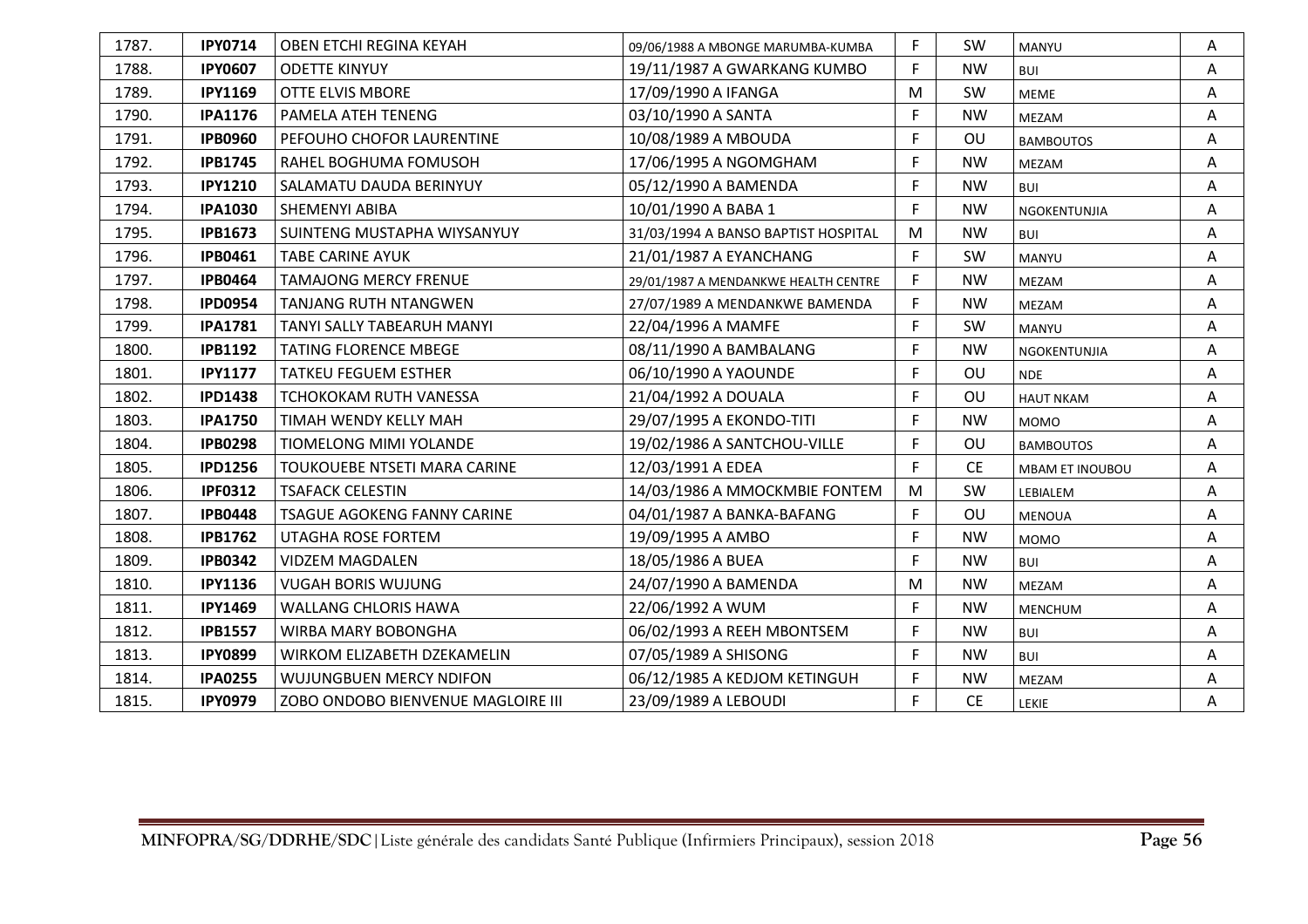| | | | | | | | |
|---|---|---|---|---|---|---|---|
| 1787. | **IPY0714** | OBEN ETCHI REGINA KEYAH | 09/06/1988 A MBONGE MARUMBA-KUMBA | F | SW | MANYU | A |
| 1788. | **IPY0607** | ODETTE KINYUY | 19/11/1987 A GWARKANG KUMBO | F | NW | BUI | A |
| 1789. | **IPY1169** | OTTE ELVIS MBORE | 17/09/1990 A IFANGA | M | SW | MEME | A |
| 1790. | **IPA1176** | PAMELA ATEH TENENG | 03/10/1990 A SANTA | F | NW | MEZAM | A |
| 1791. | **IPB0960** | PEFOUHO CHOFOR LAURENTINE | 10/08/1989 A MBOUDA | F | OU | BAMBOUTOS | A |
| 1792. | **IPB1745** | RAHEL BOGHUMA FOMUSOH | 17/06/1995 A NGOMGHAM | F | NW | MEZAM | A |
| 1793. | **IPY1210** | SALAMATU DAUDA BERINYUY | 05/12/1990 A BAMENDA | F | NW | BUI | A |
| 1794. | **IPA1030** | SHEMENYI ABIBA | 10/01/1990 A BABA 1 | F | NW | NGOKENTUNJIA | A |
| 1795. | **IPB1673** | SUINTENG MUSTAPHA WIYSANYUY | 31/03/1994 A BANSO BAPTIST HOSPITAL | M | NW | BUI | A |
| 1796. | **IPB0461** | TABE CARINE AYUK | 21/01/1987 A EYANCHANG | F | SW | MANYU | A |
| 1797. | **IPB0464** | TAMAJONG MERCY FRENUE | 29/01/1987 A MENDANKWE HEALTH CENTRE | F | NW | MEZAM | A |
| 1798. | **IPD0954** | TANJANG RUTH NTANGWEN | 27/07/1989 A MENDANKWE BAMENDA | F | NW | MEZAM | A |
| 1799. | **IPA1781** | TANYI SALLY TABEARUH MANYI | 22/04/1996 A MAMFE | F | SW | MANYU | A |
| 1800. | **IPB1192** | TATING FLORENCE MBEGE | 08/11/1990 A BAMBALANG | F | NW | NGOKENTUNJIA | A |
| 1801. | **IPY1177** | TATKEU FEGUEM ESTHER | 06/10/1990 A YAOUNDE | F | OU | NDE | A |
| 1802. | **IPD1438** | TCHOKOKAM RUTH VANESSA | 21/04/1992 A DOUALA | F | OU | HAUT NKAM | A |
| 1803. | **IPA1750** | TIMAH WENDY KELLY MAH | 29/07/1995 A EKONDO-TITI | F | NW | MOMO | A |
| 1804. | **IPB0298** | TIOMELONG MIMI YOLANDE | 19/02/1986 A SANTCHOU-VILLE | F | OU | BAMBOUTOS | A |
| 1805. | **IPD1256** | TOUKOUEBE NTSETI MARA CARINE | 12/03/1991 A EDEA | F | CE | MBAM ET INOUBOU | A |
| 1806. | **IPF0312** | TSAFACK CELESTIN | 14/03/1986 A MMOCKMBIE FONTEM | M | SW | LEBIALEM | A |
| 1807. | **IPB0448** | TSAGUE AGOKENG FANNY CARINE | 04/01/1987 A BANKA-BAFANG | F | OU | MENOUA | A |
| 1808. | **IPB1762** | UTAGHA ROSE FORTEM | 19/09/1995 A AMBO | F | NW | MOMO | A |
| 1809. | **IPB0342** | VIDZEM MAGDALEN | 18/05/1986 A BUEA | F | NW | BUI | A |
| 1810. | **IPY1136** | VUGAH BORIS WUJUNG | 24/07/1990 A BAMENDA | M | NW | MEZAM | A |
| 1811. | **IPY1469** | WALLANG CHLORIS HAWA | 22/06/1992 A WUM | F | NW | MENCHUM | A |
| 1812. | **IPB1557** | WIRBA MARY BOBONGHA | 06/02/1993 A REEH MBONTSEM | F | NW | BUI | A |
| 1813. | **IPY0899** | WIRKOM ELIZABETH DZEKAMELIN | 07/05/1989 A SHISONG | F | NW | BUI | A |
| 1814. | **IPA0255** | WUJUNGBUEN MERCY NDIFON | 06/12/1985 A KEDJOM KETINGUH | F | NW | MEZAM | A |
| 1815. | **IPY0979** | ZOBO ONDOBO BIENVENUE MAGLOIRE III | 23/09/1989 A LEBOUDI | F | CE | LEKIE | A |